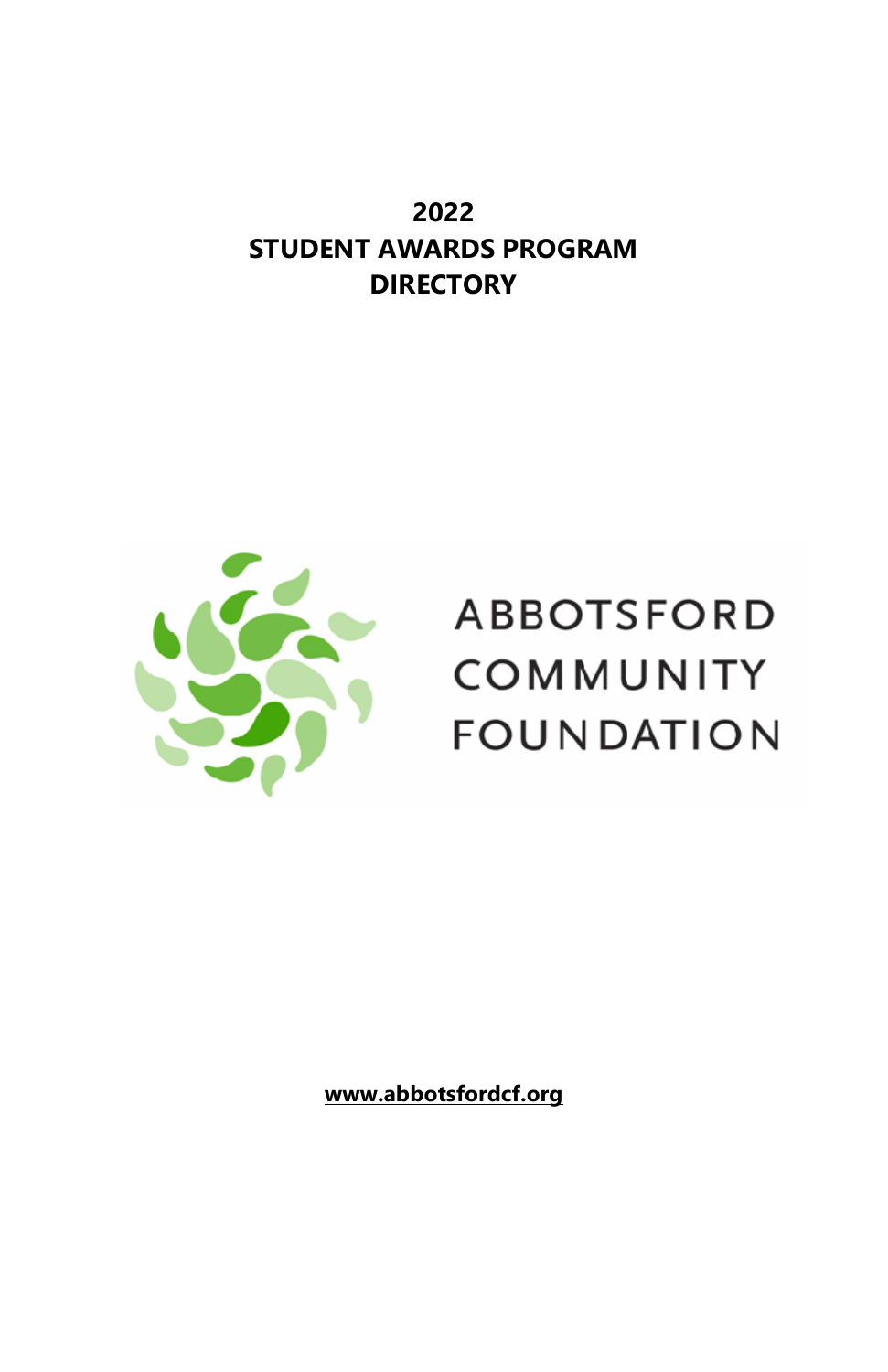# 2022
# STUDENT AWARDS PROGRAM
# DIRECTORY

ABBOTSFORD
COMMUNITY
FOUNDATION

**www.abbotsfordcf.org**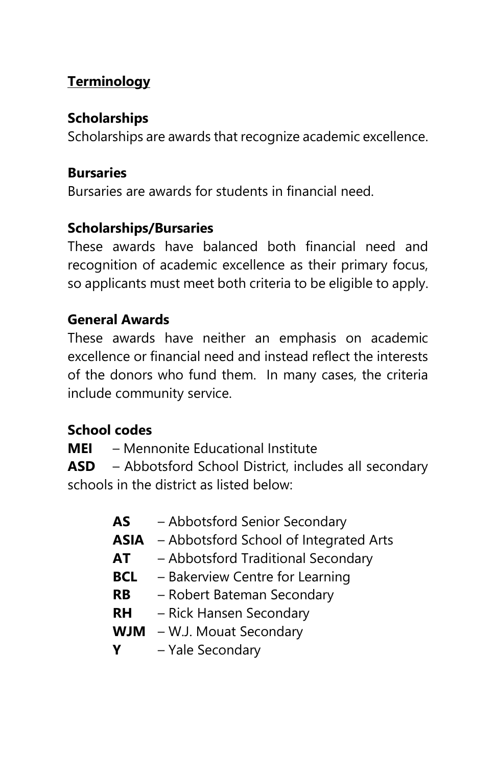## Terminology

### Scholarships
Scholarships are awards that recognize academic excellence.

### Bursaries
Bursaries are awards for students in financial need.

### Scholarships/Bursaries
These awards have balanced both financial need and recognition of academic excellence as their primary focus, so applicants must meet both criteria to be eligible to apply.

### General Awards
These awards have neither an emphasis on academic excellence or financial need and instead reflect the interests of the donors who fund them. In many cases, the criteria include community service.

### School codes
**MEI** – Mennonite Educational Institute
**ASD** – Abbotsford School District, includes all secondary schools in the district as listed below:

- **AS** – Abbotsford Senior Secondary
- **ASIA** – Abbotsford School of Integrated Arts
- **AT** – Abbotsford Traditional Secondary
- **BCL** – Bakerview Centre for Learning
- **RB** – Robert Bateman Secondary
- **RH** – Rick Hansen Secondary
- **WJM** – W.J. Mouat Secondary
- **Y** – Yale Secondary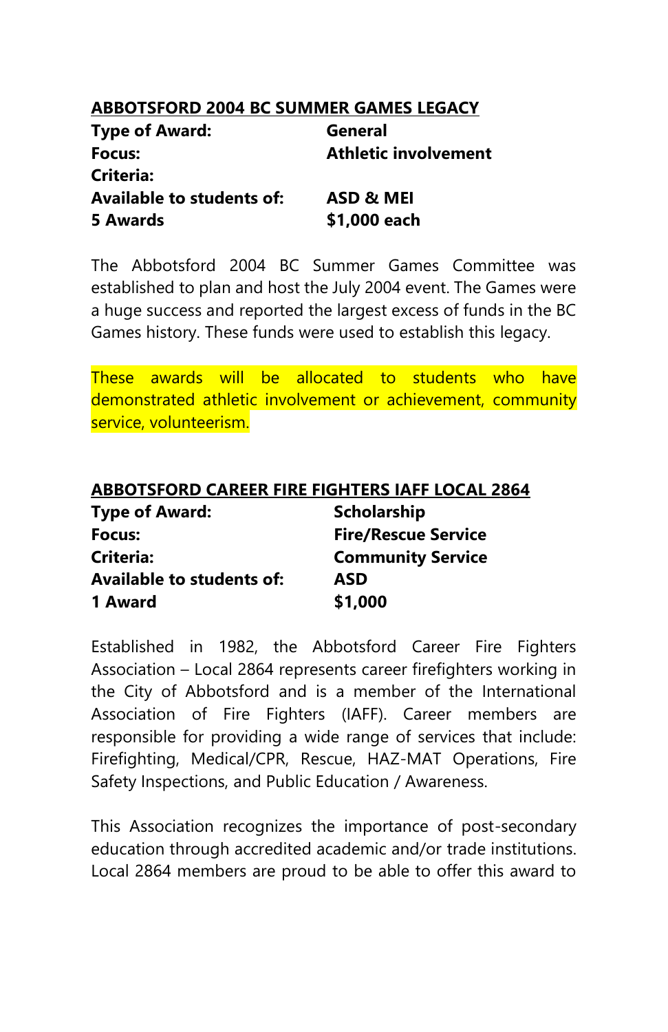## ABBOTSFORD 2004 BC SUMMER GAMES LEGACY

| | |
|---|---|
| **Type of Award:** | **General** |
| **Focus:** | **Athletic involvement** |
| **Criteria:** | |
| **Available to students of:** | **ASD & MEI** |
| **5 Awards** | **$1,000 each** |

The Abbotsford 2004 BC Summer Games Committee was established to plan and host the July 2004 event. The Games were a huge success and reported the largest excess of funds in the BC Games history. These funds were used to establish this legacy.

These awards will be allocated to students who have demonstrated athletic involvement or achievement, community service, volunteerism.

## ABBOTSFORD CAREER FIRE FIGHTERS IAFF LOCAL 2864

| | |
|---|---|
| **Type of Award:** | **Scholarship** |
| **Focus:** | **Fire/Rescue Service** |
| **Criteria:** | **Community Service** |
| **Available to students of:** | **ASD** |
| **1 Award** | **$1,000** |

Established in 1982, the Abbotsford Career Fire Fighters Association – Local 2864 represents career firefighters working in the City of Abbotsford and is a member of the International Association of Fire Fighters (IAFF). Career members are responsible for providing a wide range of services that include: Firefighting, Medical/CPR, Rescue, HAZ-MAT Operations, Fire Safety Inspections, and Public Education / Awareness.

This Association recognizes the importance of post-secondary education through accredited academic and/or trade institutions. Local 2864 members are proud to be able to offer this award to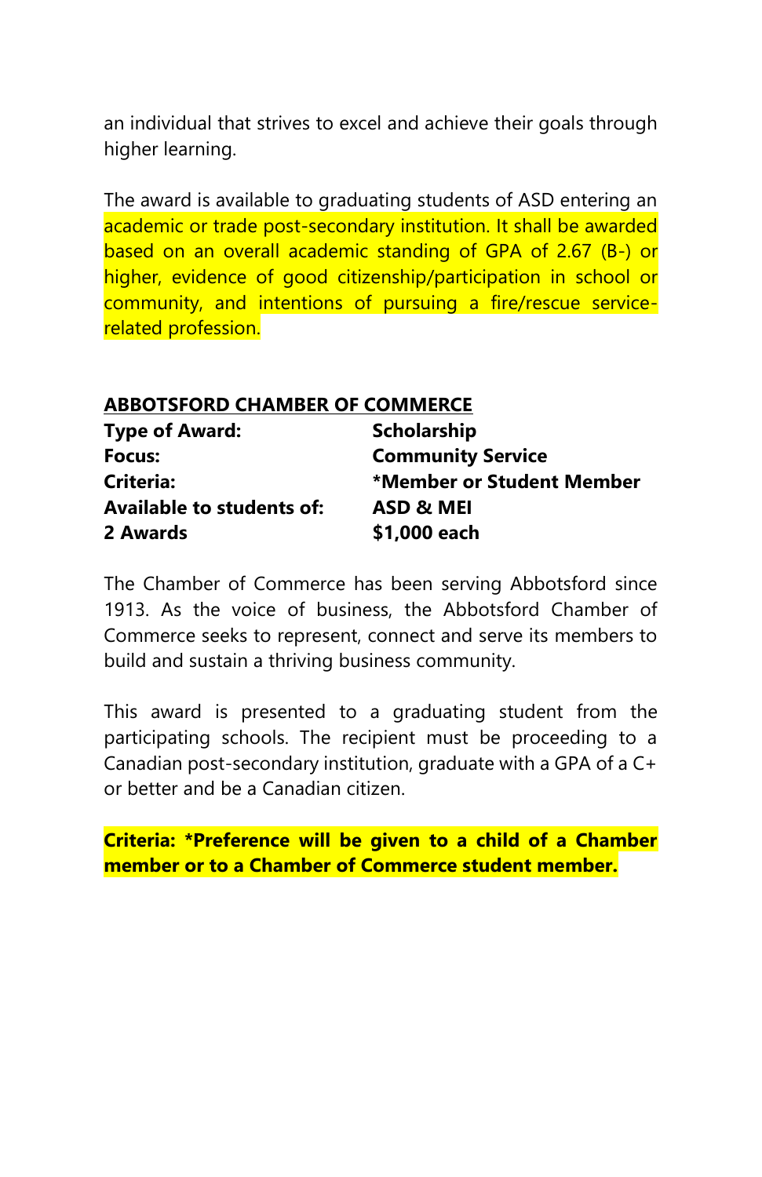an individual that strives to excel and achieve their goals through higher learning.

The award is available to graduating students of ASD entering an academic or trade post-secondary institution. It shall be awarded based on an overall academic standing of GPA of 2.67 (B-) or higher, evidence of good citizenship/participation in school or community, and intentions of pursuing a fire/rescue service-related profession.

## ABBOTSFORD CHAMBER OF COMMERCE

| | |
|---|---|
| **Type of Award:** | **Scholarship** |
| **Focus:** | **Community Service** |
| **Criteria:** | ***Member or Student Member** |
| **Available to students of:** | **ASD & MEI** |
| **2 Awards** | **$1,000 each** |

The Chamber of Commerce has been serving Abbotsford since 1913. As the voice of business, the Abbotsford Chamber of Commerce seeks to represent, connect and serve its members to build and sustain a thriving business community.

This award is presented to a graduating student from the participating schools. The recipient must be proceeding to a Canadian post-secondary institution, graduate with a GPA of a C+ or better and be a Canadian citizen.

**Criteria: *Preference will be given to a child of a Chamber member or to a Chamber of Commerce student member.**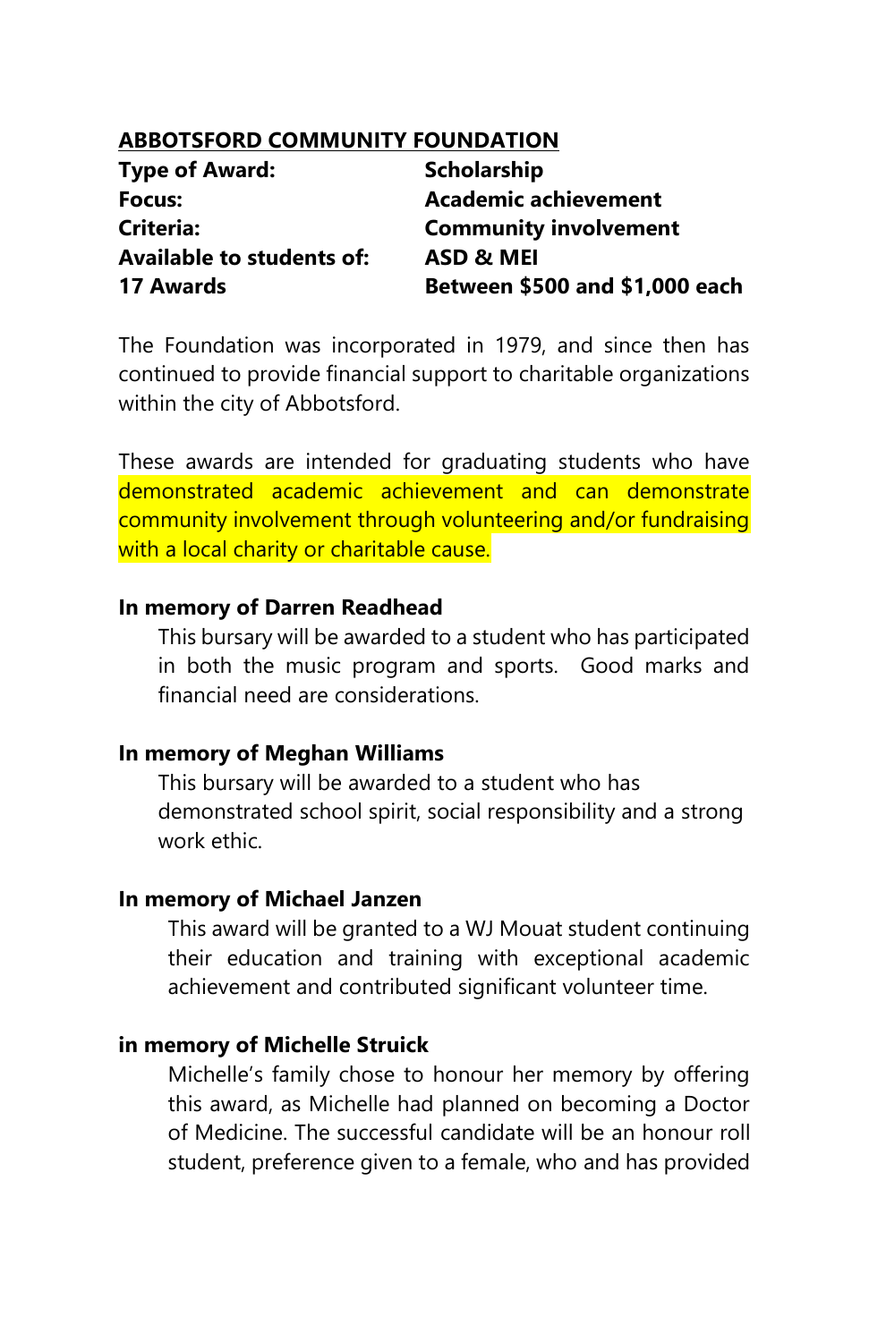## ABBOTSFORD COMMUNITY FOUNDATION

| | |
|---|---|
| **Type of Award:** | **Scholarship** |
| **Focus:** | **Academic achievement** |
| **Criteria:** | **Community involvement** |
| **Available to students of:** | **ASD & MEI** |
| **17 Awards** | **Between $500 and $1,000 each** |

The Foundation was incorporated in 1979, and since then has continued to provide financial support to charitable organizations within the city of Abbotsford.

These awards are intended for graduating students who have demonstrated academic achievement and can demonstrate community involvement through volunteering and/or fundraising with a local charity or charitable cause.

**In memory of Darren Readhead**

This bursary will be awarded to a student who has participated in both the music program and sports. Good marks and financial need are considerations.

**In memory of Meghan Williams**

This bursary will be awarded to a student who has demonstrated school spirit, social responsibility and a strong work ethic.

**In memory of Michael Janzen**

This award will be granted to a WJ Mouat student continuing their education and training with exceptional academic achievement and contributed significant volunteer time.

**in memory of Michelle Struick**

Michelle's family chose to honour her memory by offering this award, as Michelle had planned on becoming a Doctor of Medicine. The successful candidate will be an honour roll student, preference given to a female, who and has provided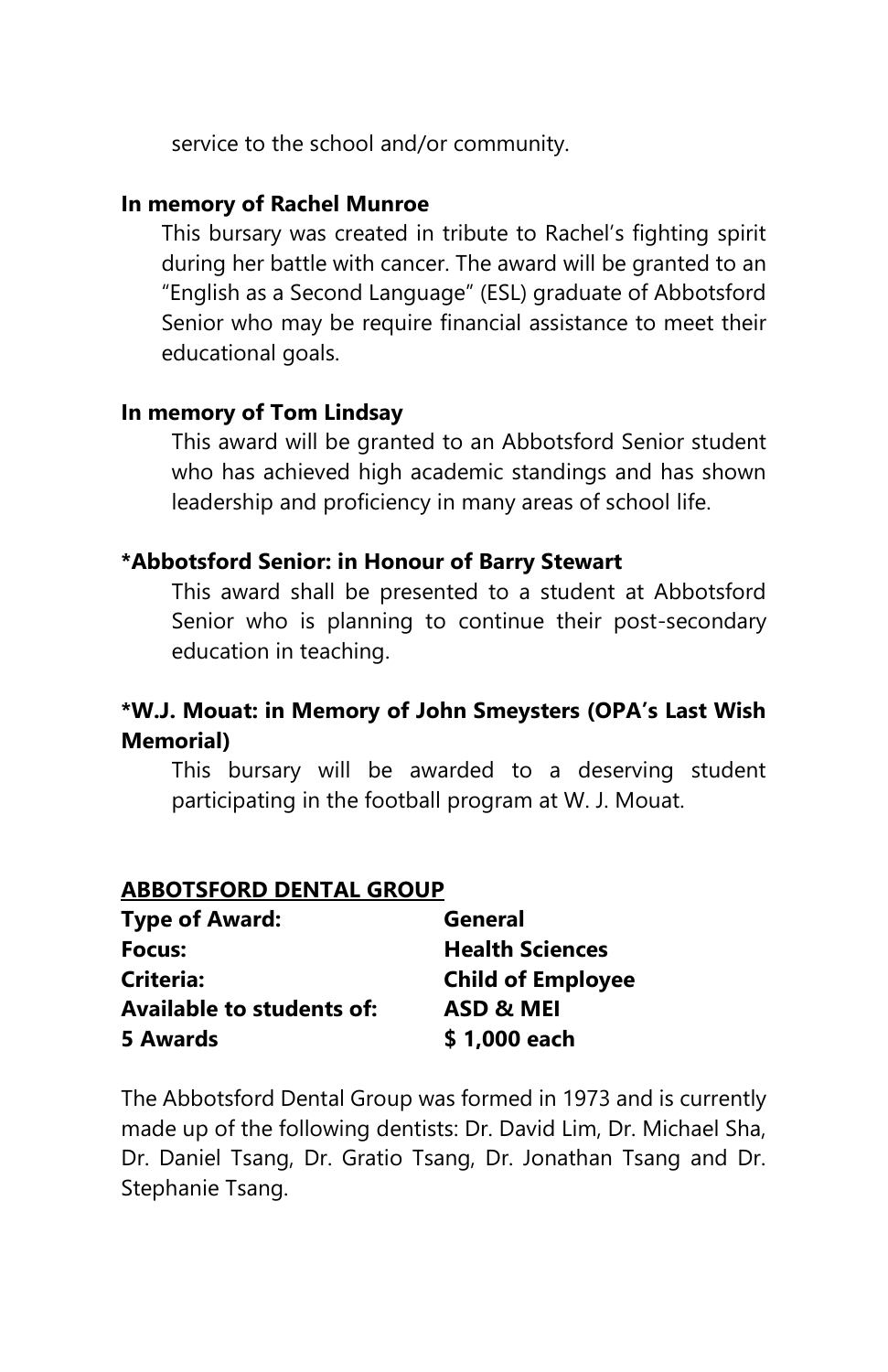service to the school and/or community.

**In memory of Rachel Munroe**

This bursary was created in tribute to Rachel's fighting spirit during her battle with cancer. The award will be granted to an "English as a Second Language" (ESL) graduate of Abbotsford Senior who may be require financial assistance to meet their educational goals.

**In memory of Tom Lindsay**

This award will be granted to an Abbotsford Senior student who has achieved high academic standings and has shown leadership and proficiency in many areas of school life.

***Abbotsford Senior: in Honour of Barry Stewart**

This award shall be presented to a student at Abbotsford Senior who is planning to continue their post-secondary education in teaching.

***W.J. Mouat: in Memory of John Smeysters (OPA's Last Wish Memorial)**

This bursary will be awarded to a deserving student participating in the football program at W. J. Mouat.

## ABBOTSFORD DENTAL GROUP

| | |
|---|---|
| **Type of Award:** | **General** |
| **Focus:** | **Health Sciences** |
| **Criteria:** | **Child of Employee** |
| **Available to students of:** | **ASD & MEI** |
| **5 Awards** | **$ 1,000 each** |

The Abbotsford Dental Group was formed in 1973 and is currently made up of the following dentists: Dr. David Lim, Dr. Michael Sha, Dr. Daniel Tsang, Dr. Gratio Tsang, Dr. Jonathan Tsang and Dr. Stephanie Tsang.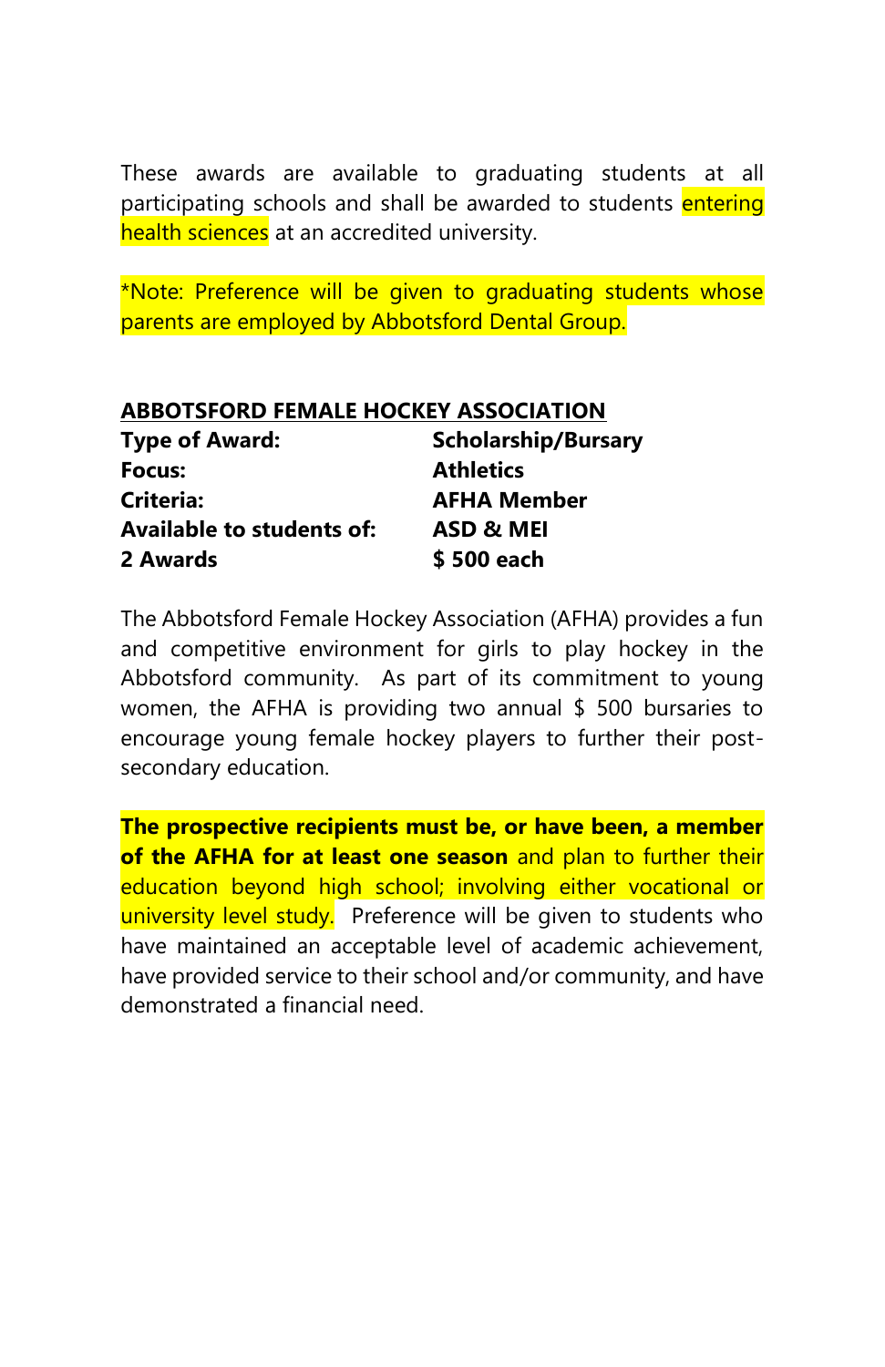These awards are available to graduating students at all participating schools and shall be awarded to students entering health sciences at an accredited university.

*Note: Preference will be given to graduating students whose parents are employed by Abbotsford Dental Group.

## ABBOTSFORD FEMALE HOCKEY ASSOCIATION

| | |
|---|---|
| **Type of Award:** | **Scholarship/Bursary** |
| **Focus:** | **Athletics** |
| **Criteria:** | **AFHA Member** |
| **Available to students of:** | **ASD & MEI** |
| **2 Awards** | **$ 500 each** |

The Abbotsford Female Hockey Association (AFHA) provides a fun and competitive environment for girls to play hockey in the Abbotsford community. As part of its commitment to young women, the AFHA is providing two annual $ 500 bursaries to encourage young female hockey players to further their post-secondary education.

**The prospective recipients must be, or have been, a member of the AFHA for at least one season** and plan to further their education beyond high school; involving either vocational or university level study. Preference will be given to students who have maintained an acceptable level of academic achievement, have provided service to their school and/or community, and have demonstrated a financial need.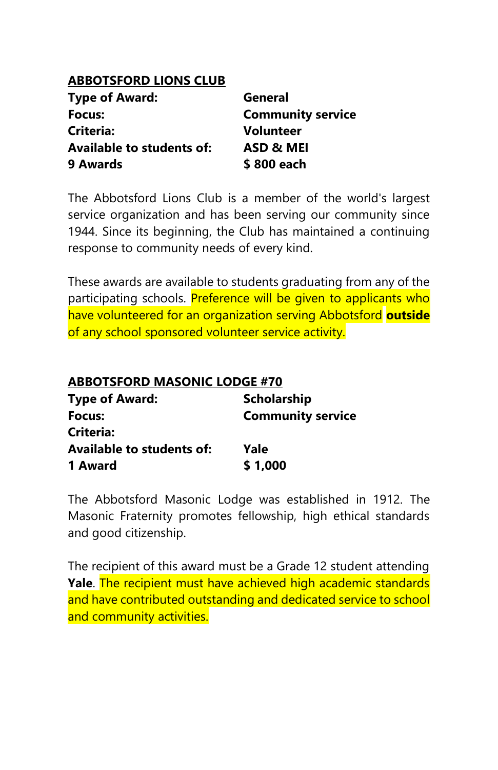## ABBOTSFORD LIONS CLUB

| | |
|---|---|
| **Type of Award:** | **General** |
| **Focus:** | **Community service** |
| **Criteria:** | **Volunteer** |
| **Available to students of:** | **ASD & MEI** |
| **9 Awards** | **$ 800 each** |

The Abbotsford Lions Club is a member of the world's largest service organization and has been serving our community since 1944. Since its beginning, the Club has maintained a continuing response to community needs of every kind.

These awards are available to students graduating from any of the participating schools. Preference will be given to applicants who have volunteered for an organization serving Abbotsford **outside** of any school sponsored volunteer service activity.

## ABBOTSFORD MASONIC LODGE #70

| | |
|---|---|
| **Type of Award:** | **Scholarship** |
| **Focus:** | **Community service** |
| **Criteria:** | |
| **Available to students of:** | **Yale** |
| **1 Award** | **$ 1,000** |

The Abbotsford Masonic Lodge was established in 1912. The Masonic Fraternity promotes fellowship, high ethical standards and good citizenship.

The recipient of this award must be a Grade 12 student attending **Yale**. The recipient must have achieved high academic standards and have contributed outstanding and dedicated service to school and community activities.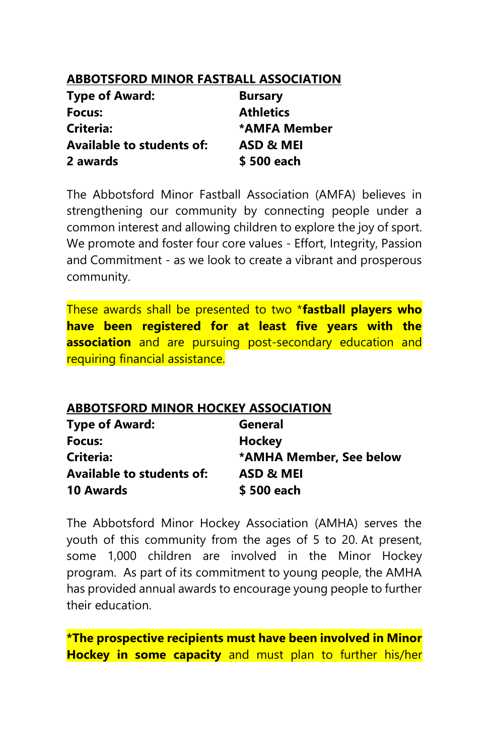## ABBOTSFORD MINOR FASTBALL ASSOCIATION

| | |
|---|---|
| **Type of Award:** | **Bursary** |
| **Focus:** | **Athletics** |
| **Criteria:** | ***AMFA Member** |
| **Available to students of:** | **ASD & MEI** |
| **2 awards** | **$ 500 each** |

The Abbotsford Minor Fastball Association (AMFA) believes in strengthening our community by connecting people under a common interest and allowing children to explore the joy of sport. We promote and foster four core values - Effort, Integrity, Passion and Commitment - as we look to create a vibrant and prosperous community.

These awards shall be presented to two ***fastball players who have been registered for at least five years with the association** and are pursuing post-secondary education and requiring financial assistance.

## ABBOTSFORD MINOR HOCKEY ASSOCIATION

| | |
|---|---|
| **Type of Award:** | **General** |
| **Focus:** | **Hockey** |
| **Criteria:** | ***AMHA Member, See below** |
| **Available to students of:** | **ASD & MEI** |
| **10 Awards** | **$ 500 each** |

The Abbotsford Minor Hockey Association (AMHA) serves the youth of this community from the ages of 5 to 20. At present, some 1,000 children are involved in the Minor Hockey program. As part of its commitment to young people, the AMHA has provided annual awards to encourage young people to further their education.

***The prospective recipients must have been involved in Minor Hockey in some capacity** and must plan to further his/her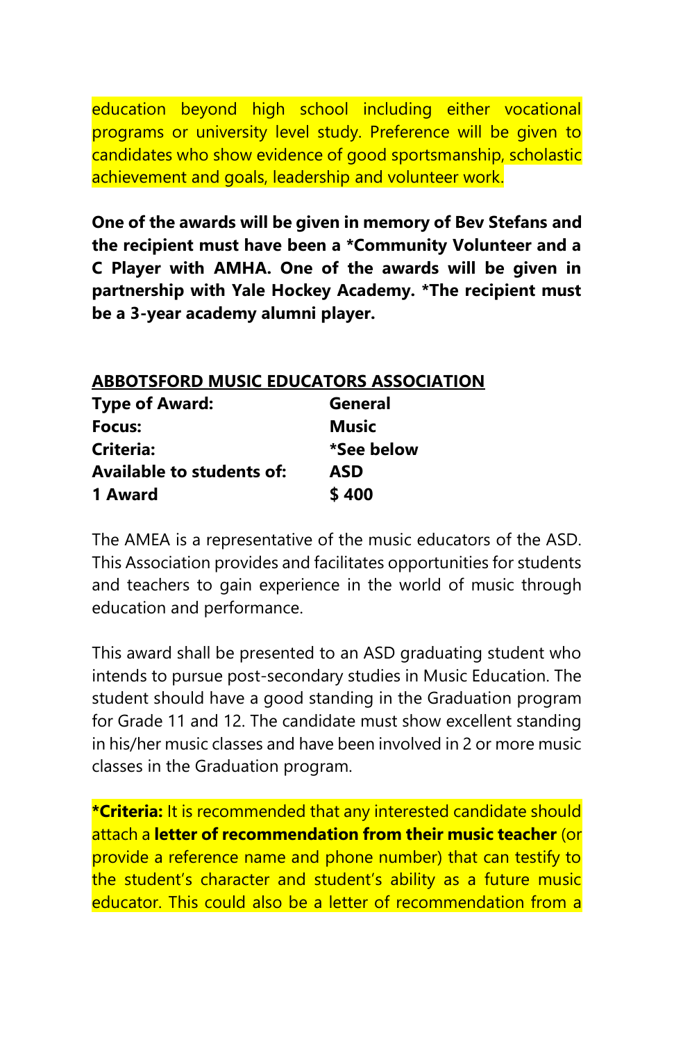education beyond high school including either vocational programs or university level study. Preference will be given to candidates who show evidence of good sportsmanship, scholastic achievement and goals, leadership and volunteer work.

**One of the awards will be given in memory of Bev Stefans and the recipient must have been a *Community Volunteer and a C Player with AMHA. One of the awards will be given in partnership with Yale Hockey Academy. *The recipient must be a 3-year academy alumni player.**

## ABBOTSFORD MUSIC EDUCATORS ASSOCIATION

| | |
|---|---|
| **Type of Award:** | **General** |
| **Focus:** | **Music** |
| **Criteria:** | ***See below** |
| **Available to students of:** | **ASD** |
| **1 Award** | **$ 400** |

The AMEA is a representative of the music educators of the ASD. This Association provides and facilitates opportunities for students and teachers to gain experience in the world of music through education and performance.

This award shall be presented to an ASD graduating student who intends to pursue post-secondary studies in Music Education. The student should have a good standing in the Graduation program for Grade 11 and 12. The candidate must show excellent standing in his/her music classes and have been involved in 2 or more music classes in the Graduation program.

***Criteria:** It is recommended that any interested candidate should attach a **letter of recommendation from their music teacher** (or provide a reference name and phone number) that can testify to the student's character and student's ability as a future music educator. This could also be a letter of recommendation from a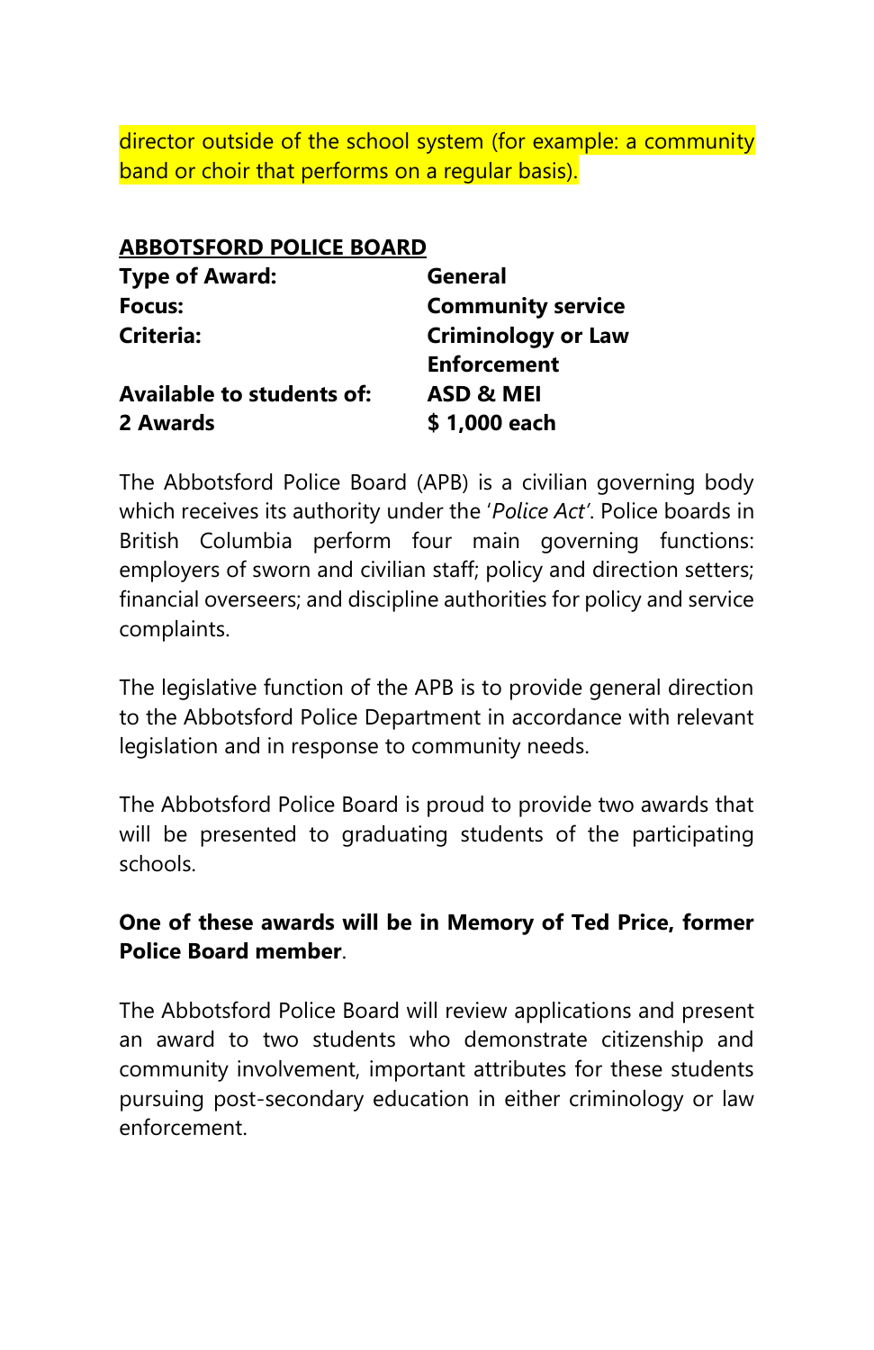director outside of the school system (for example: a community band or choir that performs on a regular basis).

**ABBOTSFORD POLICE BOARD**

| | |
|---|---|
| **Type of Award:** | **General** |
| **Focus:** | **Community service** |
| **Criteria:** | **Criminology or Law Enforcement** |
| **Available to students of:** | **ASD & MEI** |
| **2 Awards** | **$ 1,000 each** |

The Abbotsford Police Board (APB) is a civilian governing body which receives its authority under the '*Police Act*'. Police boards in British Columbia perform four main governing functions: employers of sworn and civilian staff; policy and direction setters; financial overseers; and discipline authorities for policy and service complaints.

The legislative function of the APB is to provide general direction to the Abbotsford Police Department in accordance with relevant legislation and in response to community needs.

The Abbotsford Police Board is proud to provide two awards that will be presented to graduating students of the participating schools.

**One of these awards will be in Memory of Ted Price, former Police Board member**.

The Abbotsford Police Board will review applications and present an award to two students who demonstrate citizenship and community involvement, important attributes for these students pursuing post-secondary education in either criminology or law enforcement.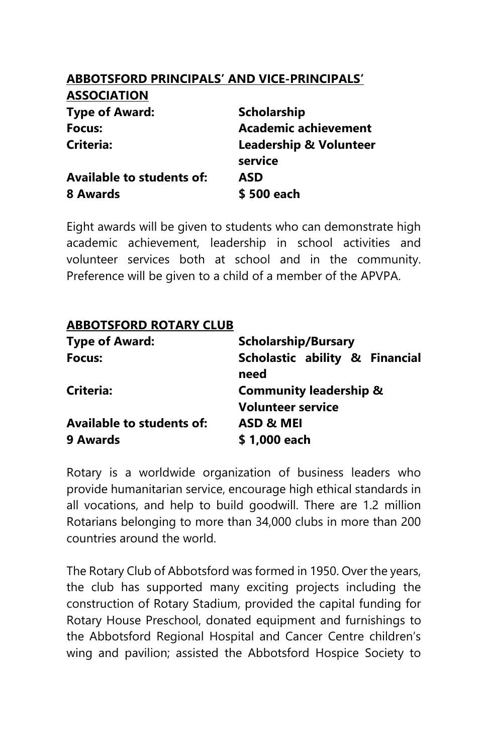**ABBOTSFORD PRINCIPALS' AND VICE-PRINCIPALS' ASSOCIATION**

| | |
|---|---|
| **Type of Award:** | **Scholarship** |
| **Focus:** | **Academic achievement** |
| **Criteria:** | **Leadership & Volunteer service** |
| **Available to students of:** | **ASD** |
| **8 Awards** | **$ 500 each** |

Eight awards will be given to students who can demonstrate high academic achievement, leadership in school activities and volunteer services both at school and in the community. Preference will be given to a child of a member of the APVPA.

**ABBOTSFORD ROTARY CLUB**

| | |
|---|---|
| **Type of Award:** | **Scholarship/Bursary** |
| **Focus:** | **Scholastic ability & Financial need** |
| **Criteria:** | **Community leadership & Volunteer service** |
| **Available to students of:** | **ASD & MEI** |
| **9 Awards** | **$ 1,000 each** |

Rotary is a worldwide organization of business leaders who provide humanitarian service, encourage high ethical standards in all vocations, and help to build goodwill. There are 1.2 million Rotarians belonging to more than 34,000 clubs in more than 200 countries around the world.

The Rotary Club of Abbotsford was formed in 1950. Over the years, the club has supported many exciting projects including the construction of Rotary Stadium, provided the capital funding for Rotary House Preschool, donated equipment and furnishings to the Abbotsford Regional Hospital and Cancer Centre children's wing and pavilion; assisted the Abbotsford Hospice Society to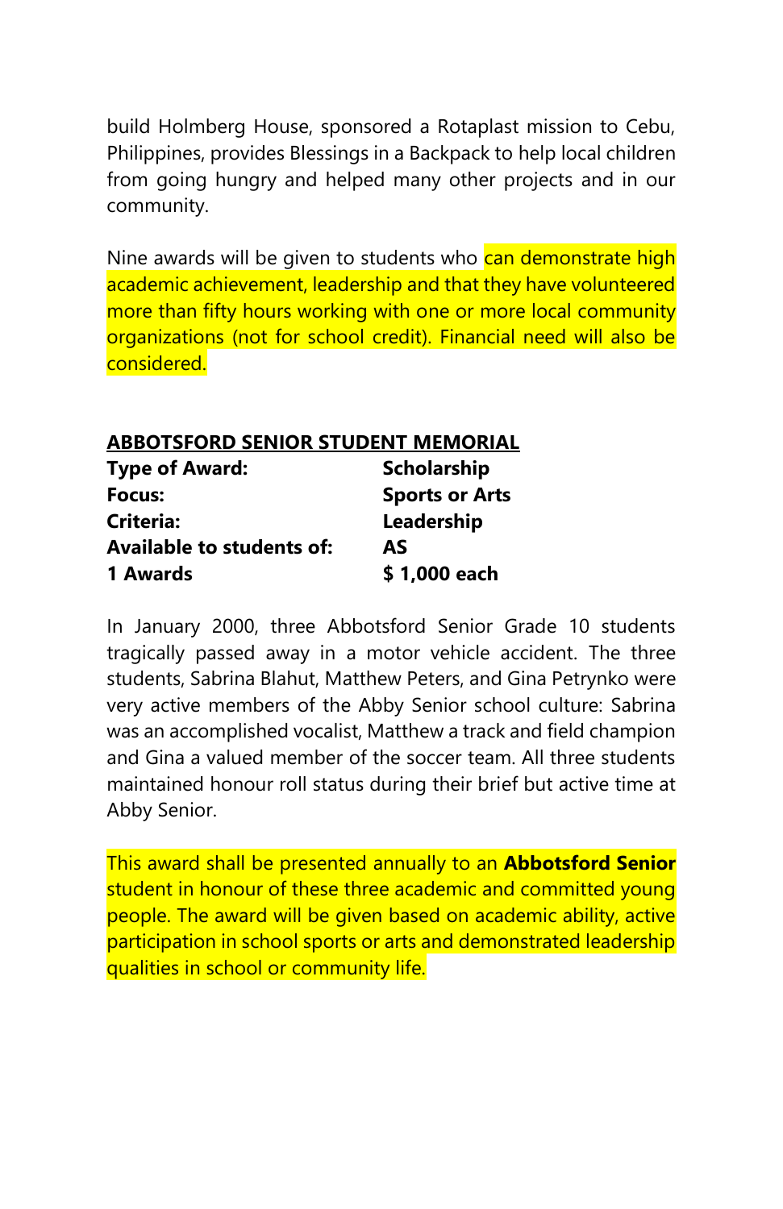build Holmberg House, sponsored a Rotaplast mission to Cebu, Philippines, provides Blessings in a Backpack to help local children from going hungry and helped many other projects and in our community.

Nine awards will be given to students who can demonstrate high academic achievement, leadership and that they have volunteered more than fifty hours working with one or more local community organizations (not for school credit). Financial need will also be considered.

## ABBOTSFORD SENIOR STUDENT MEMORIAL

| | |
|---|---|
| **Type of Award:** | **Scholarship** |
| **Focus:** | **Sports or Arts** |
| **Criteria:** | **Leadership** |
| **Available to students of:** | **AS** |
| **1 Awards** | **$ 1,000 each** |

In January 2000, three Abbotsford Senior Grade 10 students tragically passed away in a motor vehicle accident. The three students, Sabrina Blahut, Matthew Peters, and Gina Petrynko were very active members of the Abby Senior school culture: Sabrina was an accomplished vocalist, Matthew a track and field champion and Gina a valued member of the soccer team. All three students maintained honour roll status during their brief but active time at Abby Senior.

This award shall be presented annually to an **Abbotsford Senior** student in honour of these three academic and committed young people. The award will be given based on academic ability, active participation in school sports or arts and demonstrated leadership qualities in school or community life.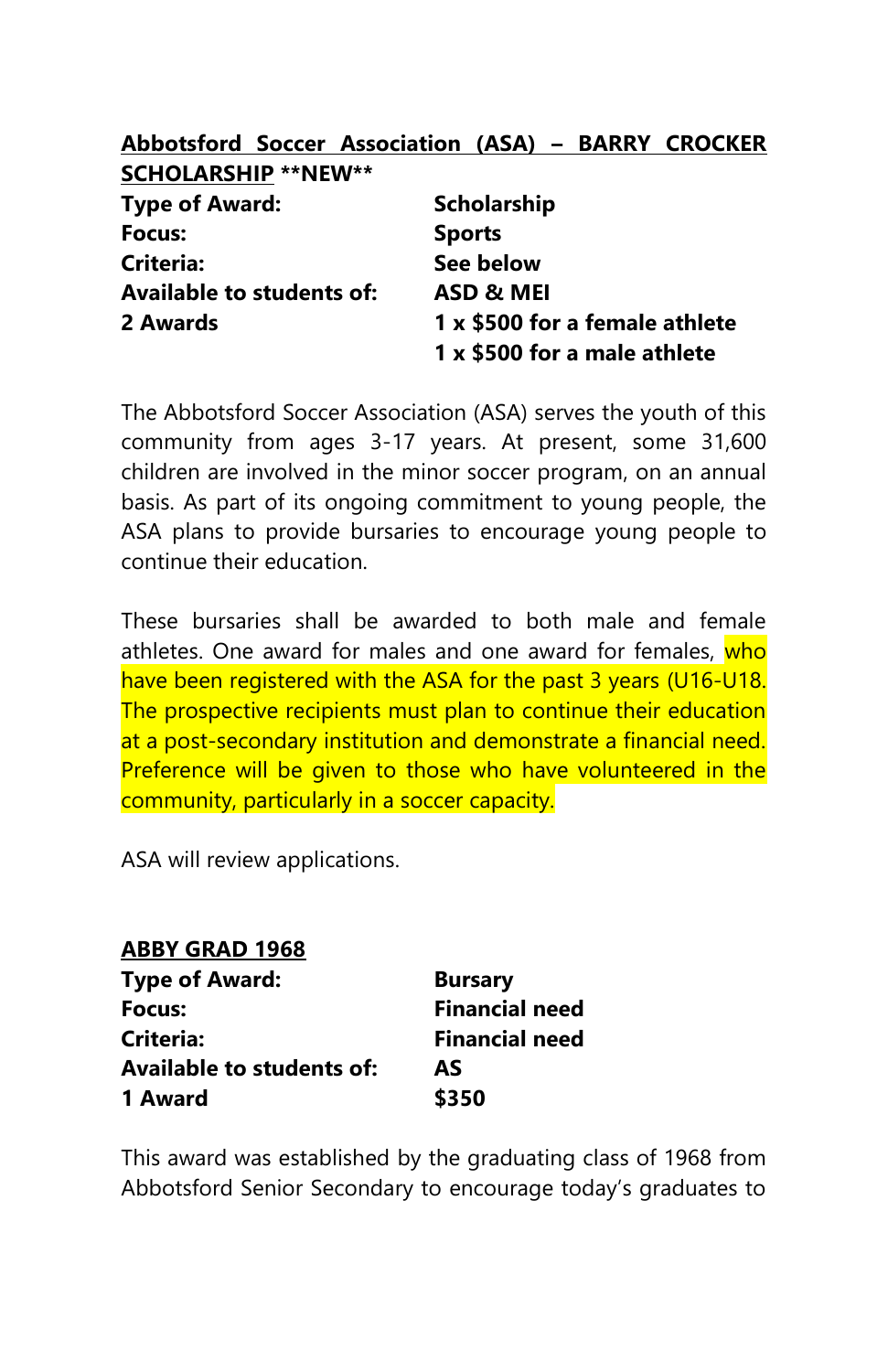**<u>Abbotsford Soccer Association (ASA) – BARRY CROCKER SCHOLARSHIP</u> **NEW****

| | |
|---|---|
| **Type of Award:** | **Scholarship** |
| **Focus:** | **Sports** |
| **Criteria:** | **See below** |
| **Available to students of:** | **ASD & MEI** |
| **2 Awards** | **1 x $500 for a female athlete**<br>**1 x $500 for a male athlete** |

The Abbotsford Soccer Association (ASA) serves the youth of this community from ages 3-17 years. At present, some 31,600 children are involved in the minor soccer program, on an annual basis. As part of its ongoing commitment to young people, the ASA plans to provide bursaries to encourage young people to continue their education.

These bursaries shall be awarded to both male and female athletes. One award for males and one award for females, who have been registered with the ASA for the past 3 years (U16-U18. The prospective recipients must plan to continue their education at a post-secondary institution and demonstrate a financial need. Preference will be given to those who have volunteered in the community, particularly in a soccer capacity.

ASA will review applications.

**<u>ABBY GRAD 1968</u>**

| | |
|---|---|
| **Type of Award:** | **Bursary** |
| **Focus:** | **Financial need** |
| **Criteria:** | **Financial need** |
| **Available to students of:** | **AS** |
| **1 Award** | **$350** |

This award was established by the graduating class of 1968 from Abbotsford Senior Secondary to encourage today's graduates to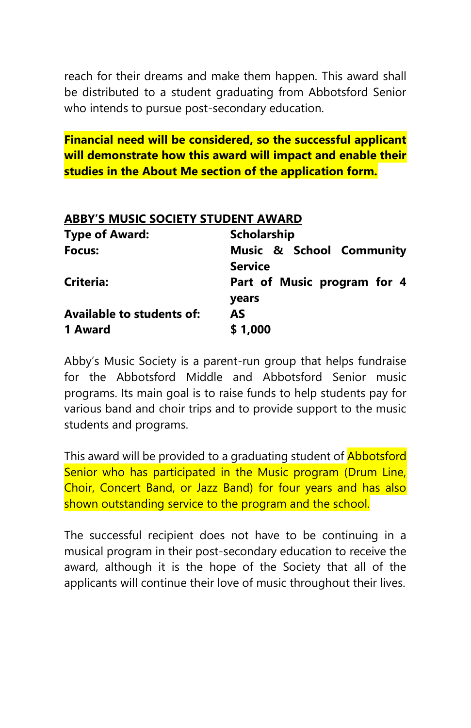reach for their dreams and make them happen. This award shall be distributed to a student graduating from Abbotsford Senior who intends to pursue post-secondary education.

**Financial need will be considered, so the successful applicant will demonstrate how this award will impact and enable their studies in the About Me section of the application form.**

**ABBY'S MUSIC SOCIETY STUDENT AWARD**

| | |
|---|---|
| **Type of Award:** | **Scholarship** |
| **Focus:** | **Music & School Community Service** |
| **Criteria:** | **Part of Music program for 4 years** |
| **Available to students of:** | **AS** |
| **1 Award** | **$ 1,000** |

Abby's Music Society is a parent-run group that helps fundraise for the Abbotsford Middle and Abbotsford Senior music programs. Its main goal is to raise funds to help students pay for various band and choir trips and to provide support to the music students and programs.

This award will be provided to a graduating student of Abbotsford Senior who has participated in the Music program (Drum Line, Choir, Concert Band, or Jazz Band) for four years and has also shown outstanding service to the program and the school.

The successful recipient does not have to be continuing in a musical program in their post-secondary education to receive the award, although it is the hope of the Society that all of the applicants will continue their love of music throughout their lives.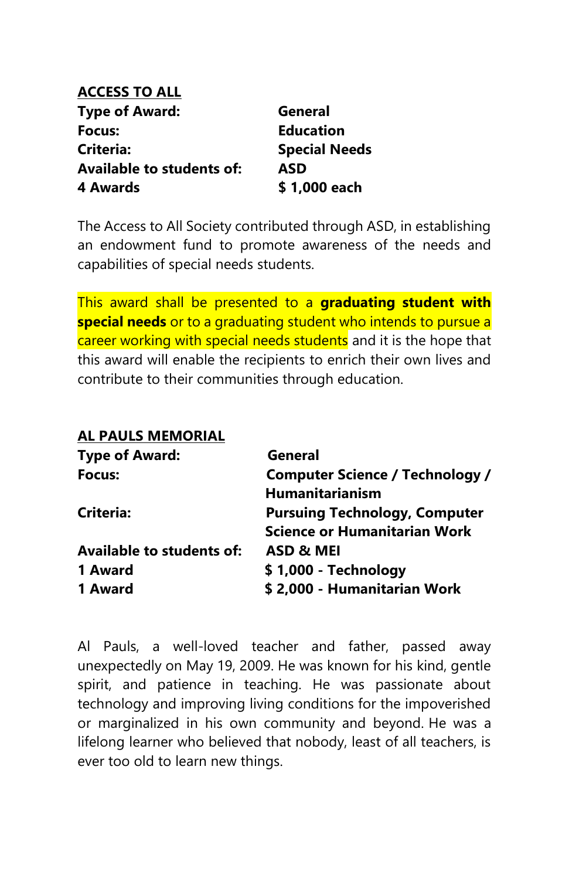## ACCESS TO ALL

| | |
|---|---|
| **Type of Award:** | **General** |
| **Focus:** | **Education** |
| **Criteria:** | **Special Needs** |
| **Available to students of:** | **ASD** |
| **4 Awards** | **$ 1,000 each** |

The Access to All Society contributed through ASD, in establishing an endowment fund to promote awareness of the needs and capabilities of special needs students.

This award shall be presented to a **graduating student with special needs** or to a graduating student who intends to pursue a career working with special needs students and it is the hope that this award will enable the recipients to enrich their own lives and contribute to their communities through education.

## AL PAULS MEMORIAL

| | |
|---|---|
| **Type of Award:** | **General** |
| **Focus:** | **Computer Science / Technology / Humanitarianism** |
| **Criteria:** | **Pursuing Technology, Computer Science or Humanitarian Work** |
| **Available to students of:** | **ASD & MEI** |
| **1 Award** | **$ 1,000 - Technology** |
| **1 Award** | **$ 2,000 - Humanitarian Work** |

Al Pauls, a well-loved teacher and father, passed away unexpectedly on May 19, 2009. He was known for his kind, gentle spirit, and patience in teaching. He was passionate about technology and improving living conditions for the impoverished or marginalized in his own community and beyond. He was a lifelong learner who believed that nobody, least of all teachers, is ever too old to learn new things.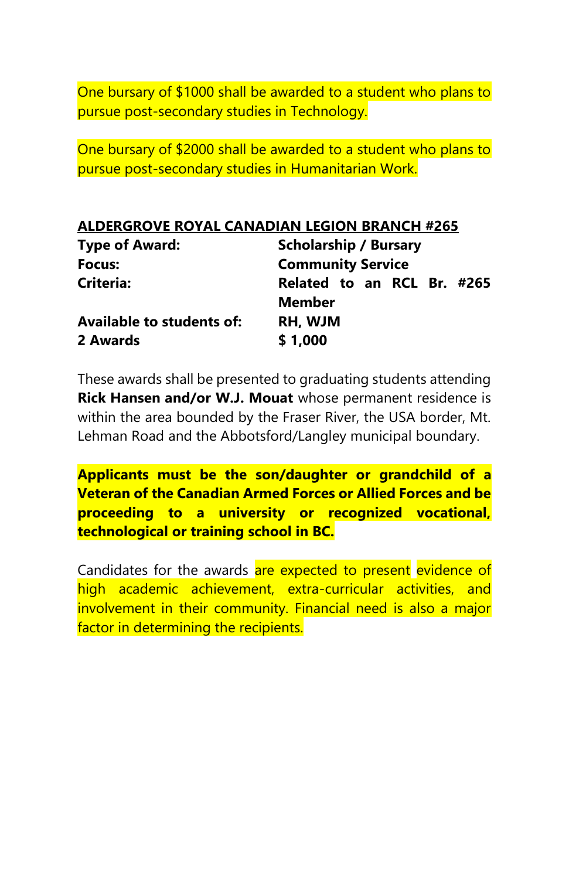One bursary of $1000 shall be awarded to a student who plans to pursue post-secondary studies in Technology.

One bursary of $2000 shall be awarded to a student who plans to pursue post-secondary studies in Humanitarian Work.

**ALDERGROVE ROYAL CANADIAN LEGION BRANCH #265**

| | |
|---|---|
| **Type of Award:** | **Scholarship / Bursary** |
| **Focus:** | **Community Service** |
| **Criteria:** | **Related to an RCL Br. #265 Member** |
| **Available to students of:** | **RH, WJM** |
| **2 Awards** | **$ 1,000** |

These awards shall be presented to graduating students attending **Rick Hansen and/or W.J. Mouat** whose permanent residence is within the area bounded by the Fraser River, the USA border, Mt. Lehman Road and the Abbotsford/Langley municipal boundary.

**Applicants must be the son/daughter or grandchild of a Veteran of the Canadian Armed Forces or Allied Forces and be proceeding to a university or recognized vocational, technological or training school in BC.**

Candidates for the awards are expected to present evidence of high academic achievement, extra-curricular activities, and involvement in their community. Financial need is also a major factor in determining the recipients.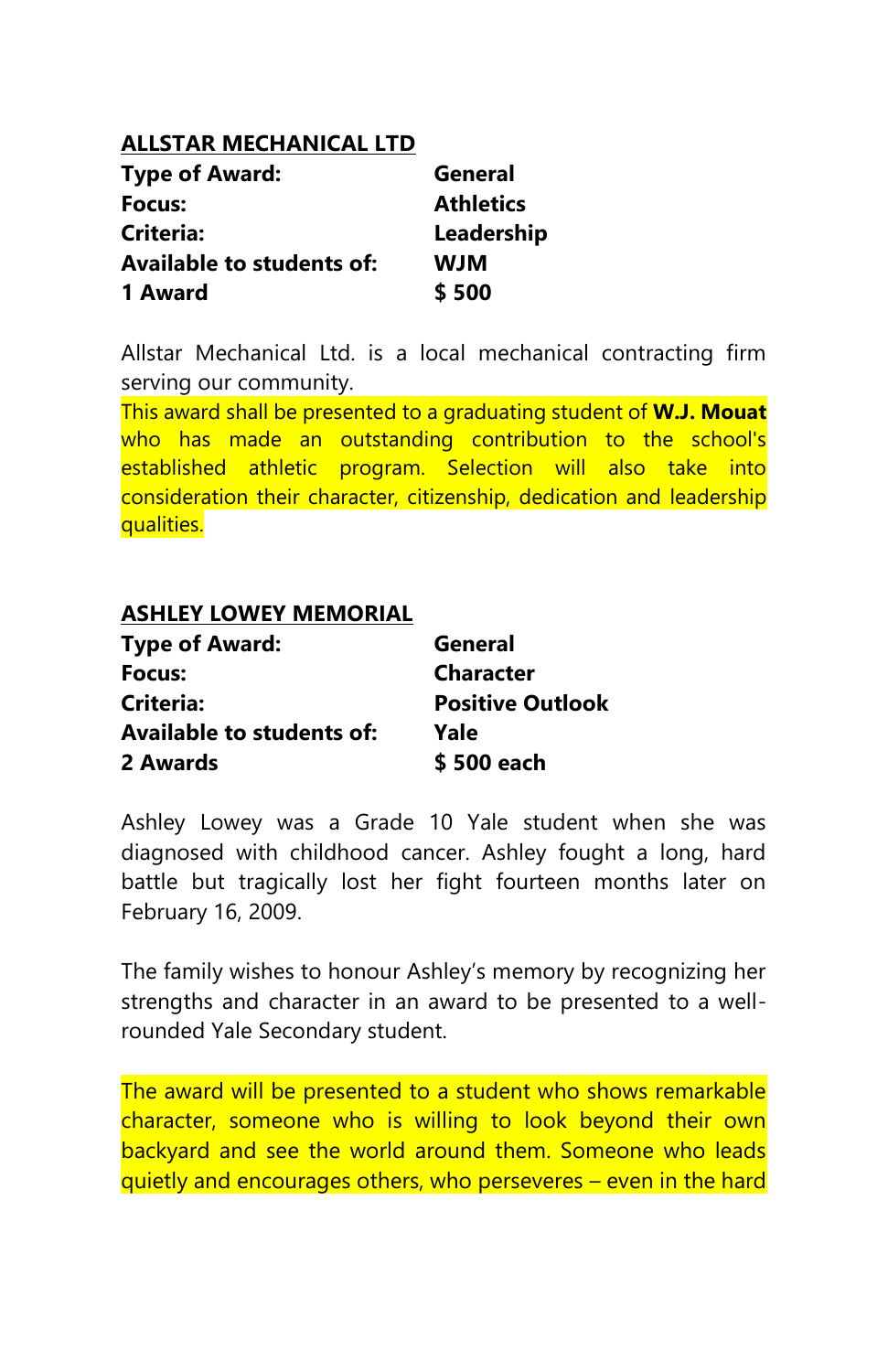## ALLSTAR MECHANICAL LTD

| | |
|---|---|
| **Type of Award:** | **General** |
| **Focus:** | **Athletics** |
| **Criteria:** | **Leadership** |
| **Available to students of:** | **WJM** |
| **1 Award** | **$ 500** |

Allstar Mechanical Ltd. is a local mechanical contracting firm serving our community.

This award shall be presented to a graduating student of **W.J. Mouat** who has made an outstanding contribution to the school's established athletic program. Selection will also take into consideration their character, citizenship, dedication and leadership qualities.

## ASHLEY LOWEY MEMORIAL

| | |
|---|---|
| **Type of Award:** | **General** |
| **Focus:** | **Character** |
| **Criteria:** | **Positive Outlook** |
| **Available to students of:** | **Yale** |
| **2 Awards** | **$ 500 each** |

Ashley Lowey was a Grade 10 Yale student when she was diagnosed with childhood cancer. Ashley fought a long, hard battle but tragically lost her fight fourteen months later on February 16, 2009.

The family wishes to honour Ashley's memory by recognizing her strengths and character in an award to be presented to a well-rounded Yale Secondary student.

The award will be presented to a student who shows remarkable character, someone who is willing to look beyond their own backyard and see the world around them. Someone who leads quietly and encourages others, who perseveres – even in the hard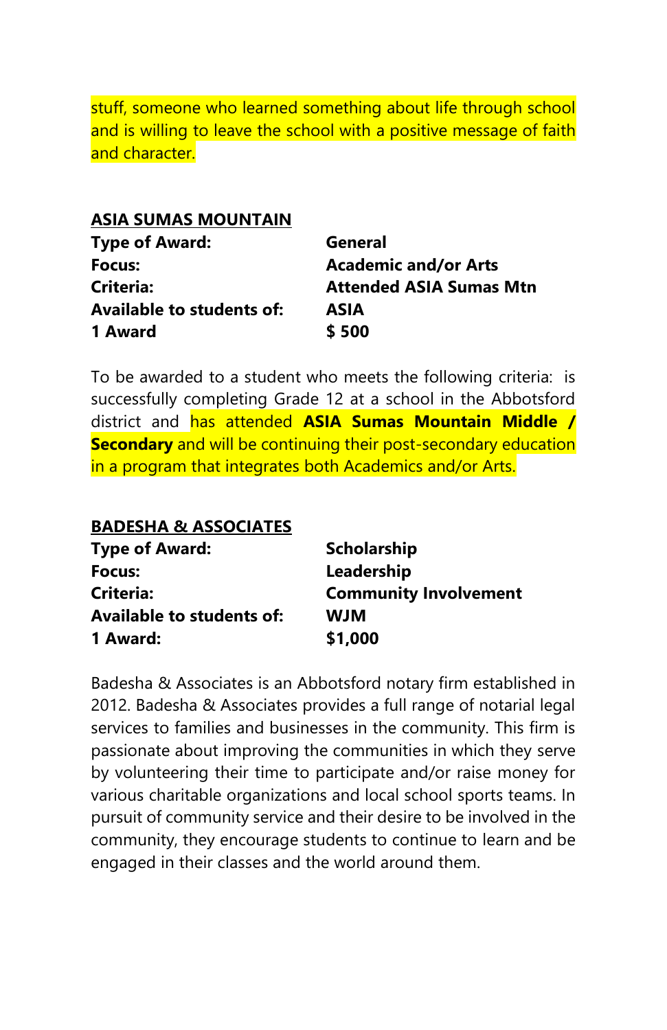stuff, someone who learned something about life through school and is willing to leave the school with a positive message of faith and character.

**ASIA SUMAS MOUNTAIN**

| | |
|---|---|
| **Type of Award:** | **General** |
| **Focus:** | **Academic and/or Arts** |
| **Criteria:** | **Attended ASIA Sumas Mtn** |
| **Available to students of:** | **ASIA** |
| **1 Award** | **$ 500** |

To be awarded to a student who meets the following criteria: is successfully completing Grade 12 at a school in the Abbotsford district and has attended **ASIA Sumas Mountain Middle / Secondary** and will be continuing their post-secondary education in a program that integrates both Academics and/or Arts.

**BADESHA & ASSOCIATES**

| | |
|---|---|
| **Type of Award:** | **Scholarship** |
| **Focus:** | **Leadership** |
| **Criteria:** | **Community Involvement** |
| **Available to students of:** | **WJM** |
| **1 Award:** | **$1,000** |

Badesha & Associates is an Abbotsford notary firm established in 2012. Badesha & Associates provides a full range of notarial legal services to families and businesses in the community. This firm is passionate about improving the communities in which they serve by volunteering their time to participate and/or raise money for various charitable organizations and local school sports teams. In pursuit of community service and their desire to be involved in the community, they encourage students to continue to learn and be engaged in their classes and the world around them.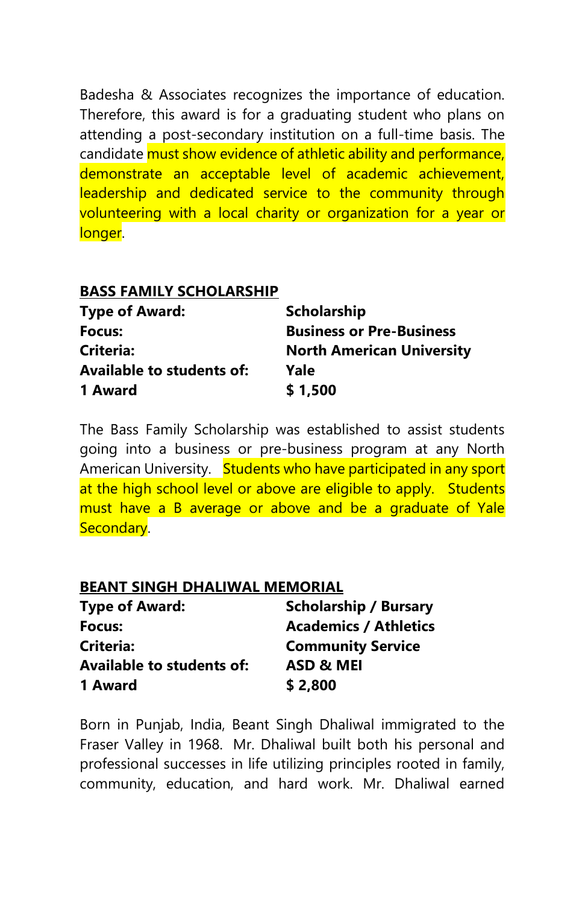Badesha & Associates recognizes the importance of education. Therefore, this award is for a graduating student who plans on attending a post-secondary institution on a full-time basis. The candidate must show evidence of athletic ability and performance, demonstrate an acceptable level of academic achievement, leadership and dedicated service to the community through volunteering with a local charity or organization for a year or longer.

## BASS FAMILY SCHOLARSHIP

| | |
|---|---|
| **Type of Award:** | **Scholarship** |
| **Focus:** | **Business or Pre-Business** |
| **Criteria:** | **North American University** |
| **Available to students of:** | **Yale** |
| **1 Award** | **$ 1,500** |

The Bass Family Scholarship was established to assist students going into a business or pre-business program at any North American University. Students who have participated in any sport at the high school level or above are eligible to apply. Students must have a B average or above and be a graduate of Yale Secondary.

## BEANT SINGH DHALIWAL MEMORIAL

| | |
|---|---|
| **Type of Award:** | **Scholarship / Bursary** |
| **Focus:** | **Academics / Athletics** |
| **Criteria:** | **Community Service** |
| **Available to students of:** | **ASD & MEI** |
| **1 Award** | **$ 2,800** |

Born in Punjab, India, Beant Singh Dhaliwal immigrated to the Fraser Valley in 1968. Mr. Dhaliwal built both his personal and professional successes in life utilizing principles rooted in family, community, education, and hard work. Mr. Dhaliwal earned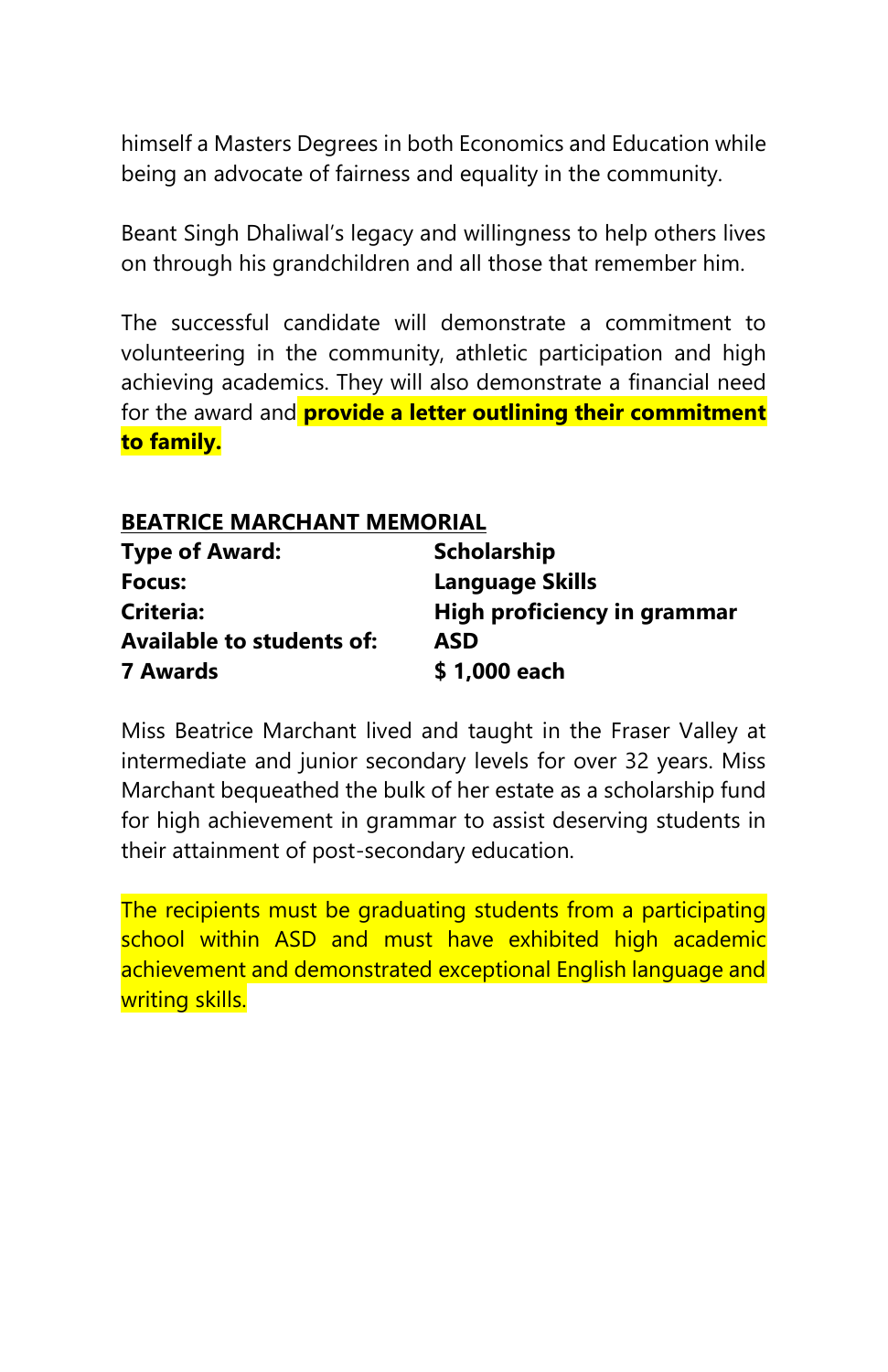himself a Masters Degrees in both Economics and Education while being an advocate of fairness and equality in the community.

Beant Singh Dhaliwal's legacy and willingness to help others lives on through his grandchildren and all those that remember him.

The successful candidate will demonstrate a commitment to volunteering in the community, athletic participation and high achieving academics. They will also demonstrate a financial need for the award and **provide a letter outlining their commitment to family.**

**<u>BEATRICE MARCHANT MEMORIAL</u>**

| | |
|---|---|
| **Type of Award:** | **Scholarship** |
| **Focus:** | **Language Skills** |
| **Criteria:** | **High proficiency in grammar** |
| **Available to students of:** | **ASD** |
| **7 Awards** | **$ 1,000 each** |

Miss Beatrice Marchant lived and taught in the Fraser Valley at intermediate and junior secondary levels for over 32 years. Miss Marchant bequeathed the bulk of her estate as a scholarship fund for high achievement in grammar to assist deserving students in their attainment of post-secondary education.

The recipients must be graduating students from a participating school within ASD and must have exhibited high academic achievement and demonstrated exceptional English language and writing skills.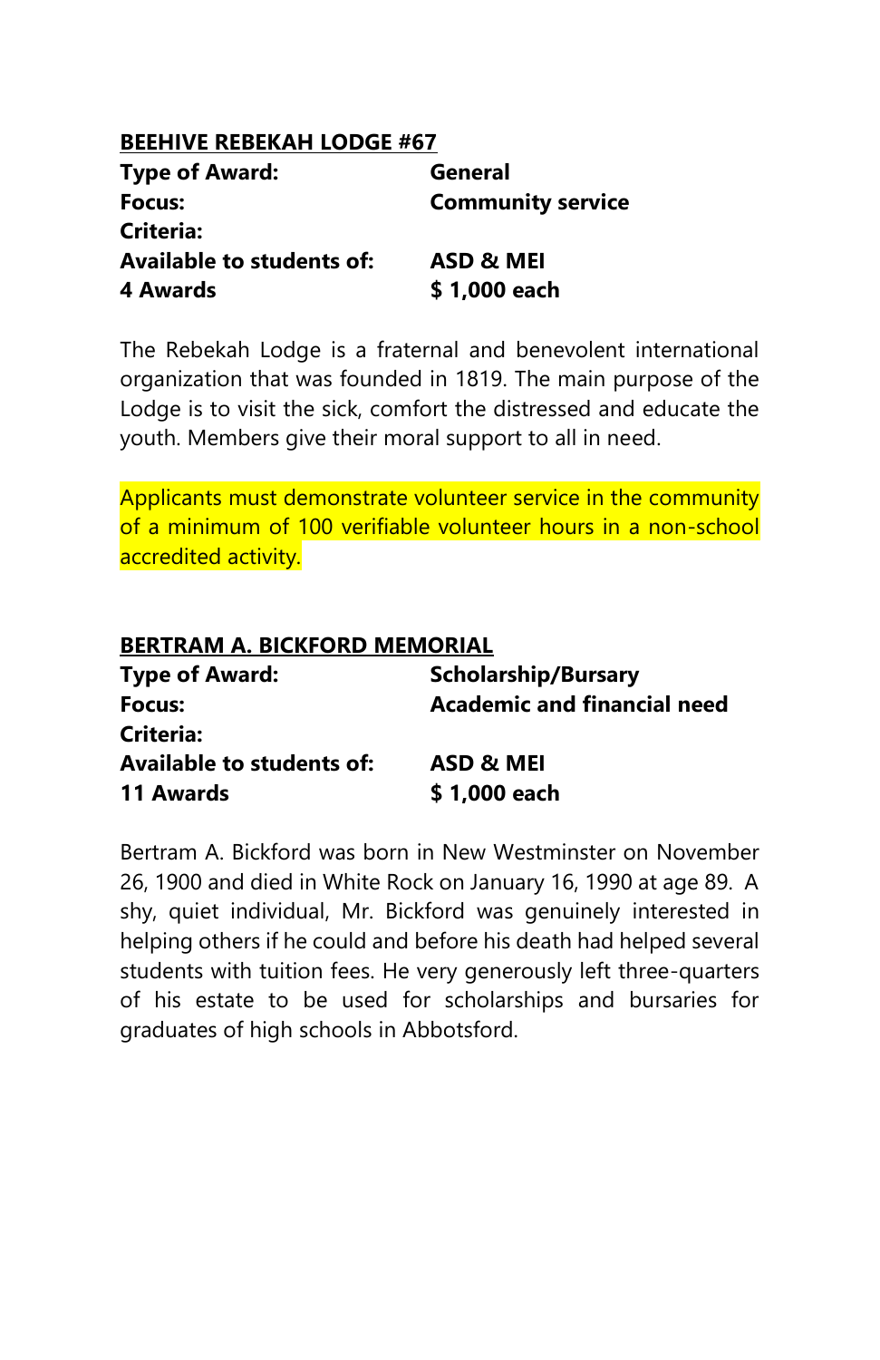## BEEHIVE REBEKAH LODGE #67

**Type of Award:** General
**Focus:** Community service
**Criteria:**
**Available to students of:** ASD & MEI
**4 Awards** $ 1,000 each

The Rebekah Lodge is a fraternal and benevolent international organization that was founded in 1819. The main purpose of the Lodge is to visit the sick, comfort the distressed and educate the youth. Members give their moral support to all in need.

Applicants must demonstrate volunteer service in the community of a minimum of 100 verifiable volunteer hours in a non-school accredited activity.

## BERTRAM A. BICKFORD MEMORIAL

**Type of Award:** Scholarship/Bursary
**Focus:** Academic and financial need
**Criteria:**
**Available to students of:** ASD & MEI
**11 Awards** $ 1,000 each

Bertram A. Bickford was born in New Westminster on November 26, 1900 and died in White Rock on January 16, 1990 at age 89. A shy, quiet individual, Mr. Bickford was genuinely interested in helping others if he could and before his death had helped several students with tuition fees. He very generously left three-quarters of his estate to be used for scholarships and bursaries for graduates of high schools in Abbotsford.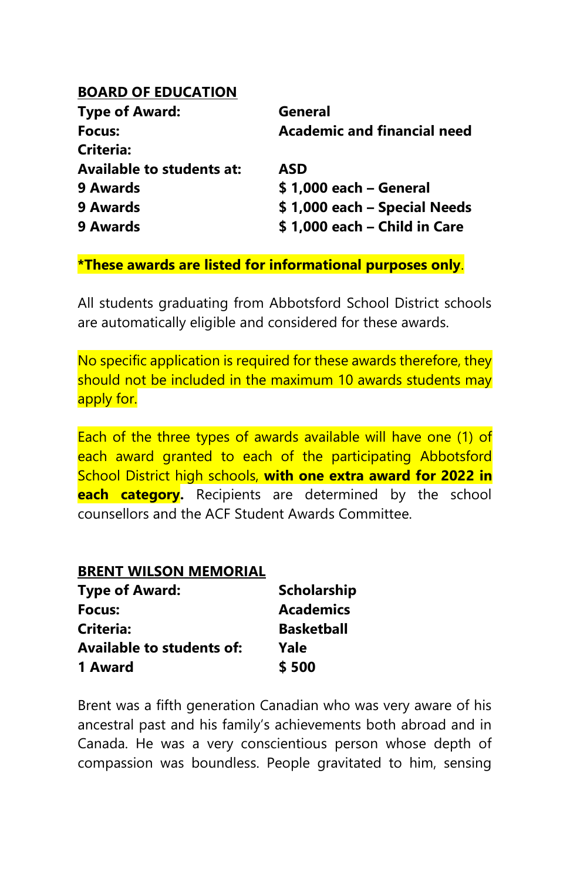**BOARD OF EDUCATION**

| | |
|---|---|
| **Type of Award:** | **General** |
| **Focus:** | **Academic and financial need** |
| **Criteria:** | |
| **Available to students at:** | **ASD** |
| **9 Awards** | **$ 1,000 each – General** |
| **9 Awards** | **$ 1,000 each – Special Needs** |
| **9 Awards** | **$ 1,000 each – Child in Care** |

***These awards are listed for informational purposes only**.

All students graduating from Abbotsford School District schools are automatically eligible and considered for these awards.

No specific application is required for these awards therefore, they should not be included in the maximum 10 awards students may apply for.

Each of the three types of awards available will have one (1) of each award granted to each of the participating Abbotsford School District high schools, **with one extra award for 2022 in each category.** Recipients are determined by the school counsellors and the ACF Student Awards Committee.

**BRENT WILSON MEMORIAL**

| | |
|---|---|
| **Type of Award:** | **Scholarship** |
| **Focus:** | **Academics** |
| **Criteria:** | **Basketball** |
| **Available to students of:** | **Yale** |
| **1 Award** | **$ 500** |

Brent was a fifth generation Canadian who was very aware of his ancestral past and his family's achievements both abroad and in Canada. He was a very conscientious person whose depth of compassion was boundless. People gravitated to him, sensing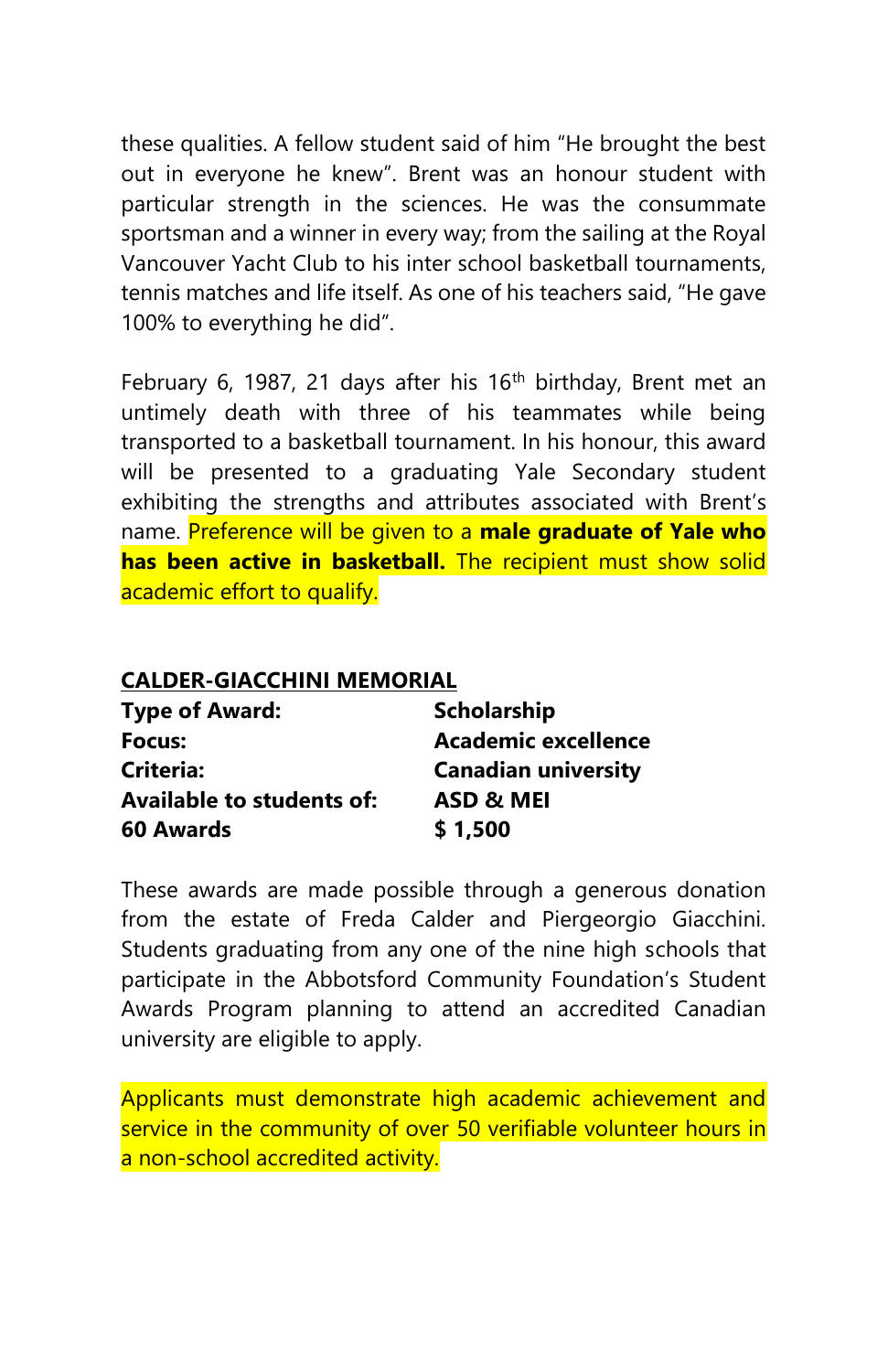these qualities. A fellow student said of him "He brought the best out in everyone he knew". Brent was an honour student with particular strength in the sciences. He was the consummate sportsman and a winner in every way; from the sailing at the Royal Vancouver Yacht Club to his inter school basketball tournaments, tennis matches and life itself. As one of his teachers said, "He gave 100% to everything he did".

February 6, 1987, 21 days after his 16th birthday, Brent met an untimely death with three of his teammates while being transported to a basketball tournament. In his honour, this award will be presented to a graduating Yale Secondary student exhibiting the strengths and attributes associated with Brent's name. Preference will be given to a **male graduate of Yale who has been active in basketball.** The recipient must show solid academic effort to qualify.

## CALDER-GIACCHINI MEMORIAL

| | |
|---|---|
| **Type of Award:** | **Scholarship** |
| **Focus:** | **Academic excellence** |
| **Criteria:** | **Canadian university** |
| **Available to students of:** | **ASD & MEI** |
| **60 Awards** | **$ 1,500** |

These awards are made possible through a generous donation from the estate of Freda Calder and Piergeorgio Giacchini. Students graduating from any one of the nine high schools that participate in the Abbotsford Community Foundation's Student Awards Program planning to attend an accredited Canadian university are eligible to apply.

Applicants must demonstrate high academic achievement and service in the community of over 50 verifiable volunteer hours in a non-school accredited activity.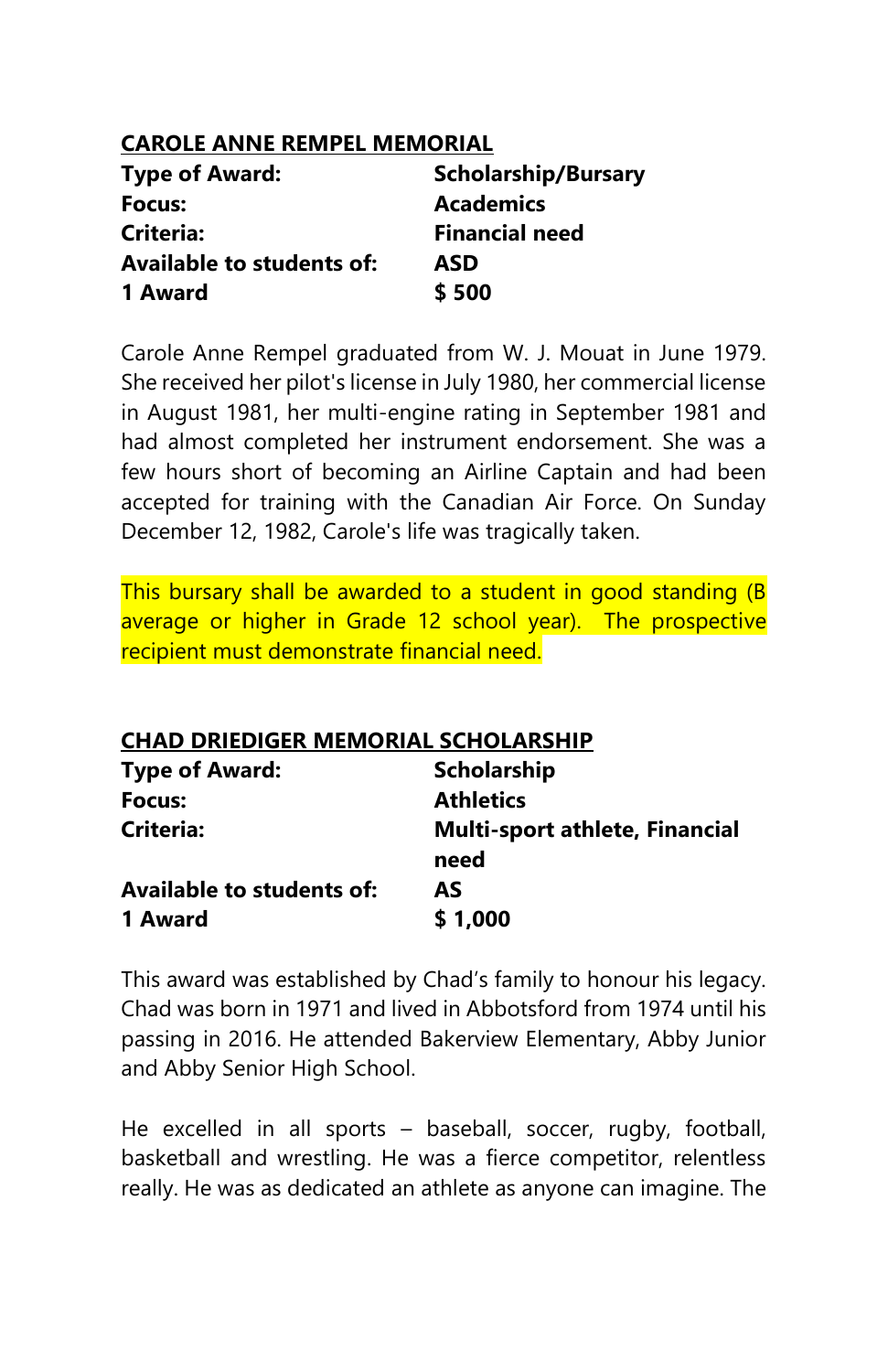## CAROLE ANNE REMPEL MEMORIAL

| | |
|---|---|
| **Type of Award:** | **Scholarship/Bursary** |
| **Focus:** | **Academics** |
| **Criteria:** | **Financial need** |
| **Available to students of:** | **ASD** |
| **1 Award** | **$ 500** |

Carole Anne Rempel graduated from W. J. Mouat in June 1979. She received her pilot's license in July 1980, her commercial license in August 1981, her multi-engine rating in September 1981 and had almost completed her instrument endorsement. She was a few hours short of becoming an Airline Captain and had been accepted for training with the Canadian Air Force. On Sunday December 12, 1982, Carole's life was tragically taken.

This bursary shall be awarded to a student in good standing (B average or higher in Grade 12 school year). The prospective recipient must demonstrate financial need.

## CHAD DRIEDIGER MEMORIAL SCHOLARSHIP

| | |
|---|---|
| **Type of Award:** | **Scholarship** |
| **Focus:** | **Athletics** |
| **Criteria:** | **Multi-sport athlete, Financial need** |
| **Available to students of:** | **AS** |
| **1 Award** | **$ 1,000** |

This award was established by Chad's family to honour his legacy. Chad was born in 1971 and lived in Abbotsford from 1974 until his passing in 2016. He attended Bakerview Elementary, Abby Junior and Abby Senior High School.

He excelled in all sports – baseball, soccer, rugby, football, basketball and wrestling. He was a fierce competitor, relentless really. He was as dedicated an athlete as anyone can imagine. The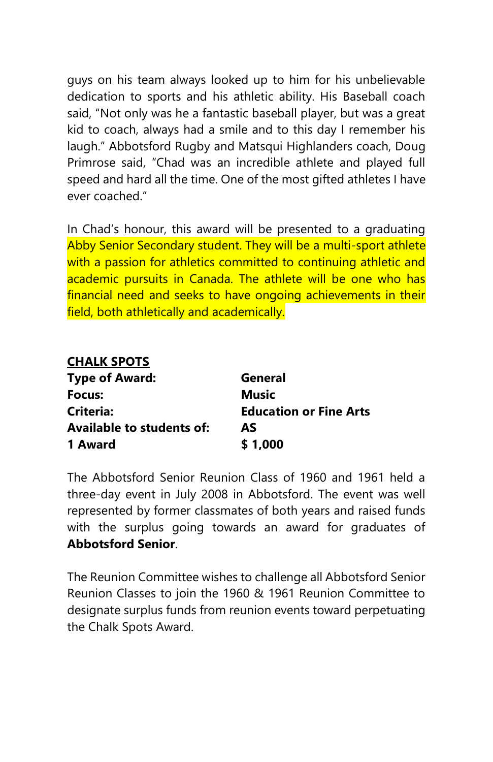guys on his team always looked up to him for his unbelievable dedication to sports and his athletic ability. His Baseball coach said, "Not only was he a fantastic baseball player, but was a great kid to coach, always had a smile and to this day I remember his laugh." Abbotsford Rugby and Matsqui Highlanders coach, Doug Primrose said, "Chad was an incredible athlete and played full speed and hard all the time. One of the most gifted athletes I have ever coached."

In Chad's honour, this award will be presented to a graduating Abby Senior Secondary student. They will be a multi-sport athlete with a passion for athletics committed to continuing athletic and academic pursuits in Canada. The athlete will be one who has financial need and seeks to have ongoing achievements in their field, both athletically and academically.

## CHALK SPOTS

| | |
|---|---|
| **Type of Award:** | **General** |
| **Focus:** | **Music** |
| **Criteria:** | **Education or Fine Arts** |
| **Available to students of:** | **AS** |
| **1 Award** | **$ 1,000** |

The Abbotsford Senior Reunion Class of 1960 and 1961 held a three-day event in July 2008 in Abbotsford. The event was well represented by former classmates of both years and raised funds with the surplus going towards an award for graduates of **Abbotsford Senior**.

The Reunion Committee wishes to challenge all Abbotsford Senior Reunion Classes to join the 1960 & 1961 Reunion Committee to designate surplus funds from reunion events toward perpetuating the Chalk Spots Award.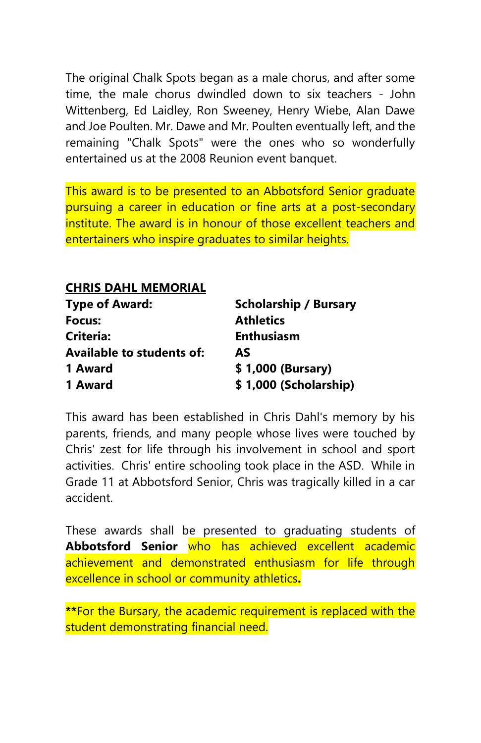The original Chalk Spots began as a male chorus, and after some time, the male chorus dwindled down to six teachers - John Wittenberg, Ed Laidley, Ron Sweeney, Henry Wiebe, Alan Dawe and Joe Poulten. Mr. Dawe and Mr. Poulten eventually left, and the remaining "Chalk Spots" were the ones who so wonderfully entertained us at the 2008 Reunion event banquet.

This award is to be presented to an Abbotsford Senior graduate pursuing a career in education or fine arts at a post-secondary institute. The award is in honour of those excellent teachers and entertainers who inspire graduates to similar heights.

**CHRIS DAHL MEMORIAL**

| | |
|---|---|
| **Type of Award:** | **Scholarship / Bursary** |
| **Focus:** | **Athletics** |
| **Criteria:** | **Enthusiasm** |
| **Available to students of:** | **AS** |
| **1 Award** | **$ 1,000 (Bursary)** |
| **1 Award** | **$ 1,000 (Scholarship)** |

This award has been established in Chris Dahl's memory by his parents, friends, and many people whose lives were touched by Chris' zest for life through his involvement in school and sport activities. Chris' entire schooling took place in the ASD. While in Grade 11 at Abbotsford Senior, Chris was tragically killed in a car accident.

These awards shall be presented to graduating students of **Abbotsford Senior** who has achieved excellent academic achievement and demonstrated enthusiasm for life through excellence in school or community athletics**.**

**For the Bursary, the academic requirement is replaced with the student demonstrating financial need.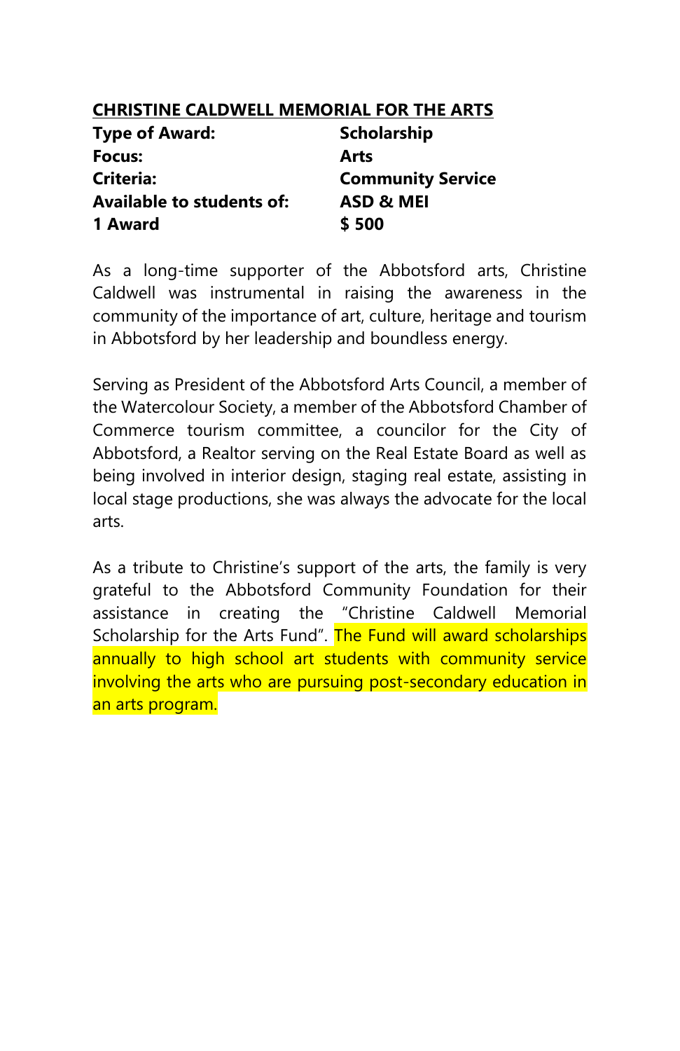## CHRISTINE CALDWELL MEMORIAL FOR THE ARTS

| | |
|---|---|
| **Type of Award:** | **Scholarship** |
| **Focus:** | **Arts** |
| **Criteria:** | **Community Service** |
| **Available to students of:** | **ASD & MEI** |
| **1 Award** | **$ 500** |

As a long-time supporter of the Abbotsford arts, Christine Caldwell was instrumental in raising the awareness in the community of the importance of art, culture, heritage and tourism in Abbotsford by her leadership and boundless energy.

Serving as President of the Abbotsford Arts Council, a member of the Watercolour Society, a member of the Abbotsford Chamber of Commerce tourism committee, a councilor for the City of Abbotsford, a Realtor serving on the Real Estate Board as well as being involved in interior design, staging real estate, assisting in local stage productions, she was always the advocate for the local arts.

As a tribute to Christine's support of the arts, the family is very grateful to the Abbotsford Community Foundation for their assistance in creating the "Christine Caldwell Memorial Scholarship for the Arts Fund". The Fund will award scholarships annually to high school art students with community service involving the arts who are pursuing post-secondary education in an arts program.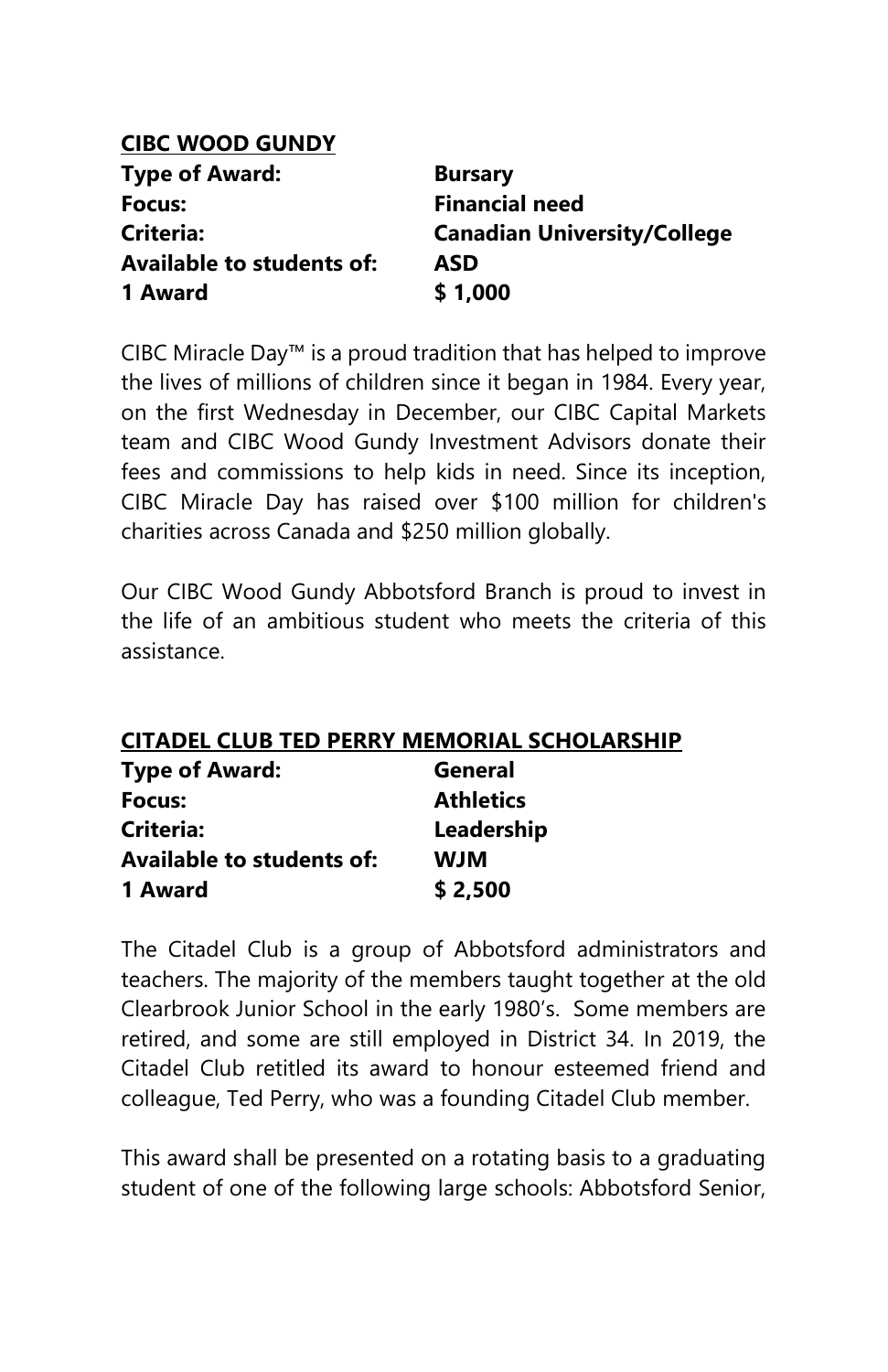**CIBC WOOD GUNDY**

| | |
|---|---|
| **Type of Award:** | **Bursary** |
| **Focus:** | **Financial need** |
| **Criteria:** | **Canadian University/College** |
| **Available to students of:** | **ASD** |
| **1 Award** | **$ 1,000** |

CIBC Miracle Day™ is a proud tradition that has helped to improve the lives of millions of children since it began in 1984. Every year, on the first Wednesday in December, our CIBC Capital Markets team and CIBC Wood Gundy Investment Advisors donate their fees and commissions to help kids in need. Since its inception, CIBC Miracle Day has raised over $100 million for children's charities across Canada and $250 million globally.

Our CIBC Wood Gundy Abbotsford Branch is proud to invest in the life of an ambitious student who meets the criteria of this assistance.

**CITADEL CLUB TED PERRY MEMORIAL SCHOLARSHIP**

| | |
|---|---|
| **Type of Award:** | **General** |
| **Focus:** | **Athletics** |
| **Criteria:** | **Leadership** |
| **Available to students of:** | **WJM** |
| **1 Award** | **$ 2,500** |

The Citadel Club is a group of Abbotsford administrators and teachers. The majority of the members taught together at the old Clearbrook Junior School in the early 1980's. Some members are retired, and some are still employed in District 34. In 2019, the Citadel Club retitled its award to honour esteemed friend and colleague, Ted Perry, who was a founding Citadel Club member.

This award shall be presented on a rotating basis to a graduating student of one of the following large schools: Abbotsford Senior,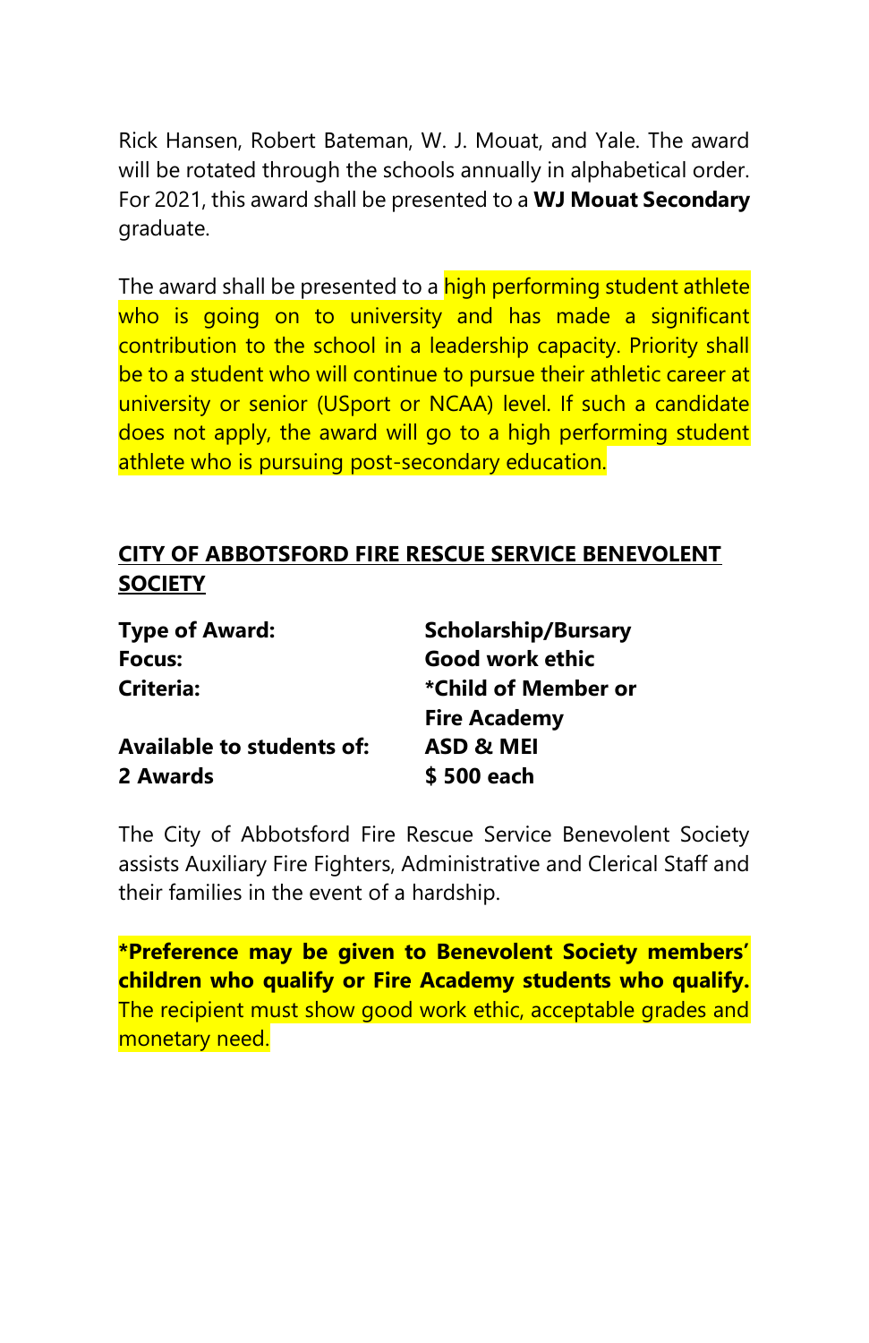Rick Hansen, Robert Bateman, W. J. Mouat, and Yale. The award will be rotated through the schools annually in alphabetical order. For 2021, this award shall be presented to a **WJ Mouat Secondary** graduate.

The award shall be presented to a high performing student athlete who is going on to university and has made a significant contribution to the school in a leadership capacity. Priority shall be to a student who will continue to pursue their athletic career at university or senior (USport or NCAA) level. If such a candidate does not apply, the award will go to a high performing student athlete who is pursuing post-secondary education.

## CITY OF ABBOTSFORD FIRE RESCUE SERVICE BENEVOLENT SOCIETY

| | |
|---|---|
| **Type of Award:** | **Scholarship/Bursary** |
| **Focus:** | **Good work ethic** |
| **Criteria:** | **\*Child of Member or Fire Academy** |
| **Available to students of:** | **ASD & MEI** |
| **2 Awards** | **$ 500 each** |

The City of Abbotsford Fire Rescue Service Benevolent Society assists Auxiliary Fire Fighters, Administrative and Clerical Staff and their families in the event of a hardship.

**\*Preference may be given to Benevolent Society members' children who qualify or Fire Academy students who qualify.** The recipient must show good work ethic, acceptable grades and monetary need.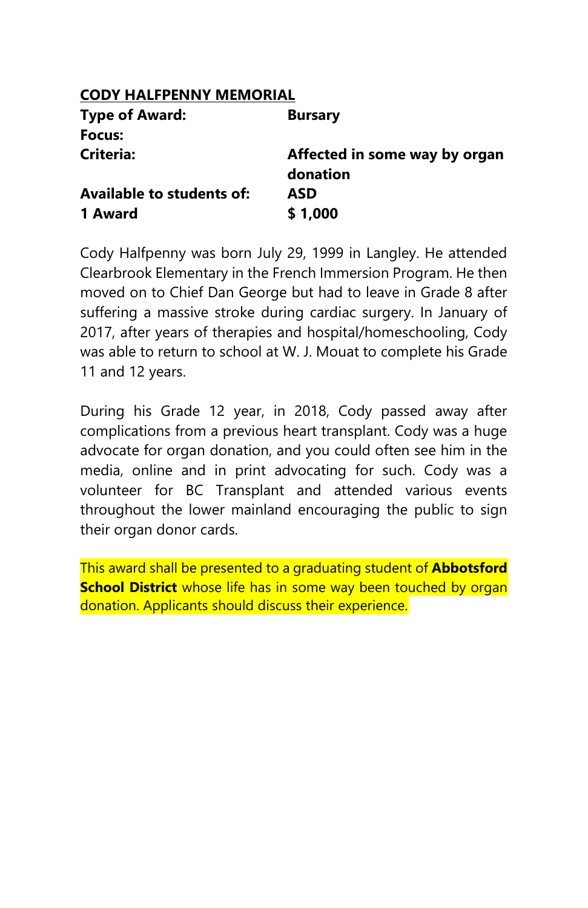**<u>CODY HALFPENNY MEMORIAL</u>**

| | |
|---|---|
| **Type of Award:** | **Bursary** |
| **Focus:** | |
| **Criteria:** | **Affected in some way by organ donation** |
| **Available to students of:** | **ASD** |
| **1 Award** | **$ 1,000** |

Cody Halfpenny was born July 29, 1999 in Langley. He attended Clearbrook Elementary in the French Immersion Program. He then moved on to Chief Dan George but had to leave in Grade 8 after suffering a massive stroke during cardiac surgery. In January of 2017, after years of therapies and hospital/homeschooling, Cody was able to return to school at W. J. Mouat to complete his Grade 11 and 12 years.

During his Grade 12 year, in 2018, Cody passed away after complications from a previous heart transplant. Cody was a huge advocate for organ donation, and you could often see him in the media, online and in print advocating for such. Cody was a volunteer for BC Transplant and attended various events throughout the lower mainland encouraging the public to sign their organ donor cards.

This award shall be presented to a graduating student of **Abbotsford School District** whose life has in some way been touched by organ donation. Applicants should discuss their experience.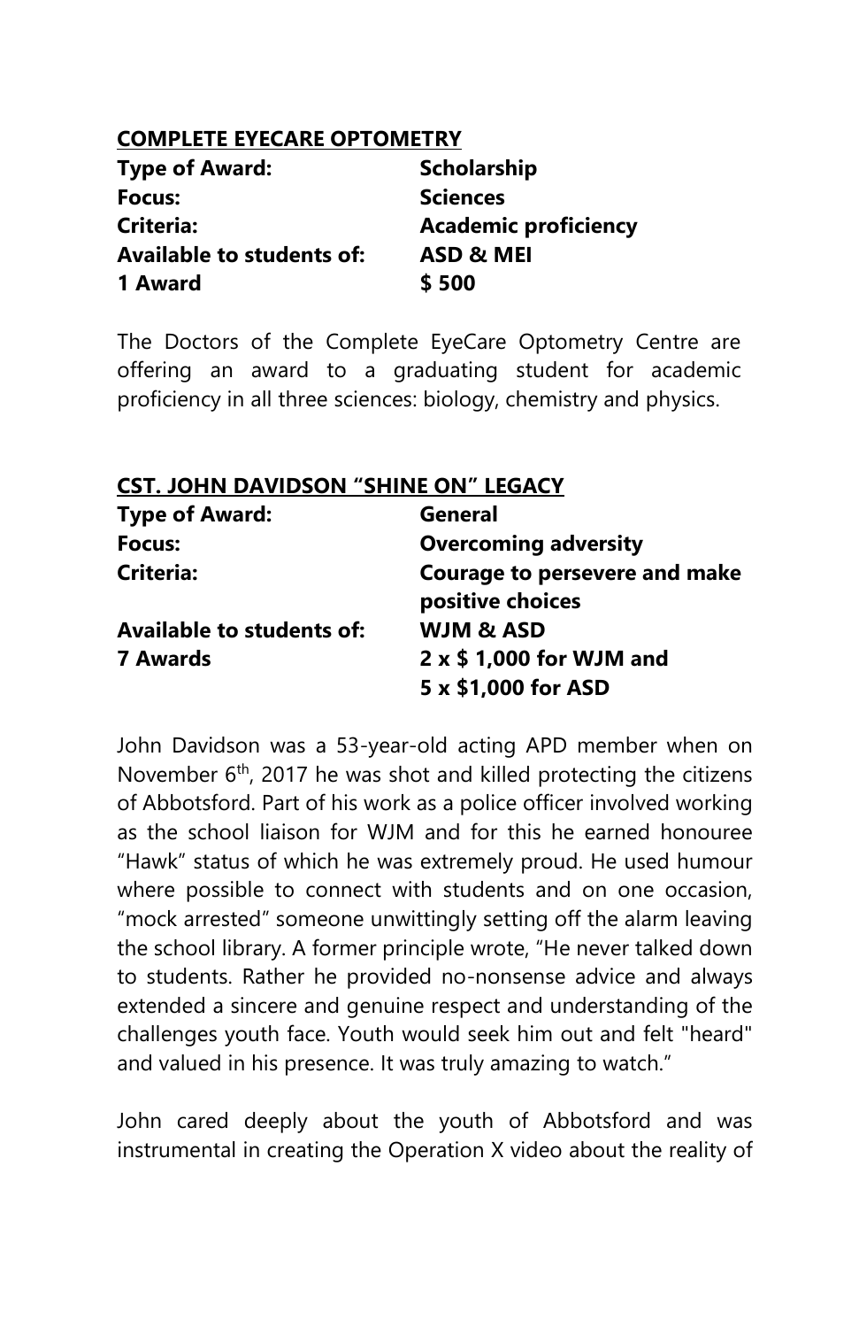**COMPLETE EYECARE OPTOMETRY**

| | |
|---|---|
| **Type of Award:** | **Scholarship** |
| **Focus:** | **Sciences** |
| **Criteria:** | **Academic proficiency** |
| **Available to students of:** | **ASD & MEI** |
| **1 Award** | **$ 500** |

The Doctors of the Complete EyeCare Optometry Centre are offering an award to a graduating student for academic proficiency in all three sciences: biology, chemistry and physics.

**CST. JOHN DAVIDSON "SHINE ON" LEGACY**

| | |
|---|---|
| **Type of Award:** | **General** |
| **Focus:** | **Overcoming adversity** |
| **Criteria:** | **Courage to persevere and make positive choices** |
| **Available to students of:** | **WJM & ASD** |
| **7 Awards** | **2 x $ 1,000 for WJM and 5 x $1,000 for ASD** |

John Davidson was a 53-year-old acting APD member when on November 6th, 2017 he was shot and killed protecting the citizens of Abbotsford. Part of his work as a police officer involved working as the school liaison for WJM and for this he earned honouree "Hawk" status of which he was extremely proud. He used humour where possible to connect with students and on one occasion, "mock arrested" someone unwittingly setting off the alarm leaving the school library. A former principle wrote, "He never talked down to students. Rather he provided no-nonsense advice and always extended a sincere and genuine respect and understanding of the challenges youth face. Youth would seek him out and felt "heard" and valued in his presence. It was truly amazing to watch."

John cared deeply about the youth of Abbotsford and was instrumental in creating the Operation X video about the reality of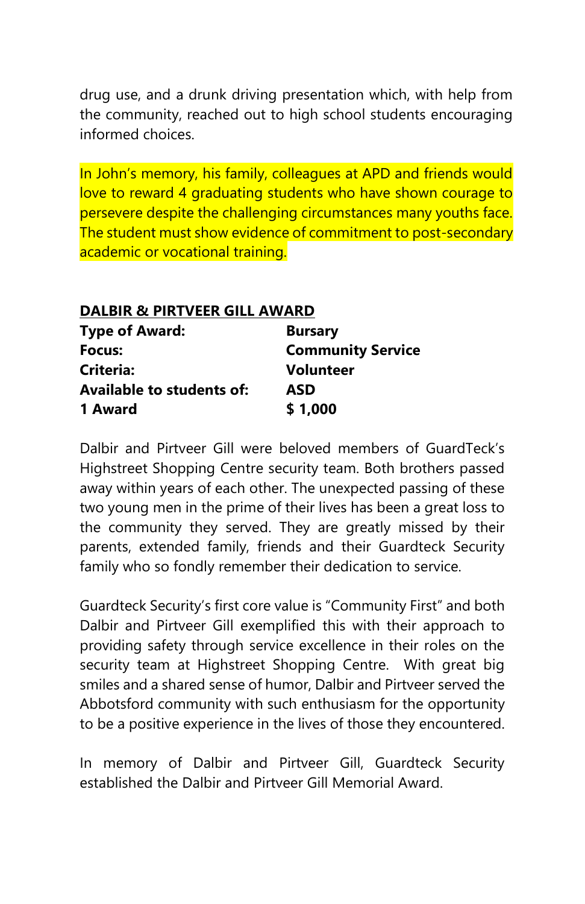drug use, and a drunk driving presentation which, with help from the community, reached out to high school students encouraging informed choices.

In John's memory, his family, colleagues at APD and friends would love to reward 4 graduating students who have shown courage to persevere despite the challenging circumstances many youths face. The student must show evidence of commitment to post-secondary academic or vocational training.

## DALBIR & PIRTVEER GILL AWARD

| | |
|---|---|
| **Type of Award:** | **Bursary** |
| **Focus:** | **Community Service** |
| **Criteria:** | **Volunteer** |
| **Available to students of:** | **ASD** |
| **1 Award** | **$ 1,000** |

Dalbir and Pirtveer Gill were beloved members of GuardTeck's Highstreet Shopping Centre security team. Both brothers passed away within years of each other. The unexpected passing of these two young men in the prime of their lives has been a great loss to the community they served. They are greatly missed by their parents, extended family, friends and their Guardteck Security family who so fondly remember their dedication to service.

Guardteck Security's first core value is "Community First" and both Dalbir and Pirtveer Gill exemplified this with their approach to providing safety through service excellence in their roles on the security team at Highstreet Shopping Centre. With great big smiles and a shared sense of humor, Dalbir and Pirtveer served the Abbotsford community with such enthusiasm for the opportunity to be a positive experience in the lives of those they encountered.

In memory of Dalbir and Pirtveer Gill, Guardteck Security established the Dalbir and Pirtveer Gill Memorial Award.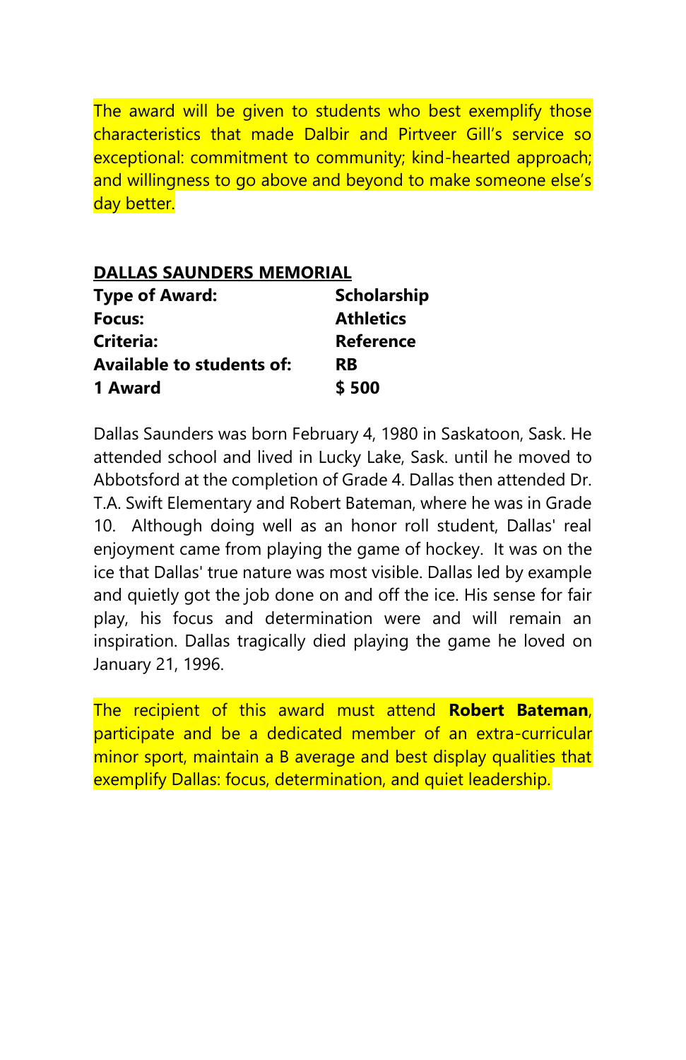The award will be given to students who best exemplify those characteristics that made Dalbir and Pirtveer Gill's service so exceptional: commitment to community; kind-hearted approach; and willingness to go above and beyond to make someone else's day better.

## DALLAS SAUNDERS MEMORIAL

| | |
|---|---|
| **Type of Award:** | **Scholarship** |
| **Focus:** | **Athletics** |
| **Criteria:** | **Reference** |
| **Available to students of:** | **RB** |
| **1 Award** | **$ 500** |

Dallas Saunders was born February 4, 1980 in Saskatoon, Sask. He attended school and lived in Lucky Lake, Sask. until he moved to Abbotsford at the completion of Grade 4. Dallas then attended Dr. T.A. Swift Elementary and Robert Bateman, where he was in Grade 10. Although doing well as an honor roll student, Dallas' real enjoyment came from playing the game of hockey. It was on the ice that Dallas' true nature was most visible. Dallas led by example and quietly got the job done on and off the ice. His sense for fair play, his focus and determination were and will remain an inspiration. Dallas tragically died playing the game he loved on January 21, 1996.

The recipient of this award must attend **Robert Bateman**, participate and be a dedicated member of an extra-curricular minor sport, maintain a B average and best display qualities that exemplify Dallas: focus, determination, and quiet leadership.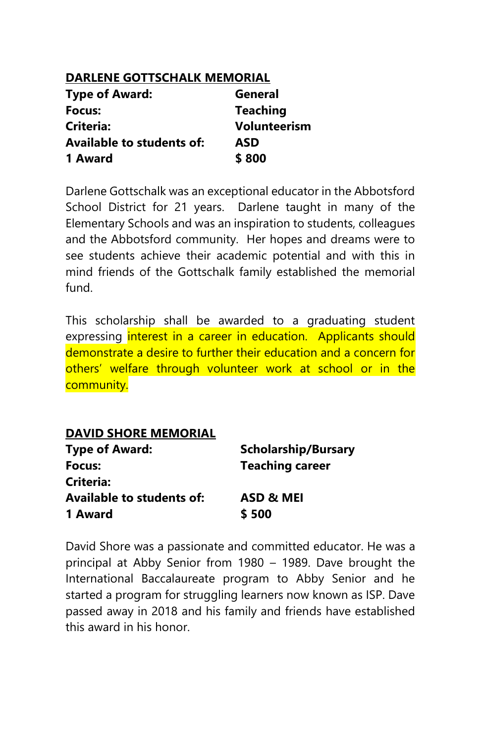## DARLENE GOTTSCHALK MEMORIAL

| | |
|---|---|
| **Type of Award:** | **General** |
| **Focus:** | **Teaching** |
| **Criteria:** | **Volunteerism** |
| **Available to students of:** | **ASD** |
| **1 Award** | **$ 800** |

Darlene Gottschalk was an exceptional educator in the Abbotsford School District for 21 years. Darlene taught in many of the Elementary Schools and was an inspiration to students, colleagues and the Abbotsford community. Her hopes and dreams were to see students achieve their academic potential and with this in mind friends of the Gottschalk family established the memorial fund.

This scholarship shall be awarded to a graduating student expressing interest in a career in education. Applicants should demonstrate a desire to further their education and a concern for others' welfare through volunteer work at school or in the community.

## DAVID SHORE MEMORIAL

| | |
|---|---|
| **Type of Award:** | **Scholarship/Bursary** |
| **Focus:** | **Teaching career** |
| **Criteria:** | |
| **Available to students of:** | **ASD & MEI** |
| **1 Award** | **$ 500** |

David Shore was a passionate and committed educator. He was a principal at Abby Senior from 1980 – 1989. Dave brought the International Baccalaureate program to Abby Senior and he started a program for struggling learners now known as ISP. Dave passed away in 2018 and his family and friends have established this award in his honor.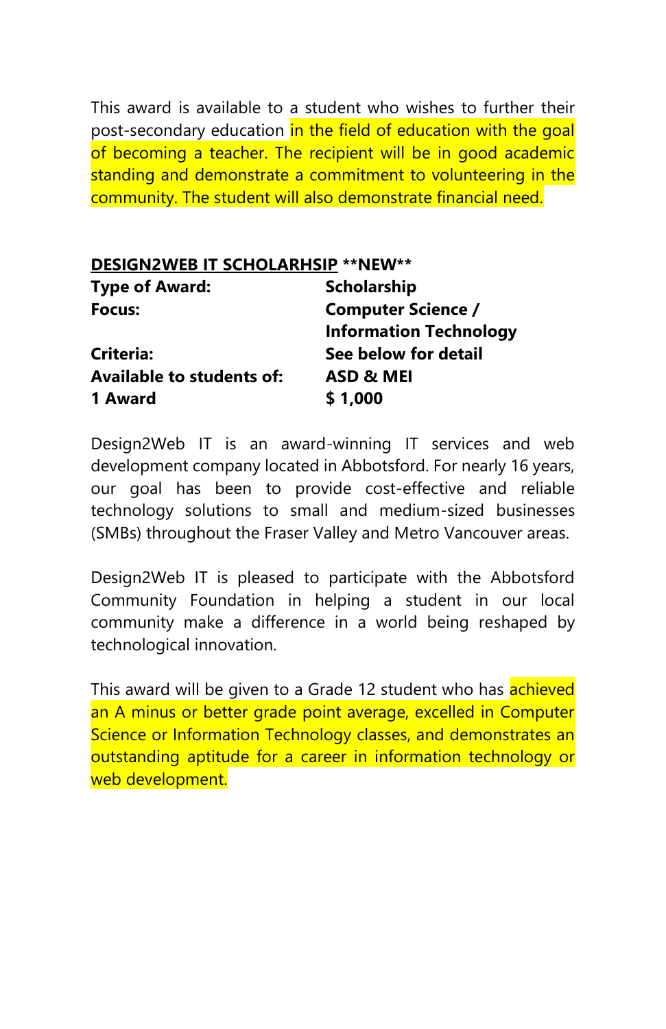This award is available to a student who wishes to further their post-secondary education in the field of education with the goal of becoming a teacher. The recipient will be in good academic standing and demonstrate a commitment to volunteering in the community. The student will also demonstrate financial need.

**DESIGN2WEB IT SCHOLARHSIP** **\*\*NEW\*\***

| | |
|---|---|
| **Type of Award:** | **Scholarship** |
| **Focus:** | **Computer Science / Information Technology** |
| **Criteria:** | **See below for detail** |
| **Available to students of:** | **ASD & MEI** |
| **1 Award** | **$ 1,000** |

Design2Web IT is an award-winning IT services and web development company located in Abbotsford. For nearly 16 years, our goal has been to provide cost-effective and reliable technology solutions to small and medium-sized businesses (SMBs) throughout the Fraser Valley and Metro Vancouver areas.

Design2Web IT is pleased to participate with the Abbotsford Community Foundation in helping a student in our local community make a difference in a world being reshaped by technological innovation.

This award will be given to a Grade 12 student who has achieved an A minus or better grade point average, excelled in Computer Science or Information Technology classes, and demonstrates an outstanding aptitude for a career in information technology or web development.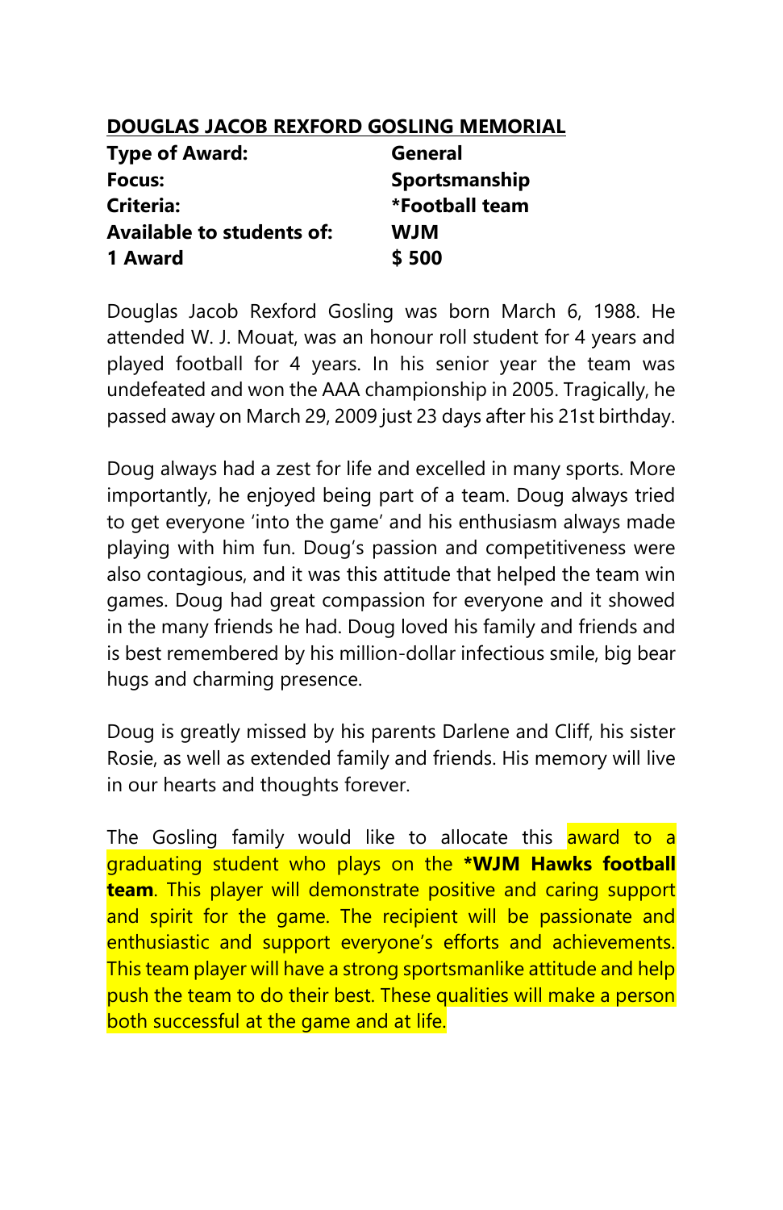**DOUGLAS JACOB REXFORD GOSLING MEMORIAL**

| | |
|---|---|
| **Type of Award:** | **General** |
| **Focus:** | **Sportsmanship** |
| **Criteria:** | **\*Football team** |
| **Available to students of:** | **WJM** |
| **1 Award** | **$ 500** |

Douglas Jacob Rexford Gosling was born March 6, 1988. He attended W. J. Mouat, was an honour roll student for 4 years and played football for 4 years. In his senior year the team was undefeated and won the AAA championship in 2005. Tragically, he passed away on March 29, 2009 just 23 days after his 21st birthday.

Doug always had a zest for life and excelled in many sports. More importantly, he enjoyed being part of a team. Doug always tried to get everyone 'into the game' and his enthusiasm always made playing with him fun. Doug's passion and competitiveness were also contagious, and it was this attitude that helped the team win games. Doug had great compassion for everyone and it showed in the many friends he had. Doug loved his family and friends and is best remembered by his million-dollar infectious smile, big bear hugs and charming presence.

Doug is greatly missed by his parents Darlene and Cliff, his sister Rosie, as well as extended family and friends. His memory will live in our hearts and thoughts forever.

The Gosling family would like to allocate this award to a graduating student who plays on the ***WJM Hawks football team**. This player will demonstrate positive and caring support and spirit for the game. The recipient will be passionate and enthusiastic and support everyone's efforts and achievements. This team player will have a strong sportsmanlike attitude and help push the team to do their best. These qualities will make a person both successful at the game and at life.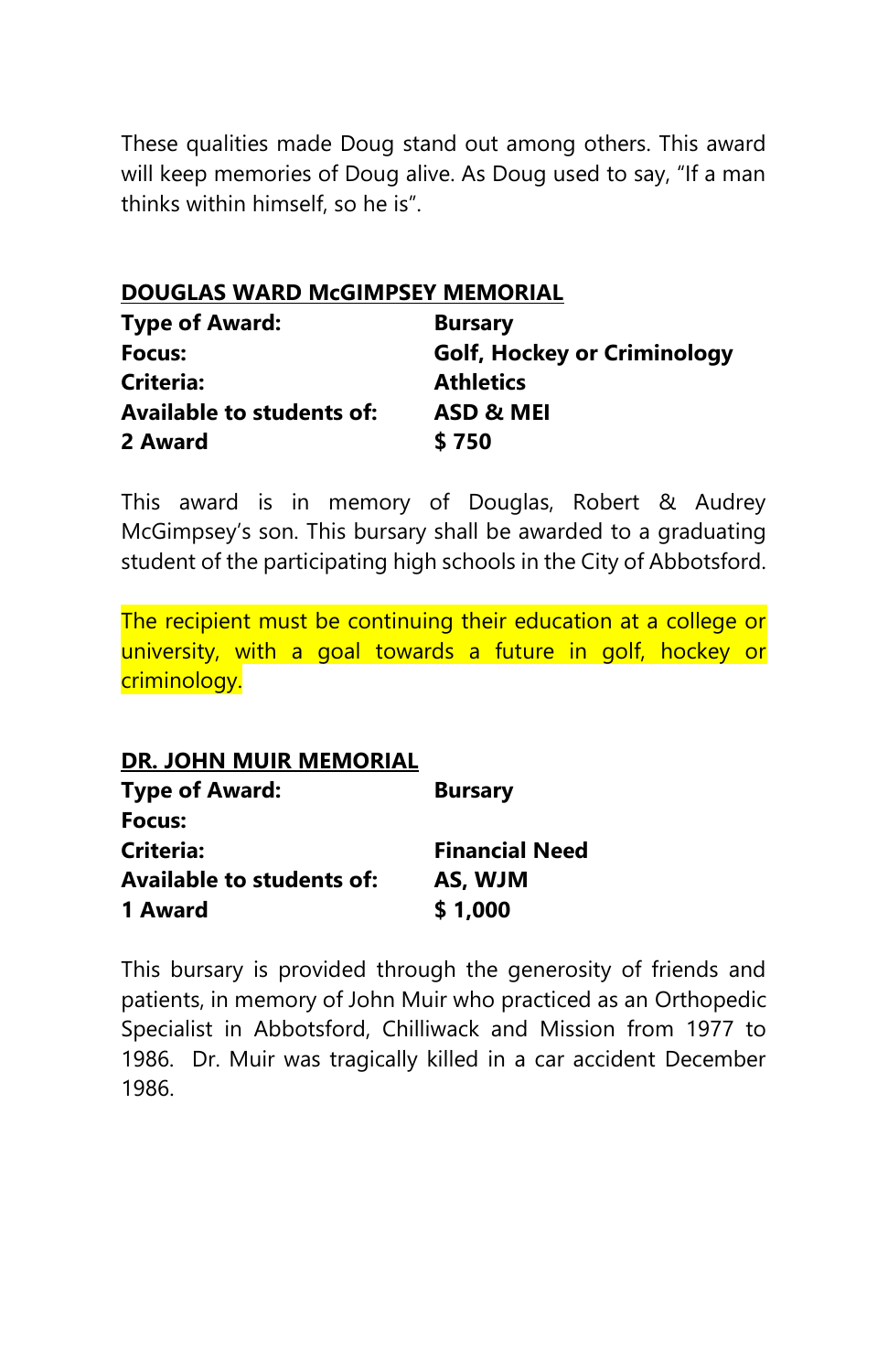These qualities made Doug stand out among others. This award will keep memories of Doug alive. As Doug used to say, "If a man thinks within himself, so he is".

## DOUGLAS WARD McGIMPSEY MEMORIAL

| | |
|---|---|
| **Type of Award:** | **Bursary** |
| **Focus:** | **Golf, Hockey or Criminology** |
| **Criteria:** | **Athletics** |
| **Available to students of:** | **ASD & MEI** |
| **2 Award** | **$ 750** |

This award is in memory of Douglas, Robert & Audrey McGimpsey's son. This bursary shall be awarded to a graduating student of the participating high schools in the City of Abbotsford.

The recipient must be continuing their education at a college or university, with a goal towards a future in golf, hockey or criminology.

## DR. JOHN MUIR MEMORIAL

| | |
|---|---|
| **Type of Award:** | **Bursary** |
| **Focus:** | |
| **Criteria:** | **Financial Need** |
| **Available to students of:** | **AS, WJM** |
| **1 Award** | **$ 1,000** |

This bursary is provided through the generosity of friends and patients, in memory of John Muir who practiced as an Orthopedic Specialist in Abbotsford, Chilliwack and Mission from 1977 to 1986. Dr. Muir was tragically killed in a car accident December 1986.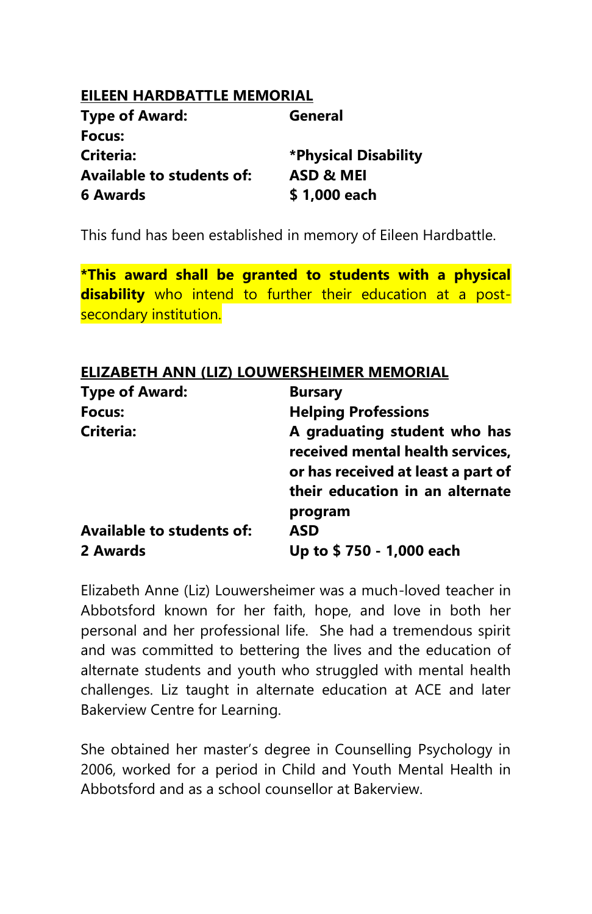## EILEEN HARDBATTLE MEMORIAL

| | |
|---|---|
| **Type of Award:** | **General** |
| **Focus:** | |
| **Criteria:** | ***Physical Disability** |
| **Available to students of:** | **ASD & MEI** |
| **6 Awards** | **$ 1,000 each** |

This fund has been established in memory of Eileen Hardbattle.

***This award shall be granted to students with a physical disability** who intend to further their education at a post-secondary institution.

## ELIZABETH ANN (LIZ) LOUWERSHEIMER MEMORIAL

| | |
|---|---|
| **Type of Award:** | **Bursary** |
| **Focus:** | **Helping Professions** |
| **Criteria:** | **A graduating student who has received mental health services, or has received at least a part of their education in an alternate program** |
| **Available to students of:** | **ASD** |
| **2 Awards** | **Up to $ 750 - 1,000 each** |

Elizabeth Anne (Liz) Louwersheimer was a much-loved teacher in Abbotsford known for her faith, hope, and love in both her personal and her professional life. She had a tremendous spirit and was committed to bettering the lives and the education of alternate students and youth who struggled with mental health challenges. Liz taught in alternate education at ACE and later Bakerview Centre for Learning.

She obtained her master's degree in Counselling Psychology in 2006, worked for a period in Child and Youth Mental Health in Abbotsford and as a school counsellor at Bakerview.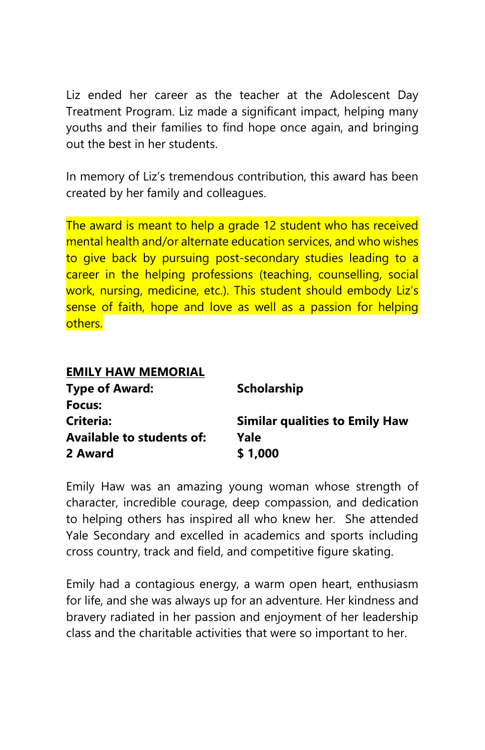Liz ended her career as the teacher at the Adolescent Day Treatment Program. Liz made a significant impact, helping many youths and their families to find hope once again, and bringing out the best in her students.

In memory of Liz's tremendous contribution, this award has been created by her family and colleagues.

The award is meant to help a grade 12 student who has received mental health and/or alternate education services, and who wishes to give back by pursuing post-secondary studies leading to a career in the helping professions (teaching, counselling, social work, nursing, medicine, etc.). This student should embody Liz's sense of faith, hope and love as well as a passion for helping others.

**EMILY HAW MEMORIAL**

| | |
|---|---|
| **Type of Award:** | **Scholarship** |
| **Focus:** | |
| **Criteria:** | **Similar qualities to Emily Haw** |
| **Available to students of:** | **Yale** |
| **2 Award** | **$ 1,000** |

Emily Haw was an amazing young woman whose strength of character, incredible courage, deep compassion, and dedication to helping others has inspired all who knew her. She attended Yale Secondary and excelled in academics and sports including cross country, track and field, and competitive figure skating.

Emily had a contagious energy, a warm open heart, enthusiasm for life, and she was always up for an adventure. Her kindness and bravery radiated in her passion and enjoyment of her leadership class and the charitable activities that were so important to her.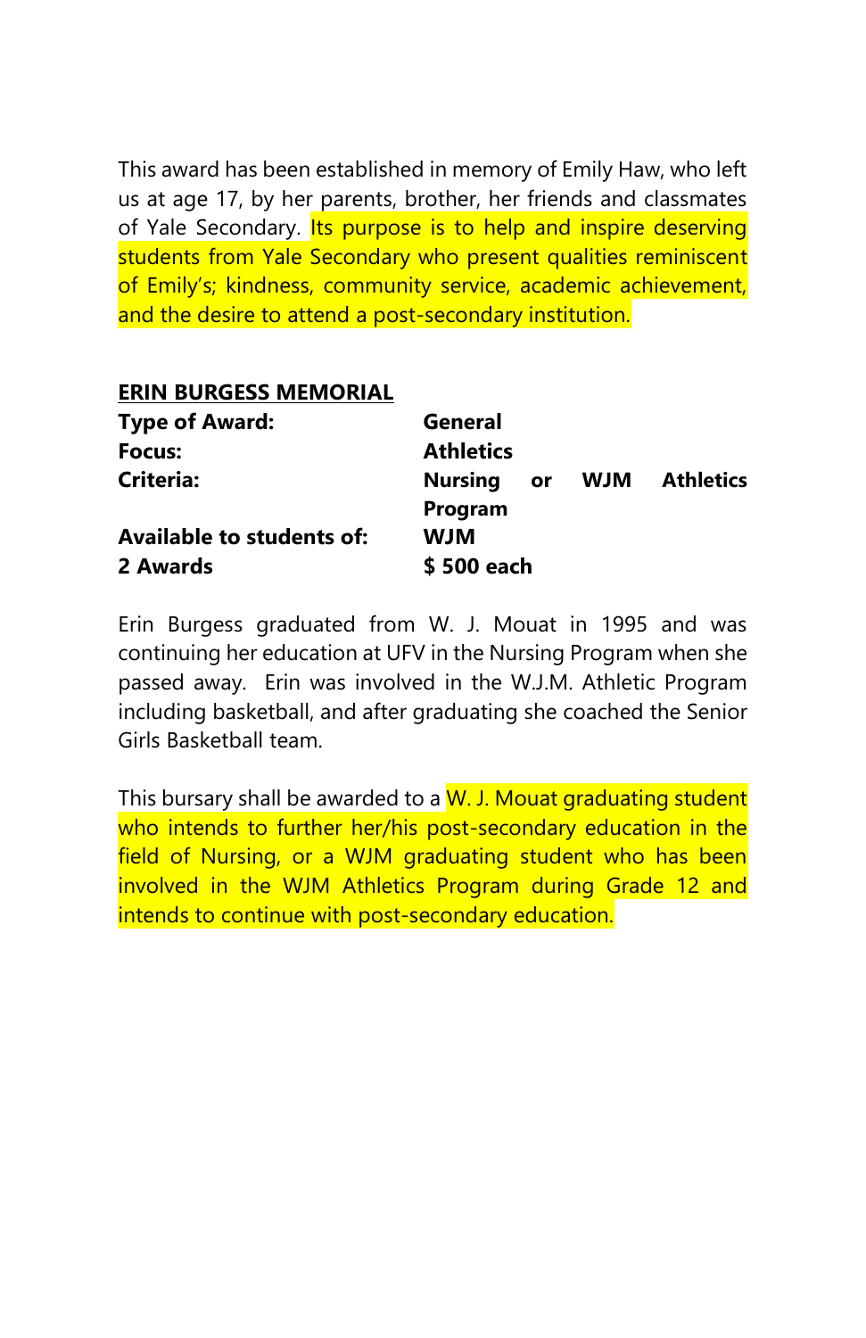This award has been established in memory of Emily Haw, who left us at age 17, by her parents, brother, her friends and classmates of Yale Secondary. Its purpose is to help and inspire deserving students from Yale Secondary who present qualities reminiscent of Emily's; kindness, community service, academic achievement, and the desire to attend a post-secondary institution.

**ERIN BURGESS MEMORIAL**

| | |
|---|---|
| **Type of Award:** | **General** |
| **Focus:** | **Athletics** |
| **Criteria:** | **Nursing or WJM Athletics Program** |
| **Available to students of:** | **WJM** |
| **2 Awards** | **$ 500 each** |

Erin Burgess graduated from W. J. Mouat in 1995 and was continuing her education at UFV in the Nursing Program when she passed away. Erin was involved in the W.J.M. Athletic Program including basketball, and after graduating she coached the Senior Girls Basketball team.

This bursary shall be awarded to a W. J. Mouat graduating student who intends to further her/his post-secondary education in the field of Nursing, or a WJM graduating student who has been involved in the WJM Athletics Program during Grade 12 and intends to continue with post-secondary education.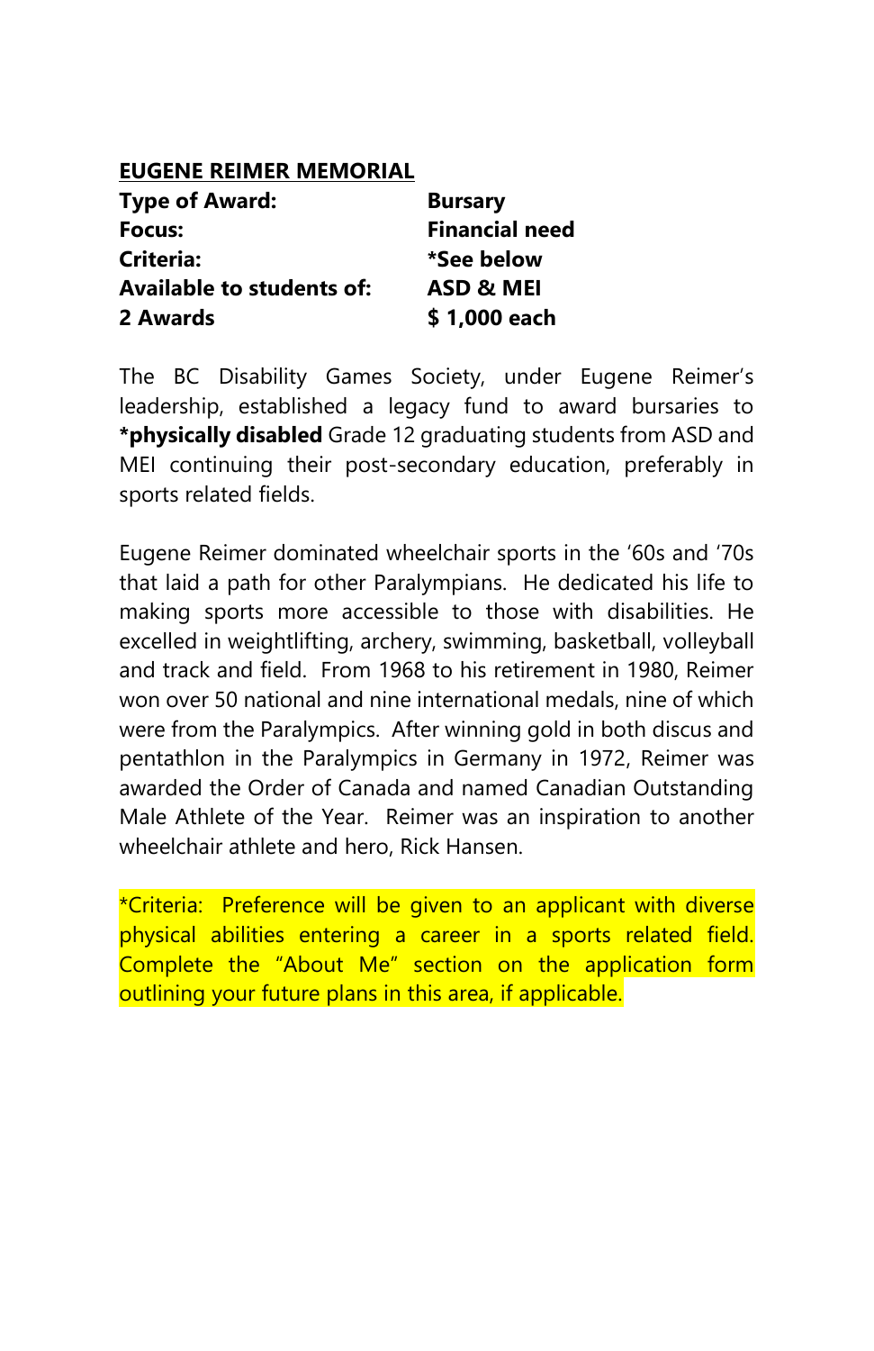**EUGENE REIMER MEMORIAL**

| | |
|---|---|
| **Type of Award:** | **Bursary** |
| **Focus:** | **Financial need** |
| **Criteria:** | ***See below** |
| **Available to students of:** | **ASD & MEI** |
| **2 Awards** | **$ 1,000 each** |

The BC Disability Games Society, under Eugene Reimer's leadership, established a legacy fund to award bursaries to ***physically disabled** Grade 12 graduating students from ASD and MEI continuing their post-secondary education, preferably in sports related fields.

Eugene Reimer dominated wheelchair sports in the '60s and '70s that laid a path for other Paralympians. He dedicated his life to making sports more accessible to those with disabilities. He excelled in weightlifting, archery, swimming, basketball, volleyball and track and field. From 1968 to his retirement in 1980, Reimer won over 50 national and nine international medals, nine of which were from the Paralympics. After winning gold in both discus and pentathlon in the Paralympics in Germany in 1972, Reimer was awarded the Order of Canada and named Canadian Outstanding Male Athlete of the Year. Reimer was an inspiration to another wheelchair athlete and hero, Rick Hansen.

*Criteria: Preference will be given to an applicant with diverse physical abilities entering a career in a sports related field. Complete the "About Me" section on the application form outlining your future plans in this area, if applicable.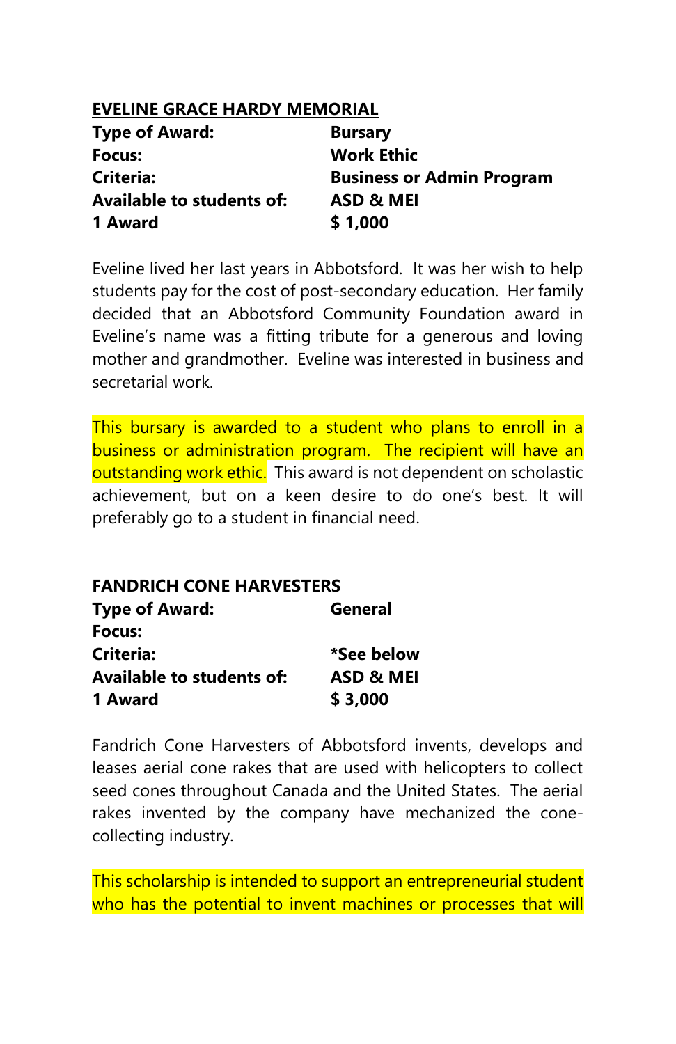## EVELINE GRACE HARDY MEMORIAL

| | |
|---|---|
| **Type of Award:** | **Bursary** |
| **Focus:** | **Work Ethic** |
| **Criteria:** | **Business or Admin Program** |
| **Available to students of:** | **ASD & MEI** |
| **1 Award** | **$ 1,000** |

Eveline lived her last years in Abbotsford. It was her wish to help students pay for the cost of post-secondary education. Her family decided that an Abbotsford Community Foundation award in Eveline's name was a fitting tribute for a generous and loving mother and grandmother. Eveline was interested in business and secretarial work.

This bursary is awarded to a student who plans to enroll in a business or administration program. The recipient will have an outstanding work ethic. This award is not dependent on scholastic achievement, but on a keen desire to do one's best. It will preferably go to a student in financial need.

## FANDRICH CONE HARVESTERS

| | |
|---|---|
| **Type of Award:** | **General** |
| **Focus:** | |
| **Criteria:** | ***See below** |
| **Available to students of:** | **ASD & MEI** |
| **1 Award** | **$ 3,000** |

Fandrich Cone Harvesters of Abbotsford invents, develops and leases aerial cone rakes that are used with helicopters to collect seed cones throughout Canada and the United States. The aerial rakes invented by the company have mechanized the cone-collecting industry.

This scholarship is intended to support an entrepreneurial student who has the potential to invent machines or processes that will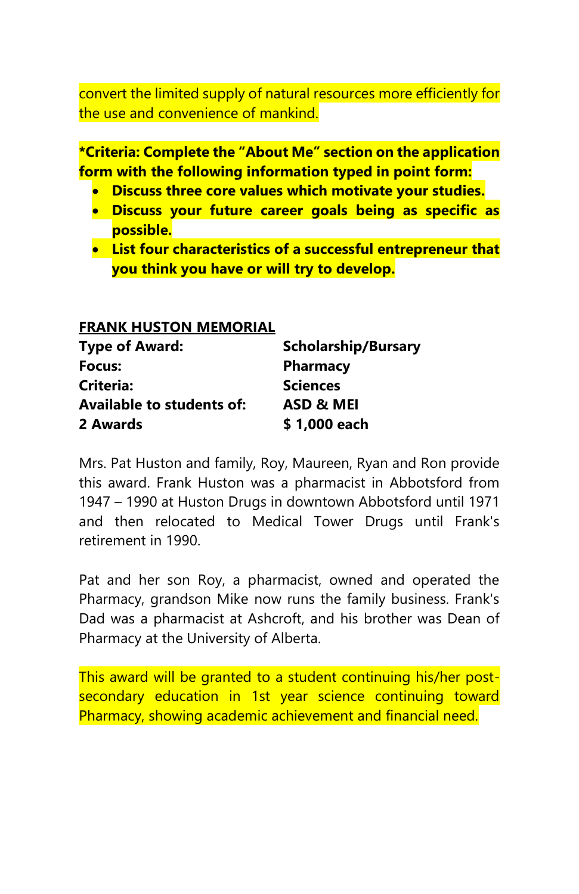convert the limited supply of natural resources more efficiently for the use and convenience of mankind.

**\*Criteria: Complete the "About Me" section on the application form with the following information typed in point form:**

- **Discuss three core values which motivate your studies.**
- **Discuss your future career goals being as specific as possible.**
- **List four characteristics of a successful entrepreneur that you think you have or will try to develop.**

## FRANK HUSTON MEMORIAL

| | |
|---|---|
| **Type of Award:** | **Scholarship/Bursary** |
| **Focus:** | **Pharmacy** |
| **Criteria:** | **Sciences** |
| **Available to students of:** | **ASD & MEI** |
| **2 Awards** | **$ 1,000 each** |

Mrs. Pat Huston and family, Roy, Maureen, Ryan and Ron provide this award. Frank Huston was a pharmacist in Abbotsford from 1947 – 1990 at Huston Drugs in downtown Abbotsford until 1971 and then relocated to Medical Tower Drugs until Frank's retirement in 1990.

Pat and her son Roy, a pharmacist, owned and operated the Pharmacy, grandson Mike now runs the family business. Frank's Dad was a pharmacist at Ashcroft, and his brother was Dean of Pharmacy at the University of Alberta.

This award will be granted to a student continuing his/her post-secondary education in 1st year science continuing toward Pharmacy, showing academic achievement and financial need.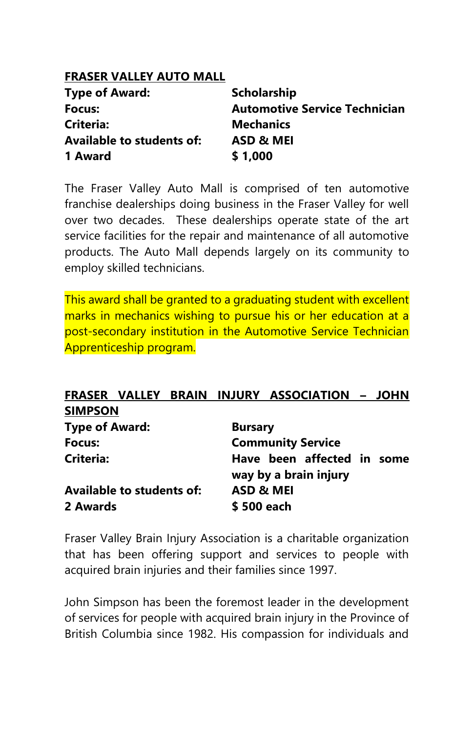## FRASER VALLEY AUTO MALL

| | |
|---|---|
| **Type of Award:** | **Scholarship** |
| **Focus:** | **Automotive Service Technician** |
| **Criteria:** | **Mechanics** |
| **Available to students of:** | **ASD & MEI** |
| **1 Award** | **$ 1,000** |

The Fraser Valley Auto Mall is comprised of ten automotive franchise dealerships doing business in the Fraser Valley for well over two decades. These dealerships operate state of the art service facilities for the repair and maintenance of all automotive products. The Auto Mall depends largely on its community to employ skilled technicians.

This award shall be granted to a graduating student with excellent marks in mechanics wishing to pursue his or her education at a post-secondary institution in the Automotive Service Technician Apprenticeship program.

## FRASER VALLEY BRAIN INJURY ASSOCIATION – JOHN SIMPSON

| | |
|---|---|
| **Type of Award:** | **Bursary** |
| **Focus:** | **Community Service** |
| **Criteria:** | **Have been affected in some way by a brain injury** |
| **Available to students of:** | **ASD & MEI** |
| **2 Awards** | **$ 500 each** |

Fraser Valley Brain Injury Association is a charitable organization that has been offering support and services to people with acquired brain injuries and their families since 1997.

John Simpson has been the foremost leader in the development of services for people with acquired brain injury in the Province of British Columbia since 1982. His compassion for individuals and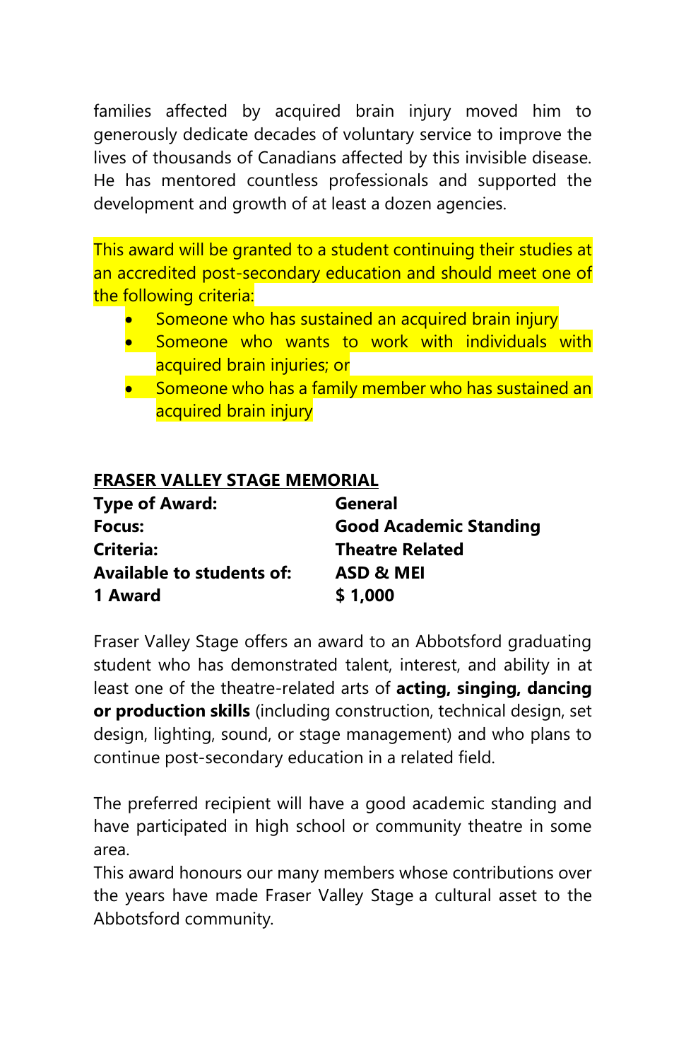families affected by acquired brain injury moved him to generously dedicate decades of voluntary service to improve the lives of thousands of Canadians affected by this invisible disease. He has mentored countless professionals and supported the development and growth of at least a dozen agencies.

This award will be granted to a student continuing their studies at an accredited post-secondary education and should meet one of the following criteria:

- Someone who has sustained an acquired brain injury
- Someone who wants to work with individuals with acquired brain injuries; or
- Someone who has a family member who has sustained an acquired brain injury

## FRASER VALLEY STAGE MEMORIAL

| | |
|---|---|
| **Type of Award:** | **General** |
| **Focus:** | **Good Academic Standing** |
| **Criteria:** | **Theatre Related** |
| **Available to students of:** | **ASD & MEI** |
| **1 Award** | **$ 1,000** |

Fraser Valley Stage offers an award to an Abbotsford graduating student who has demonstrated talent, interest, and ability in at least one of the theatre-related arts of **acting, singing, dancing or production skills** (including construction, technical design, set design, lighting, sound, or stage management) and who plans to continue post-secondary education in a related field.

The preferred recipient will have a good academic standing and have participated in high school or community theatre in some area.
This award honours our many members whose contributions over the years have made Fraser Valley Stage a cultural asset to the Abbotsford community.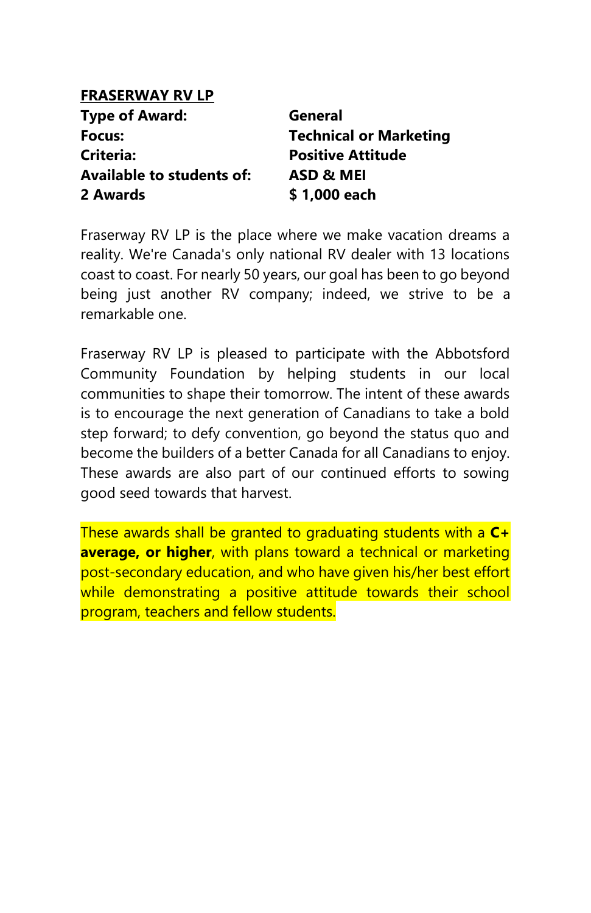**<u>FRASERWAY RV LP</u>**

| | |
|---|---|
| **Type of Award:** | **General** |
| **Focus:** | **Technical or Marketing** |
| **Criteria:** | **Positive Attitude** |
| **Available to students of:** | **ASD & MEI** |
| **2 Awards** | **$ 1,000 each** |

Fraserway RV LP is the place where we make vacation dreams a reality. We're Canada's only national RV dealer with 13 locations coast to coast. For nearly 50 years, our goal has been to go beyond being just another RV company; indeed, we strive to be a remarkable one.

Fraserway RV LP is pleased to participate with the Abbotsford Community Foundation by helping students in our local communities to shape their tomorrow. The intent of these awards is to encourage the next generation of Canadians to take a bold step forward; to defy convention, go beyond the status quo and become the builders of a better Canada for all Canadians to enjoy. These awards are also part of our continued efforts to sowing good seed towards that harvest.

These awards shall be granted to graduating students with a **C+ average, or higher**, with plans toward a technical or marketing post-secondary education, and who have given his/her best effort while demonstrating a positive attitude towards their school program, teachers and fellow students.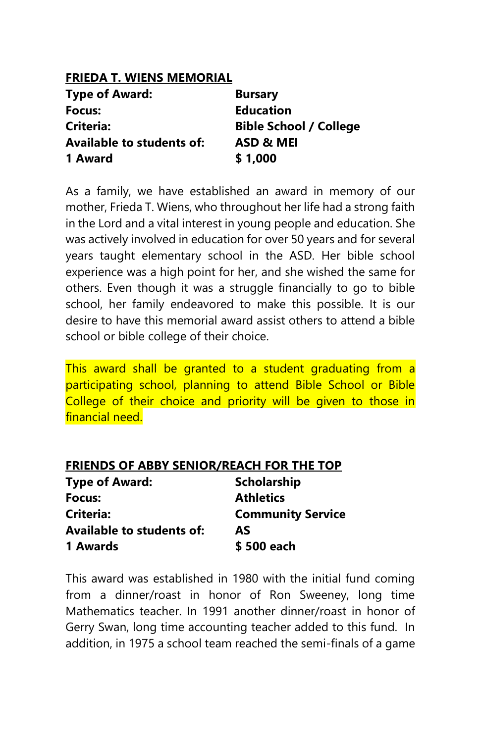## FRIEDA T. WIENS MEMORIAL

| | |
|---|---|
| **Type of Award:** | **Bursary** |
| **Focus:** | **Education** |
| **Criteria:** | **Bible School / College** |
| **Available to students of:** | **ASD & MEI** |
| **1 Award** | **$ 1,000** |

As a family, we have established an award in memory of our mother, Frieda T. Wiens, who throughout her life had a strong faith in the Lord and a vital interest in young people and education. She was actively involved in education for over 50 years and for several years taught elementary school in the ASD. Her bible school experience was a high point for her, and she wished the same for others. Even though it was a struggle financially to go to bible school, her family endeavored to make this possible. It is our desire to have this memorial award assist others to attend a bible school or bible college of their choice.

This award shall be granted to a student graduating from a participating school, planning to attend Bible School or Bible College of their choice and priority will be given to those in financial need.

## FRIENDS OF ABBY SENIOR/REACH FOR THE TOP

| | |
|---|---|
| **Type of Award:** | **Scholarship** |
| **Focus:** | **Athletics** |
| **Criteria:** | **Community Service** |
| **Available to students of:** | **AS** |
| **1 Awards** | **$ 500 each** |

This award was established in 1980 with the initial fund coming from a dinner/roast in honor of Ron Sweeney, long time Mathematics teacher. In 1991 another dinner/roast in honor of Gerry Swan, long time accounting teacher added to this fund. In addition, in 1975 a school team reached the semi-finals of a game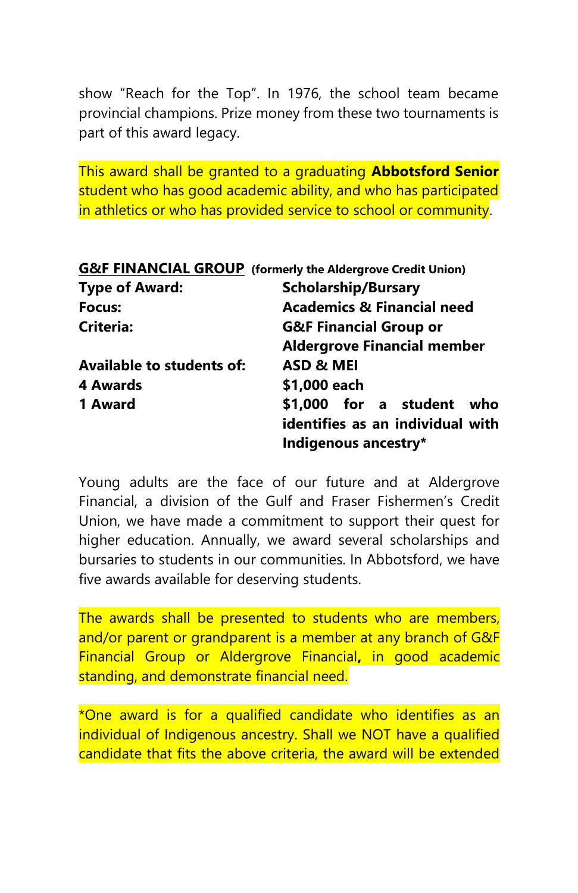show "Reach for the Top". In 1976, the school team became provincial champions. Prize money from these two tournaments is part of this award legacy.

This award shall be granted to a graduating **Abbotsford Senior** student who has good academic ability, and who has participated in athletics or who has provided service to school or community.

## G&F FINANCIAL GROUP (formerly the Aldergrove Credit Union)

| | |
|---|---|
| **Type of Award:** | **Scholarship/Bursary** |
| **Focus:** | **Academics & Financial need** |
| **Criteria:** | **G&F Financial Group or Aldergrove Financial member** |
| **Available to students of:** | **ASD & MEI** |
| **4 Awards** | **$1,000 each** |
| **1 Award** | **$1,000 for a student who identifies as an individual with Indigenous ancestry*** |

Young adults are the face of our future and at Aldergrove Financial, a division of the Gulf and Fraser Fishermen's Credit Union, we have made a commitment to support their quest for higher education. Annually, we award several scholarships and bursaries to students in our communities. In Abbotsford, we have five awards available for deserving students.

The awards shall be presented to students who are members, and/or parent or grandparent is a member at any branch of G&F Financial Group or Aldergrove Financial**,** in good academic standing, and demonstrate financial need.

*One award is for a qualified candidate who identifies as an individual of Indigenous ancestry. Shall we NOT have a qualified candidate that fits the above criteria, the award will be extended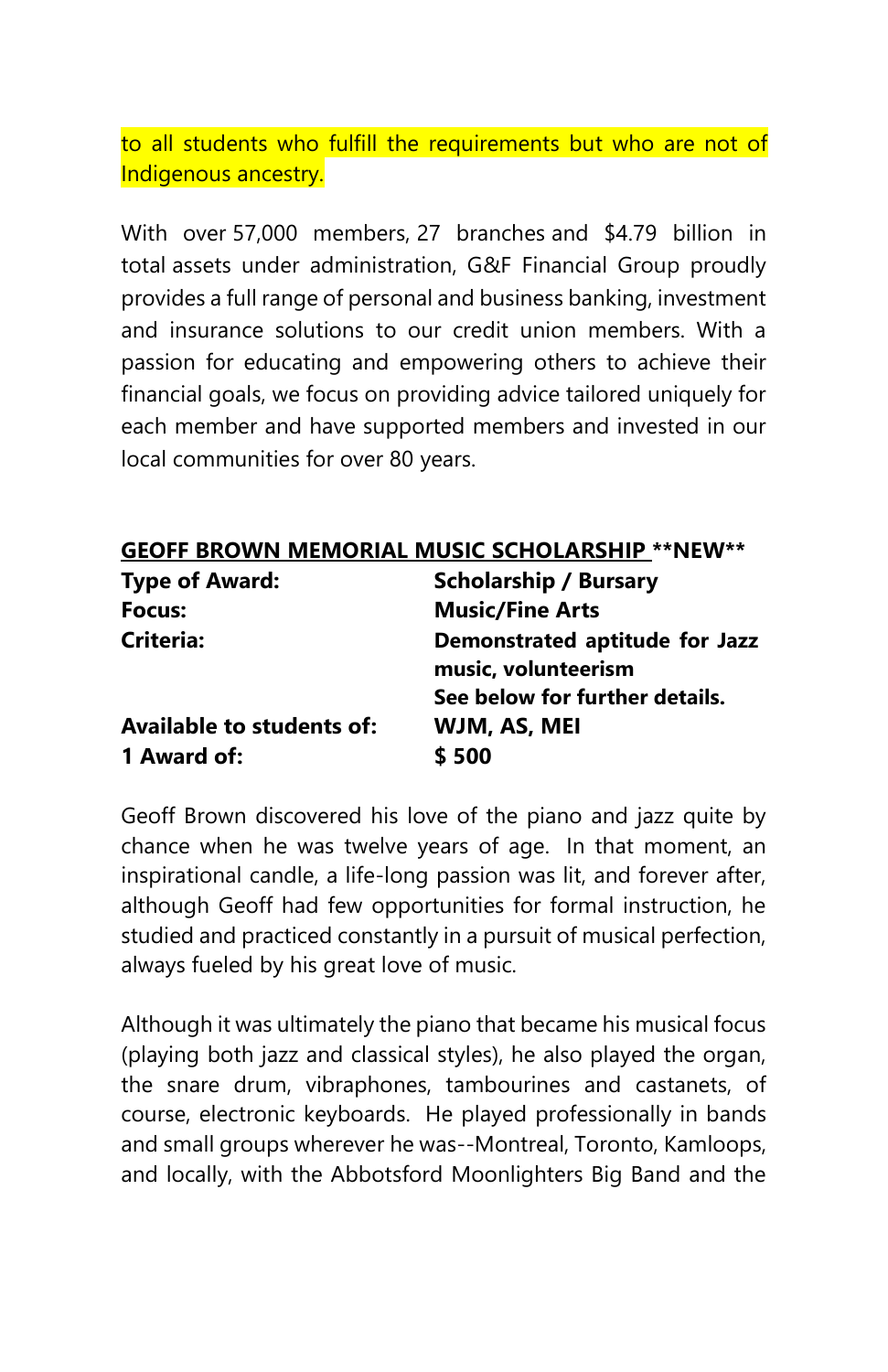to all students who fulfill the requirements but who are not of Indigenous ancestry.

With over 57,000 members, 27 branches and $4.79 billion in total assets under administration, G&F Financial Group proudly provides a full range of personal and business banking, investment and insurance solutions to our credit union members. With a passion for educating and empowering others to achieve their financial goals, we focus on providing advice tailored uniquely for each member and have supported members and invested in our local communities for over 80 years.

## GEOFF BROWN MEMORIAL MUSIC SCHOLARSHIP **NEW**

| | |
|---|---|
| **Type of Award:** | **Scholarship / Bursary** |
| **Focus:** | **Music/Fine Arts** |
| **Criteria:** | **Demonstrated aptitude for Jazz music, volunteerism See below for further details.** |
| **Available to students of:** | **WJM, AS, MEI** |
| **1 Award of:** | **$ 500** |

Geoff Brown discovered his love of the piano and jazz quite by chance when he was twelve years of age. In that moment, an inspirational candle, a life-long passion was lit, and forever after, although Geoff had few opportunities for formal instruction, he studied and practiced constantly in a pursuit of musical perfection, always fueled by his great love of music.

Although it was ultimately the piano that became his musical focus (playing both jazz and classical styles), he also played the organ, the snare drum, vibraphones, tambourines and castanets, of course, electronic keyboards. He played professionally in bands and small groups wherever he was--Montreal, Toronto, Kamloops, and locally, with the Abbotsford Moonlighters Big Band and the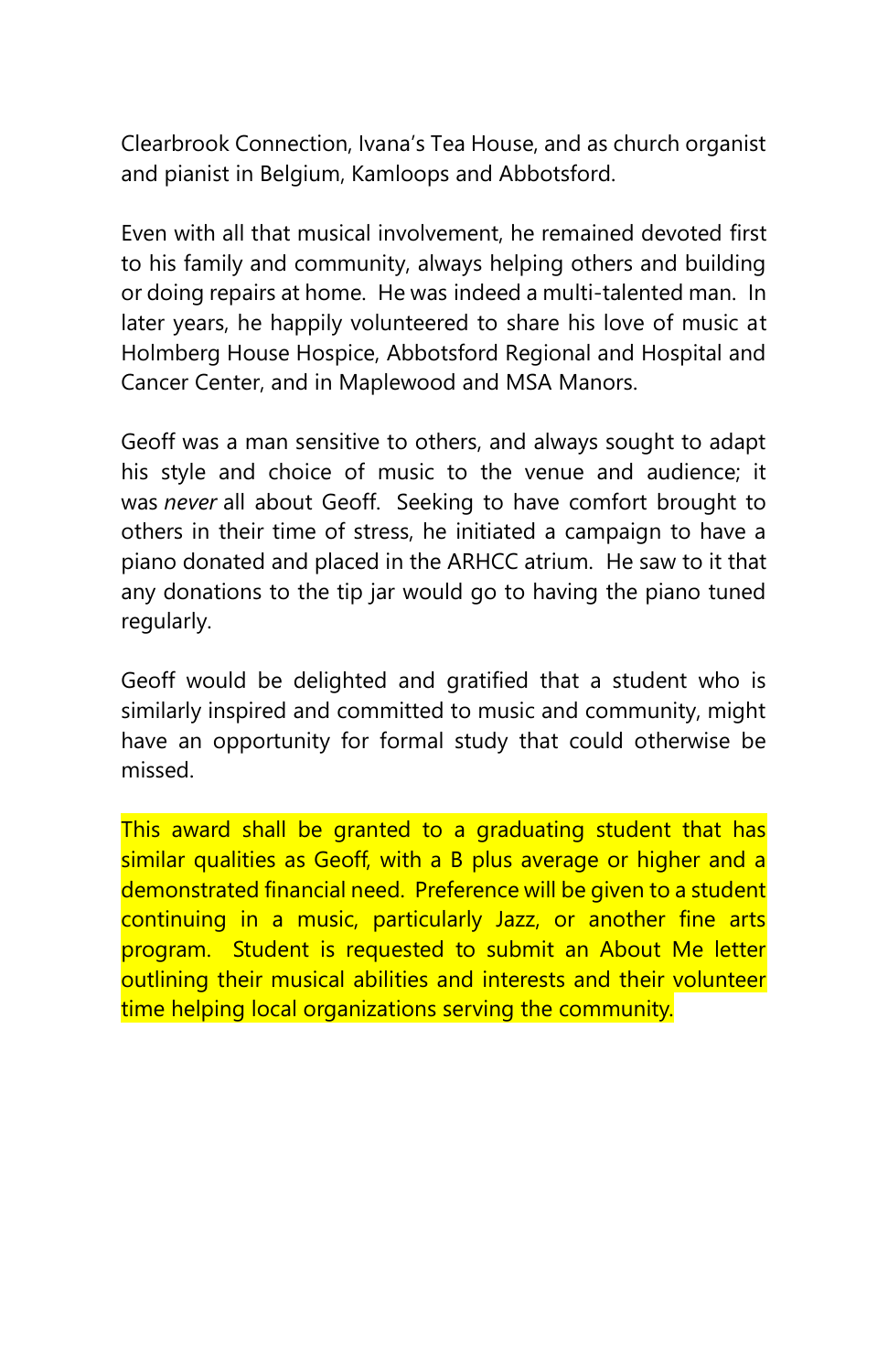Clearbrook Connection, Ivana's Tea House, and as church organist and pianist in Belgium, Kamloops and Abbotsford.

Even with all that musical involvement, he remained devoted first to his family and community, always helping others and building or doing repairs at home. He was indeed a multi-talented man. In later years, he happily volunteered to share his love of music at Holmberg House Hospice, Abbotsford Regional and Hospital and Cancer Center, and in Maplewood and MSA Manors.

Geoff was a man sensitive to others, and always sought to adapt his style and choice of music to the venue and audience; it was *never* all about Geoff. Seeking to have comfort brought to others in their time of stress, he initiated a campaign to have a piano donated and placed in the ARHCC atrium. He saw to it that any donations to the tip jar would go to having the piano tuned regularly.

Geoff would be delighted and gratified that a student who is similarly inspired and committed to music and community, might have an opportunity for formal study that could otherwise be missed.

This award shall be granted to a graduating student that has similar qualities as Geoff, with a B plus average or higher and a demonstrated financial need. Preference will be given to a student continuing in a music, particularly Jazz, or another fine arts program. Student is requested to submit an About Me letter outlining their musical abilities and interests and their volunteer time helping local organizations serving the community.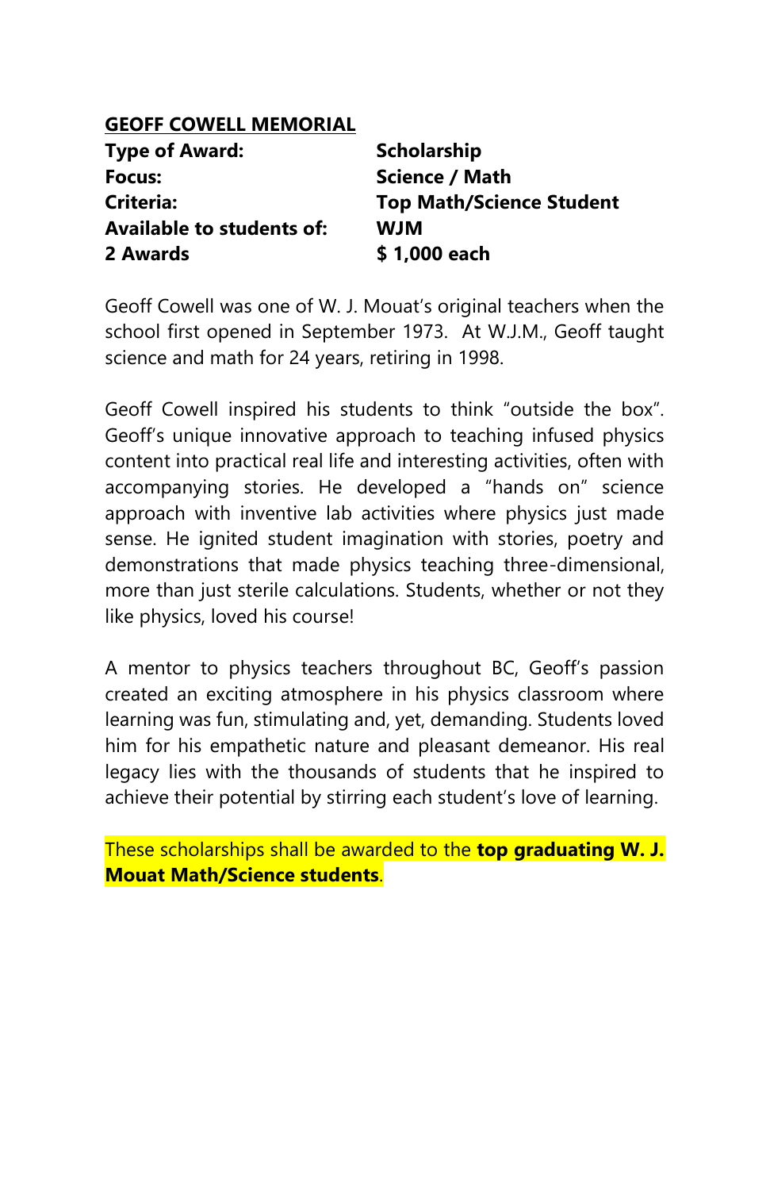## GEOFF COWELL MEMORIAL

| | |
|---|---|
| **Type of Award:** | **Scholarship** |
| **Focus:** | **Science / Math** |
| **Criteria:** | **Top Math/Science Student** |
| **Available to students of:** | **WJM** |
| **2 Awards** | **$ 1,000 each** |

Geoff Cowell was one of W. J. Mouat's original teachers when the school first opened in September 1973. At W.J.M., Geoff taught science and math for 24 years, retiring in 1998.

Geoff Cowell inspired his students to think "outside the box". Geoff's unique innovative approach to teaching infused physics content into practical real life and interesting activities, often with accompanying stories. He developed a "hands on" science approach with inventive lab activities where physics just made sense. He ignited student imagination with stories, poetry and demonstrations that made physics teaching three-dimensional, more than just sterile calculations. Students, whether or not they like physics, loved his course!

A mentor to physics teachers throughout BC, Geoff's passion created an exciting atmosphere in his physics classroom where learning was fun, stimulating and, yet, demanding. Students loved him for his empathetic nature and pleasant demeanor. His real legacy lies with the thousands of students that he inspired to achieve their potential by stirring each student's love of learning.

These scholarships shall be awarded to the **top graduating W. J. Mouat Math/Science students**.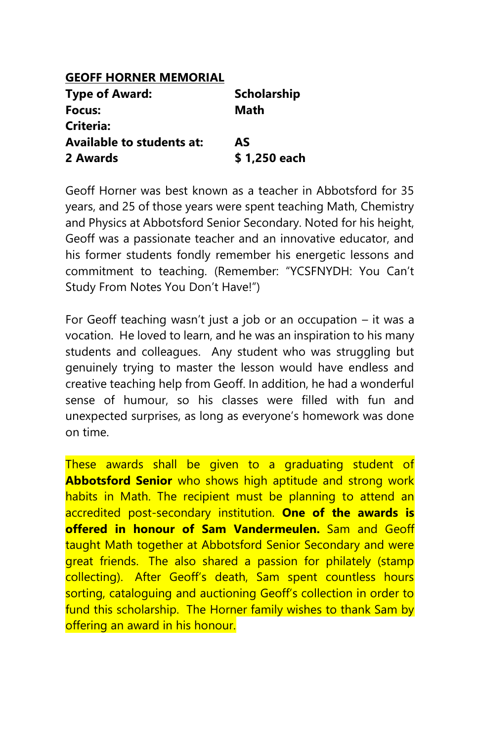## GEOFF HORNER MEMORIAL

| | |
|---|---|
| **Type of Award:** | **Scholarship** |
| **Focus:** | **Math** |
| **Criteria:** | |
| **Available to students at:** | **AS** |
| **2 Awards** | **$ 1,250 each** |

Geoff Horner was best known as a teacher in Abbotsford for 35 years, and 25 of those years were spent teaching Math, Chemistry and Physics at Abbotsford Senior Secondary. Noted for his height, Geoff was a passionate teacher and an innovative educator, and his former students fondly remember his energetic lessons and commitment to teaching. (Remember: "YCSFNYDH: You Can't Study From Notes You Don't Have!")

For Geoff teaching wasn't just a job or an occupation – it was a vocation. He loved to learn, and he was an inspiration to his many students and colleagues. Any student who was struggling but genuinely trying to master the lesson would have endless and creative teaching help from Geoff. In addition, he had a wonderful sense of humour, so his classes were filled with fun and unexpected surprises, as long as everyone's homework was done on time.

These awards shall be given to a graduating student of **Abbotsford Senior** who shows high aptitude and strong work habits in Math. The recipient must be planning to attend an accredited post-secondary institution. **One of the awards is offered in honour of Sam Vandermeulen.** Sam and Geoff taught Math together at Abbotsford Senior Secondary and were great friends. The also shared a passion for philately (stamp collecting). After Geoff's death, Sam spent countless hours sorting, cataloguing and auctioning Geoff's collection in order to fund this scholarship. The Horner family wishes to thank Sam by offering an award in his honour.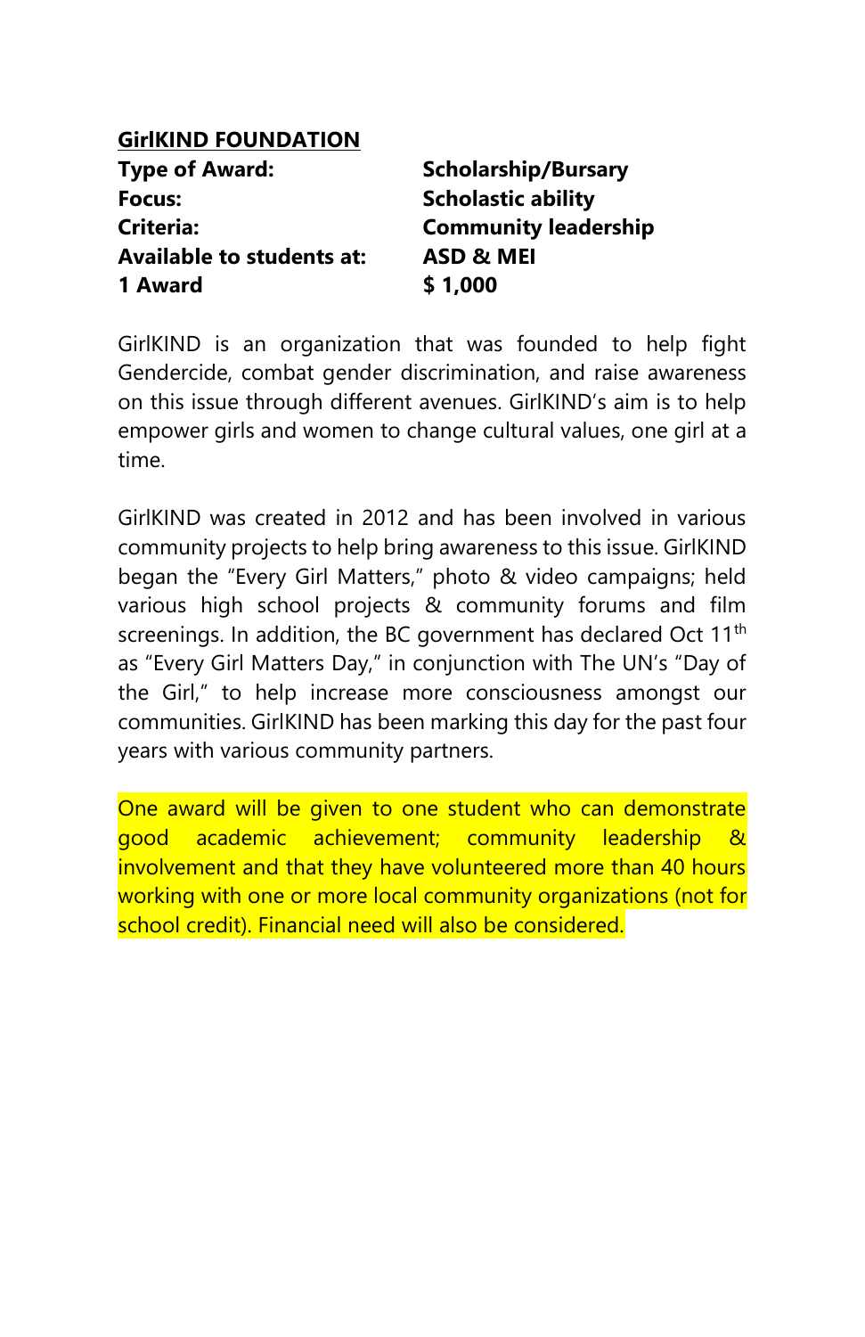**GirlKIND FOUNDATION**

| | |
|---|---|
| **Type of Award:** | **Scholarship/Bursary** |
| **Focus:** | **Scholastic ability** |
| **Criteria:** | **Community leadership** |
| **Available to students at:** | **ASD & MEI** |
| **1 Award** | **$ 1,000** |

GirlKIND is an organization that was founded to help fight Gendercide, combat gender discrimination, and raise awareness on this issue through different avenues. GirlKIND's aim is to help empower girls and women to change cultural values, one girl at a time.

GirlKIND was created in 2012 and has been involved in various community projects to help bring awareness to this issue. GirlKIND began the "Every Girl Matters," photo & video campaigns; held various high school projects & community forums and film screenings. In addition, the BC government has declared Oct 11th as "Every Girl Matters Day," in conjunction with The UN's "Day of the Girl," to help increase more consciousness amongst our communities. GirlKIND has been marking this day for the past four years with various community partners.

One award will be given to one student who can demonstrate good academic achievement; community leadership & involvement and that they have volunteered more than 40 hours working with one or more local community organizations (not for school credit). Financial need will also be considered.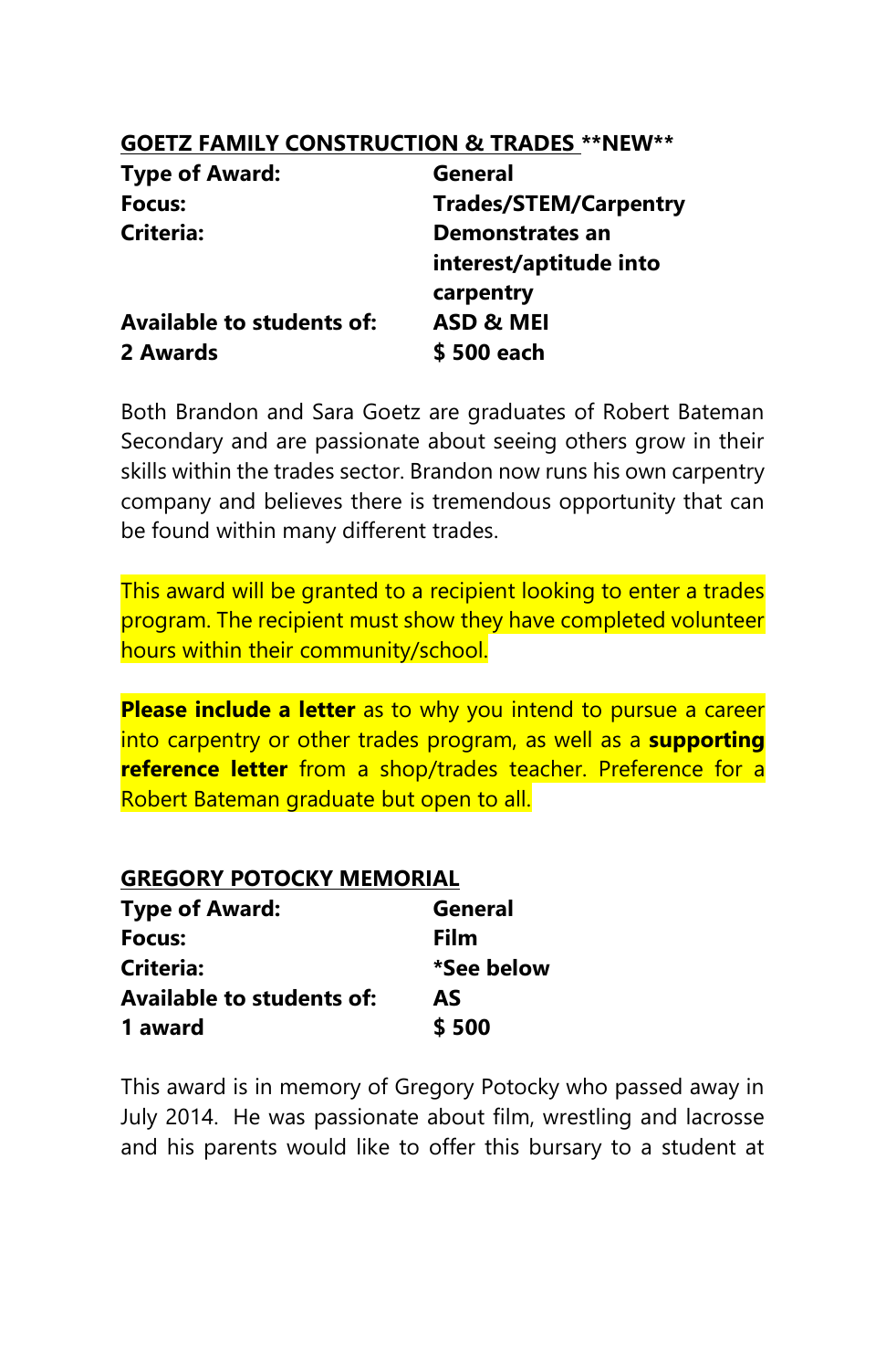**GOETZ FAMILY CONSTRUCTION & TRADES** **NEW**

| | |
|---|---|
| **Type of Award:** | **General** |
| **Focus:** | **Trades/STEM/Carpentry** |
| **Criteria:** | **Demonstrates an interest/aptitude into carpentry** |
| **Available to students of:** | **ASD & MEI** |
| **2 Awards** | **$ 500 each** |

Both Brandon and Sara Goetz are graduates of Robert Bateman Secondary and are passionate about seeing others grow in their skills within the trades sector. Brandon now runs his own carpentry company and believes there is tremendous opportunity that can be found within many different trades.

This award will be granted to a recipient looking to enter a trades program. The recipient must show they have completed volunteer hours within their community/school.

**Please include a letter** as to why you intend to pursue a career into carpentry or other trades program, as well as a **supporting reference letter** from a shop/trades teacher. Preference for a Robert Bateman graduate but open to all.

**GREGORY POTOCKY MEMORIAL**

| | |
|---|---|
| **Type of Award:** | **General** |
| **Focus:** | **Film** |
| **Criteria:** | ***See below** |
| **Available to students of:** | **AS** |
| **1 award** | **$ 500** |

This award is in memory of Gregory Potocky who passed away in July 2014. He was passionate about film, wrestling and lacrosse and his parents would like to offer this bursary to a student at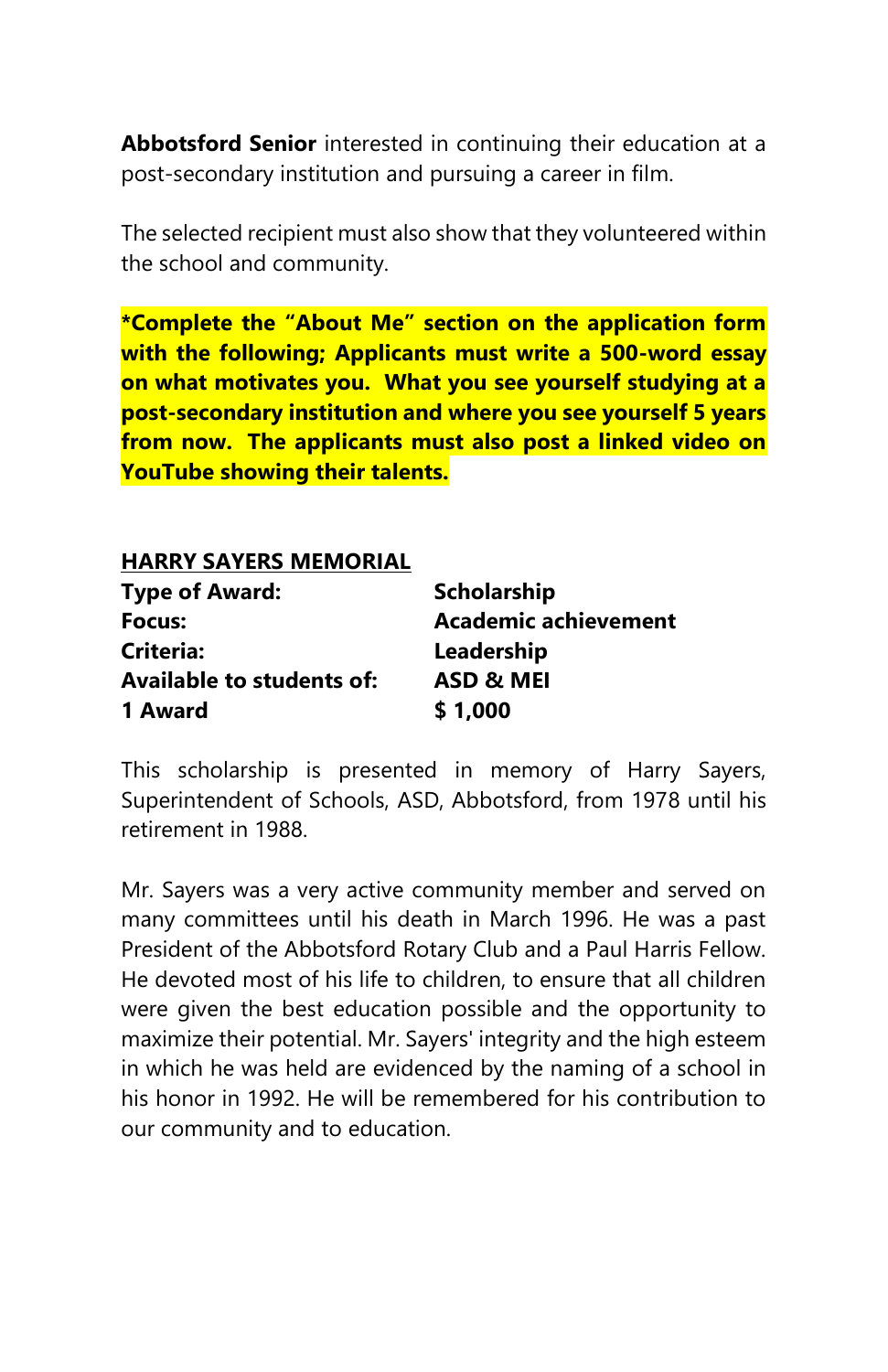**Abbotsford Senior** interested in continuing their education at a post-secondary institution and pursuing a career in film.

The selected recipient must also show that they volunteered within the school and community.

**\*Complete the "About Me" section on the application form with the following; Applicants must write a 500-word essay on what motivates you. What you see yourself studying at a post-secondary institution and where you see yourself 5 years from now. The applicants must also post a linked video on YouTube showing their talents.**

**HARRY SAYERS MEMORIAL**

| | |
|---|---|
| **Type of Award:** | **Scholarship** |
| **Focus:** | **Academic achievement** |
| **Criteria:** | **Leadership** |
| **Available to students of:** | **ASD & MEI** |
| **1 Award** | **$ 1,000** |

This scholarship is presented in memory of Harry Sayers, Superintendent of Schools, ASD, Abbotsford, from 1978 until his retirement in 1988.

Mr. Sayers was a very active community member and served on many committees until his death in March 1996. He was a past President of the Abbotsford Rotary Club and a Paul Harris Fellow. He devoted most of his life to children, to ensure that all children were given the best education possible and the opportunity to maximize their potential. Mr. Sayers' integrity and the high esteem in which he was held are evidenced by the naming of a school in his honor in 1992. He will be remembered for his contribution to our community and to education.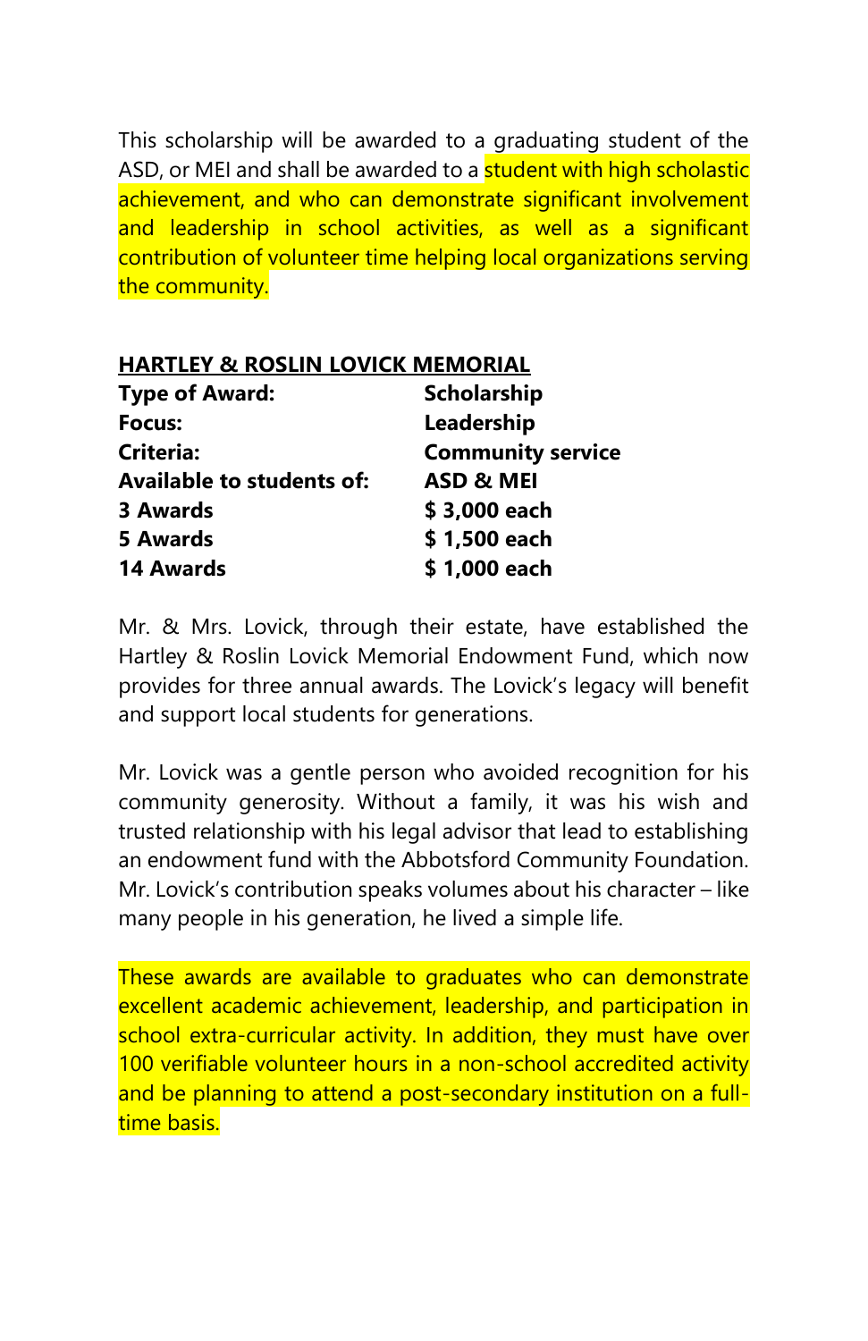This scholarship will be awarded to a graduating student of the ASD, or MEI and shall be awarded to a student with high scholastic achievement, and who can demonstrate significant involvement and leadership in school activities, as well as a significant contribution of volunteer time helping local organizations serving the community.

## HARTLEY & ROSLIN LOVICK MEMORIAL

| | |
|---|---|
| **Type of Award:** | **Scholarship** |
| **Focus:** | **Leadership** |
| **Criteria:** | **Community service** |
| **Available to students of:** | **ASD & MEI** |
| **3 Awards** | **$ 3,000 each** |
| **5 Awards** | **$ 1,500 each** |
| **14 Awards** | **$ 1,000 each** |

Mr. & Mrs. Lovick, through their estate, have established the Hartley & Roslin Lovick Memorial Endowment Fund, which now provides for three annual awards. The Lovick's legacy will benefit and support local students for generations.

Mr. Lovick was a gentle person who avoided recognition for his community generosity. Without a family, it was his wish and trusted relationship with his legal advisor that lead to establishing an endowment fund with the Abbotsford Community Foundation. Mr. Lovick's contribution speaks volumes about his character – like many people in his generation, he lived a simple life.

These awards are available to graduates who can demonstrate excellent academic achievement, leadership, and participation in school extra-curricular activity. In addition, they must have over 100 verifiable volunteer hours in a non-school accredited activity and be planning to attend a post-secondary institution on a full-time basis.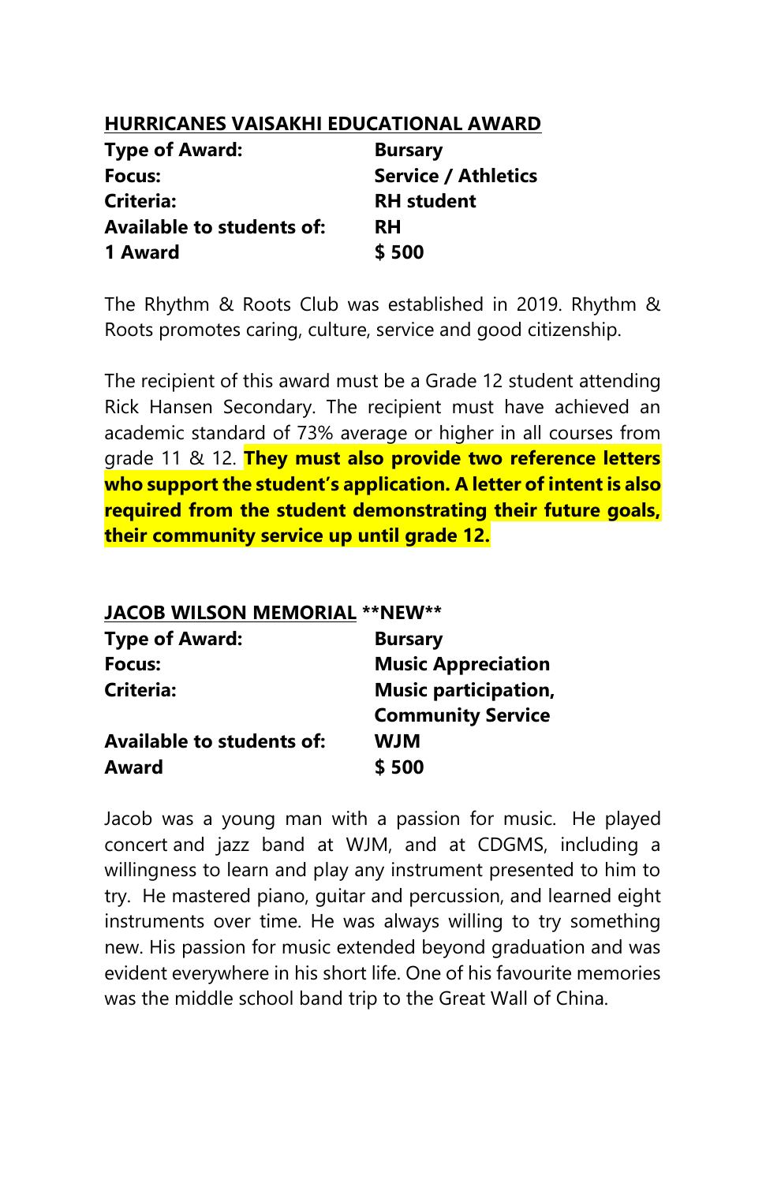## HURRICANES VAISAKHI EDUCATIONAL AWARD

| | |
|---|---|
| **Type of Award:** | **Bursary** |
| **Focus:** | **Service / Athletics** |
| **Criteria:** | **RH student** |
| **Available to students of:** | **RH** |
| **1 Award** | **$ 500** |

The Rhythm & Roots Club was established in 2019. Rhythm & Roots promotes caring, culture, service and good citizenship.

The recipient of this award must be a Grade 12 student attending Rick Hansen Secondary. The recipient must have achieved an academic standard of 73% average or higher in all courses from grade 11 & 12. **They must also provide two reference letters who support the student's application. A letter of intent is also required from the student demonstrating their future goals, their community service up until grade 12.**

## JACOB WILSON MEMORIAL **NEW**

| | |
|---|---|
| **Type of Award:** | **Bursary** |
| **Focus:** | **Music Appreciation** |
| **Criteria:** | **Music participation, Community Service** |
| **Available to students of:** | **WJM** |
| **Award** | **$ 500** |

Jacob was a young man with a passion for music. He played concert and jazz band at WJM, and at CDGMS, including a willingness to learn and play any instrument presented to him to try. He mastered piano, guitar and percussion, and learned eight instruments over time. He was always willing to try something new. His passion for music extended beyond graduation and was evident everywhere in his short life. One of his favourite memories was the middle school band trip to the Great Wall of China.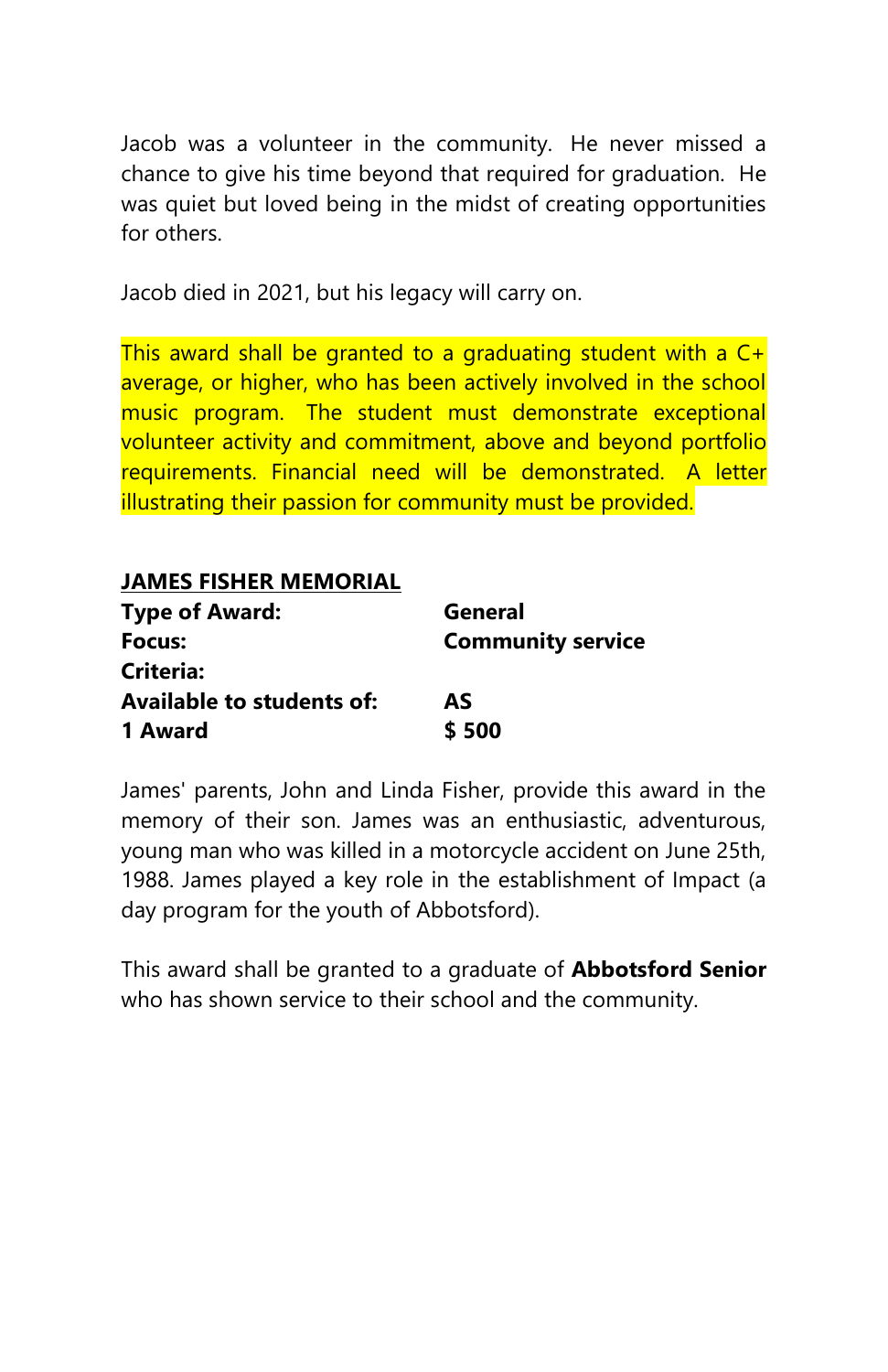Jacob was a volunteer in the community. He never missed a chance to give his time beyond that required for graduation. He was quiet but loved being in the midst of creating opportunities for others.

Jacob died in 2021, but his legacy will carry on.

This award shall be granted to a graduating student with a C+ average, or higher, who has been actively involved in the school music program. The student must demonstrate exceptional volunteer activity and commitment, above and beyond portfolio requirements. Financial need will be demonstrated. A letter illustrating their passion for community must be provided.

**JAMES FISHER MEMORIAL**

| | |
|---|---|
| **Type of Award:** | **General** |
| **Focus:** | **Community service** |
| **Criteria:** | |
| **Available to students of:** | **AS** |
| **1 Award** | **$ 500** |

James' parents, John and Linda Fisher, provide this award in the memory of their son. James was an enthusiastic, adventurous, young man who was killed in a motorcycle accident on June 25th, 1988. James played a key role in the establishment of Impact (a day program for the youth of Abbotsford).

This award shall be granted to a graduate of **Abbotsford Senior** who has shown service to their school and the community.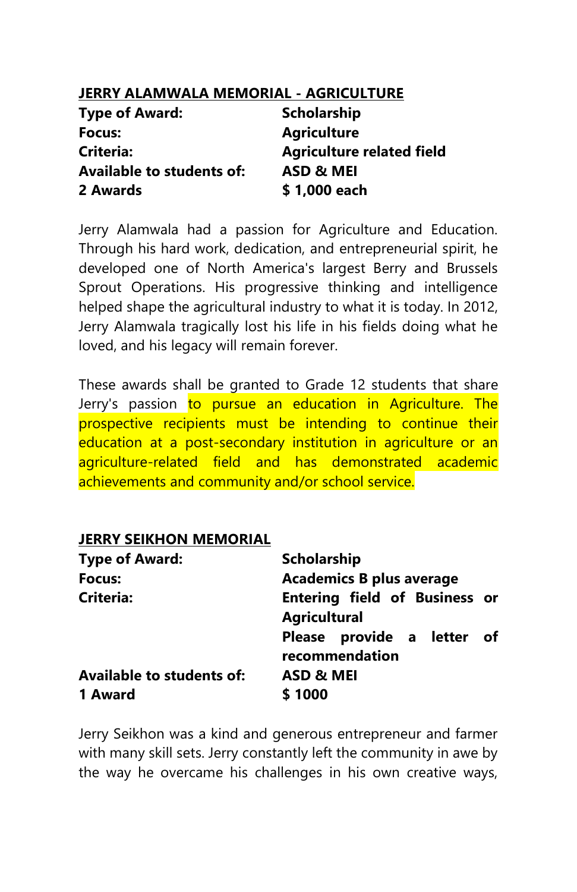## JERRY ALAMWALA MEMORIAL - AGRICULTURE

| | |
|---|---|
| **Type of Award:** | **Scholarship** |
| **Focus:** | **Agriculture** |
| **Criteria:** | **Agriculture related field** |
| **Available to students of:** | **ASD & MEI** |
| **2 Awards** | **$ 1,000 each** |

Jerry Alamwala had a passion for Agriculture and Education. Through his hard work, dedication, and entrepreneurial spirit, he developed one of North America's largest Berry and Brussels Sprout Operations. His progressive thinking and intelligence helped shape the agricultural industry to what it is today. In 2012, Jerry Alamwala tragically lost his life in his fields doing what he loved, and his legacy will remain forever.

These awards shall be granted to Grade 12 students that share Jerry's passion to pursue an education in Agriculture. The prospective recipients must be intending to continue their education at a post-secondary institution in agriculture or an agriculture-related field and has demonstrated academic achievements and community and/or school service.

## JERRY SEIKHON MEMORIAL

| | |
|---|---|
| **Type of Award:** | **Scholarship** |
| **Focus:** | **Academics B plus average** |
| **Criteria:** | **Entering field of Business or Agricultural**<br>**Please provide a letter of recommendation** |
| **Available to students of:** | **ASD & MEI** |
| **1 Award** | **$ 1000** |

Jerry Seikhon was a kind and generous entrepreneur and farmer with many skill sets. Jerry constantly left the community in awe by the way he overcame his challenges in his own creative ways,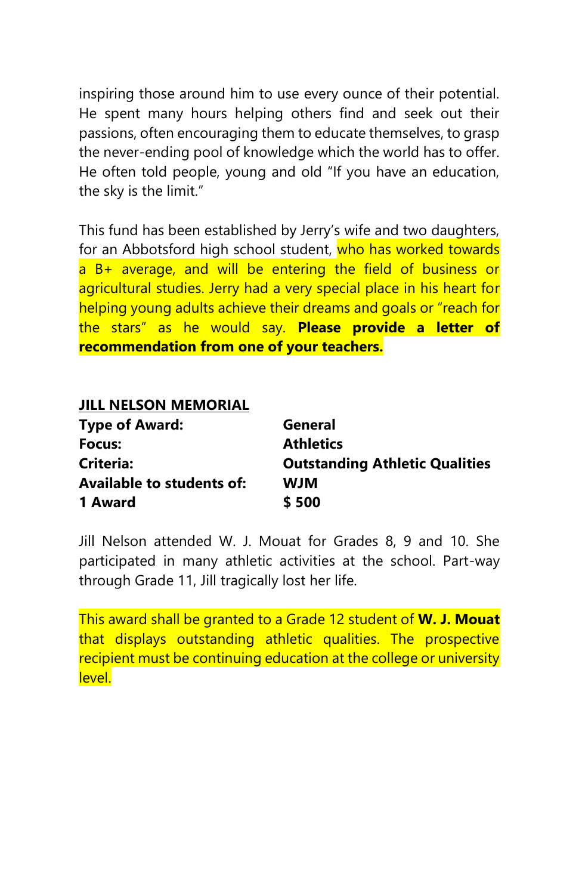inspiring those around him to use every ounce of their potential. He spent many hours helping others find and seek out their passions, often encouraging them to educate themselves, to grasp the never-ending pool of knowledge which the world has to offer. He often told people, young and old "If you have an education, the sky is the limit."

This fund has been established by Jerry's wife and two daughters, for an Abbotsford high school student, who has worked towards a B+ average, and will be entering the field of business or agricultural studies. Jerry had a very special place in his heart for helping young adults achieve their dreams and goals or "reach for the stars" as he would say. **Please provide a letter of recommendation from one of your teachers.**

**JILL NELSON MEMORIAL**

| | |
|---|---|
| **Type of Award:** | **General** |
| **Focus:** | **Athletics** |
| **Criteria:** | **Outstanding Athletic Qualities** |
| **Available to students of:** | **WJM** |
| **1 Award** | **$ 500** |

Jill Nelson attended W. J. Mouat for Grades 8, 9 and 10. She participated in many athletic activities at the school. Part-way through Grade 11, Jill tragically lost her life.

This award shall be granted to a Grade 12 student of **W. J. Mouat** that displays outstanding athletic qualities. The prospective recipient must be continuing education at the college or university level.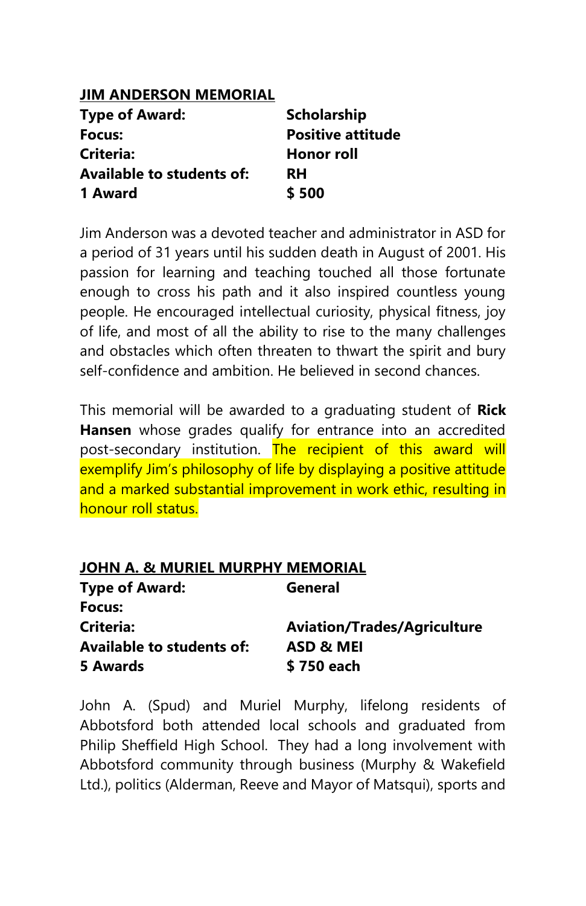## JIM ANDERSON MEMORIAL

| | |
|---|---|
| **Type of Award:** | **Scholarship** |
| **Focus:** | **Positive attitude** |
| **Criteria:** | **Honor roll** |
| **Available to students of:** | **RH** |
| **1 Award** | **$ 500** |

Jim Anderson was a devoted teacher and administrator in ASD for a period of 31 years until his sudden death in August of 2001. His passion for learning and teaching touched all those fortunate enough to cross his path and it also inspired countless young people. He encouraged intellectual curiosity, physical fitness, joy of life, and most of all the ability to rise to the many challenges and obstacles which often threaten to thwart the spirit and bury self-confidence and ambition. He believed in second chances.

This memorial will be awarded to a graduating student of **Rick Hansen** whose grades qualify for entrance into an accredited post-secondary institution. The recipient of this award will exemplify Jim's philosophy of life by displaying a positive attitude and a marked substantial improvement in work ethic, resulting in honour roll status.

## JOHN A. & MURIEL MURPHY MEMORIAL

| | |
|---|---|
| **Type of Award:** | **General** |
| **Focus:** | |
| **Criteria:** | **Aviation/Trades/Agriculture** |
| **Available to students of:** | **ASD & MEI** |
| **5 Awards** | **$ 750 each** |

John A. (Spud) and Muriel Murphy, lifelong residents of Abbotsford both attended local schools and graduated from Philip Sheffield High School. They had a long involvement with Abbotsford community through business (Murphy & Wakefield Ltd.), politics (Alderman, Reeve and Mayor of Matsqui), sports and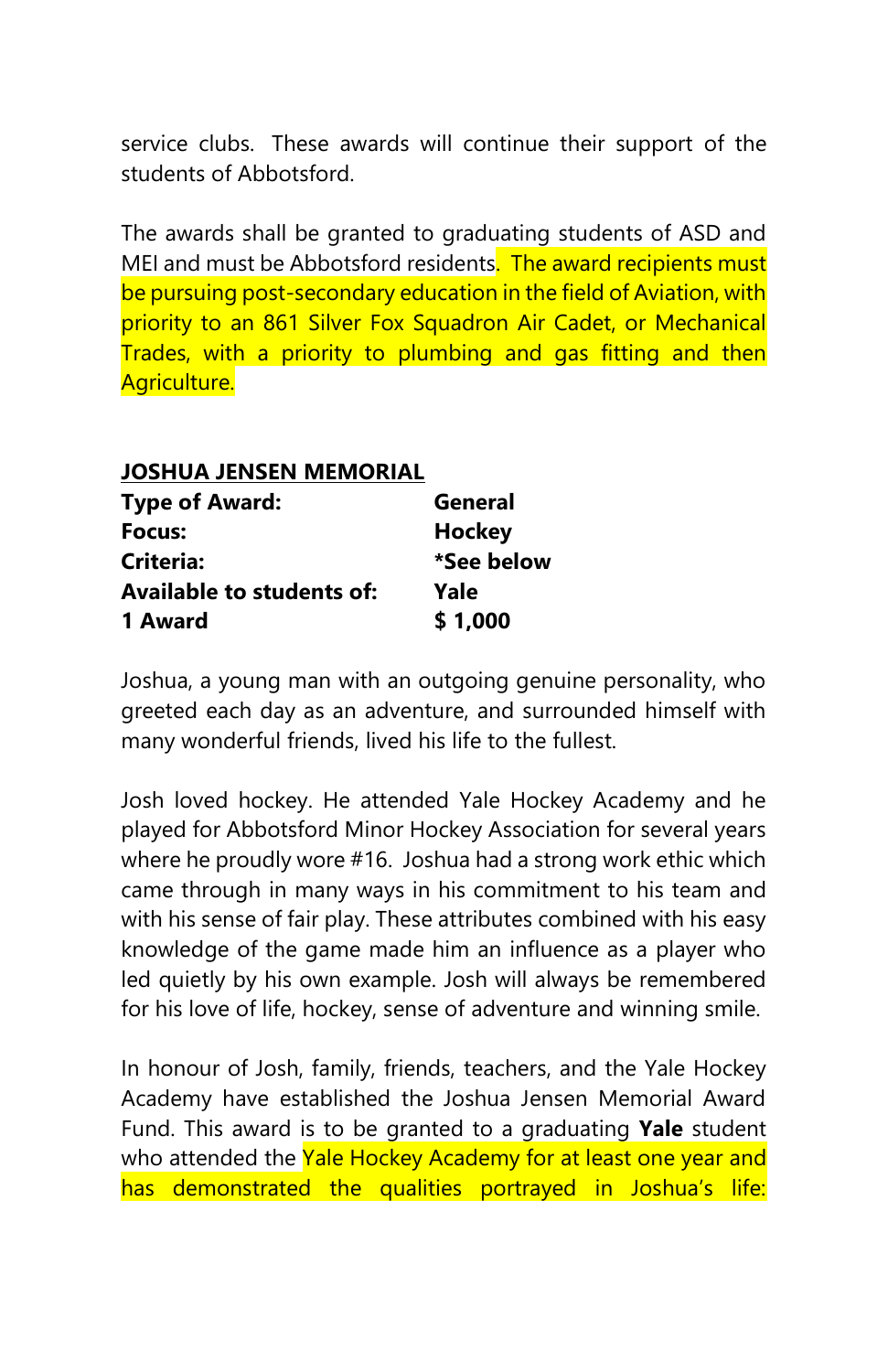service clubs. These awards will continue their support of the students of Abbotsford.

The awards shall be granted to graduating students of ASD and MEI and must be Abbotsford residents. The award recipients must be pursuing post-secondary education in the field of Aviation, with priority to an 861 Silver Fox Squadron Air Cadet, or Mechanical Trades, with a priority to plumbing and gas fitting and then Agriculture.

**JOSHUA JENSEN MEMORIAL**

| | |
|---|---|
| **Type of Award:** | **General** |
| **Focus:** | **Hockey** |
| **Criteria:** | ***See below** |
| **Available to students of:** | **Yale** |
| **1 Award** | **$ 1,000** |

Joshua, a young man with an outgoing genuine personality, who greeted each day as an adventure, and surrounded himself with many wonderful friends, lived his life to the fullest.

Josh loved hockey. He attended Yale Hockey Academy and he played for Abbotsford Minor Hockey Association for several years where he proudly wore #16. Joshua had a strong work ethic which came through in many ways in his commitment to his team and with his sense of fair play. These attributes combined with his easy knowledge of the game made him an influence as a player who led quietly by his own example. Josh will always be remembered for his love of life, hockey, sense of adventure and winning smile.

In honour of Josh, family, friends, teachers, and the Yale Hockey Academy have established the Joshua Jensen Memorial Award Fund. This award is to be granted to a graduating **Yale** student who attended the Yale Hockey Academy for at least one year and has demonstrated the qualities portrayed in Joshua's life: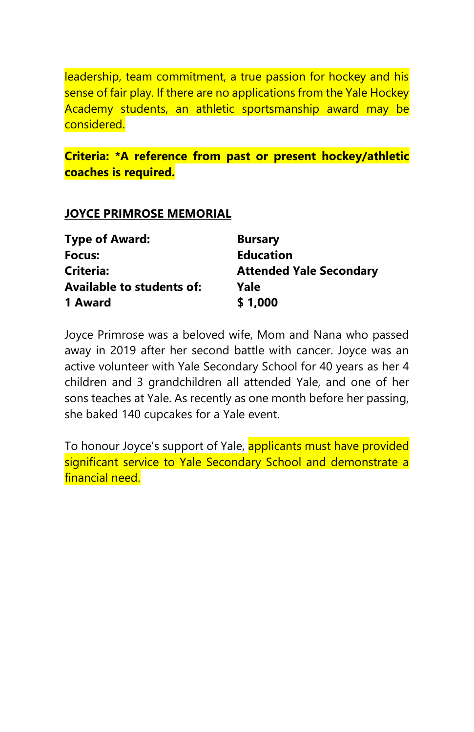leadership, team commitment, a true passion for hockey and his sense of fair play. If there are no applications from the Yale Hockey Academy students, an athletic sportsmanship award may be considered.

**Criteria: *A reference from past or present hockey/athletic coaches is required.**

**JOYCE PRIMROSE MEMORIAL**

| | |
|---|---|
| **Type of Award:** | **Bursary** |
| **Focus:** | **Education** |
| **Criteria:** | **Attended Yale Secondary** |
| **Available to students of:** | **Yale** |
| **1 Award** | **$ 1,000** |

Joyce Primrose was a beloved wife, Mom and Nana who passed away in 2019 after her second battle with cancer. Joyce was an active volunteer with Yale Secondary School for 40 years as her 4 children and 3 grandchildren all attended Yale, and one of her sons teaches at Yale. As recently as one month before her passing, she baked 140 cupcakes for a Yale event.

To honour Joyce's support of Yale, applicants must have provided significant service to Yale Secondary School and demonstrate a financial need.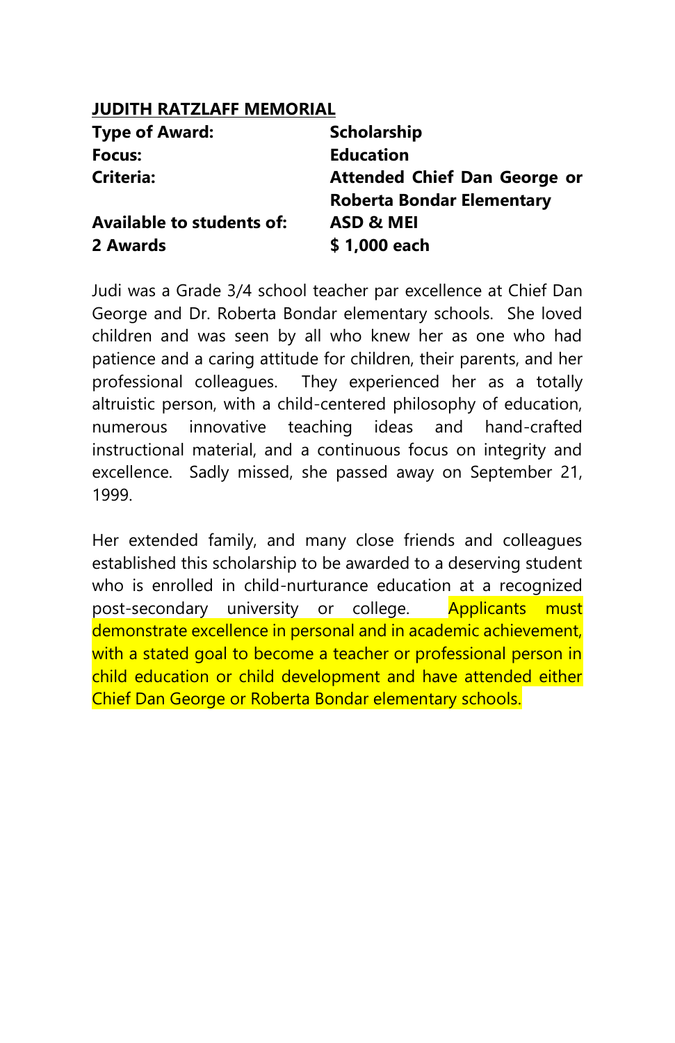## JUDITH RATZLAFF MEMORIAL

| | |
|---|---|
| **Type of Award:** | **Scholarship** |
| **Focus:** | **Education** |
| **Criteria:** | **Attended Chief Dan George or Roberta Bondar Elementary** |
| **Available to students of:** | **ASD & MEI** |
| **2 Awards** | **$ 1,000 each** |

Judi was a Grade 3/4 school teacher par excellence at Chief Dan George and Dr. Roberta Bondar elementary schools. She loved children and was seen by all who knew her as one who had patience and a caring attitude for children, their parents, and her professional colleagues. They experienced her as a totally altruistic person, with a child-centered philosophy of education, numerous innovative teaching ideas and hand-crafted instructional material, and a continuous focus on integrity and excellence. Sadly missed, she passed away on September 21, 1999.

Her extended family, and many close friends and colleagues established this scholarship to be awarded to a deserving student who is enrolled in child-nurturance education at a recognized post-secondary university or college. Applicants must demonstrate excellence in personal and in academic achievement, with a stated goal to become a teacher or professional person in child education or child development and have attended either Chief Dan George or Roberta Bondar elementary schools.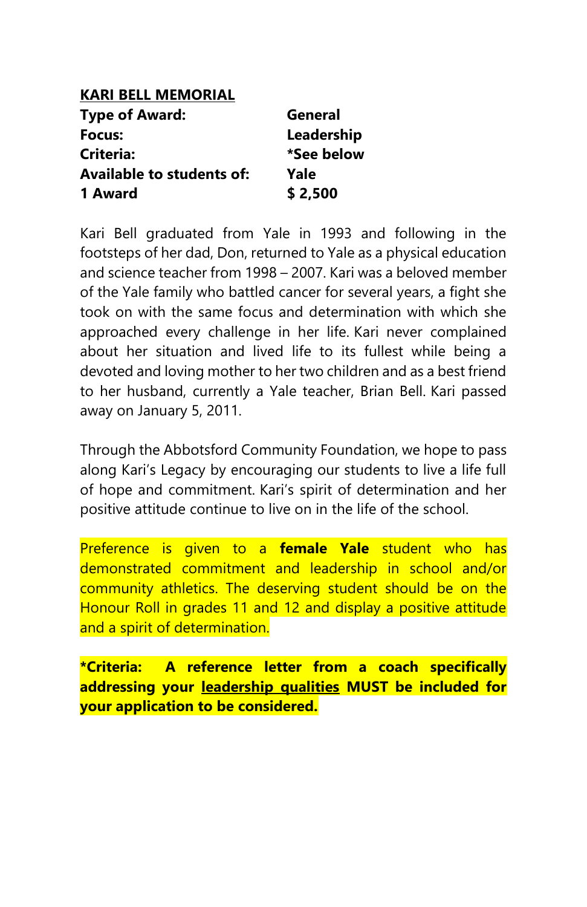## KARI BELL MEMORIAL

| | |
|---|---|
| **Type of Award:** | **General** |
| **Focus:** | **Leadership** |
| **Criteria:** | **\*See below** |
| **Available to students of:** | **Yale** |
| **1 Award** | **$ 2,500** |

Kari Bell graduated from Yale in 1993 and following in the footsteps of her dad, Don, returned to Yale as a physical education and science teacher from 1998 – 2007. Kari was a beloved member of the Yale family who battled cancer for several years, a fight she took on with the same focus and determination with which she approached every challenge in her life. Kari never complained about her situation and lived life to its fullest while being a devoted and loving mother to her two children and as a best friend to her husband, currently a Yale teacher, Brian Bell. Kari passed away on January 5, 2011.

Through the Abbotsford Community Foundation, we hope to pass along Kari's Legacy by encouraging our students to live a life full of hope and commitment. Kari's spirit of determination and her positive attitude continue to live on in the life of the school.

Preference is given to a **female Yale** student who has demonstrated commitment and leadership in school and/or community athletics. The deserving student should be on the Honour Roll in grades 11 and 12 and display a positive attitude and a spirit of determination.

**\*Criteria: A reference letter from a coach specifically addressing your <u>leadership qualities</u> MUST be included for your application to be considered.**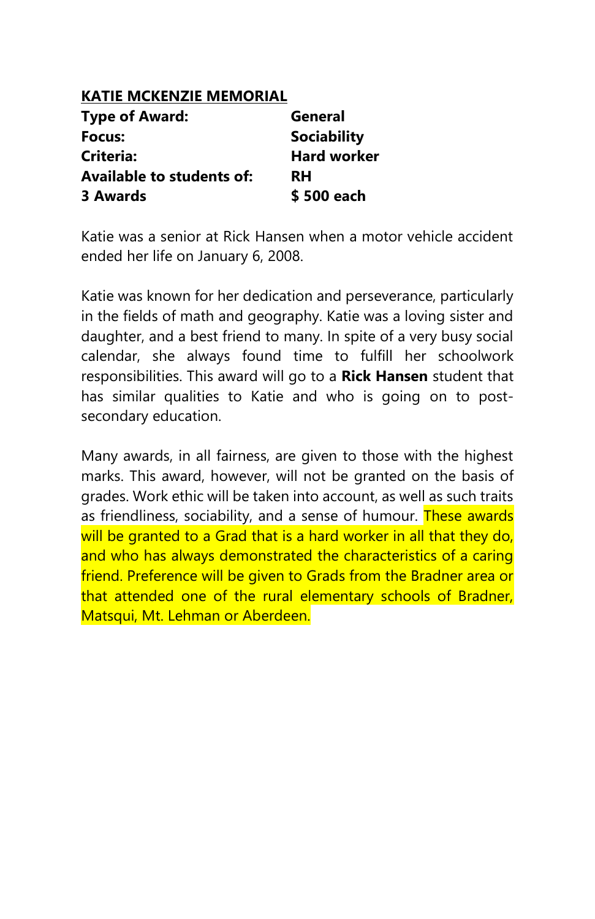**<u>KATIE MCKENZIE MEMORIAL</u>**

| | |
|---|---|
| **Type of Award:** | **General** |
| **Focus:** | **Sociability** |
| **Criteria:** | **Hard worker** |
| **Available to students of:** | **RH** |
| **3 Awards** | **$ 500 each** |

Katie was a senior at Rick Hansen when a motor vehicle accident ended her life on January 6, 2008.

Katie was known for her dedication and perseverance, particularly in the fields of math and geography. Katie was a loving sister and daughter, and a best friend to many. In spite of a very busy social calendar, she always found time to fulfill her schoolwork responsibilities. This award will go to a **Rick Hansen** student that has similar qualities to Katie and who is going on to post-secondary education.

Many awards, in all fairness, are given to those with the highest marks. This award, however, will not be granted on the basis of grades. Work ethic will be taken into account, as well as such traits as friendliness, sociability, and a sense of humour. These awards will be granted to a Grad that is a hard worker in all that they do, and who has always demonstrated the characteristics of a caring friend. Preference will be given to Grads from the Bradner area or that attended one of the rural elementary schools of Bradner, Matsqui, Mt. Lehman or Aberdeen.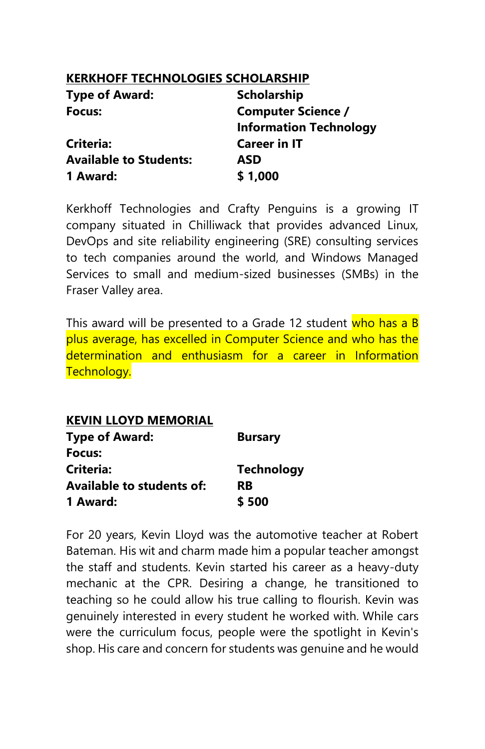## KERKHOFF TECHNOLOGIES SCHOLARSHIP

| | |
|---|---|
| **Type of Award:** | **Scholarship** |
| **Focus:** | **Computer Science / Information Technology** |
| **Criteria:** | **Career in IT** |
| **Available to Students:** | **ASD** |
| **1 Award:** | **$ 1,000** |

Kerkhoff Technologies and Crafty Penguins is a growing IT company situated in Chilliwack that provides advanced Linux, DevOps and site reliability engineering (SRE) consulting services to tech companies around the world, and Windows Managed Services to small and medium-sized businesses (SMBs) in the Fraser Valley area.

This award will be presented to a Grade 12 student who has a B plus average, has excelled in Computer Science and who has the determination and enthusiasm for a career in Information Technology.

## KEVIN LLOYD MEMORIAL

| | |
|---|---|
| **Type of Award:** | **Bursary** |
| **Focus:** | |
| **Criteria:** | **Technology** |
| **Available to students of:** | **RB** |
| **1 Award:** | **$ 500** |

For 20 years, Kevin Lloyd was the automotive teacher at Robert Bateman. His wit and charm made him a popular teacher amongst the staff and students. Kevin started his career as a heavy-duty mechanic at the CPR. Desiring a change, he transitioned to teaching so he could allow his true calling to flourish. Kevin was genuinely interested in every student he worked with. While cars were the curriculum focus, people were the spotlight in Kevin's shop. His care and concern for students was genuine and he would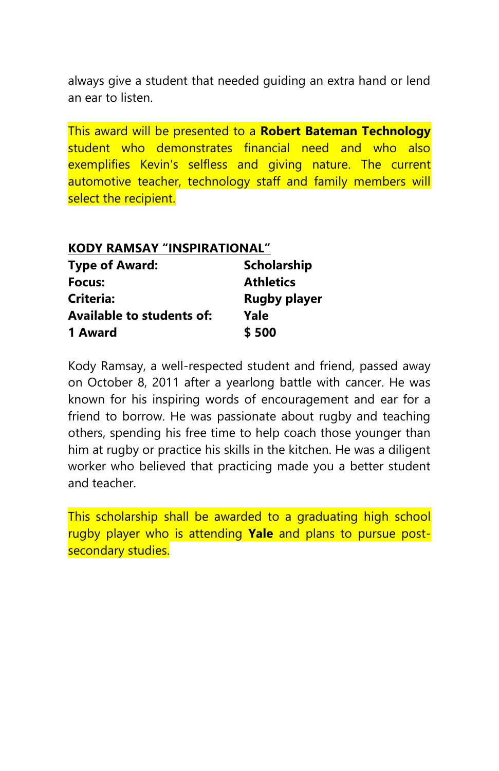always give a student that needed guiding an extra hand or lend an ear to listen.

This award will be presented to a **Robert Bateman Technology** student who demonstrates financial need and who also exemplifies Kevin's selfless and giving nature. The current automotive teacher, technology staff and family members will select the recipient.

**KODY RAMSAY "INSPIRATIONAL"**

| | |
|---|---|
| **Type of Award:** | **Scholarship** |
| **Focus:** | **Athletics** |
| **Criteria:** | **Rugby player** |
| **Available to students of:** | **Yale** |
| **1 Award** | **$ 500** |

Kody Ramsay, a well-respected student and friend, passed away on October 8, 2011 after a yearlong battle with cancer. He was known for his inspiring words of encouragement and ear for a friend to borrow. He was passionate about rugby and teaching others, spending his free time to help coach those younger than him at rugby or practice his skills in the kitchen. He was a diligent worker who believed that practicing made you a better student and teacher.

This scholarship shall be awarded to a graduating high school rugby player who is attending **Yale** and plans to pursue post-secondary studies.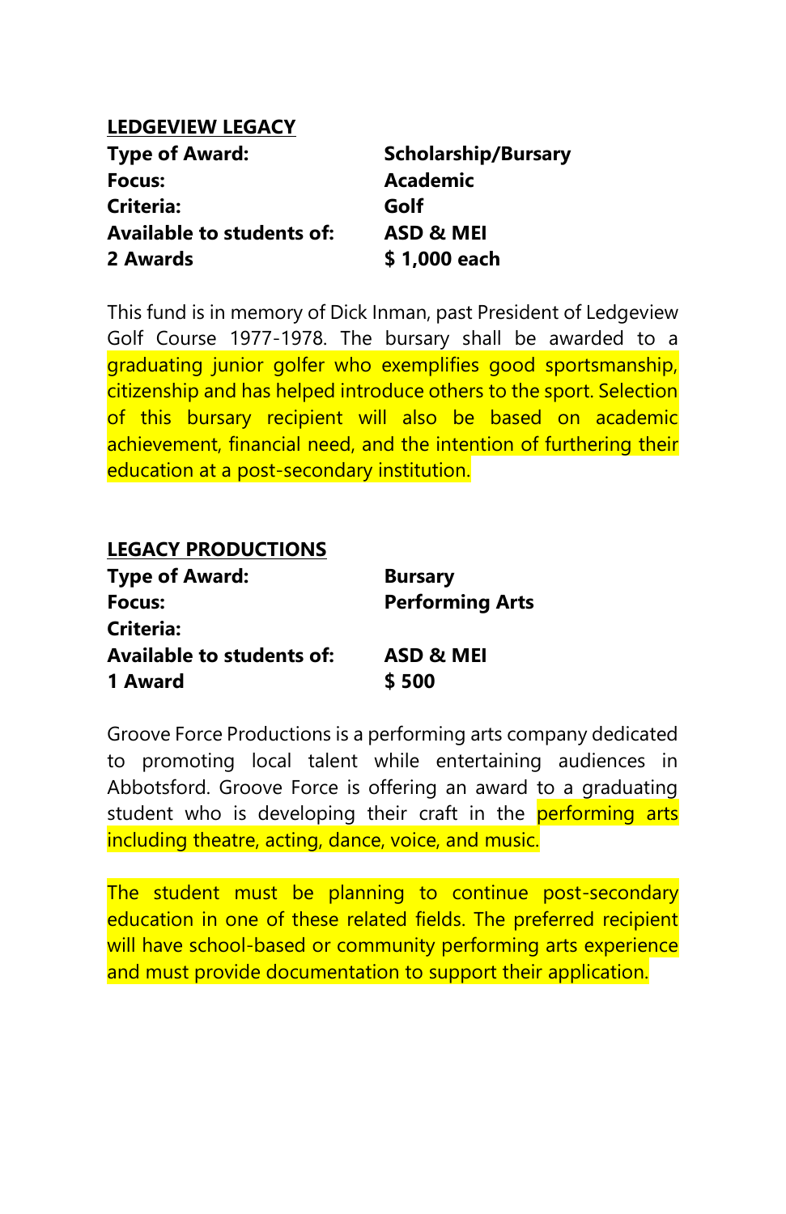**<u>LEDGEVIEW LEGACY</u>**

| | |
|---|---|
| **Type of Award:** | **Scholarship/Bursary** |
| **Focus:** | **Academic** |
| **Criteria:** | **Golf** |
| **Available to students of:** | **ASD & MEI** |
| **2 Awards** | **$ 1,000 each** |

This fund is in memory of Dick Inman, past President of Ledgeview Golf Course 1977-1978. The bursary shall be awarded to a graduating junior golfer who exemplifies good sportsmanship, citizenship and has helped introduce others to the sport. Selection of this bursary recipient will also be based on academic achievement, financial need, and the intention of furthering their education at a post-secondary institution.

**<u>LEGACY PRODUCTIONS</u>**

| | |
|---|---|
| **Type of Award:** | **Bursary** |
| **Focus:** | **Performing Arts** |
| **Criteria:** | |
| **Available to students of:** | **ASD & MEI** |
| **1 Award** | **$ 500** |

Groove Force Productions is a performing arts company dedicated to promoting local talent while entertaining audiences in Abbotsford. Groove Force is offering an award to a graduating student who is developing their craft in the performing arts including theatre, acting, dance, voice, and music.

The student must be planning to continue post-secondary education in one of these related fields. The preferred recipient will have school-based or community performing arts experience and must provide documentation to support their application.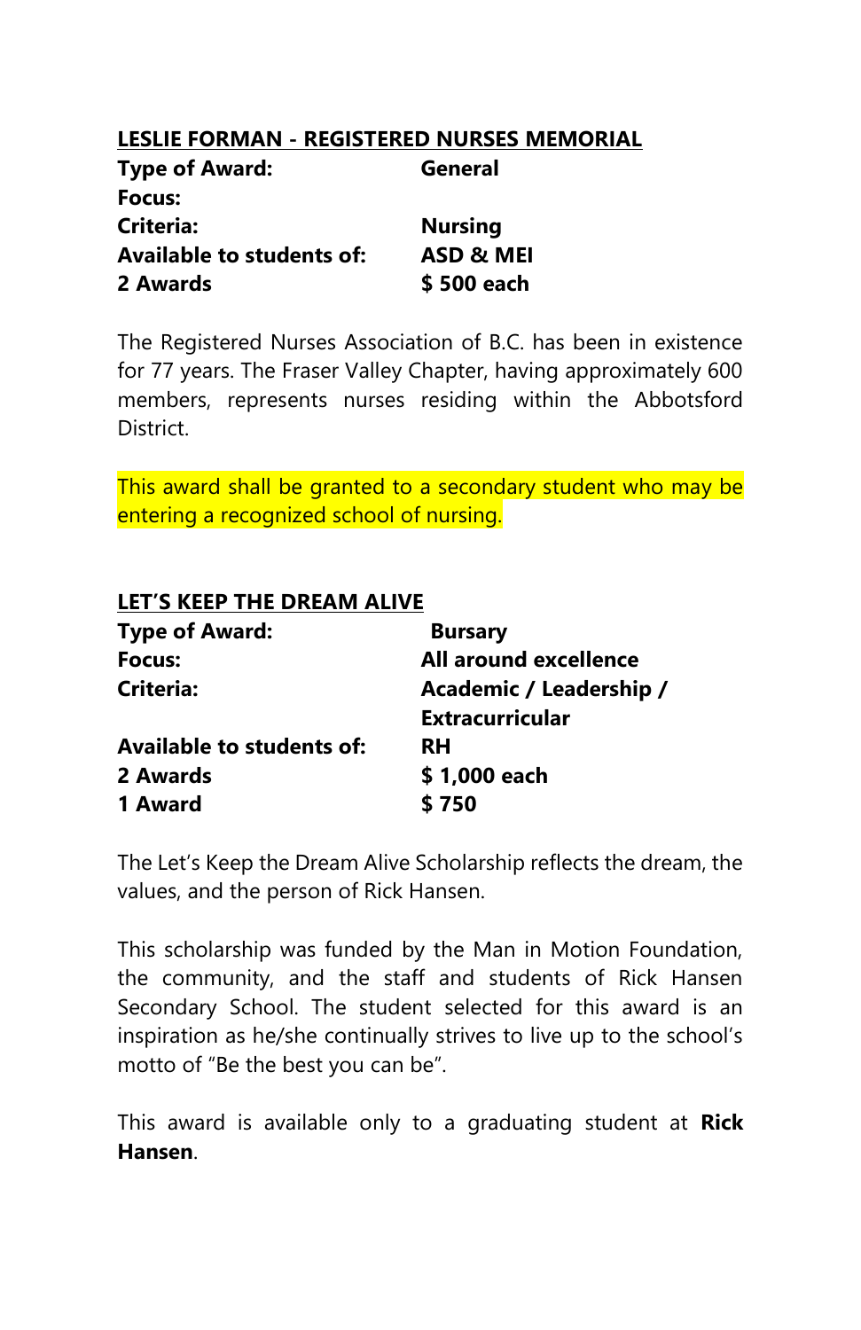## LESLIE FORMAN - REGISTERED NURSES MEMORIAL

| | |
|---|---|
| **Type of Award:** | **General** |
| **Focus:** | |
| **Criteria:** | **Nursing** |
| **Available to students of:** | **ASD & MEI** |
| **2 Awards** | **$ 500 each** |

The Registered Nurses Association of B.C. has been in existence for 77 years. The Fraser Valley Chapter, having approximately 600 members, represents nurses residing within the Abbotsford District.

This award shall be granted to a secondary student who may be entering a recognized school of nursing.

## LET'S KEEP THE DREAM ALIVE

| | |
|---|---|
| **Type of Award:** | **Bursary** |
| **Focus:** | **All around excellence** |
| **Criteria:** | **Academic / Leadership / Extracurricular** |
| **Available to students of:** | **RH** |
| **2 Awards** | **$ 1,000 each** |
| **1 Award** | **$ 750** |

The Let's Keep the Dream Alive Scholarship reflects the dream, the values, and the person of Rick Hansen.

This scholarship was funded by the Man in Motion Foundation, the community, and the staff and students of Rick Hansen Secondary School. The student selected for this award is an inspiration as he/she continually strives to live up to the school's motto of "Be the best you can be".

This award is available only to a graduating student at **Rick Hansen**.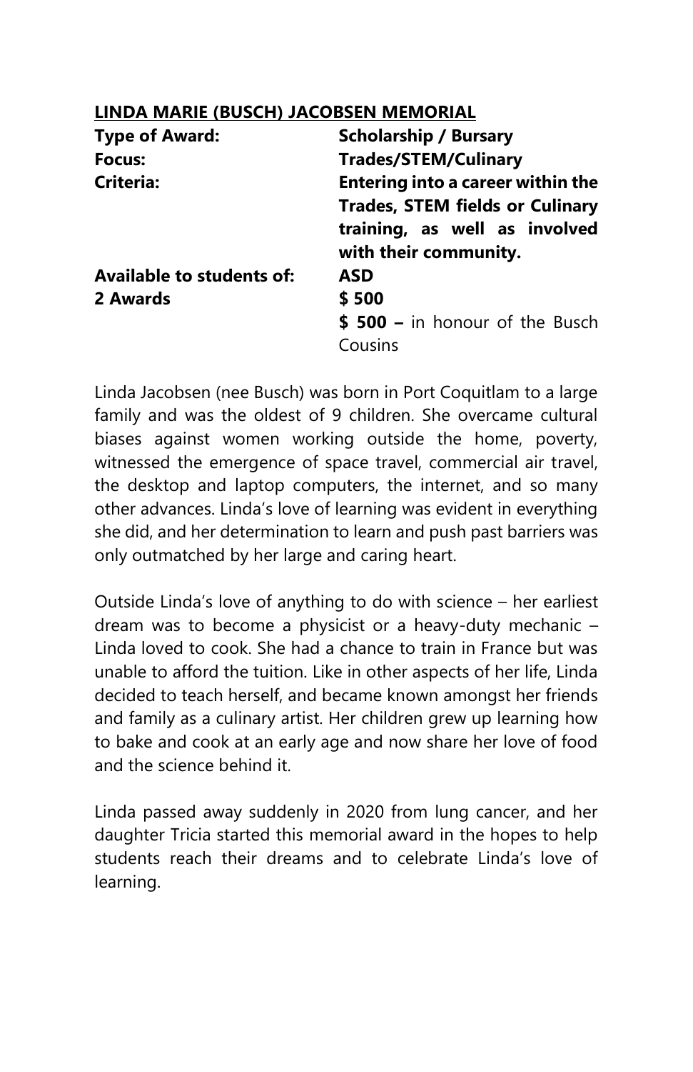## **LINDA MARIE (BUSCH) JACOBSEN MEMORIAL**

| | |
|---|---|
| **Type of Award:** | **Scholarship / Bursary** |
| **Focus:** | **Trades/STEM/Culinary** |
| **Criteria:** | **Entering into a career within the Trades, STEM fields or Culinary training, as well as involved with their community.** |
| **Available to students of:** | **ASD** |
| **2 Awards** | **$ 500** |
| | **$ 500 –** in honour of the Busch Cousins |

Linda Jacobsen (nee Busch) was born in Port Coquitlam to a large family and was the oldest of 9 children. She overcame cultural biases against women working outside the home, poverty, witnessed the emergence of space travel, commercial air travel, the desktop and laptop computers, the internet, and so many other advances. Linda's love of learning was evident in everything she did, and her determination to learn and push past barriers was only outmatched by her large and caring heart.

Outside Linda's love of anything to do with science – her earliest dream was to become a physicist or a heavy-duty mechanic – Linda loved to cook. She had a chance to train in France but was unable to afford the tuition. Like in other aspects of her life, Linda decided to teach herself, and became known amongst her friends and family as a culinary artist. Her children grew up learning how to bake and cook at an early age and now share her love of food and the science behind it.

Linda passed away suddenly in 2020 from lung cancer, and her daughter Tricia started this memorial award in the hopes to help students reach their dreams and to celebrate Linda's love of learning.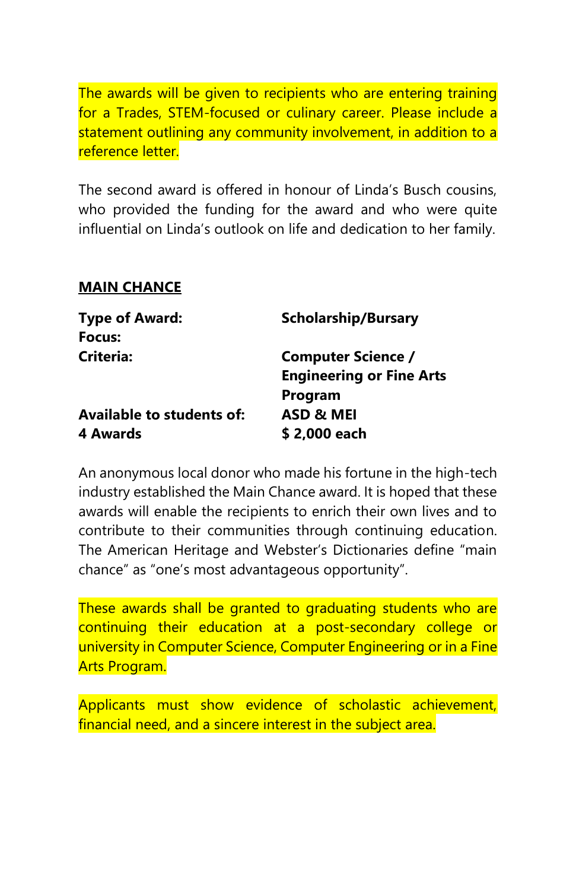The awards will be given to recipients who are entering training for a Trades, STEM-focused or culinary career. Please include a statement outlining any community involvement, in addition to a reference letter.

The second award is offered in honour of Linda's Busch cousins, who provided the funding for the award and who were quite influential on Linda's outlook on life and dedication to her family.

## MAIN CHANCE

| | |
|---|---|
| **Type of Award:** | **Scholarship/Bursary** |
| **Focus:** | |
| **Criteria:** | **Computer Science / Engineering or Fine Arts Program** |
| **Available to students of:** | **ASD & MEI** |
| **4 Awards** | **$ 2,000 each** |

An anonymous local donor who made his fortune in the high-tech industry established the Main Chance award. It is hoped that these awards will enable the recipients to enrich their own lives and to contribute to their communities through continuing education. The American Heritage and Webster's Dictionaries define "main chance" as "one's most advantageous opportunity".

These awards shall be granted to graduating students who are continuing their education at a post-secondary college or university in Computer Science, Computer Engineering or in a Fine Arts Program.

Applicants must show evidence of scholastic achievement, financial need, and a sincere interest in the subject area.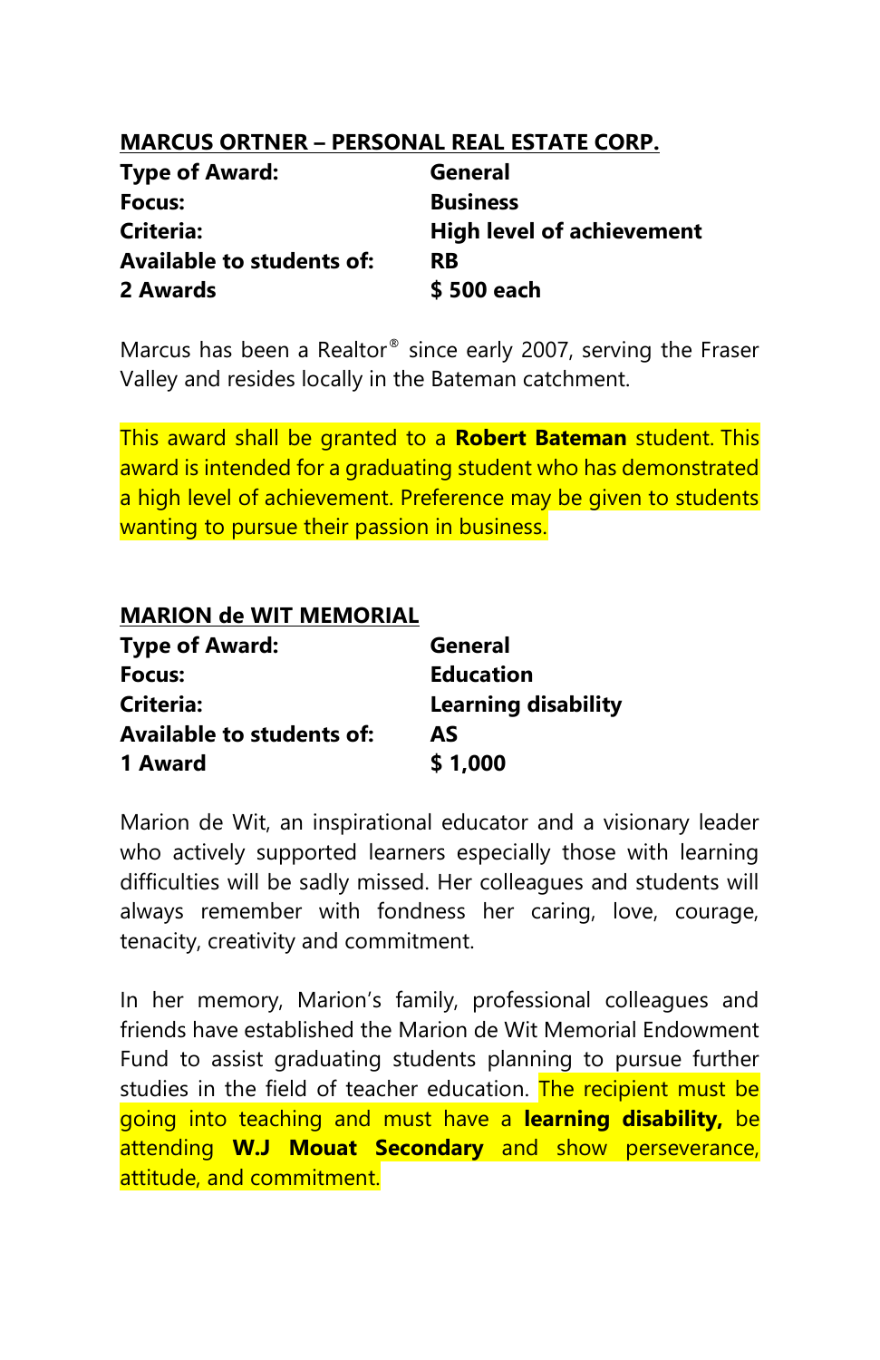## MARCUS ORTNER – PERSONAL REAL ESTATE CORP.

| | |
|---|---|
| **Type of Award:** | **General** |
| **Focus:** | **Business** |
| **Criteria:** | **High level of achievement** |
| **Available to students of:** | **RB** |
| **2 Awards** | **$ 500 each** |

Marcus has been a Realtor® since early 2007, serving the Fraser Valley and resides locally in the Bateman catchment.

This award shall be granted to a **Robert Bateman** student. This award is intended for a graduating student who has demonstrated a high level of achievement. Preference may be given to students wanting to pursue their passion in business.

## MARION de WIT MEMORIAL

| | |
|---|---|
| **Type of Award:** | **General** |
| **Focus:** | **Education** |
| **Criteria:** | **Learning disability** |
| **Available to students of:** | **AS** |
| **1 Award** | **$ 1,000** |

Marion de Wit, an inspirational educator and a visionary leader who actively supported learners especially those with learning difficulties will be sadly missed. Her colleagues and students will always remember with fondness her caring, love, courage, tenacity, creativity and commitment.

In her memory, Marion's family, professional colleagues and friends have established the Marion de Wit Memorial Endowment Fund to assist graduating students planning to pursue further studies in the field of teacher education. The recipient must be going into teaching and must have a **learning disability,** be attending **W.J Mouat Secondary** and show perseverance, attitude, and commitment.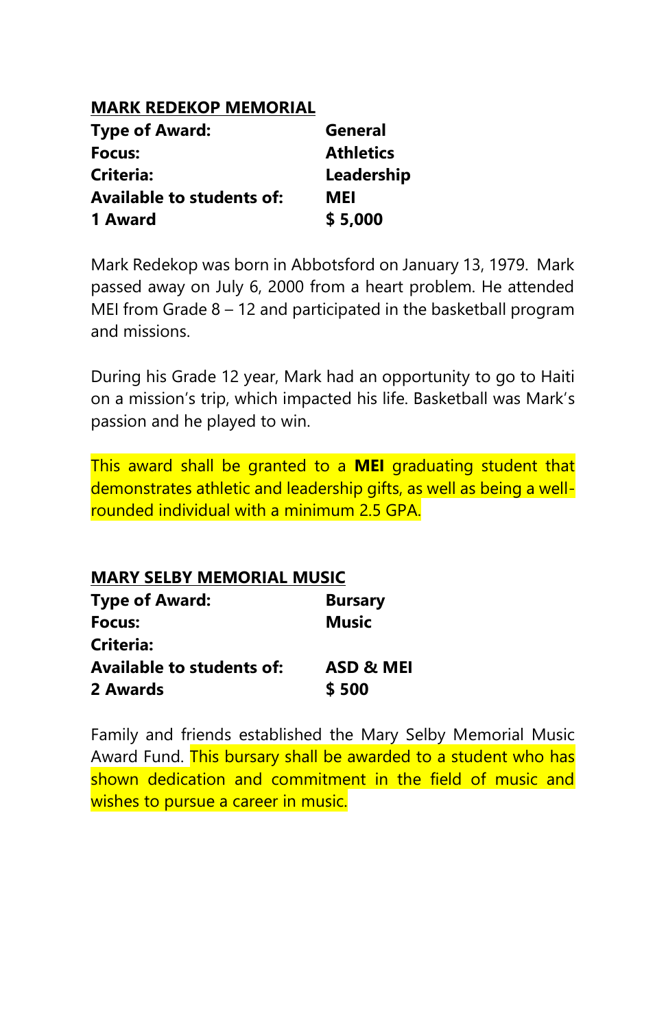## MARK REDEKOP MEMORIAL

| | |
|---|---|
| **Type of Award:** | **General** |
| **Focus:** | **Athletics** |
| **Criteria:** | **Leadership** |
| **Available to students of:** | **MEI** |
| **1 Award** | **$ 5,000** |

Mark Redekop was born in Abbotsford on January 13, 1979. Mark passed away on July 6, 2000 from a heart problem. He attended MEI from Grade 8 – 12 and participated in the basketball program and missions.

During his Grade 12 year, Mark had an opportunity to go to Haiti on a mission's trip, which impacted his life. Basketball was Mark's passion and he played to win.

This award shall be granted to a **MEI** graduating student that demonstrates athletic and leadership gifts, as well as being a well-rounded individual with a minimum 2.5 GPA.

## MARY SELBY MEMORIAL MUSIC

| | |
|---|---|
| **Type of Award:** | **Bursary** |
| **Focus:** | **Music** |
| **Criteria:** | |
| **Available to students of:** | **ASD & MEI** |
| **2 Awards** | **$ 500** |

Family and friends established the Mary Selby Memorial Music Award Fund. This bursary shall be awarded to a student who has shown dedication and commitment in the field of music and wishes to pursue a career in music.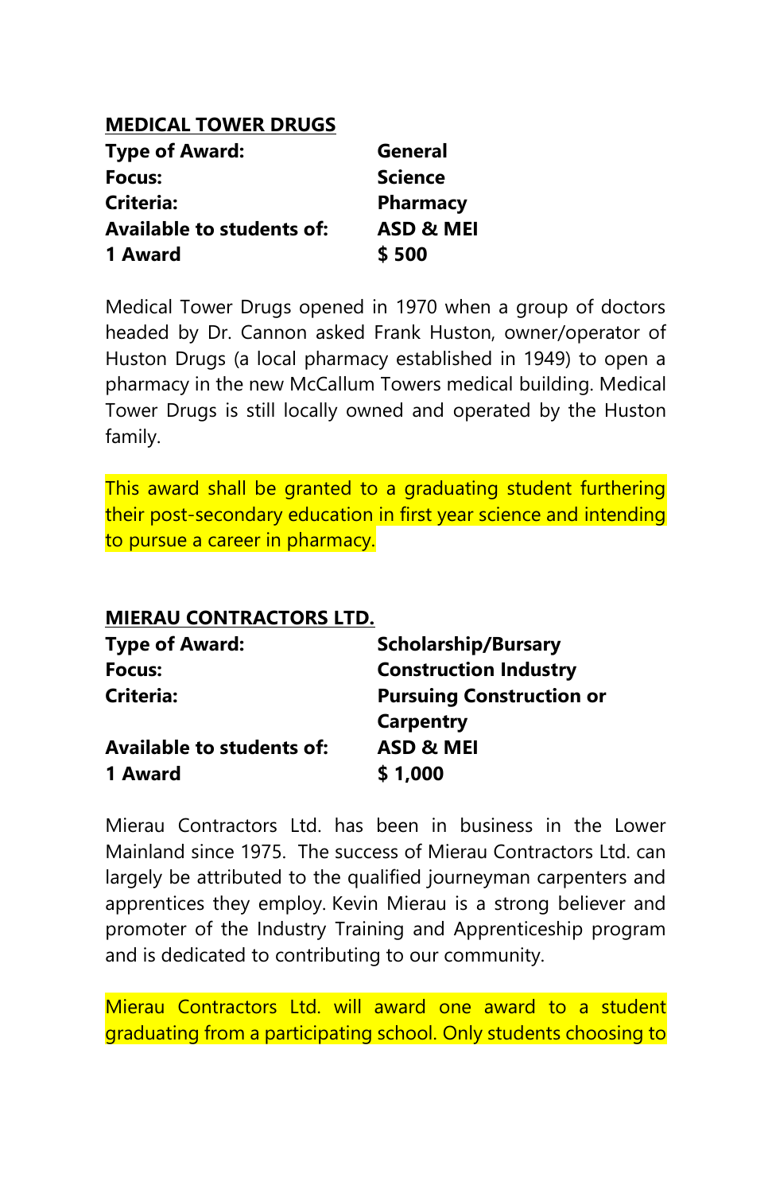**MEDICAL TOWER DRUGS**

| | |
|---|---|
| **Type of Award:** | **General** |
| **Focus:** | **Science** |
| **Criteria:** | **Pharmacy** |
| **Available to students of:** | **ASD & MEI** |
| **1 Award** | **$ 500** |

Medical Tower Drugs opened in 1970 when a group of doctors headed by Dr. Cannon asked Frank Huston, owner/operator of Huston Drugs (a local pharmacy established in 1949) to open a pharmacy in the new McCallum Towers medical building. Medical Tower Drugs is still locally owned and operated by the Huston family.

This award shall be granted to a graduating student furthering their post-secondary education in first year science and intending to pursue a career in pharmacy.

**MIERAU CONTRACTORS LTD.**

| | |
|---|---|
| **Type of Award:** | **Scholarship/Bursary** |
| **Focus:** | **Construction Industry** |
| **Criteria:** | **Pursuing Construction or Carpentry** |
| **Available to students of:** | **ASD & MEI** |
| **1 Award** | **$ 1,000** |

Mierau Contractors Ltd. has been in business in the Lower Mainland since 1975. The success of Mierau Contractors Ltd. can largely be attributed to the qualified journeyman carpenters and apprentices they employ. Kevin Mierau is a strong believer and promoter of the Industry Training and Apprenticeship program and is dedicated to contributing to our community.

Mierau Contractors Ltd. will award one award to a student graduating from a participating school. Only students choosing to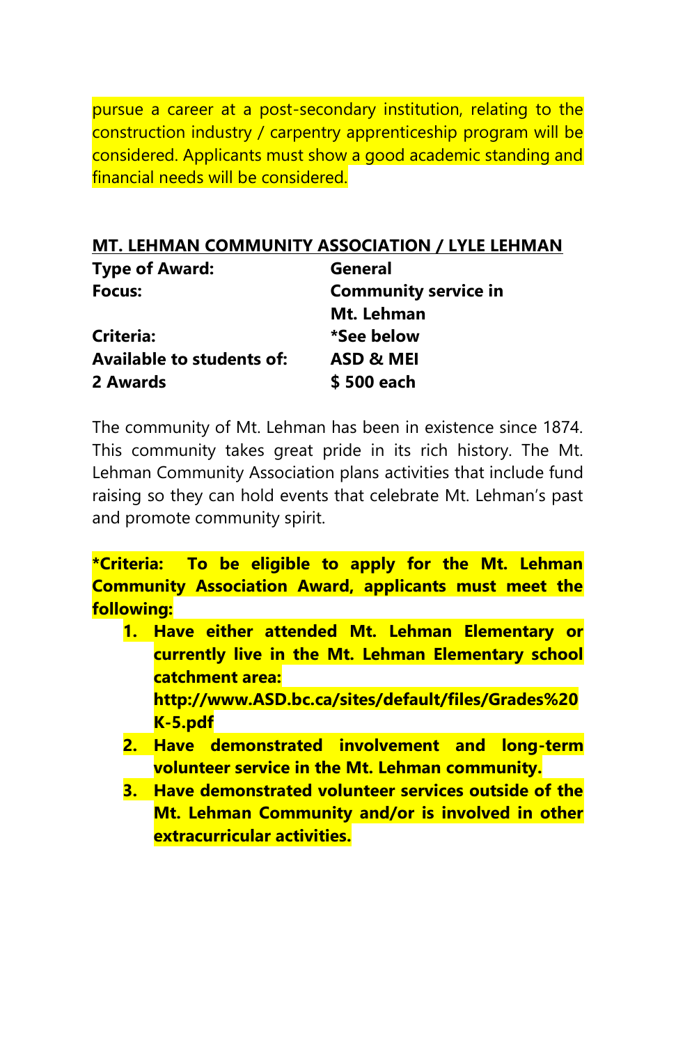pursue a career at a post-secondary institution, relating to the construction industry / carpentry apprenticeship program will be considered. Applicants must show a good academic standing and financial needs will be considered.

## MT. LEHMAN COMMUNITY ASSOCIATION / LYLE LEHMAN

| | |
|---|---|
| **Type of Award:** | **General** |
| **Focus:** | **Community service in Mt. Lehman** |
| **Criteria:** | ***See below** |
| **Available to students of:** | **ASD & MEI** |
| **2 Awards** | **$ 500 each** |

The community of Mt. Lehman has been in existence since 1874. This community takes great pride in its rich history. The Mt. Lehman Community Association plans activities that include fund raising so they can hold events that celebrate Mt. Lehman's past and promote community spirit.

***Criteria: To be eligible to apply for the Mt. Lehman Community Association Award, applicants must meet the following:**

1. **Have either attended Mt. Lehman Elementary or currently live in the Mt. Lehman Elementary school catchment area: http://www.ASD.bc.ca/sites/default/files/Grades%20K-5.pdf**
2. **Have demonstrated involvement and long-term volunteer service in the Mt. Lehman community.**
3. **Have demonstrated volunteer services outside of the Mt. Lehman Community and/or is involved in other extracurricular activities.**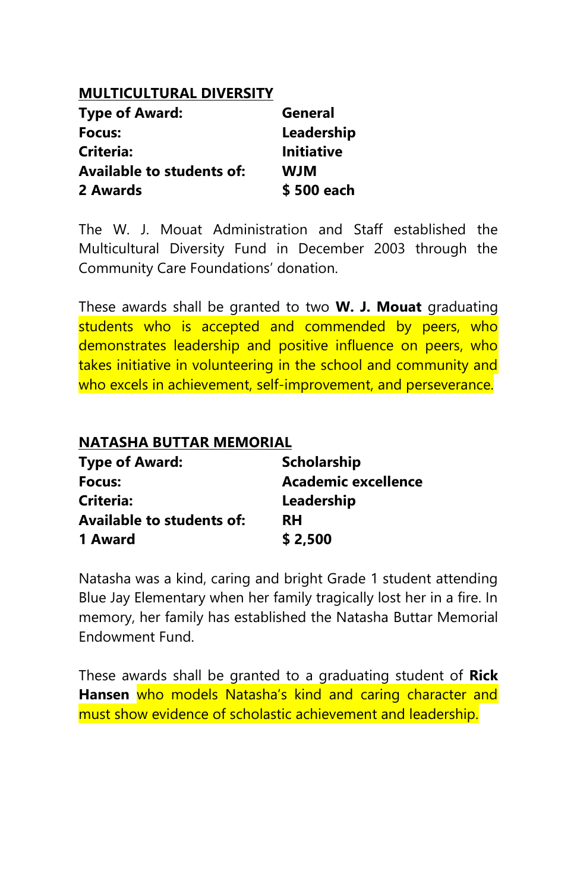## MULTICULTURAL DIVERSITY

| | |
|---|---|
| **Type of Award:** | **General** |
| **Focus:** | **Leadership** |
| **Criteria:** | **Initiative** |
| **Available to students of:** | **WJM** |
| **2 Awards** | **$ 500 each** |

The W. J. Mouat Administration and Staff established the Multicultural Diversity Fund in December 2003 through the Community Care Foundations' donation.

These awards shall be granted to two **W. J. Mouat** graduating students who is accepted and commended by peers, who demonstrates leadership and positive influence on peers, who takes initiative in volunteering in the school and community and who excels in achievement, self-improvement, and perseverance.

## NATASHA BUTTAR MEMORIAL

| | |
|---|---|
| **Type of Award:** | **Scholarship** |
| **Focus:** | **Academic excellence** |
| **Criteria:** | **Leadership** |
| **Available to students of:** | **RH** |
| **1 Award** | **$ 2,500** |

Natasha was a kind, caring and bright Grade 1 student attending Blue Jay Elementary when her family tragically lost her in a fire. In memory, her family has established the Natasha Buttar Memorial Endowment Fund.

These awards shall be granted to a graduating student of **Rick Hansen** who models Natasha's kind and caring character and must show evidence of scholastic achievement and leadership.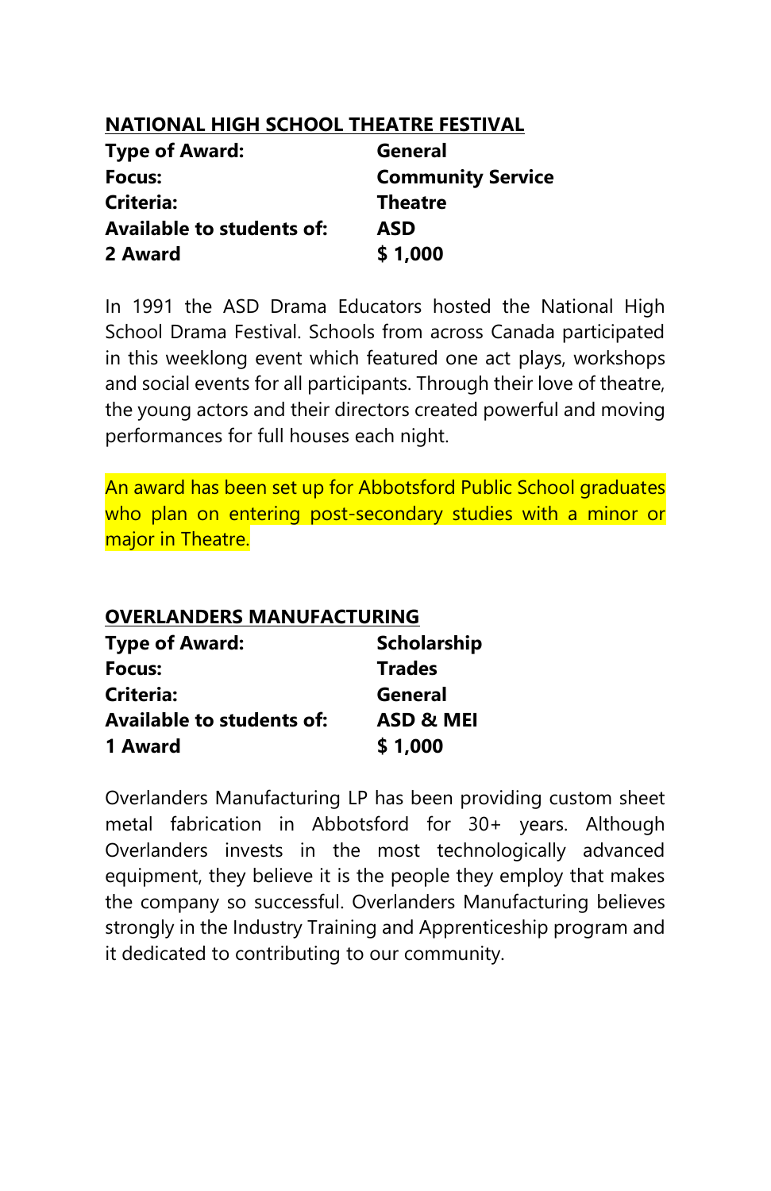## NATIONAL HIGH SCHOOL THEATRE FESTIVAL

| | |
|---|---|
| **Type of Award:** | **General** |
| **Focus:** | **Community Service** |
| **Criteria:** | **Theatre** |
| **Available to students of:** | **ASD** |
| **2 Award** | **$ 1,000** |

In 1991 the ASD Drama Educators hosted the National High School Drama Festival. Schools from across Canada participated in this weeklong event which featured one act plays, workshops and social events for all participants. Through their love of theatre, the young actors and their directors created powerful and moving performances for full houses each night.

An award has been set up for Abbotsford Public School graduates who plan on entering post-secondary studies with a minor or major in Theatre.

## OVERLANDERS MANUFACTURING

| | |
|---|---|
| **Type of Award:** | **Scholarship** |
| **Focus:** | **Trades** |
| **Criteria:** | **General** |
| **Available to students of:** | **ASD & MEI** |
| **1 Award** | **$ 1,000** |

Overlanders Manufacturing LP has been providing custom sheet metal fabrication in Abbotsford for 30+ years. Although Overlanders invests in the most technologically advanced equipment, they believe it is the people they employ that makes the company so successful. Overlanders Manufacturing believes strongly in the Industry Training and Apprenticeship program and it dedicated to contributing to our community.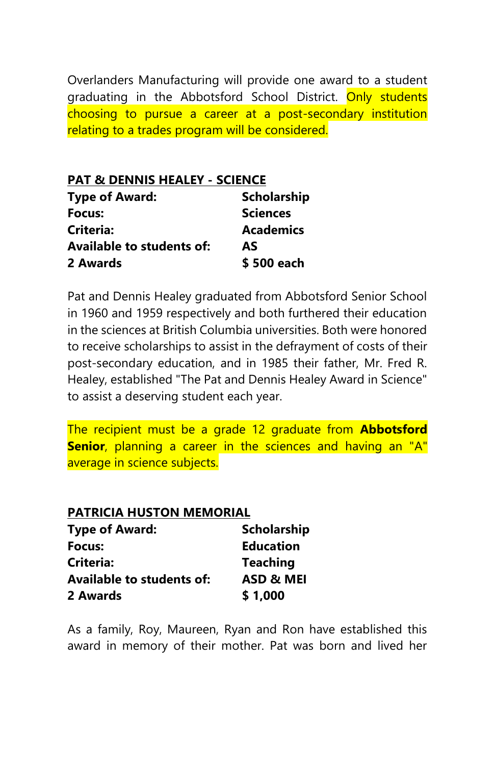Overlanders Manufacturing will provide one award to a student graduating in the Abbotsford School District. Only students choosing to pursue a career at a post-secondary institution relating to a trades program will be considered.

## PAT & DENNIS HEALEY - SCIENCE

| | |
|---|---|
| **Type of Award:** | **Scholarship** |
| **Focus:** | **Sciences** |
| **Criteria:** | **Academics** |
| **Available to students of:** | **AS** |
| **2 Awards** | **$ 500 each** |

Pat and Dennis Healey graduated from Abbotsford Senior School in 1960 and 1959 respectively and both furthered their education in the sciences at British Columbia universities. Both were honored to receive scholarships to assist in the defrayment of costs of their post-secondary education, and in 1985 their father, Mr. Fred R. Healey, established "The Pat and Dennis Healey Award in Science" to assist a deserving student each year.

The recipient must be a grade 12 graduate from **Abbotsford Senior**, planning a career in the sciences and having an "A" average in science subjects.

## PATRICIA HUSTON MEMORIAL

| | |
|---|---|
| **Type of Award:** | **Scholarship** |
| **Focus:** | **Education** |
| **Criteria:** | **Teaching** |
| **Available to students of:** | **ASD & MEI** |
| **2 Awards** | **$ 1,000** |

As a family, Roy, Maureen, Ryan and Ron have established this award in memory of their mother. Pat was born and lived her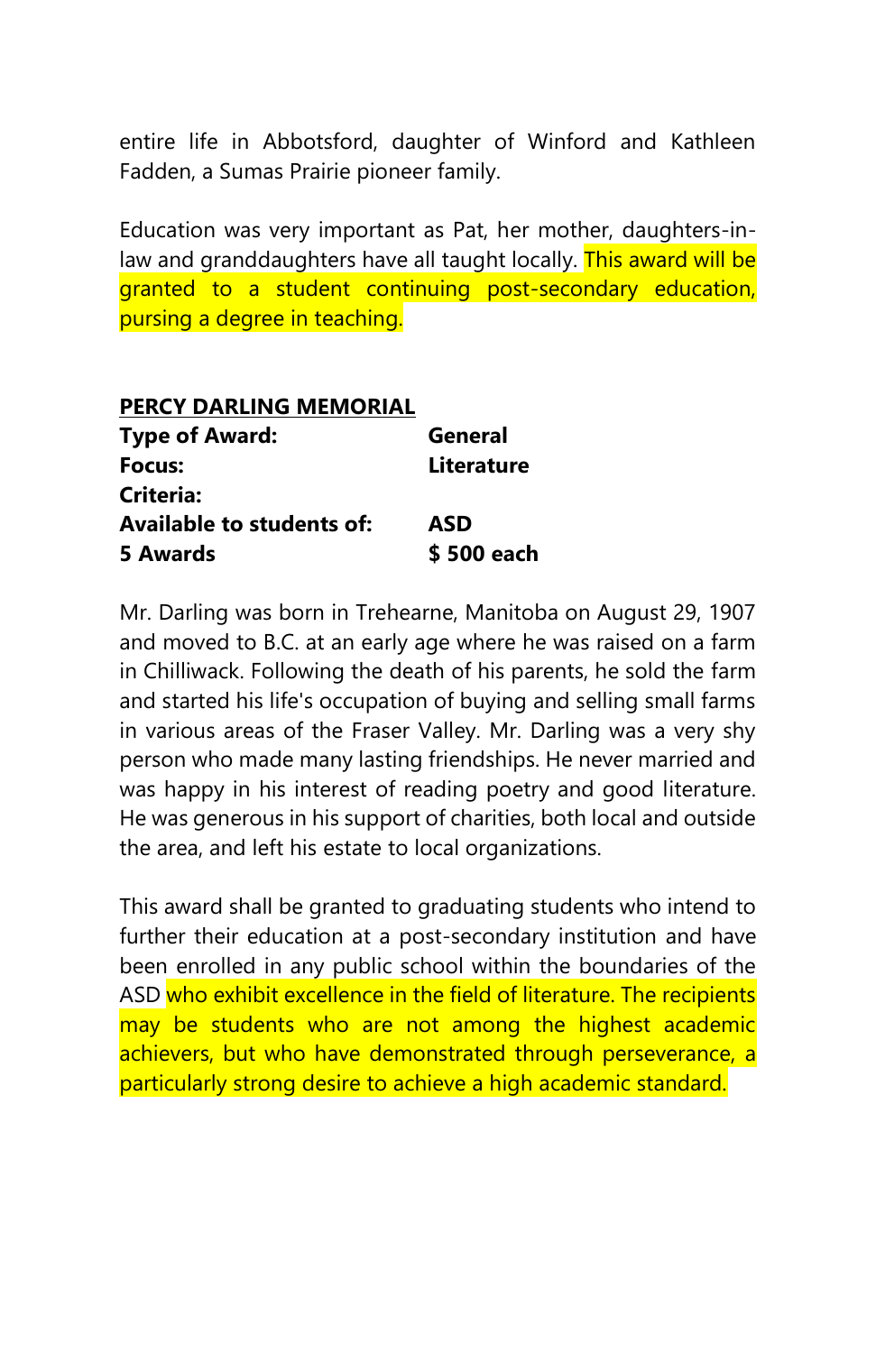entire life in Abbotsford, daughter of Winford and Kathleen Fadden, a Sumas Prairie pioneer family.

Education was very important as Pat, her mother, daughters-in-law and granddaughters have all taught locally. This award will be granted to a student continuing post-secondary education, pursing a degree in teaching.

**PERCY DARLING MEMORIAL**

| | |
|---|---|
| **Type of Award:** | **General** |
| **Focus:** | **Literature** |
| **Criteria:** | |
| **Available to students of:** | **ASD** |
| **5 Awards** | **$ 500 each** |

Mr. Darling was born in Trehearne, Manitoba on August 29, 1907 and moved to B.C. at an early age where he was raised on a farm in Chilliwack. Following the death of his parents, he sold the farm and started his life's occupation of buying and selling small farms in various areas of the Fraser Valley. Mr. Darling was a very shy person who made many lasting friendships. He never married and was happy in his interest of reading poetry and good literature. He was generous in his support of charities, both local and outside the area, and left his estate to local organizations.

This award shall be granted to graduating students who intend to further their education at a post-secondary institution and have been enrolled in any public school within the boundaries of the ASD who exhibit excellence in the field of literature. The recipients may be students who are not among the highest academic achievers, but who have demonstrated through perseverance, a particularly strong desire to achieve a high academic standard.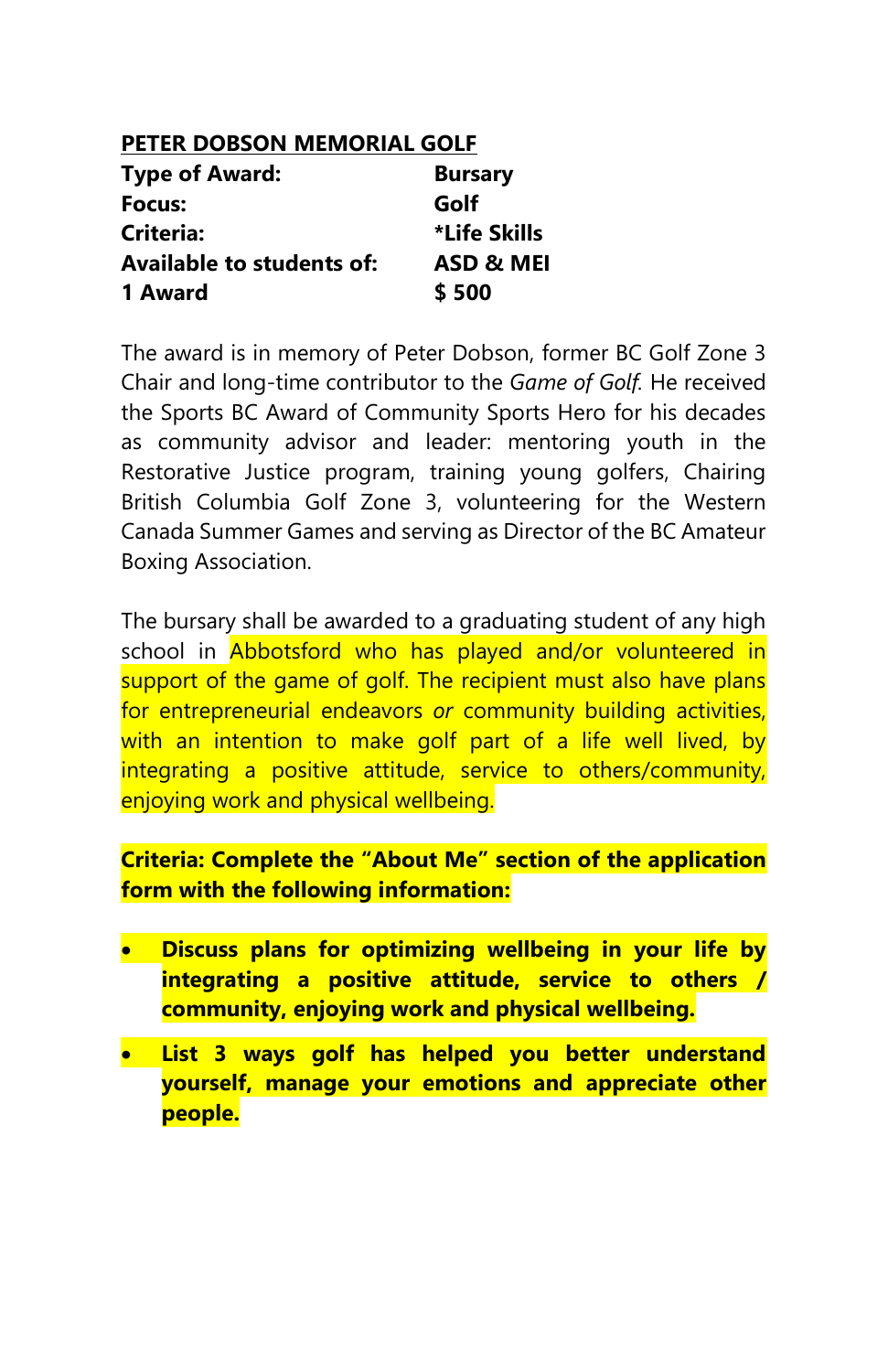## PETER DOBSON MEMORIAL GOLF

| | |
|---|---|
| **Type of Award:** | **Bursary** |
| **Focus:** | **Golf** |
| **Criteria:** | ***Life Skills** |
| **Available to students of:** | **ASD & MEI** |
| **1 Award** | **$ 500** |

The award is in memory of Peter Dobson, former BC Golf Zone 3 Chair and long-time contributor to the *Game of Golf*. He received the Sports BC Award of Community Sports Hero for his decades as community advisor and leader: mentoring youth in the Restorative Justice program, training young golfers, Chairing British Columbia Golf Zone 3, volunteering for the Western Canada Summer Games and serving as Director of the BC Amateur Boxing Association.

The bursary shall be awarded to a graduating student of any high school in Abbotsford who has played and/or volunteered in support of the game of golf. The recipient must also have plans for entrepreneurial endeavors *or* community building activities, with an intention to make golf part of a life well lived, by integrating a positive attitude, service to others/community, enjoying work and physical wellbeing.

**Criteria: Complete the "About Me" section of the application form with the following information:**

- **Discuss plans for optimizing wellbeing in your life by integrating a positive attitude, service to others / community, enjoying work and physical wellbeing.**
- **List 3 ways golf has helped you better understand yourself, manage your emotions and appreciate other people.**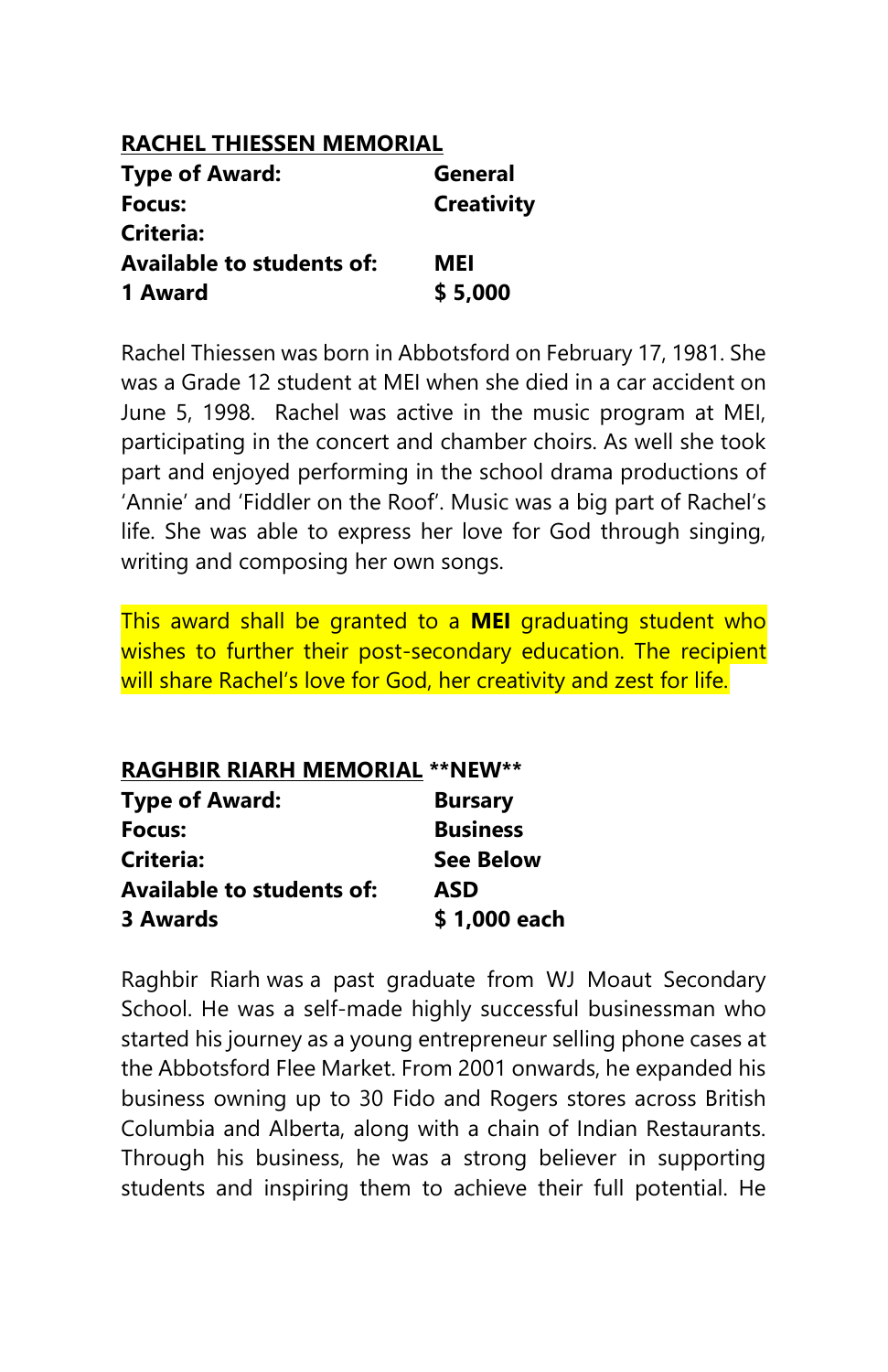**<u>RACHEL THIESSEN MEMORIAL</u>**

| | |
|---|---|
| **Type of Award:** | **General** |
| **Focus:** | **Creativity** |
| **Criteria:** | |
| **Available to students of:** | **MEI** |
| **1 Award** | **$ 5,000** |

Rachel Thiessen was born in Abbotsford on February 17, 1981. She was a Grade 12 student at MEI when she died in a car accident on June 5, 1998. Rachel was active in the music program at MEI, participating in the concert and chamber choirs. As well she took part and enjoyed performing in the school drama productions of 'Annie' and 'Fiddler on the Roof'. Music was a big part of Rachel's life. She was able to express her love for God through singing, writing and composing her own songs.

This award shall be granted to a **MEI** graduating student who wishes to further their post-secondary education. The recipient will share Rachel's love for God, her creativity and zest for life.

**<u>RAGHBIR RIARH MEMORIAL</u> \*\*NEW\*\***

| | |
|---|---|
| **Type of Award:** | **Bursary** |
| **Focus:** | **Business** |
| **Criteria:** | **See Below** |
| **Available to students of:** | **ASD** |
| **3 Awards** | **$ 1,000 each** |

Raghbir Riarh was a past graduate from WJ Moaut Secondary School. He was a self-made highly successful businessman who started his journey as a young entrepreneur selling phone cases at the Abbotsford Flee Market. From 2001 onwards, he expanded his business owning up to 30 Fido and Rogers stores across British Columbia and Alberta, along with a chain of Indian Restaurants. Through his business, he was a strong believer in supporting students and inspiring them to achieve their full potential. He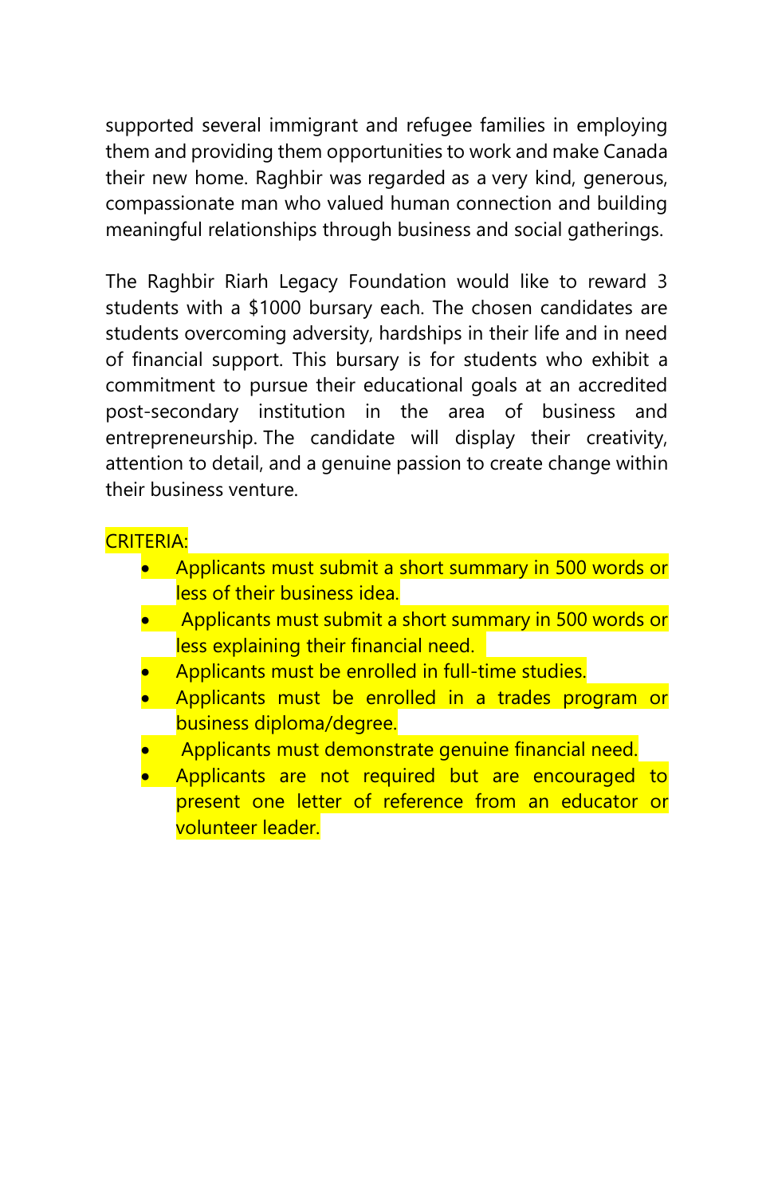supported several immigrant and refugee families in employing them and providing them opportunities to work and make Canada their new home. Raghbir was regarded as a very kind, generous, compassionate man who valued human connection and building meaningful relationships through business and social gatherings.

The Raghbir Riarh Legacy Foundation would like to reward 3 students with a $1000 bursary each. The chosen candidates are students overcoming adversity, hardships in their life and in need of financial support. This bursary is for students who exhibit a commitment to pursue their educational goals at an accredited post-secondary institution in the area of business and entrepreneurship. The candidate will display their creativity, attention to detail, and a genuine passion to create change within their business venture.

CRITERIA:

- Applicants must submit a short summary in 500 words or less of their business idea.
- Applicants must submit a short summary in 500 words or less explaining their financial need.
- Applicants must be enrolled in full-time studies.
- Applicants must be enrolled in a trades program or business diploma/degree.
- Applicants must demonstrate genuine financial need.
- Applicants are not required but are encouraged to present one letter of reference from an educator or volunteer leader.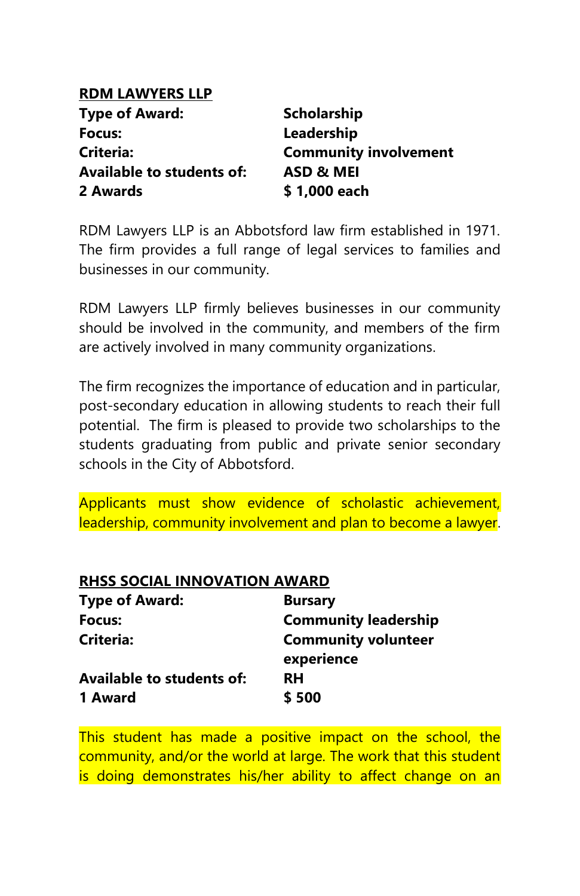**RDM LAWYERS LLP**

| | |
|---|---|
| **Type of Award:** | **Scholarship** |
| **Focus:** | **Leadership** |
| **Criteria:** | **Community involvement** |
| **Available to students of:** | **ASD & MEI** |
| **2 Awards** | **$ 1,000 each** |

RDM Lawyers LLP is an Abbotsford law firm established in 1971. The firm provides a full range of legal services to families and businesses in our community.

RDM Lawyers LLP firmly believes businesses in our community should be involved in the community, and members of the firm are actively involved in many community organizations.

The firm recognizes the importance of education and in particular, post-secondary education in allowing students to reach their full potential. The firm is pleased to provide two scholarships to the students graduating from public and private senior secondary schools in the City of Abbotsford.

Applicants must show evidence of scholastic achievement, leadership, community involvement and plan to become a lawyer.

**RHSS SOCIAL INNOVATION AWARD**

| | |
|---|---|
| **Type of Award:** | **Bursary** |
| **Focus:** | **Community leadership** |
| **Criteria:** | **Community volunteer experience** |
| **Available to students of:** | **RH** |
| **1 Award** | **$ 500** |

This student has made a positive impact on the school, the community, and/or the world at large. The work that this student is doing demonstrates his/her ability to affect change on an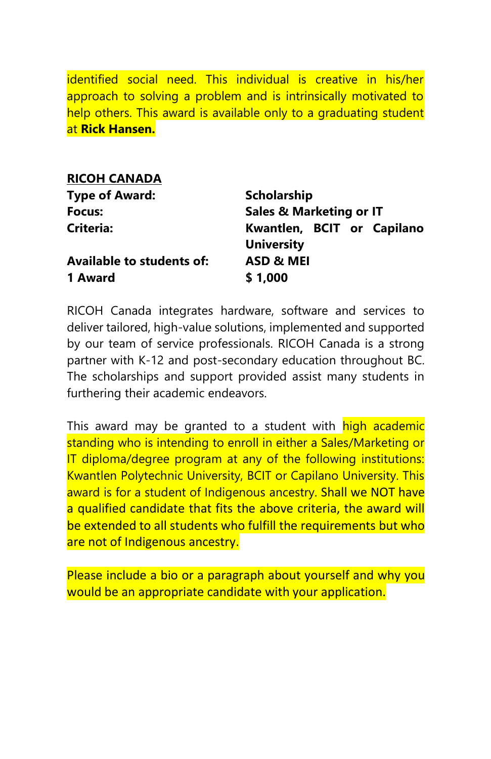identified social need. This individual is creative in his/her approach to solving a problem and is intrinsically motivated to help others. This award is available only to a graduating student at **Rick Hansen.**

**<u>RICOH CANADA</u>**

| | |
|---|---|
| **Type of Award:** | **Scholarship** |
| **Focus:** | **Sales & Marketing or IT** |
| **Criteria:** | **Kwantlen, BCIT or Capilano University** |
| **Available to students of:** | **ASD & MEI** |
| **1 Award** | **$ 1,000** |

RICOH Canada integrates hardware, software and services to deliver tailored, high-value solutions, implemented and supported by our team of service professionals. RICOH Canada is a strong partner with K-12 and post-secondary education throughout BC. The scholarships and support provided assist many students in furthering their academic endeavors.

This award may be granted to a student with high academic standing who is intending to enroll in either a Sales/Marketing or IT diploma/degree program at any of the following institutions: Kwantlen Polytechnic University, BCIT or Capilano University. This award is for a student of Indigenous ancestry. Shall we NOT have a qualified candidate that fits the above criteria, the award will be extended to all students who fulfill the requirements but who are not of Indigenous ancestry.

Please include a bio or a paragraph about yourself and why you would be an appropriate candidate with your application.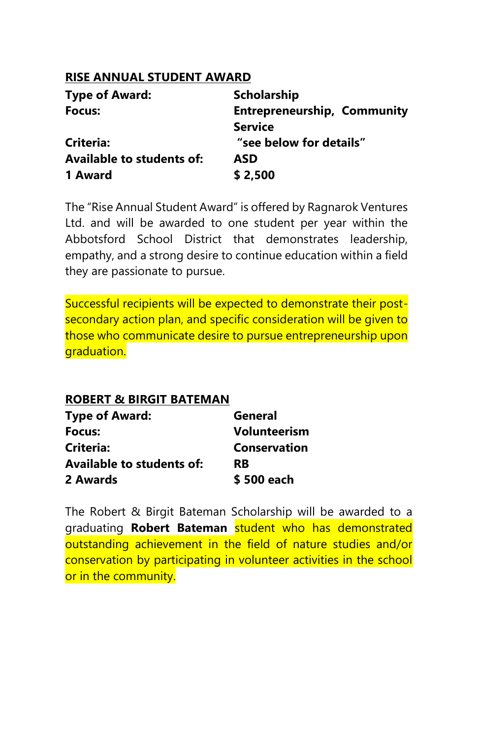## RISE ANNUAL STUDENT AWARD

| | |
|---|---|
| **Type of Award:** | **Scholarship** |
| **Focus:** | **Entrepreneurship, Community Service** |
| **Criteria:** | **"see below for details"** |
| **Available to students of:** | **ASD** |
| **1 Award** | **$ 2,500** |

The "Rise Annual Student Award" is offered by Ragnarok Ventures Ltd. and will be awarded to one student per year within the Abbotsford School District that demonstrates leadership, empathy, and a strong desire to continue education within a field they are passionate to pursue.

Successful recipients will be expected to demonstrate their post-secondary action plan, and specific consideration will be given to those who communicate desire to pursue entrepreneurship upon graduation.

## ROBERT & BIRGIT BATEMAN

| | |
|---|---|
| **Type of Award:** | **General** |
| **Focus:** | **Volunteerism** |
| **Criteria:** | **Conservation** |
| **Available to students of:** | **RB** |
| **2 Awards** | **$ 500 each** |

The Robert & Birgit Bateman Scholarship will be awarded to a graduating **Robert Bateman** student who has demonstrated outstanding achievement in the field of nature studies and/or conservation by participating in volunteer activities in the school or in the community.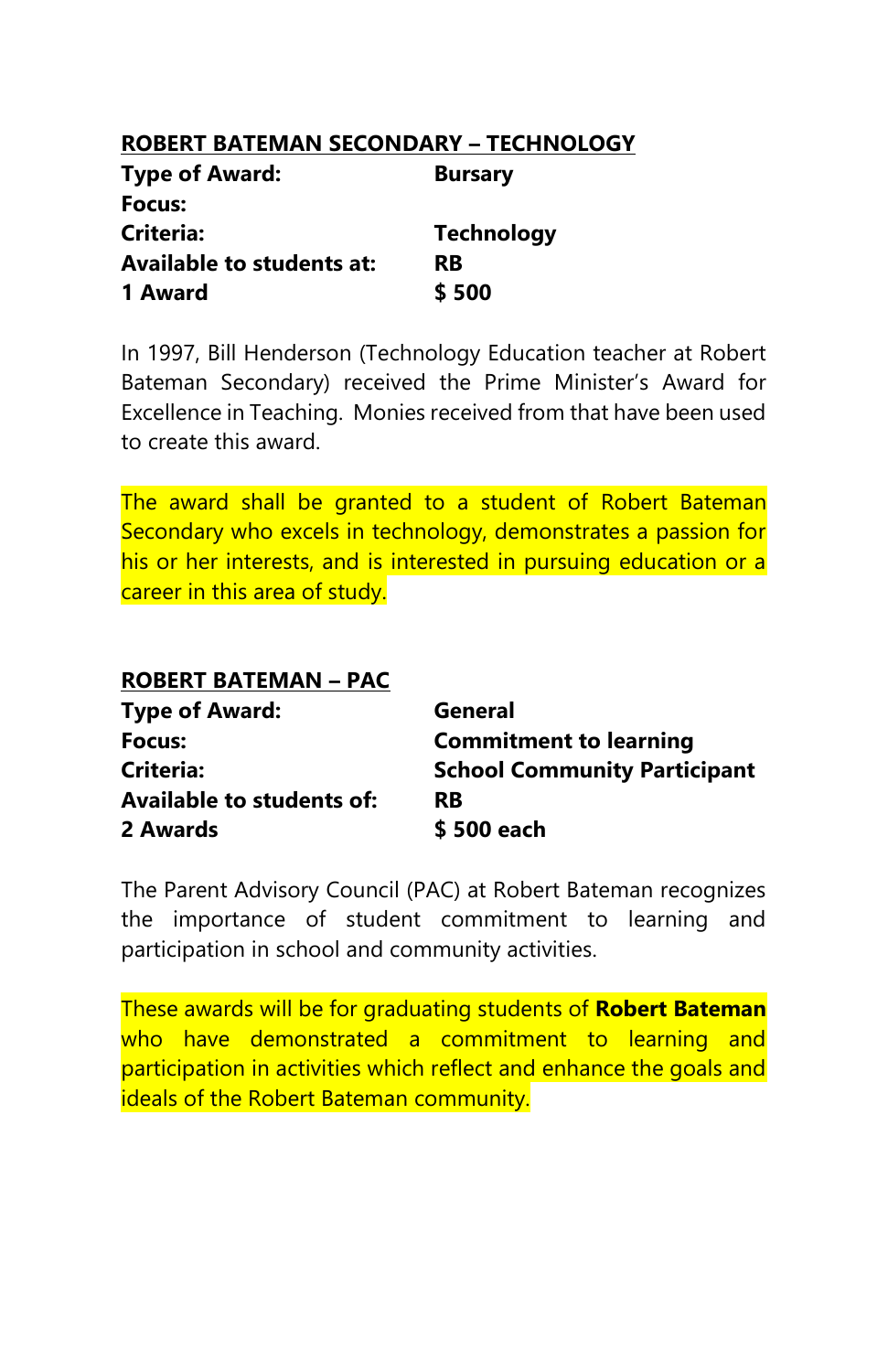## ROBERT BATEMAN SECONDARY – TECHNOLOGY

| | |
|---|---|
| **Type of Award:** | **Bursary** |
| **Focus:** | |
| **Criteria:** | **Technology** |
| **Available to students at:** | **RB** |
| **1 Award** | **$ 500** |

In 1997, Bill Henderson (Technology Education teacher at Robert Bateman Secondary) received the Prime Minister's Award for Excellence in Teaching. Monies received from that have been used to create this award.

The award shall be granted to a student of Robert Bateman Secondary who excels in technology, demonstrates a passion for his or her interests, and is interested in pursuing education or a career in this area of study.

## ROBERT BATEMAN – PAC

| | |
|---|---|
| **Type of Award:** | **General** |
| **Focus:** | **Commitment to learning** |
| **Criteria:** | **School Community Participant** |
| **Available to students of:** | **RB** |
| **2 Awards** | **$ 500 each** |

The Parent Advisory Council (PAC) at Robert Bateman recognizes the importance of student commitment to learning and participation in school and community activities.

These awards will be for graduating students of **Robert Bateman** who have demonstrated a commitment to learning and participation in activities which reflect and enhance the goals and ideals of the Robert Bateman community.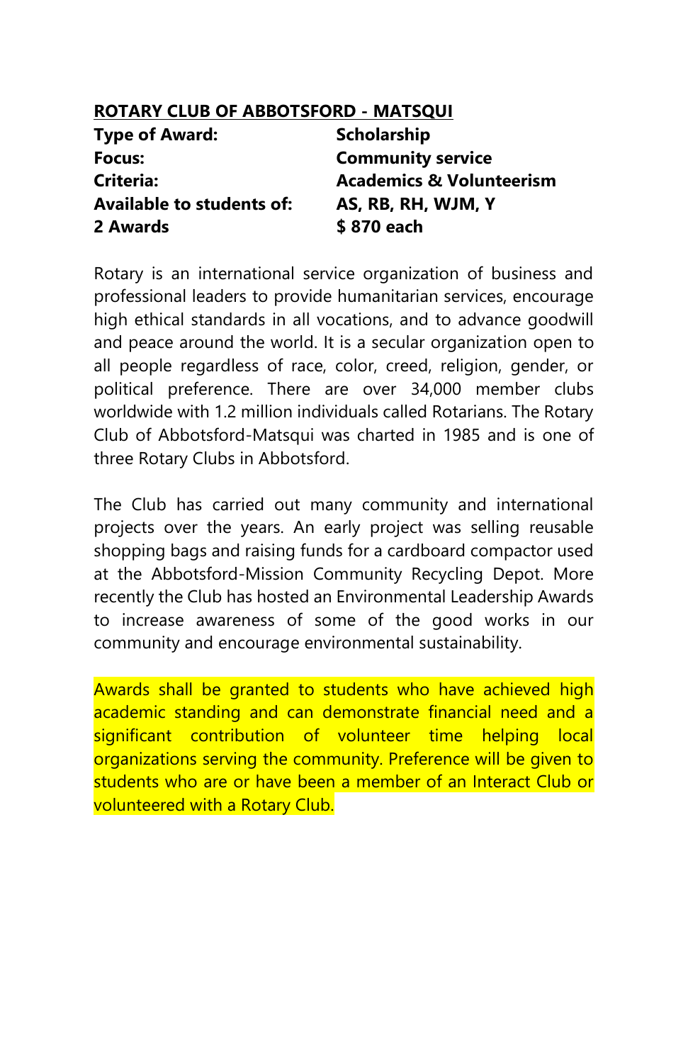## ROTARY CLUB OF ABBOTSFORD - MATSQUI

| | |
|---|---|
| **Type of Award:** | **Scholarship** |
| **Focus:** | **Community service** |
| **Criteria:** | **Academics & Volunteerism** |
| **Available to students of:** | **AS, RB, RH, WJM, Y** |
| **2 Awards** | **$ 870 each** |

Rotary is an international service organization of business and professional leaders to provide humanitarian services, encourage high ethical standards in all vocations, and to advance goodwill and peace around the world. It is a secular organization open to all people regardless of race, color, creed, religion, gender, or political preference. There are over 34,000 member clubs worldwide with 1.2 million individuals called Rotarians. The Rotary Club of Abbotsford-Matsqui was charted in 1985 and is one of three Rotary Clubs in Abbotsford.

The Club has carried out many community and international projects over the years. An early project was selling reusable shopping bags and raising funds for a cardboard compactor used at the Abbotsford-Mission Community Recycling Depot. More recently the Club has hosted an Environmental Leadership Awards to increase awareness of some of the good works in our community and encourage environmental sustainability.

Awards shall be granted to students who have achieved high academic standing and can demonstrate financial need and a significant contribution of volunteer time helping local organizations serving the community. Preference will be given to students who are or have been a member of an Interact Club or volunteered with a Rotary Club.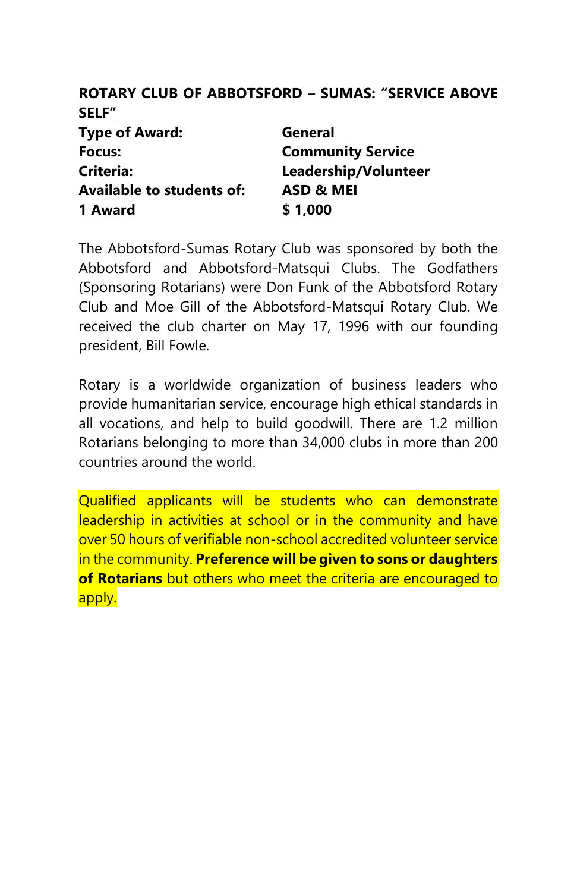## ROTARY CLUB OF ABBOTSFORD – SUMAS: "SERVICE ABOVE SELF"

| | |
|---|---|
| **Type of Award:** | **General** |
| **Focus:** | **Community Service** |
| **Criteria:** | **Leadership/Volunteer** |
| **Available to students of:** | **ASD & MEI** |
| **1 Award** | **$ 1,000** |

The Abbotsford-Sumas Rotary Club was sponsored by both the Abbotsford and Abbotsford-Matsqui Clubs. The Godfathers (Sponsoring Rotarians) were Don Funk of the Abbotsford Rotary Club and Moe Gill of the Abbotsford-Matsqui Rotary Club. We received the club charter on May 17, 1996 with our founding president, Bill Fowle.

Rotary is a worldwide organization of business leaders who provide humanitarian service, encourage high ethical standards in all vocations, and help to build goodwill. There are 1.2 million Rotarians belonging to more than 34,000 clubs in more than 200 countries around the world.

Qualified applicants will be students who can demonstrate leadership in activities at school or in the community and have over 50 hours of verifiable non-school accredited volunteer service in the community. **Preference will be given to sons or daughters of Rotarians** but others who meet the criteria are encouraged to apply.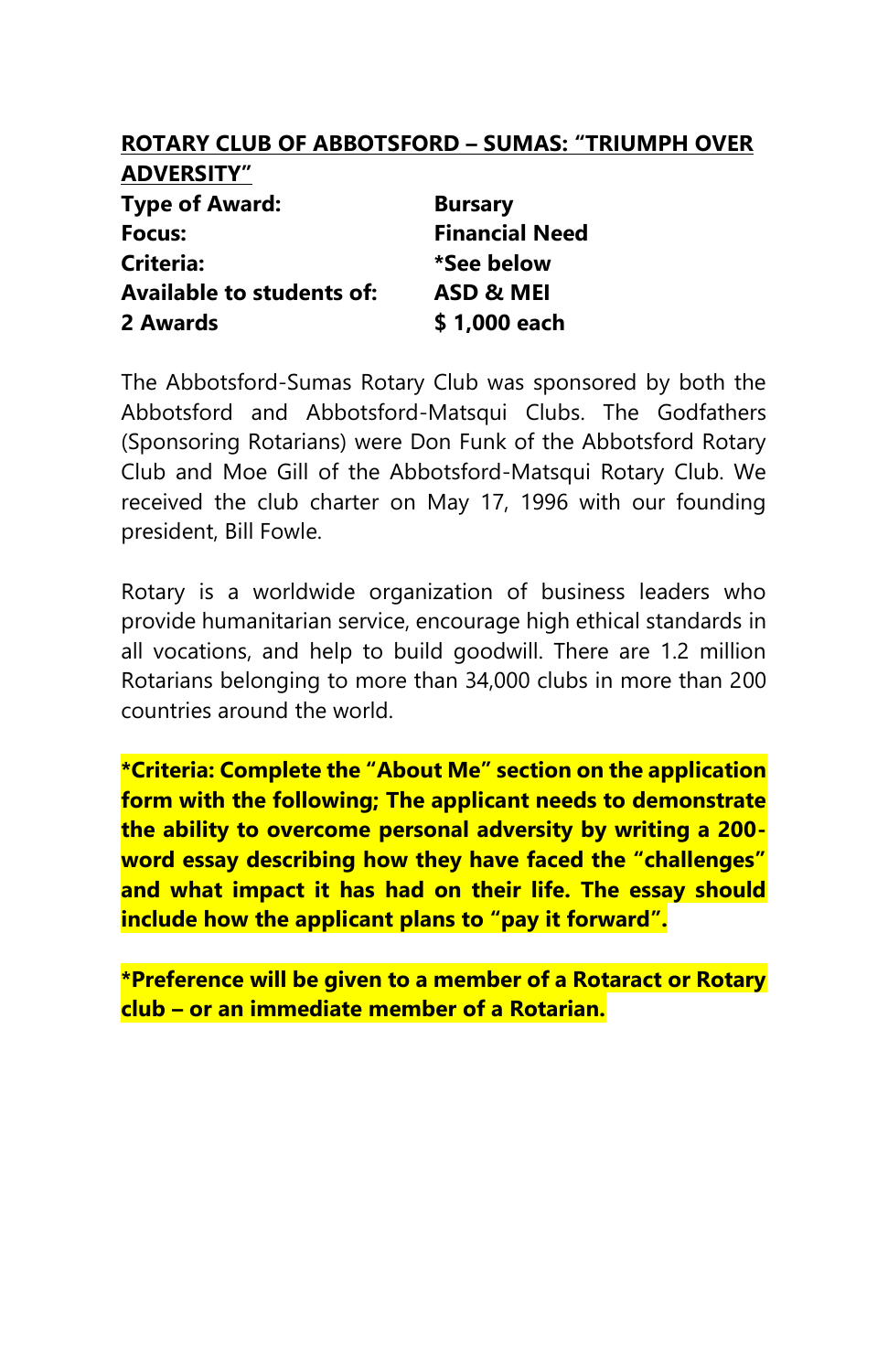## ROTARY CLUB OF ABBOTSFORD – SUMAS: "TRIUMPH OVER ADVERSITY"

| | |
|---|---|
| **Type of Award:** | **Bursary** |
| **Focus:** | **Financial Need** |
| **Criteria:** | ***See below** |
| **Available to students of:** | **ASD & MEI** |
| **2 Awards** | **$ 1,000 each** |

The Abbotsford-Sumas Rotary Club was sponsored by both the Abbotsford and Abbotsford-Matsqui Clubs. The Godfathers (Sponsoring Rotarians) were Don Funk of the Abbotsford Rotary Club and Moe Gill of the Abbotsford-Matsqui Rotary Club. We received the club charter on May 17, 1996 with our founding president, Bill Fowle.

Rotary is a worldwide organization of business leaders who provide humanitarian service, encourage high ethical standards in all vocations, and help to build goodwill. There are 1.2 million Rotarians belonging to more than 34,000 clubs in more than 200 countries around the world.

**\*Criteria: Complete the "About Me" section on the application form with the following; The applicant needs to demonstrate the ability to overcome personal adversity by writing a 200-word essay describing how they have faced the "challenges" and what impact it has had on their life. The essay should include how the applicant plans to "pay it forward".**

**\*Preference will be given to a member of a Rotaract or Rotary club – or an immediate member of a Rotarian.**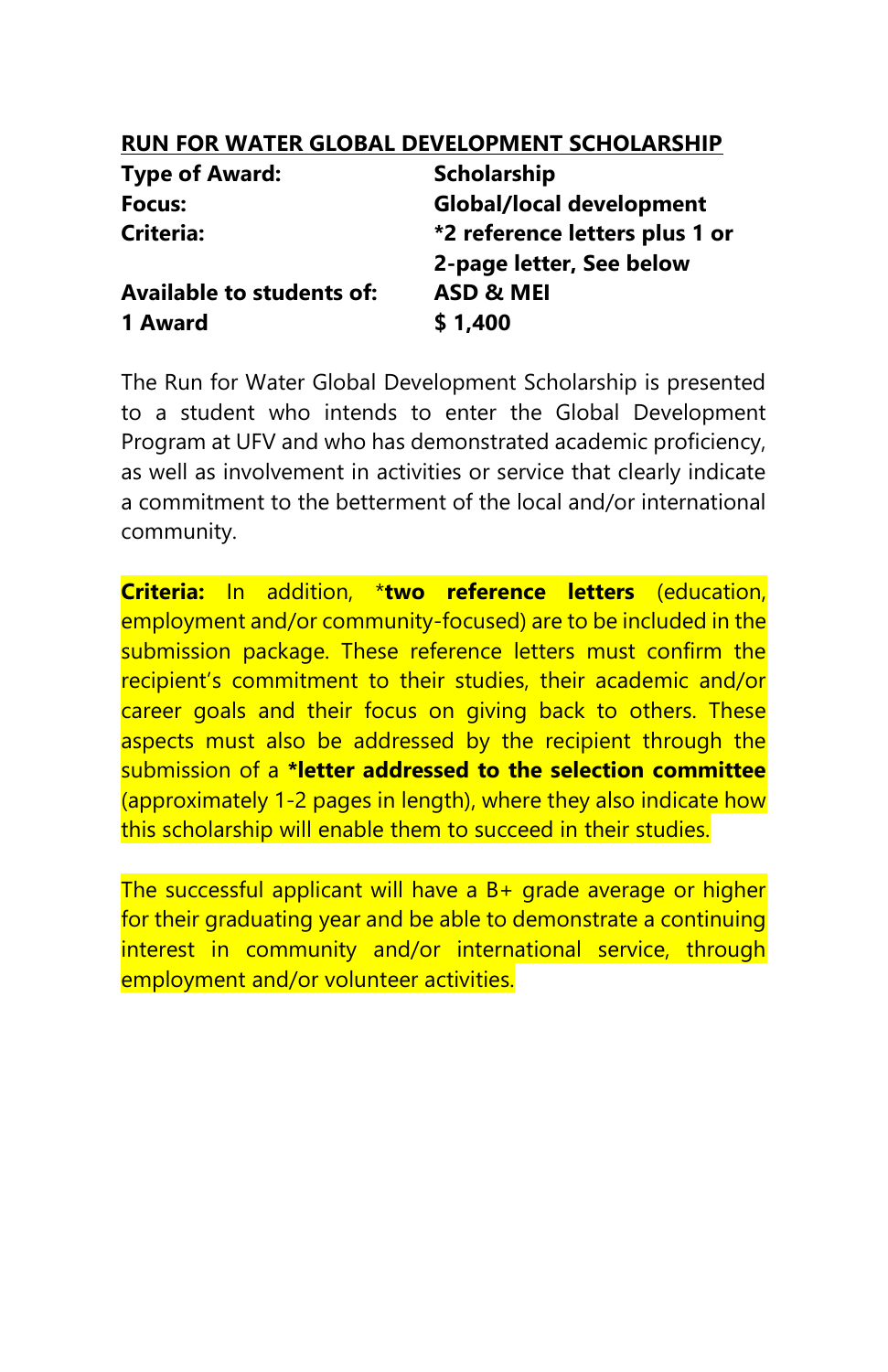## RUN FOR WATER GLOBAL DEVELOPMENT SCHOLARSHIP

| | |
|---|---|
| **Type of Award:** | **Scholarship** |
| **Focus:** | **Global/local development** |
| **Criteria:** | ***2 reference letters plus 1 or 2-page letter, See below** |
| **Available to students of:** | **ASD & MEI** |
| **1 Award** | **$ 1,400** |

The Run for Water Global Development Scholarship is presented to a student who intends to enter the Global Development Program at UFV and who has demonstrated academic proficiency, as well as involvement in activities or service that clearly indicate a commitment to the betterment of the local and/or international community.

**Criteria:** In addition, ***two reference letters** (education, employment and/or community-focused) are to be included in the submission package. These reference letters must confirm the recipient's commitment to their studies, their academic and/or career goals and their focus on giving back to others. These aspects must also be addressed by the recipient through the submission of a ***letter addressed to the selection committee** (approximately 1-2 pages in length), where they also indicate how this scholarship will enable them to succeed in their studies.

The successful applicant will have a B+ grade average or higher for their graduating year and be able to demonstrate a continuing interest in community and/or international service, through employment and/or volunteer activities.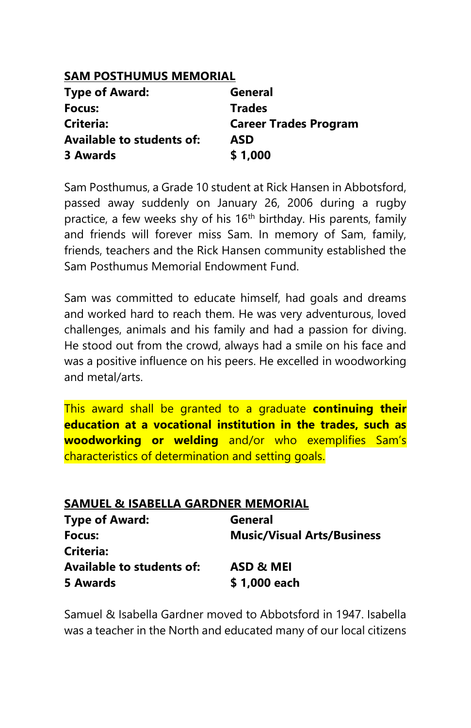## SAM POSTHUMUS MEMORIAL

| | |
|---|---|
| **Type of Award:** | **General** |
| **Focus:** | **Trades** |
| **Criteria:** | **Career Trades Program** |
| **Available to students of:** | **ASD** |
| **3 Awards** | **$ 1,000** |

Sam Posthumus, a Grade 10 student at Rick Hansen in Abbotsford, passed away suddenly on January 26, 2006 during a rugby practice, a few weeks shy of his 16th birthday. His parents, family and friends will forever miss Sam. In memory of Sam, family, friends, teachers and the Rick Hansen community established the Sam Posthumus Memorial Endowment Fund.

Sam was committed to educate himself, had goals and dreams and worked hard to reach them. He was very adventurous, loved challenges, animals and his family and had a passion for diving. He stood out from the crowd, always had a smile on his face and was a positive influence on his peers. He excelled in woodworking and metal/arts.

This award shall be granted to a graduate **continuing their education at a vocational institution in the trades, such as woodworking or welding** and/or who exemplifies Sam's characteristics of determination and setting goals.

## SAMUEL & ISABELLA GARDNER MEMORIAL

| | |
|---|---|
| **Type of Award:** | **General** |
| **Focus:** | **Music/Visual Arts/Business** |
| **Criteria:** | |
| **Available to students of:** | **ASD & MEI** |
| **5 Awards** | **$ 1,000 each** |

Samuel & Isabella Gardner moved to Abbotsford in 1947. Isabella was a teacher in the North and educated many of our local citizens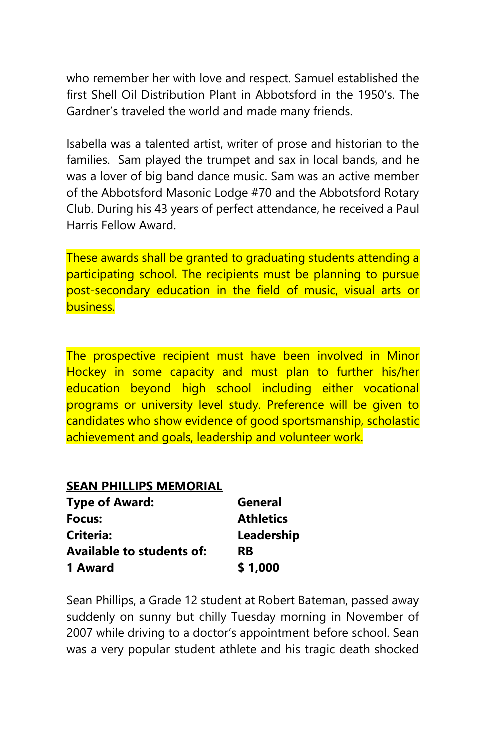who remember her with love and respect. Samuel established the first Shell Oil Distribution Plant in Abbotsford in the 1950's. The Gardner's traveled the world and made many friends.

Isabella was a talented artist, writer of prose and historian to the families. Sam played the trumpet and sax in local bands, and he was a lover of big band dance music. Sam was an active member of the Abbotsford Masonic Lodge #70 and the Abbotsford Rotary Club. During his 43 years of perfect attendance, he received a Paul Harris Fellow Award.

These awards shall be granted to graduating students attending a participating school. The recipients must be planning to pursue post-secondary education in the field of music, visual arts or business.

The prospective recipient must have been involved in Minor Hockey in some capacity and must plan to further his/her education beyond high school including either vocational programs or university level study. Preference will be given to candidates who show evidence of good sportsmanship, scholastic achievement and goals, leadership and volunteer work.

**SEAN PHILLIPS MEMORIAL**

| | |
|---|---|
| **Type of Award:** | **General** |
| **Focus:** | **Athletics** |
| **Criteria:** | **Leadership** |
| **Available to students of:** | **RB** |
| **1 Award** | **$ 1,000** |

Sean Phillips, a Grade 12 student at Robert Bateman, passed away suddenly on sunny but chilly Tuesday morning in November of 2007 while driving to a doctor's appointment before school. Sean was a very popular student athlete and his tragic death shocked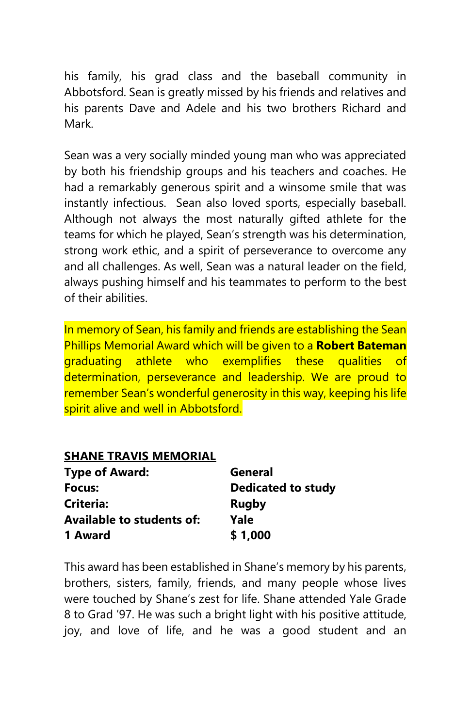his family, his grad class and the baseball community in Abbotsford. Sean is greatly missed by his friends and relatives and his parents Dave and Adele and his two brothers Richard and Mark.

Sean was a very socially minded young man who was appreciated by both his friendship groups and his teachers and coaches. He had a remarkably generous spirit and a winsome smile that was instantly infectious. Sean also loved sports, especially baseball. Although not always the most naturally gifted athlete for the teams for which he played, Sean's strength was his determination, strong work ethic, and a spirit of perseverance to overcome any and all challenges. As well, Sean was a natural leader on the field, always pushing himself and his teammates to perform to the best of their abilities.

In memory of Sean, his family and friends are establishing the Sean Phillips Memorial Award which will be given to a **Robert Bateman** graduating athlete who exemplifies these qualities of determination, perseverance and leadership. We are proud to remember Sean's wonderful generosity in this way, keeping his life spirit alive and well in Abbotsford.

## SHANE TRAVIS MEMORIAL

| | |
|---|---|
| **Type of Award:** | **General** |
| **Focus:** | **Dedicated to study** |
| **Criteria:** | **Rugby** |
| **Available to students of:** | **Yale** |
| **1 Award** | **$ 1,000** |

This award has been established in Shane's memory by his parents, brothers, sisters, family, friends, and many people whose lives were touched by Shane's zest for life. Shane attended Yale Grade 8 to Grad '97. He was such a bright light with his positive attitude, joy, and love of life, and he was a good student and an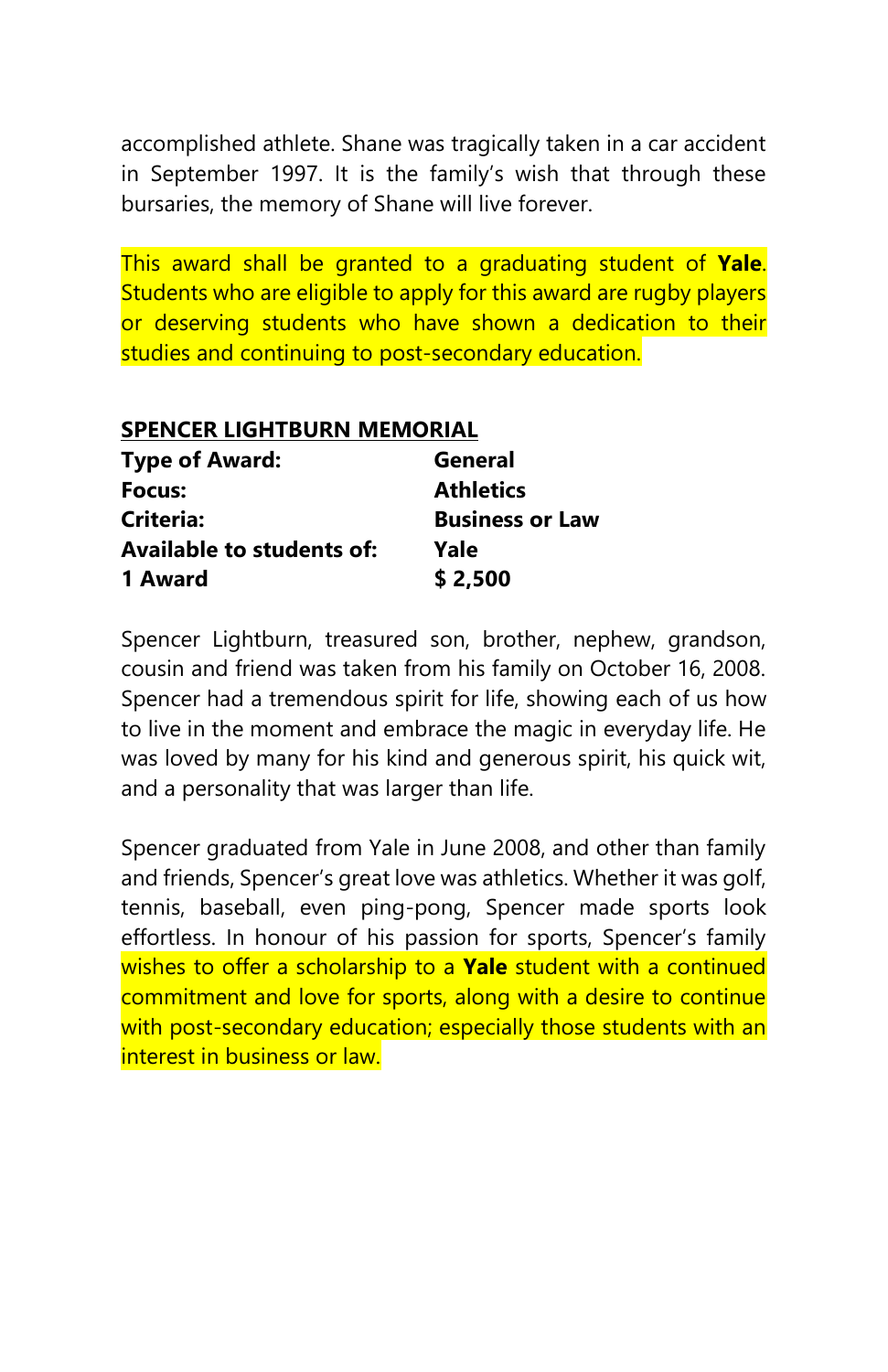accomplished athlete. Shane was tragically taken in a car accident in September 1997. It is the family's wish that through these bursaries, the memory of Shane will live forever.

This award shall be granted to a graduating student of **Yale**. Students who are eligible to apply for this award are rugby players or deserving students who have shown a dedication to their studies and continuing to post-secondary education.

## SPENCER LIGHTBURN MEMORIAL

| | |
|---|---|
| **Type of Award:** | **General** |
| **Focus:** | **Athletics** |
| **Criteria:** | **Business or Law** |
| **Available to students of:** | **Yale** |
| **1 Award** | **$ 2,500** |

Spencer Lightburn, treasured son, brother, nephew, grandson, cousin and friend was taken from his family on October 16, 2008. Spencer had a tremendous spirit for life, showing each of us how to live in the moment and embrace the magic in everyday life. He was loved by many for his kind and generous spirit, his quick wit, and a personality that was larger than life.

Spencer graduated from Yale in June 2008, and other than family and friends, Spencer's great love was athletics. Whether it was golf, tennis, baseball, even ping-pong, Spencer made sports look effortless. In honour of his passion for sports, Spencer's family wishes to offer a scholarship to a **Yale** student with a continued commitment and love for sports, along with a desire to continue with post-secondary education; especially those students with an interest in business or law.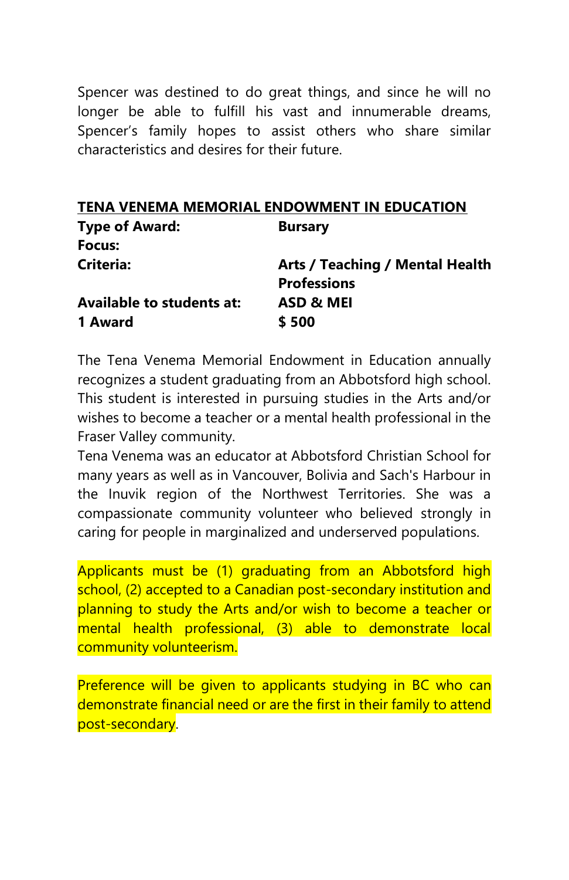Spencer was destined to do great things, and since he will no longer be able to fulfill his vast and innumerable dreams, Spencer's family hopes to assist others who share similar characteristics and desires for their future.

## TENA VENEMA MEMORIAL ENDOWMENT IN EDUCATION

| | |
|---|---|
| **Type of Award:** | **Bursary** |
| **Focus:** | |
| **Criteria:** | **Arts / Teaching / Mental Health Professions** |
| **Available to students at:** | **ASD & MEI** |
| **1 Award** | **$ 500** |

The Tena Venema Memorial Endowment in Education annually recognizes a student graduating from an Abbotsford high school. This student is interested in pursuing studies in the Arts and/or wishes to become a teacher or a mental health professional in the Fraser Valley community.
Tena Venema was an educator at Abbotsford Christian School for many years as well as in Vancouver, Bolivia and Sach's Harbour in the Inuvik region of the Northwest Territories. She was a compassionate community volunteer who believed strongly in caring for people in marginalized and underserved populations.

Applicants must be (1) graduating from an Abbotsford high school, (2) accepted to a Canadian post-secondary institution and planning to study the Arts and/or wish to become a teacher or mental health professional, (3) able to demonstrate local community volunteerism.

Preference will be given to applicants studying in BC who can demonstrate financial need or are the first in their family to attend post-secondary.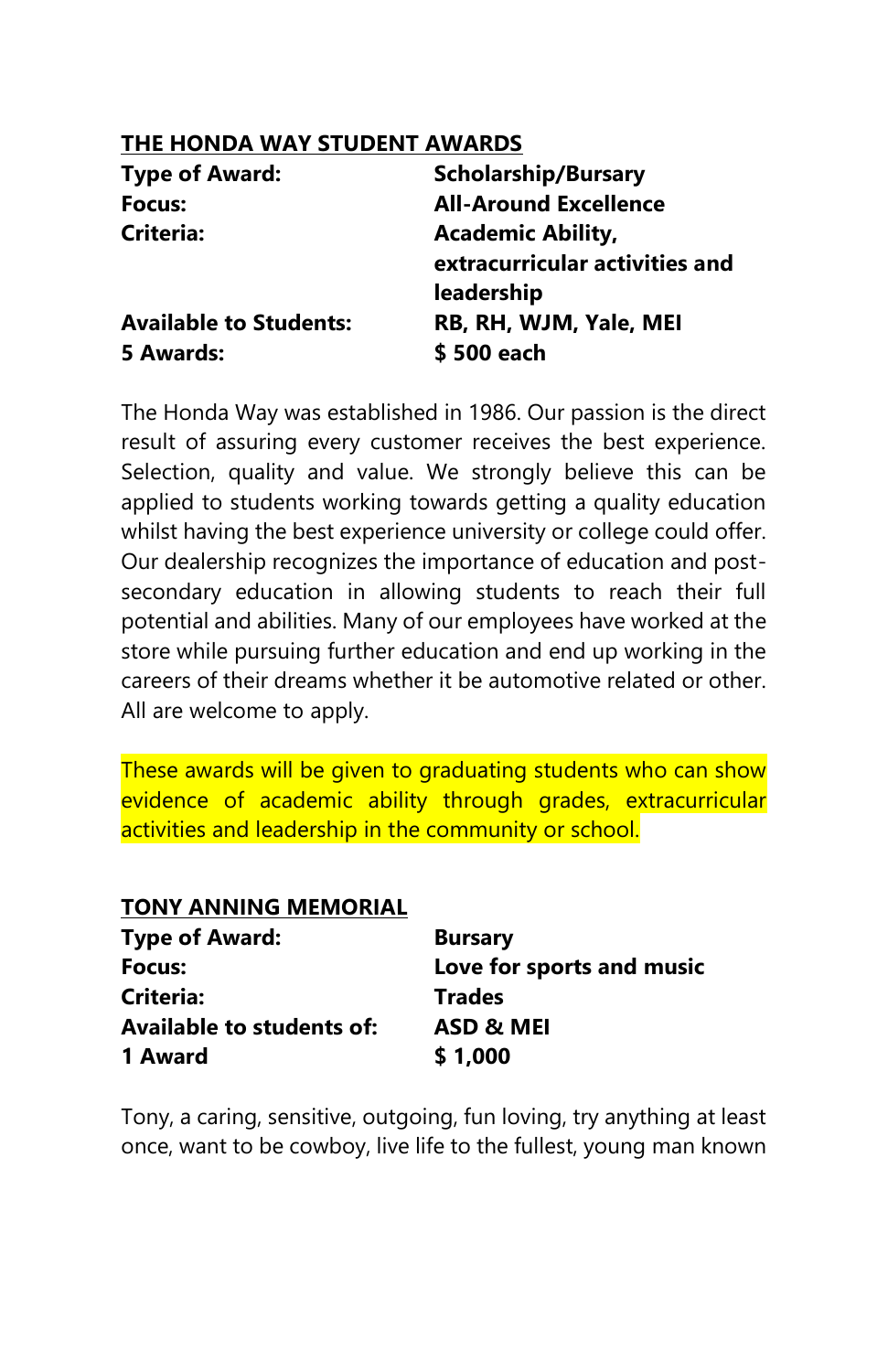## THE HONDA WAY STUDENT AWARDS

| | |
|---|---|
| **Type of Award:** | **Scholarship/Bursary** |
| **Focus:** | **All-Around Excellence** |
| **Criteria:** | **Academic Ability, extracurricular activities and leadership** |
| **Available to Students:** | **RB, RH, WJM, Yale, MEI** |
| **5 Awards:** | **$ 500 each** |

The Honda Way was established in 1986. Our passion is the direct result of assuring every customer receives the best experience. Selection, quality and value. We strongly believe this can be applied to students working towards getting a quality education whilst having the best experience university or college could offer. Our dealership recognizes the importance of education and post-secondary education in allowing students to reach their full potential and abilities. Many of our employees have worked at the store while pursuing further education and end up working in the careers of their dreams whether it be automotive related or other. All are welcome to apply.

These awards will be given to graduating students who can show evidence of academic ability through grades, extracurricular activities and leadership in the community or school.

## TONY ANNING MEMORIAL

| | |
|---|---|
| **Type of Award:** | **Bursary** |
| **Focus:** | **Love for sports and music** |
| **Criteria:** | **Trades** |
| **Available to students of:** | **ASD & MEI** |
| **1 Award** | **$ 1,000** |

Tony, a caring, sensitive, outgoing, fun loving, try anything at least once, want to be cowboy, live life to the fullest, young man known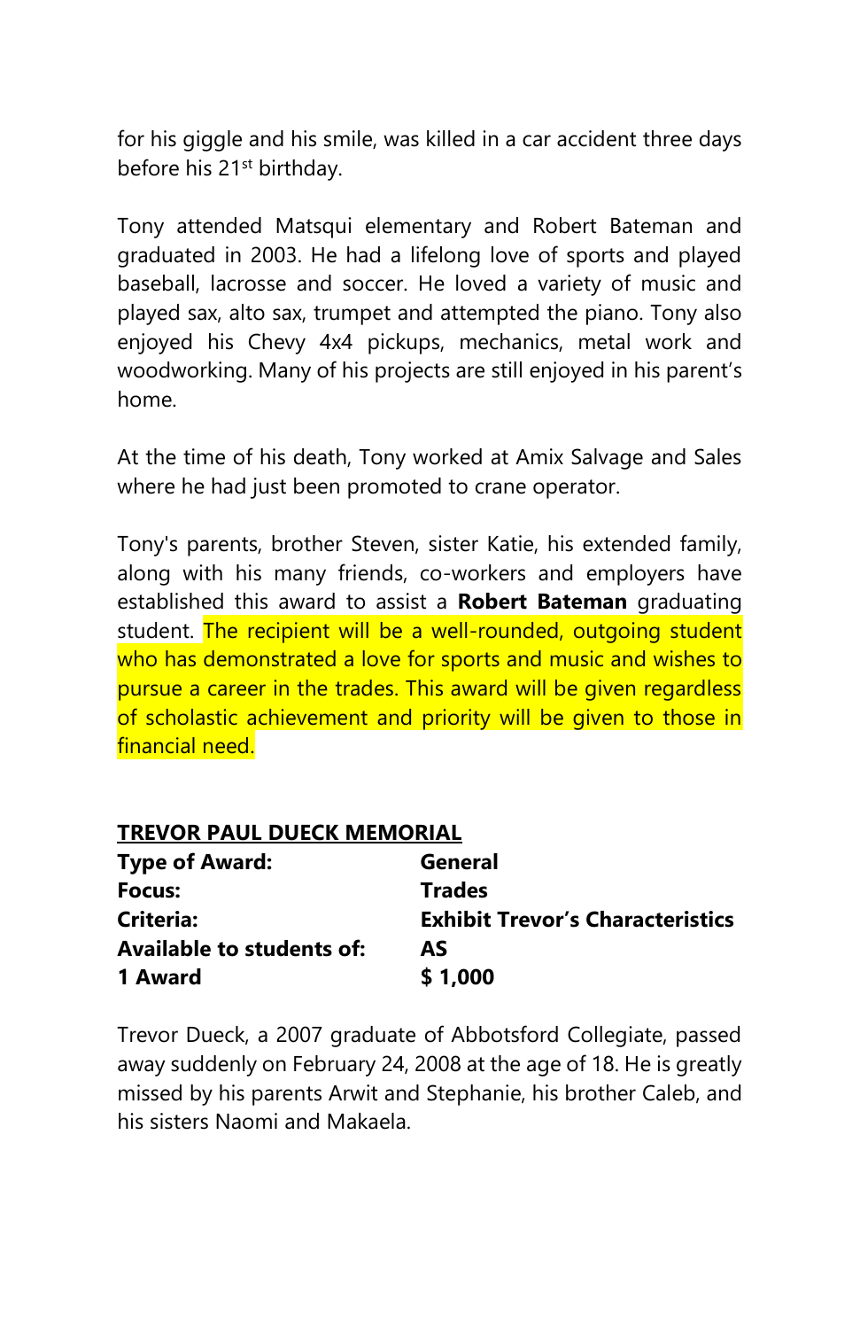for his giggle and his smile, was killed in a car accident three days before his 21st birthday.

Tony attended Matsqui elementary and Robert Bateman and graduated in 2003. He had a lifelong love of sports and played baseball, lacrosse and soccer. He loved a variety of music and played sax, alto sax, trumpet and attempted the piano. Tony also enjoyed his Chevy 4x4 pickups, mechanics, metal work and woodworking. Many of his projects are still enjoyed in his parent's home.

At the time of his death, Tony worked at Amix Salvage and Sales where he had just been promoted to crane operator.

Tony's parents, brother Steven, sister Katie, his extended family, along with his many friends, co-workers and employers have established this award to assist a **Robert Bateman** graduating student. The recipient will be a well-rounded, outgoing student who has demonstrated a love for sports and music and wishes to pursue a career in the trades. This award will be given regardless of scholastic achievement and priority will be given to those in financial need.

## TREVOR PAUL DUECK MEMORIAL

| | |
|---|---|
| **Type of Award:** | **General** |
| **Focus:** | **Trades** |
| **Criteria:** | **Exhibit Trevor's Characteristics** |
| **Available to students of:** | **AS** |
| **1 Award** | **$ 1,000** |

Trevor Dueck, a 2007 graduate of Abbotsford Collegiate, passed away suddenly on February 24, 2008 at the age of 18. He is greatly missed by his parents Arwit and Stephanie, his brother Caleb, and his sisters Naomi and Makaela.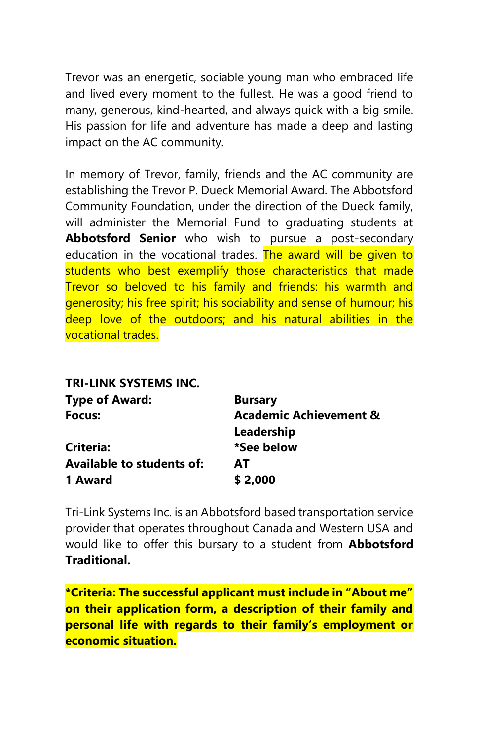Trevor was an energetic, sociable young man who embraced life and lived every moment to the fullest. He was a good friend to many, generous, kind-hearted, and always quick with a big smile. His passion for life and adventure has made a deep and lasting impact on the AC community.

In memory of Trevor, family, friends and the AC community are establishing the Trevor P. Dueck Memorial Award. The Abbotsford Community Foundation, under the direction of the Dueck family, will administer the Memorial Fund to graduating students at **Abbotsford Senior** who wish to pursue a post-secondary education in the vocational trades. The award will be given to students who best exemplify those characteristics that made Trevor so beloved to his family and friends: his warmth and generosity; his free spirit; his sociability and sense of humour; his deep love of the outdoors; and his natural abilities in the vocational trades.

## TRI-LINK SYSTEMS INC.

| | |
|---|---|
| **Type of Award:** | **Bursary** |
| **Focus:** | **Academic Achievement & Leadership** |
| **Criteria:** | ***See below** |
| **Available to students of:** | **AT** |
| **1 Award** | **$ 2,000** |

Tri-Link Systems Inc. is an Abbotsford based transportation service provider that operates throughout Canada and Western USA and would like to offer this bursary to a student from **Abbotsford Traditional.**

***Criteria: The successful applicant must include in "About me" on their application form, a description of their family and personal life with regards to their family's employment or economic situation.**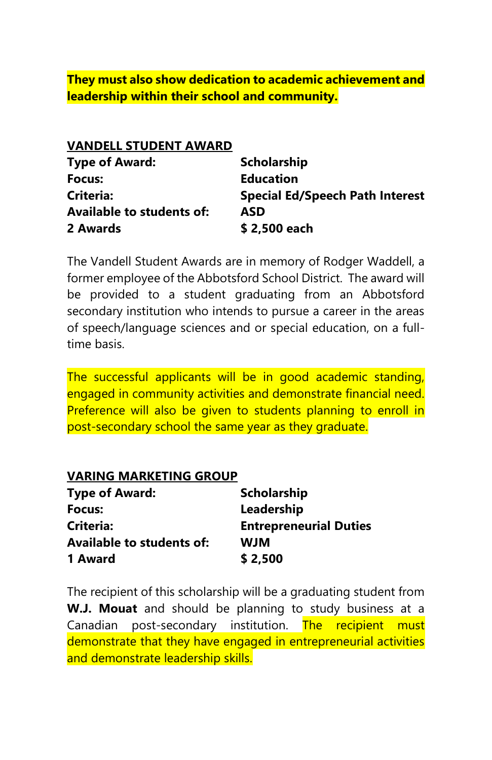**They must also show dedication to academic achievement and leadership within their school and community.**

## VANDELL STUDENT AWARD

| | |
|---|---|
| **Type of Award:** | **Scholarship** |
| **Focus:** | **Education** |
| **Criteria:** | **Special Ed/Speech Path Interest** |
| **Available to students of:** | **ASD** |
| **2 Awards** | **$ 2,500 each** |

The Vandell Student Awards are in memory of Rodger Waddell, a former employee of the Abbotsford School District. The award will be provided to a student graduating from an Abbotsford secondary institution who intends to pursue a career in the areas of speech/language sciences and or special education, on a full-time basis.

The successful applicants will be in good academic standing, engaged in community activities and demonstrate financial need. Preference will also be given to students planning to enroll in post-secondary school the same year as they graduate.

## VARING MARKETING GROUP

| | |
|---|---|
| **Type of Award:** | **Scholarship** |
| **Focus:** | **Leadership** |
| **Criteria:** | **Entrepreneurial Duties** |
| **Available to students of:** | **WJM** |
| **1 Award** | **$ 2,500** |

The recipient of this scholarship will be a graduating student from **W.J. Mouat** and should be planning to study business at a Canadian post-secondary institution. The recipient must demonstrate that they have engaged in entrepreneurial activities and demonstrate leadership skills.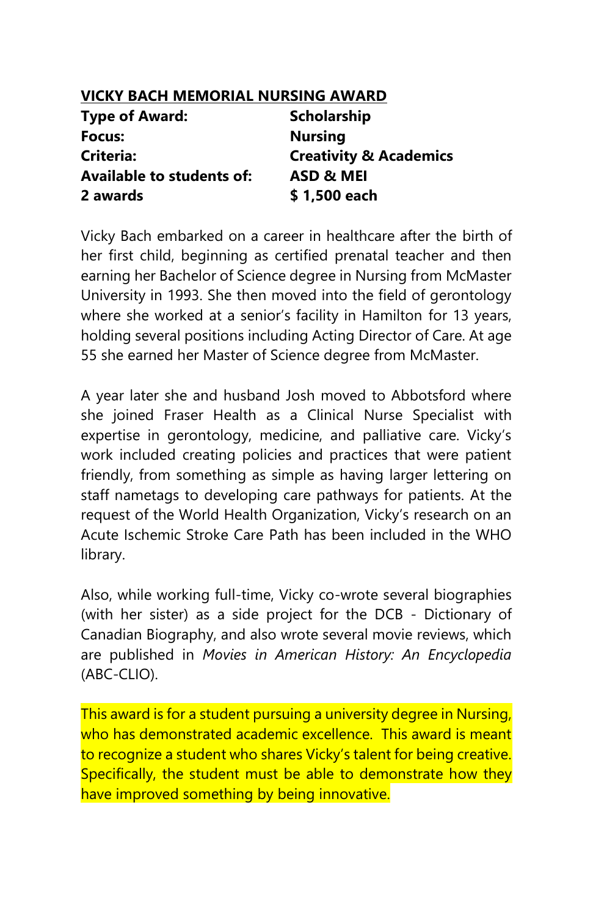## VICKY BACH MEMORIAL NURSING AWARD

| | |
|---|---|
| **Type of Award:** | **Scholarship** |
| **Focus:** | **Nursing** |
| **Criteria:** | **Creativity & Academics** |
| **Available to students of:** | **ASD & MEI** |
| **2 awards** | **$ 1,500 each** |

Vicky Bach embarked on a career in healthcare after the birth of her first child, beginning as certified prenatal teacher and then earning her Bachelor of Science degree in Nursing from McMaster University in 1993. She then moved into the field of gerontology where she worked at a senior's facility in Hamilton for 13 years, holding several positions including Acting Director of Care. At age 55 she earned her Master of Science degree from McMaster.

A year later she and husband Josh moved to Abbotsford where she joined Fraser Health as a Clinical Nurse Specialist with expertise in gerontology, medicine, and palliative care. Vicky's work included creating policies and practices that were patient friendly, from something as simple as having larger lettering on staff nametags to developing care pathways for patients. At the request of the World Health Organization, Vicky's research on an Acute Ischemic Stroke Care Path has been included in the WHO library.

Also, while working full-time, Vicky co-wrote several biographies (with her sister) as a side project for the DCB - Dictionary of Canadian Biography, and also wrote several movie reviews, which are published in *Movies in American History: An Encyclopedia* (ABC-CLIO).

This award is for a student pursuing a university degree in Nursing, who has demonstrated academic excellence. This award is meant to recognize a student who shares Vicky's talent for being creative. Specifically, the student must be able to demonstrate how they have improved something by being innovative.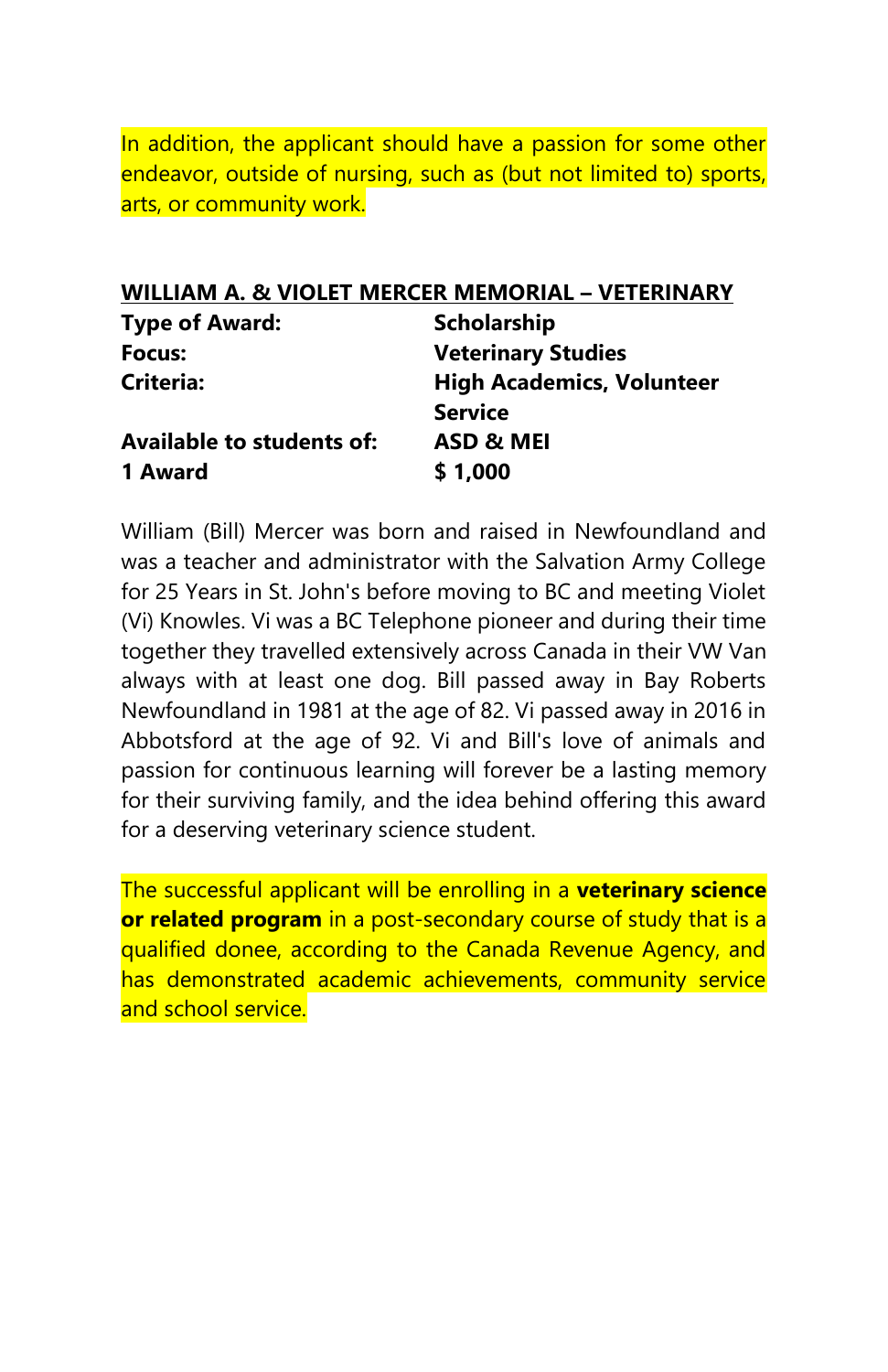In addition, the applicant should have a passion for some other endeavor, outside of nursing, such as (but not limited to) sports, arts, or community work.

## WILLIAM A. & VIOLET MERCER MEMORIAL – VETERINARY

| | |
|---|---|
| **Type of Award:** | **Scholarship** |
| **Focus:** | **Veterinary Studies** |
| **Criteria:** | **High Academics, Volunteer Service** |
| **Available to students of:** | **ASD & MEI** |
| **1 Award** | **$ 1,000** |

William (Bill) Mercer was born and raised in Newfoundland and was a teacher and administrator with the Salvation Army College for 25 Years in St. John's before moving to BC and meeting Violet (Vi) Knowles. Vi was a BC Telephone pioneer and during their time together they travelled extensively across Canada in their VW Van always with at least one dog. Bill passed away in Bay Roberts Newfoundland in 1981 at the age of 82. Vi passed away in 2016 in Abbotsford at the age of 92. Vi and Bill's love of animals and passion for continuous learning will forever be a lasting memory for their surviving family, and the idea behind offering this award for a deserving veterinary science student.

The successful applicant will be enrolling in a **veterinary science or related program** in a post-secondary course of study that is a qualified donee, according to the Canada Revenue Agency, and has demonstrated academic achievements, community service and school service.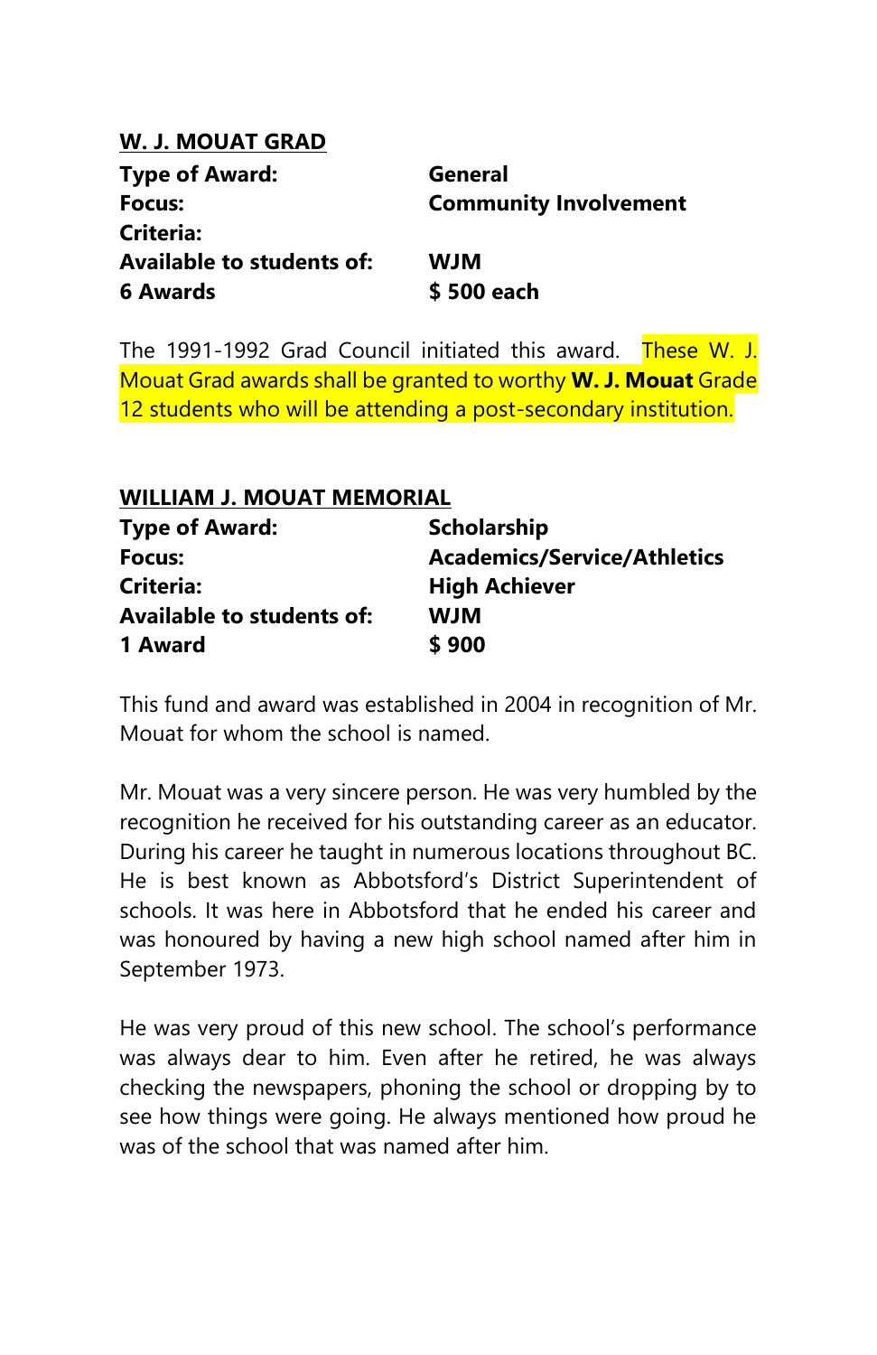**W. J. MOUAT GRAD**

| | |
|---|---|
| **Type of Award:** | **General** |
| **Focus:** | **Community Involvement** |
| **Criteria:** | |
| **Available to students of:** | **WJM** |
| **6 Awards** | **$ 500 each** |

The 1991-1992 Grad Council initiated this award. These W. J. Mouat Grad awards shall be granted to worthy **W. J. Mouat** Grade 12 students who will be attending a post-secondary institution.

**WILLIAM J. MOUAT MEMORIAL**

| | |
|---|---|
| **Type of Award:** | **Scholarship** |
| **Focus:** | **Academics/Service/Athletics** |
| **Criteria:** | **High Achiever** |
| **Available to students of:** | **WJM** |
| **1 Award** | **$ 900** |

This fund and award was established in 2004 in recognition of Mr. Mouat for whom the school is named.

Mr. Mouat was a very sincere person. He was very humbled by the recognition he received for his outstanding career as an educator. During his career he taught in numerous locations throughout BC. He is best known as Abbotsford's District Superintendent of schools. It was here in Abbotsford that he ended his career and was honoured by having a new high school named after him in September 1973.

He was very proud of this new school. The school's performance was always dear to him. Even after he retired, he was always checking the newspapers, phoning the school or dropping by to see how things were going. He always mentioned how proud he was of the school that was named after him.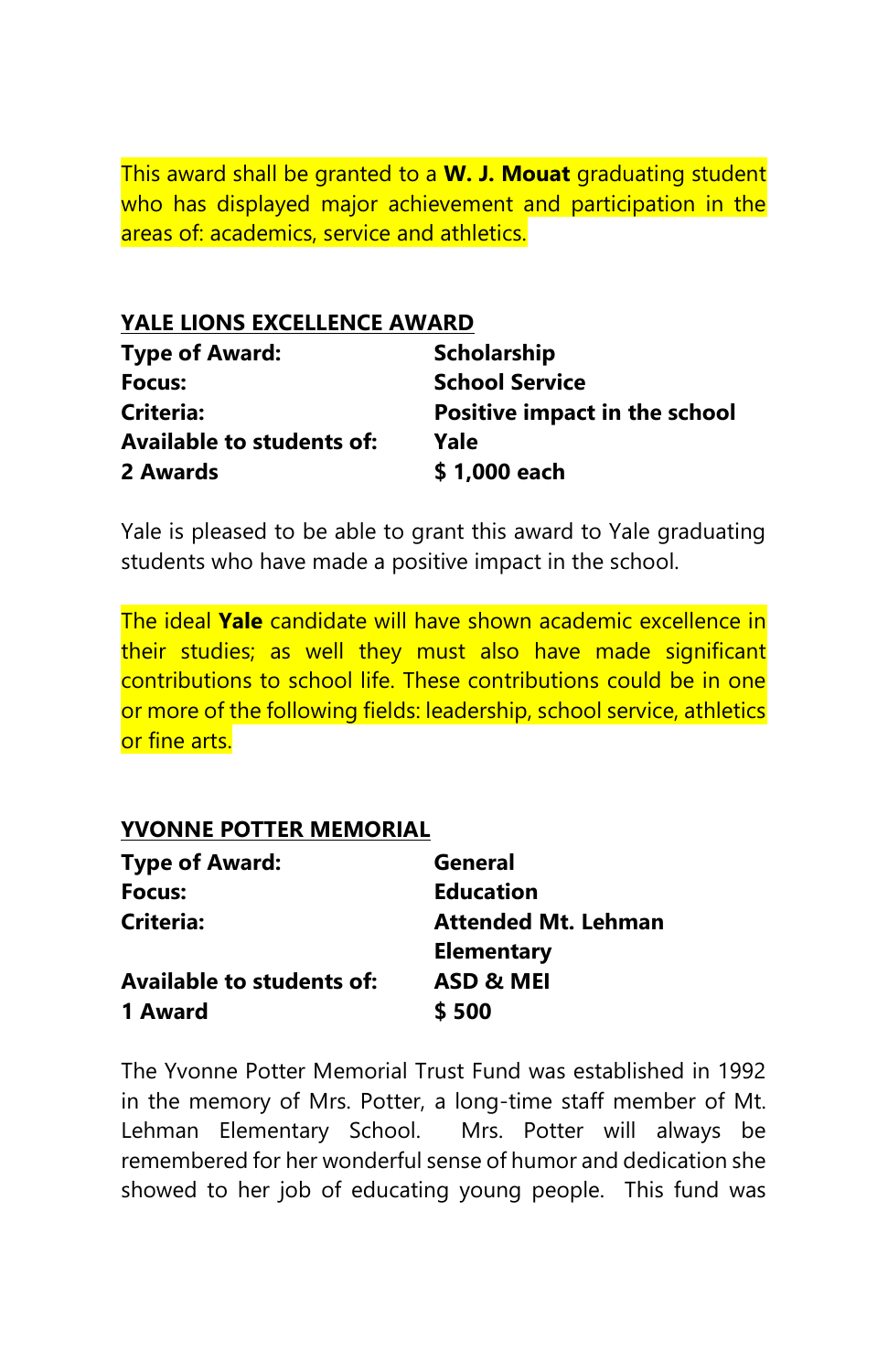This award shall be granted to a **W. J. Mouat** graduating student who has displayed major achievement and participation in the areas of: academics, service and athletics.

## YALE LIONS EXCELLENCE AWARD

| | |
|---|---|
| **Type of Award:** | **Scholarship** |
| **Focus:** | **School Service** |
| **Criteria:** | **Positive impact in the school** |
| **Available to students of:** | **Yale** |
| **2 Awards** | **$ 1,000 each** |

Yale is pleased to be able to grant this award to Yale graduating students who have made a positive impact in the school.

The ideal **Yale** candidate will have shown academic excellence in their studies; as well they must also have made significant contributions to school life. These contributions could be in one or more of the following fields: leadership, school service, athletics or fine arts.

## YVONNE POTTER MEMORIAL

| | |
|---|---|
| **Type of Award:** | **General** |
| **Focus:** | **Education** |
| **Criteria:** | **Attended Mt. Lehman Elementary** |
| **Available to students of:** | **ASD & MEI** |
| **1 Award** | **$ 500** |

The Yvonne Potter Memorial Trust Fund was established in 1992 in the memory of Mrs. Potter, a long-time staff member of Mt. Lehman Elementary School. Mrs. Potter will always be remembered for her wonderful sense of humor and dedication she showed to her job of educating young people. This fund was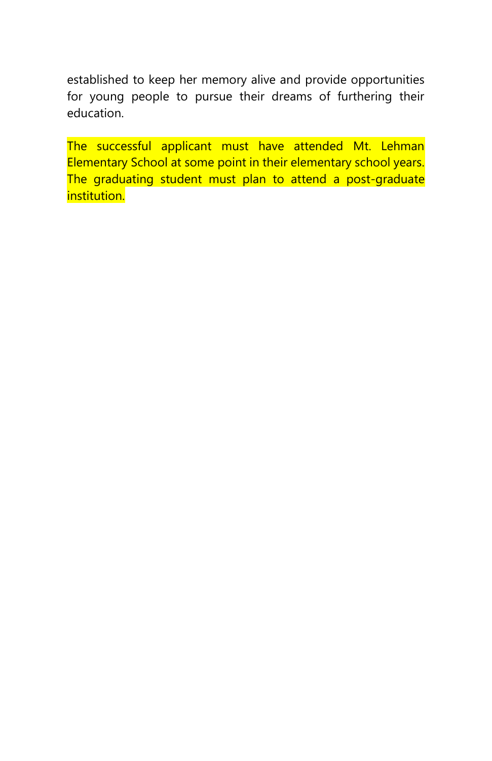established to keep her memory alive and provide opportunities for young people to pursue their dreams of furthering their education.

The successful applicant must have attended Mt. Lehman Elementary School at some point in their elementary school years. The graduating student must plan to attend a post-graduate institution.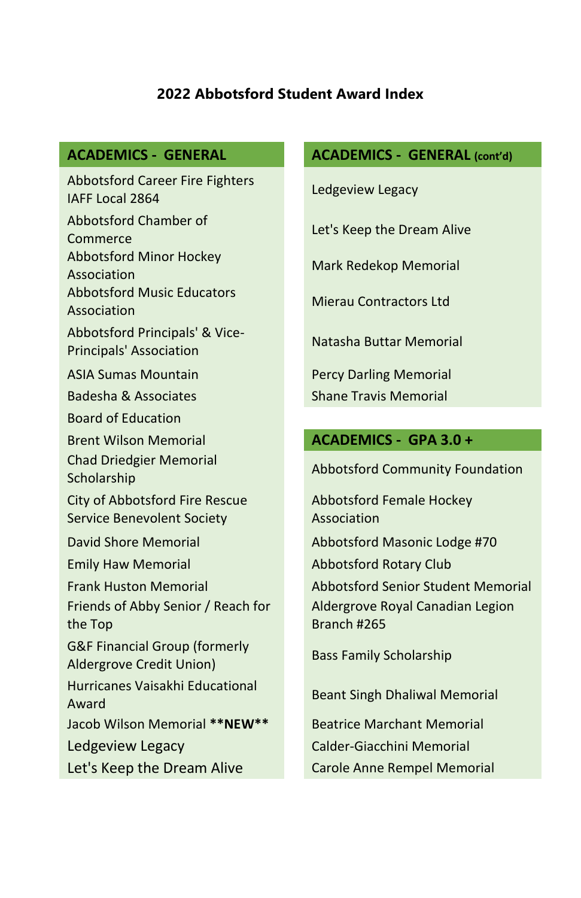# 2022 Abbotsford Student Award Index

## ACADEMICS - GENERAL

- Abbotsford Career Fire Fighters IAFF Local 2864
- Abbotsford Chamber of Commerce
- Abbotsford Minor Hockey Association
- Abbotsford Music Educators Association
- Abbotsford Principals' & Vice-Principals' Association
- ASIA Sumas Mountain
- Badesha & Associates
- Board of Education
- Brent Wilson Memorial
- Chad Driedgier Memorial Scholarship
- City of Abbotsford Fire Rescue Service Benevolent Society
- David Shore Memorial
- Emily Haw Memorial
- Frank Huston Memorial
- Friends of Abby Senior / Reach for the Top
- G&F Financial Group (formerly Aldergrove Credit Union)
- Hurricanes Vaisakhi Educational Award
- Jacob Wilson Memorial **NEW**
- Ledgeview Legacy
- Let's Keep the Dream Alive

## ACADEMICS - GENERAL (cont'd)

- Ledgeview Legacy
- Let's Keep the Dream Alive
- Mark Redekop Memorial
- Mierau Contractors Ltd
- Natasha Buttar Memorial
- Percy Darling Memorial
- Shane Travis Memorial

## ACADEMICS - GPA 3.0 +

- Abbotsford Community Foundation
- Abbotsford Female Hockey Association
- Abbotsford Masonic Lodge #70
- Abbotsford Rotary Club
- Abbotsford Senior Student Memorial
- Aldergrove Royal Canadian Legion Branch #265
- Bass Family Scholarship
- Beant Singh Dhaliwal Memorial
- Beatrice Marchant Memorial
- Calder-Giacchini Memorial
- Carole Anne Rempel Memorial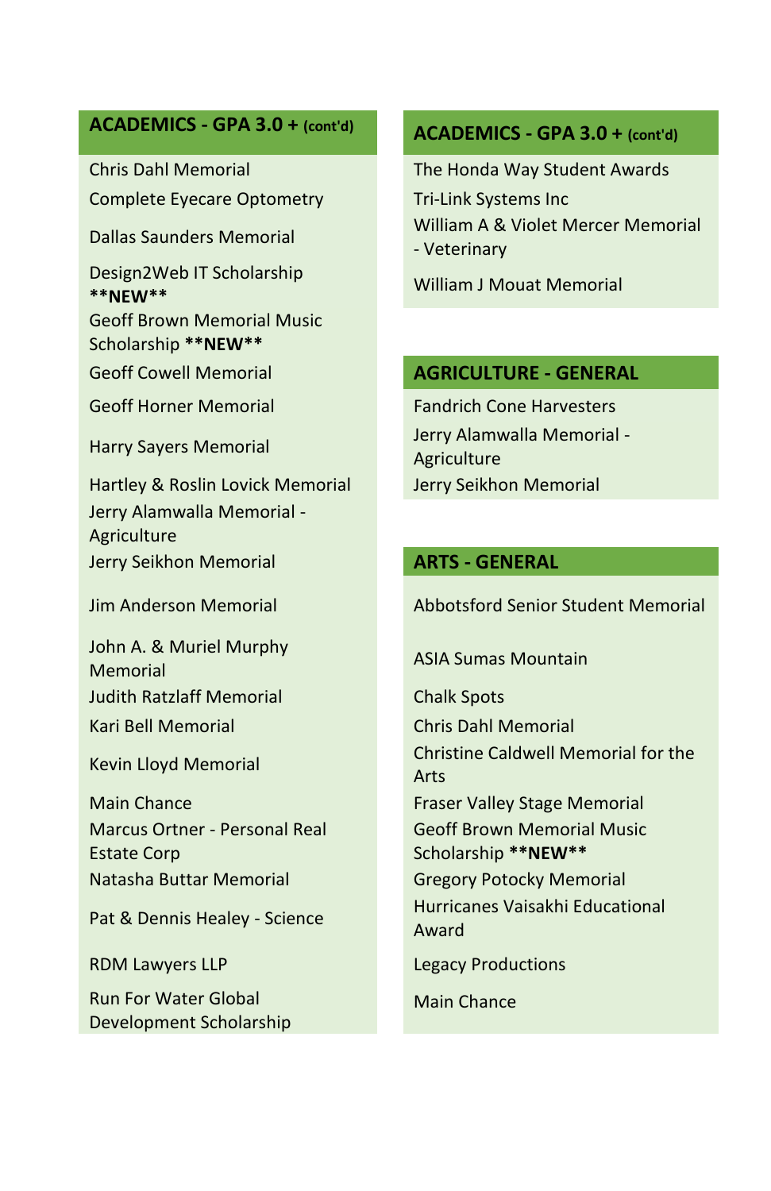## ACADEMICS - GPA 3.0 + (cont'd)

Chris Dahl Memorial

Complete Eyecare Optometry

Dallas Saunders Memorial

Design2Web IT Scholarship **NEW**

Geoff Brown Memorial Music Scholarship **NEW**

Geoff Cowell Memorial

Geoff Horner Memorial

Harry Sayers Memorial

Hartley & Roslin Lovick Memorial

Jerry Alamwalla Memorial - Agriculture

Jerry Seikhon Memorial

Jim Anderson Memorial

John A. & Muriel Murphy Memorial

Judith Ratzlaff Memorial

Kari Bell Memorial

Kevin Lloyd Memorial

Main Chance

Marcus Ortner - Personal Real Estate Corp

Natasha Buttar Memorial

Pat & Dennis Healey - Science

RDM Lawyers LLP

Run For Water Global Development Scholarship

## ACADEMICS - GPA 3.0 + (cont'd)

The Honda Way Student Awards

Tri-Link Systems Inc

William A & Violet Mercer Memorial - Veterinary

William J Mouat Memorial

## AGRICULTURE - GENERAL

Fandrich Cone Harvesters

Jerry Alamwalla Memorial - Agriculture

Jerry Seikhon Memorial

## ARTS - GENERAL

Abbotsford Senior Student Memorial

ASIA Sumas Mountain

Chalk Spots

Chris Dahl Memorial

Christine Caldwell Memorial for the Arts

Fraser Valley Stage Memorial

Geoff Brown Memorial Music Scholarship **NEW**

Gregory Potocky Memorial

Hurricanes Vaisakhi Educational Award

Legacy Productions

Main Chance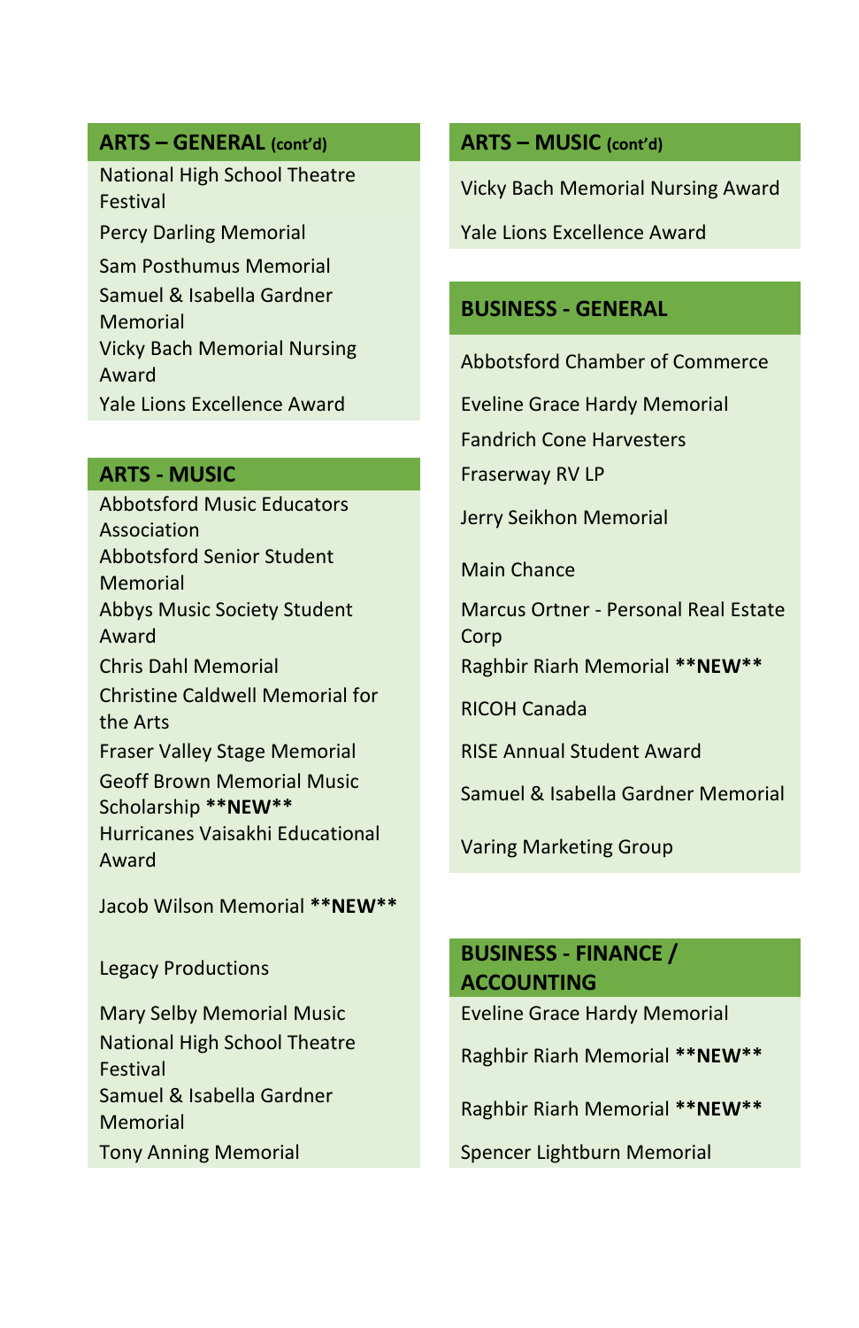## ARTS – GENERAL (cont'd)

National High School Theatre Festival

Percy Darling Memorial

Sam Posthumus Memorial

Samuel & Isabella Gardner Memorial

Vicky Bach Memorial Nursing Award

Yale Lions Excellence Award

## ARTS - MUSIC

Abbotsford Music Educators Association

Abbotsford Senior Student Memorial

Abbys Music Society Student Award

Chris Dahl Memorial

Christine Caldwell Memorial for the Arts

Fraser Valley Stage Memorial

Geoff Brown Memorial Music Scholarship **\*\*NEW\*\***

Hurricanes Vaisakhi Educational Award

Jacob Wilson Memorial **\*\*NEW\*\***

Legacy Productions

Mary Selby Memorial Music

National High School Theatre Festival

Samuel & Isabella Gardner Memorial

Tony Anning Memorial

## ARTS – MUSIC (cont'd)

Vicky Bach Memorial Nursing Award

Yale Lions Excellence Award

## BUSINESS - GENERAL

Abbotsford Chamber of Commerce

Eveline Grace Hardy Memorial

Fandrich Cone Harvesters

Fraserway RV LP

Jerry Seikhon Memorial

Main Chance

Marcus Ortner - Personal Real Estate Corp

Raghbir Riarh Memorial **\*\*NEW\*\***

RICOH Canada

RISE Annual Student Award

Samuel & Isabella Gardner Memorial

Varing Marketing Group

## BUSINESS - FINANCE / ACCOUNTING

Eveline Grace Hardy Memorial

Raghbir Riarh Memorial **\*\*NEW\*\***

Raghbir Riarh Memorial **\*\*NEW\*\***

Spencer Lightburn Memorial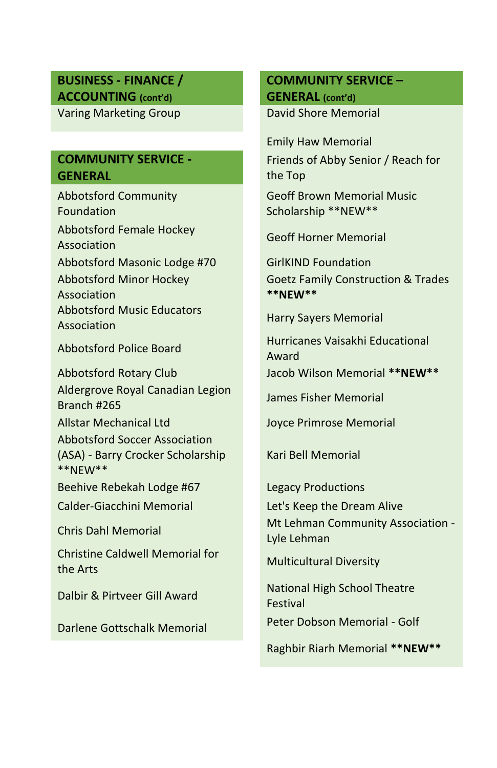## BUSINESS - FINANCE / ACCOUNTING (cont'd)

Varing Marketing Group

## COMMUNITY SERVICE - GENERAL

Abbotsford Community Foundation

Abbotsford Female Hockey Association

Abbotsford Masonic Lodge #70

Abbotsford Minor Hockey Association

Abbotsford Music Educators Association

Abbotsford Police Board

Abbotsford Rotary Club

Aldergrove Royal Canadian Legion Branch #265

Allstar Mechanical Ltd

Abbotsford Soccer Association (ASA) - Barry Crocker Scholarship **NEW**

Beehive Rebekah Lodge #67

Calder-Giacchini Memorial

Chris Dahl Memorial

Christine Caldwell Memorial for the Arts

Dalbir & Pirtveer Gill Award

Darlene Gottschalk Memorial

## COMMUNITY SERVICE – GENERAL (cont'd)

David Shore Memorial

Emily Haw Memorial

Friends of Abby Senior / Reach for the Top

Geoff Brown Memorial Music Scholarship **NEW**

Geoff Horner Memorial

GirlKIND Foundation

Goetz Family Construction & Trades **NEW**

Harry Sayers Memorial

Hurricanes Vaisakhi Educational Award

Jacob Wilson Memorial **NEW**

James Fisher Memorial

Joyce Primrose Memorial

Kari Bell Memorial

Legacy Productions

Let's Keep the Dream Alive

Mt Lehman Community Association - Lyle Lehman

Multicultural Diversity

National High School Theatre Festival

Peter Dobson Memorial - Golf

Raghbir Riarh Memorial **NEW**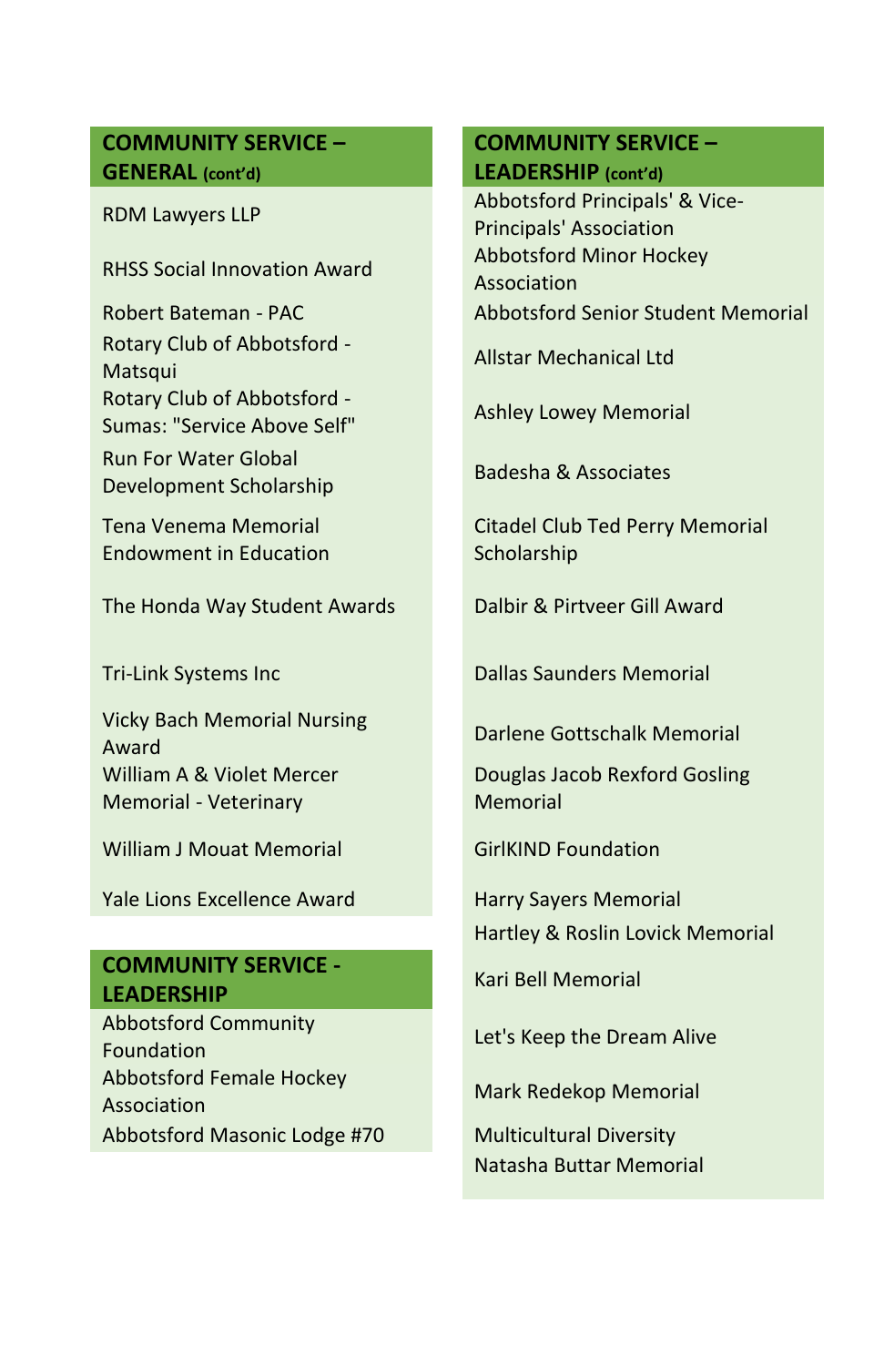## COMMUNITY SERVICE – GENERAL (cont'd)

- RDM Lawyers LLP
- RHSS Social Innovation Award
- Robert Bateman - PAC
- Rotary Club of Abbotsford - Matsqui
- Rotary Club of Abbotsford - Sumas: "Service Above Self"
- Run For Water Global Development Scholarship
- Tena Venema Memorial Endowment in Education
- The Honda Way Student Awards
- Tri-Link Systems Inc
- Vicky Bach Memorial Nursing Award
- William A & Violet Mercer Memorial - Veterinary
- William J Mouat Memorial
- Yale Lions Excellence Award

## COMMUNITY SERVICE - LEADERSHIP

- Abbotsford Community Foundation
- Abbotsford Female Hockey Association
- Abbotsford Masonic Lodge #70

## COMMUNITY SERVICE – LEADERSHIP (cont'd)

- Abbotsford Principals' & Vice-Principals' Association
- Abbotsford Minor Hockey Association
- Abbotsford Senior Student Memorial
- Allstar Mechanical Ltd
- Ashley Lowey Memorial
- Badesha & Associates
- Citadel Club Ted Perry Memorial Scholarship
- Dalbir & Pirtveer Gill Award
- Dallas Saunders Memorial
- Darlene Gottschalk Memorial
- Douglas Jacob Rexford Gosling Memorial
- GirlKIND Foundation
- Harry Sayers Memorial
- Hartley & Roslin Lovick Memorial
- Kari Bell Memorial
- Let's Keep the Dream Alive
- Mark Redekop Memorial
- Multicultural Diversity
- Natasha Buttar Memorial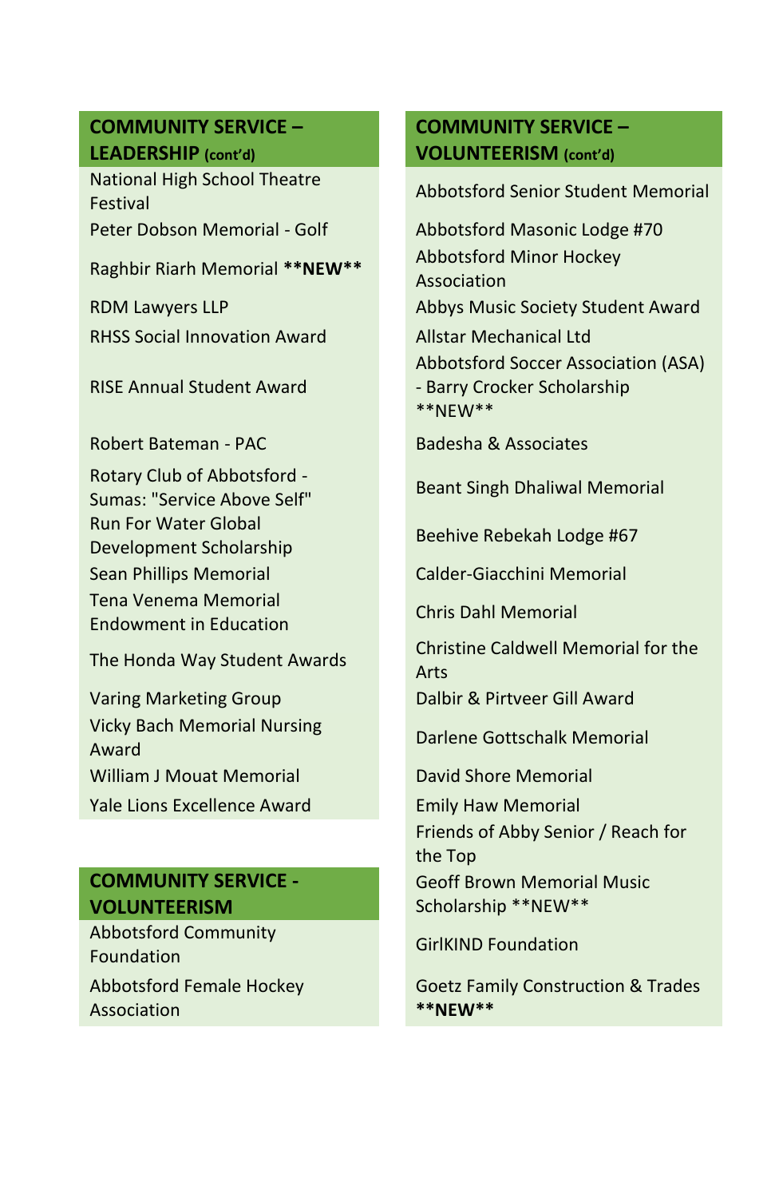## COMMUNITY SERVICE – LEADERSHIP (cont'd)

National High School Theatre Festival

Peter Dobson Memorial - Golf

Raghbir Riarh Memorial **NEW**

RDM Lawyers LLP

RHSS Social Innovation Award

RISE Annual Student Award

Robert Bateman - PAC

Rotary Club of Abbotsford - Sumas: "Service Above Self"

Run For Water Global Development Scholarship

Sean Phillips Memorial

Tena Venema Memorial Endowment in Education

The Honda Way Student Awards

Varing Marketing Group

Vicky Bach Memorial Nursing Award

William J Mouat Memorial

Yale Lions Excellence Award

## COMMUNITY SERVICE - VOLUNTEERISM

Abbotsford Community Foundation

Abbotsford Female Hockey Association

## COMMUNITY SERVICE – VOLUNTEERISM (cont'd)

Abbotsford Senior Student Memorial

Abbotsford Masonic Lodge #70

Abbotsford Minor Hockey Association

Abbys Music Society Student Award

Allstar Mechanical Ltd

Abbotsford Soccer Association (ASA) - Barry Crocker Scholarship **NEW**

Badesha & Associates

Beant Singh Dhaliwal Memorial

Beehive Rebekah Lodge #67

Calder-Giacchini Memorial

Chris Dahl Memorial

Christine Caldwell Memorial for the Arts

Dalbir & Pirtveer Gill Award

Darlene Gottschalk Memorial

David Shore Memorial

Emily Haw Memorial

Friends of Abby Senior / Reach for the Top

Geoff Brown Memorial Music Scholarship **NEW**

GirlKIND Foundation

Goetz Family Construction & Trades **NEW**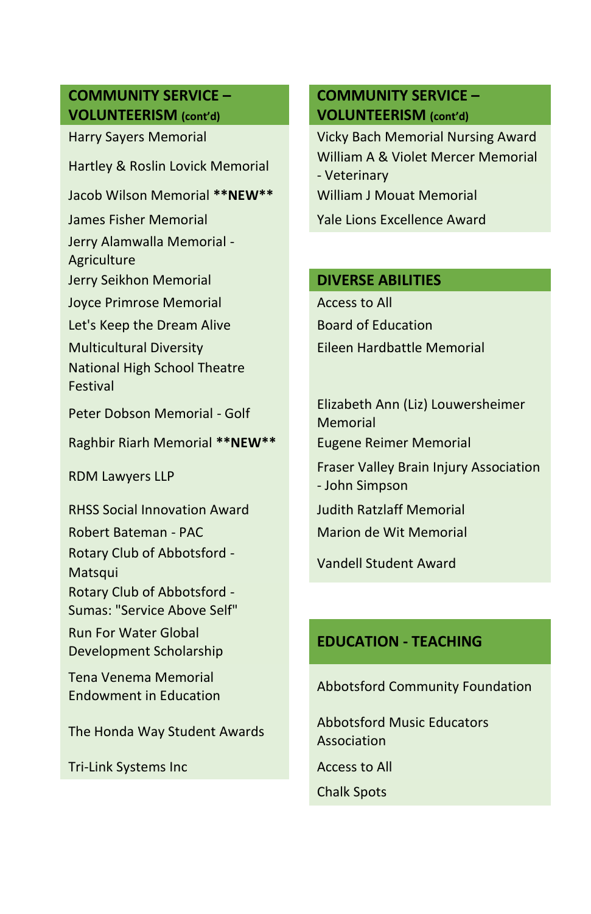## COMMUNITY SERVICE – VOLUNTEERISM (cont'd)

Harry Sayers Memorial

Hartley & Roslin Lovick Memorial

Jacob Wilson Memorial **NEW**

James Fisher Memorial

Jerry Alamwalla Memorial - Agriculture

Jerry Seikhon Memorial

Joyce Primrose Memorial

Let's Keep the Dream Alive

Multicultural Diversity

National High School Theatre Festival

Peter Dobson Memorial - Golf

Raghbir Riarh Memorial **NEW**

RDM Lawyers LLP

RHSS Social Innovation Award

Robert Bateman - PAC

Rotary Club of Abbotsford - Matsqui

Rotary Club of Abbotsford - Sumas: "Service Above Self"

Run For Water Global Development Scholarship

Tena Venema Memorial Endowment in Education

The Honda Way Student Awards

Tri-Link Systems Inc

## COMMUNITY SERVICE – VOLUNTEERISM (cont'd)

Vicky Bach Memorial Nursing Award

William A & Violet Mercer Memorial - Veterinary

William J Mouat Memorial

Yale Lions Excellence Award

## DIVERSE ABILITIES

Access to All

Board of Education

Eileen Hardbattle Memorial

Elizabeth Ann (Liz) Louwersheimer Memorial

Eugene Reimer Memorial

Fraser Valley Brain Injury Association - John Simpson

Judith Ratzlaff Memorial

Marion de Wit Memorial

Vandell Student Award

## EDUCATION - TEACHING

Abbotsford Community Foundation

Abbotsford Music Educators Association

Access to All

Chalk Spots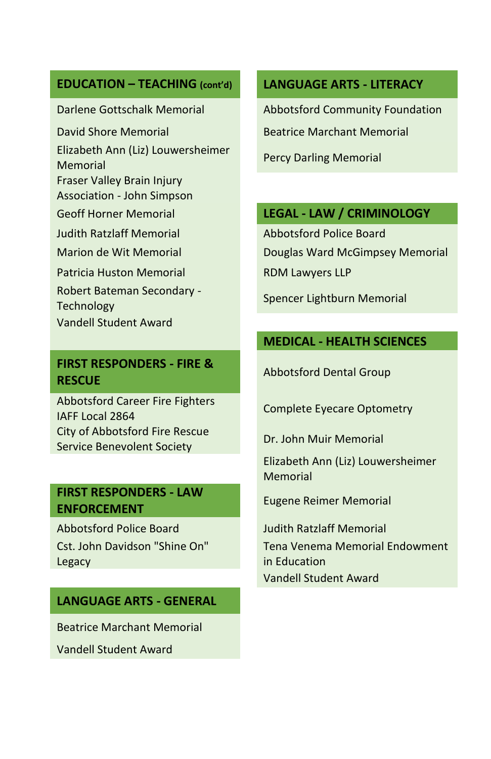## EDUCATION – TEACHING (cont'd)

Darlene Gottschalk Memorial

David Shore Memorial

Elizabeth Ann (Liz) Louwersheimer Memorial

Fraser Valley Brain Injury Association - John Simpson

Geoff Horner Memorial

Judith Ratzlaff Memorial

Marion de Wit Memorial

Patricia Huston Memorial

Robert Bateman Secondary - Technology

Vandell Student Award

## FIRST RESPONDERS - FIRE & RESCUE

Abbotsford Career Fire Fighters IAFF Local 2864

City of Abbotsford Fire Rescue Service Benevolent Society

## FIRST RESPONDERS - LAW ENFORCEMENT

Abbotsford Police Board

Cst. John Davidson "Shine On" Legacy

## LANGUAGE ARTS - GENERAL

Beatrice Marchant Memorial

Vandell Student Award

## LANGUAGE ARTS - LITERACY

Abbotsford Community Foundation

Beatrice Marchant Memorial

Percy Darling Memorial

## LEGAL - LAW / CRIMINOLOGY

Abbotsford Police Board

Douglas Ward McGimpsey Memorial

RDM Lawyers LLP

Spencer Lightburn Memorial

## MEDICAL - HEALTH SCIENCES

Abbotsford Dental Group

Complete Eyecare Optometry

Dr. John Muir Memorial

Elizabeth Ann (Liz) Louwersheimer Memorial

Eugene Reimer Memorial

Judith Ratzlaff Memorial

Tena Venema Memorial Endowment in Education

Vandell Student Award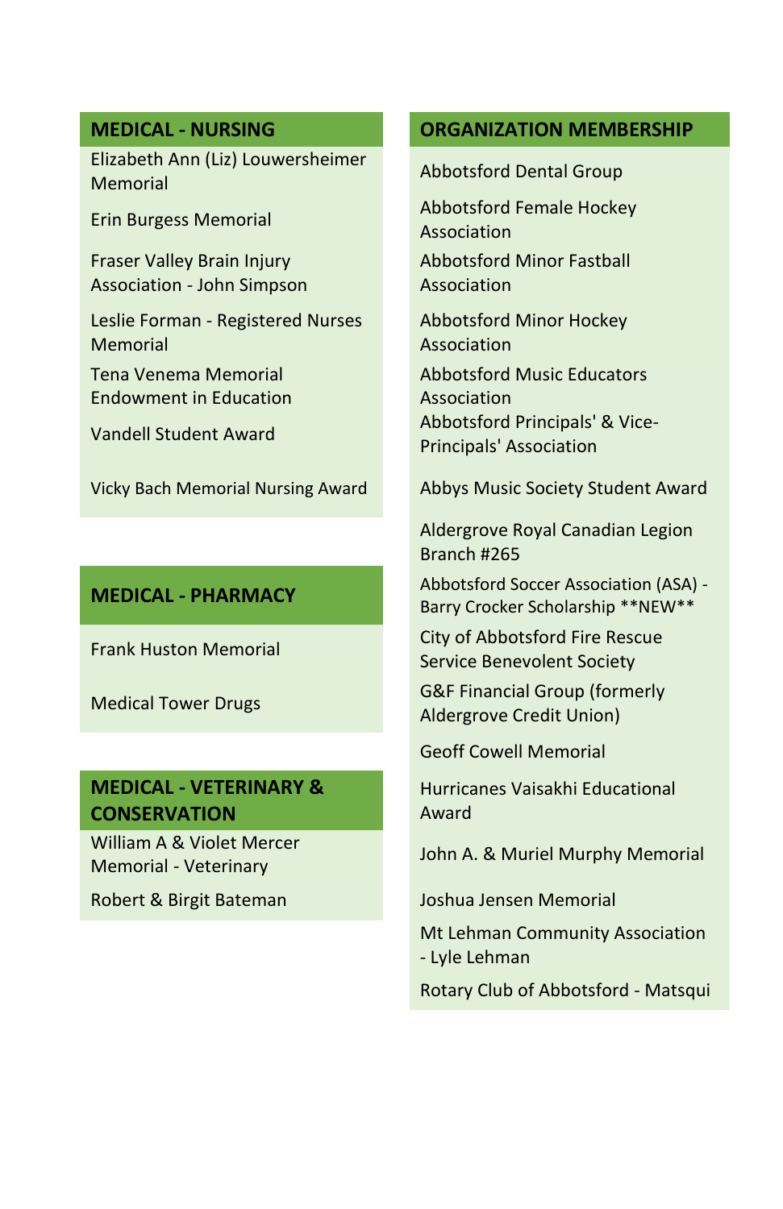## MEDICAL - NURSING

Elizabeth Ann (Liz) Louwersheimer Memorial

Erin Burgess Memorial

Fraser Valley Brain Injury Association - John Simpson

Leslie Forman - Registered Nurses Memorial

Tena Venema Memorial Endowment in Education

Vandell Student Award

Vicky Bach Memorial Nursing Award

## MEDICAL - PHARMACY

Frank Huston Memorial

Medical Tower Drugs

## MEDICAL - VETERINARY & CONSERVATION

William A & Violet Mercer Memorial - Veterinary

Robert & Birgit Bateman

## ORGANIZATION MEMBERSHIP

Abbotsford Dental Group

Abbotsford Female Hockey Association

Abbotsford Minor Fastball Association

Abbotsford Minor Hockey Association

Abbotsford Music Educators Association

Abbotsford Principals' & Vice-Principals' Association

Abbys Music Society Student Award

Aldergrove Royal Canadian Legion Branch #265

Abbotsford Soccer Association (ASA) - Barry Crocker Scholarship **NEW**

City of Abbotsford Fire Rescue Service Benevolent Society

G&F Financial Group (formerly Aldergrove Credit Union)

Geoff Cowell Memorial

Hurricanes Vaisakhi Educational Award

John A. & Muriel Murphy Memorial

Joshua Jensen Memorial

Mt Lehman Community Association - Lyle Lehman

Rotary Club of Abbotsford - Matsqui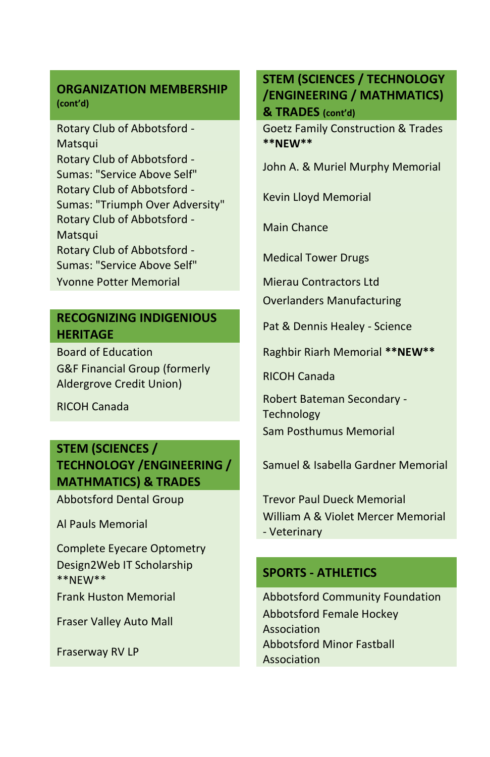## ORGANIZATION MEMBERSHIP (cont'd)

Rotary Club of Abbotsford - Matsqui

Rotary Club of Abbotsford - Sumas: "Service Above Self"

Rotary Club of Abbotsford - Sumas: "Triumph Over Adversity"

Rotary Club of Abbotsford - Matsqui

Rotary Club of Abbotsford - Sumas: "Service Above Self"

Yvonne Potter Memorial

## RECOGNIZING INDIGENIOUS HERITAGE

Board of Education

G&F Financial Group (formerly Aldergrove Credit Union)

RICOH Canada

## STEM (SCIENCES / TECHNOLOGY /ENGINEERING / MATHMATICS) & TRADES

Abbotsford Dental Group

Al Pauls Memorial

Complete Eyecare Optometry

Design2Web IT Scholarship **NEW**

Frank Huston Memorial

Fraser Valley Auto Mall

Fraserway RV LP

## STEM (SCIENCES / TECHNOLOGY /ENGINEERING / MATHMATICS) & TRADES (cont'd)

Goetz Family Construction & Trades **NEW**

John A. & Muriel Murphy Memorial

Kevin Lloyd Memorial

Main Chance

Medical Tower Drugs

Mierau Contractors Ltd

Overlanders Manufacturing

Pat & Dennis Healey - Science

Raghbir Riarh Memorial **NEW**

RICOH Canada

Robert Bateman Secondary - Technology

Sam Posthumus Memorial

Samuel & Isabella Gardner Memorial

Trevor Paul Dueck Memorial

William A & Violet Mercer Memorial - Veterinary

## SPORTS - ATHLETICS

Abbotsford Community Foundation

Abbotsford Female Hockey Association

Abbotsford Minor Fastball Association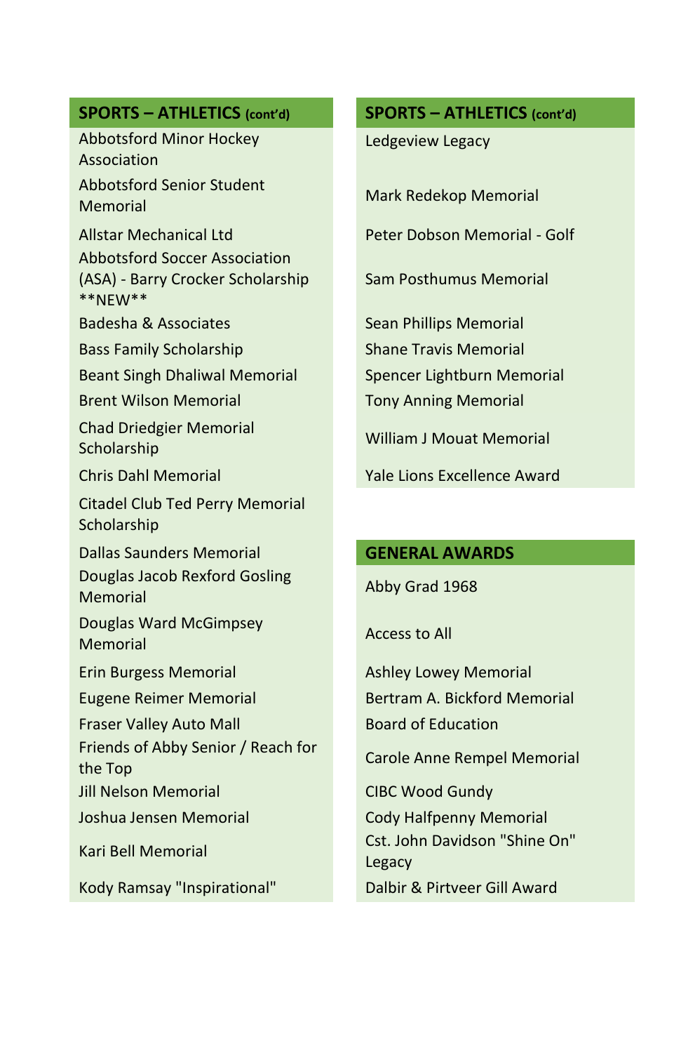## SPORTS – ATHLETICS (cont'd)

Abbotsford Minor Hockey Association

Abbotsford Senior Student Memorial

Allstar Mechanical Ltd

Abbotsford Soccer Association (ASA) - Barry Crocker Scholarship **NEW**

Badesha & Associates

Bass Family Scholarship

Beant Singh Dhaliwal Memorial

Brent Wilson Memorial

Chad Driedgier Memorial Scholarship

Chris Dahl Memorial

Citadel Club Ted Perry Memorial Scholarship

Dallas Saunders Memorial

Douglas Jacob Rexford Gosling Memorial

Douglas Ward McGimpsey Memorial

Erin Burgess Memorial

Eugene Reimer Memorial

Fraser Valley Auto Mall

Friends of Abby Senior / Reach for the Top

Jill Nelson Memorial

Joshua Jensen Memorial

Kari Bell Memorial

Kody Ramsay "Inspirational"

## SPORTS – ATHLETICS (cont'd)

Ledgeview Legacy

Mark Redekop Memorial

Peter Dobson Memorial - Golf

Sam Posthumus Memorial

Sean Phillips Memorial

Shane Travis Memorial

Spencer Lightburn Memorial

Tony Anning Memorial

William J Mouat Memorial

Yale Lions Excellence Award

## GENERAL AWARDS

Abby Grad 1968

Access to All

Ashley Lowey Memorial

Bertram A. Bickford Memorial

Board of Education

Carole Anne Rempel Memorial

CIBC Wood Gundy

Cody Halfpenny Memorial

Cst. John Davidson "Shine On" Legacy

Dalbir & Pirtveer Gill Award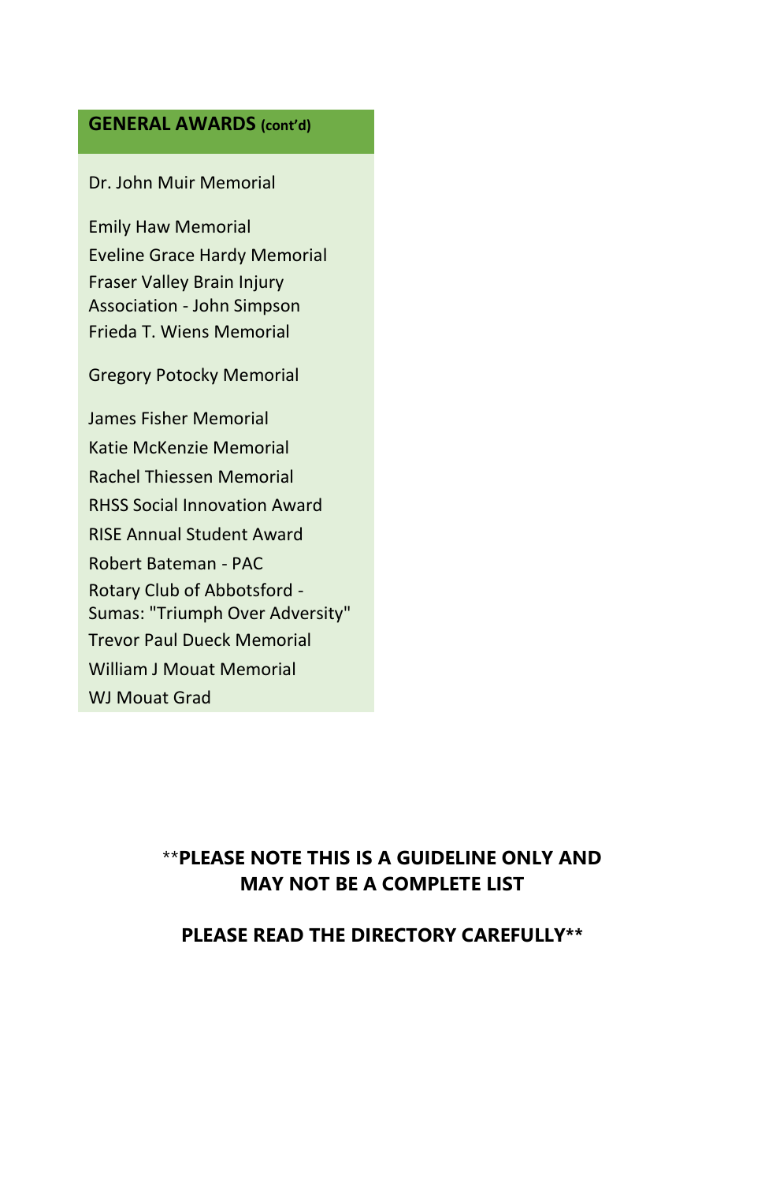## GENERAL AWARDS (cont'd)

Dr. John Muir Memorial

Emily Haw Memorial

Eveline Grace Hardy Memorial

Fraser Valley Brain Injury Association - John Simpson

Frieda T. Wiens Memorial

Gregory Potocky Memorial

James Fisher Memorial

Katie McKenzie Memorial

Rachel Thiessen Memorial

RHSS Social Innovation Award

RISE Annual Student Award

Robert Bateman - PAC

Rotary Club of Abbotsford - Sumas: "Triumph Over Adversity"

Trevor Paul Dueck Memorial

William J Mouat Memorial

WJ Mouat Grad

**PLEASE NOTE THIS IS A GUIDELINE ONLY AND MAY NOT BE A COMPLETE LIST**

**PLEASE READ THE DIRECTORY CAREFULLY**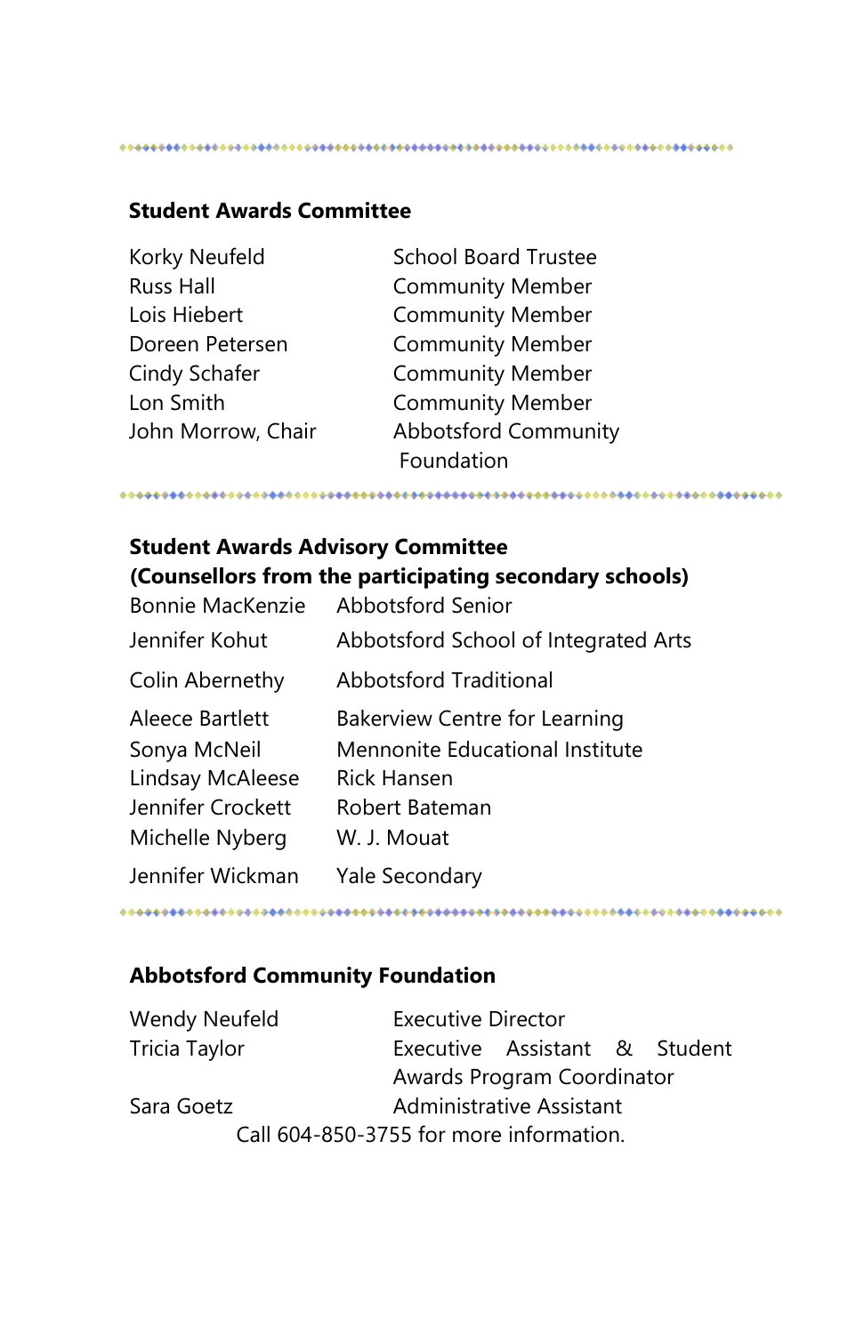## Student Awards Committee

| | |
|---|---|
| Korky Neufeld | School Board Trustee |
| Russ Hall | Community Member |
| Lois Hiebert | Community Member |
| Doreen Petersen | Community Member |
| Cindy Schafer | Community Member |
| Lon Smith | Community Member |
| John Morrow, Chair | Abbotsford Community Foundation |

## Student Awards Advisory Committee (Counsellors from the participating secondary schools)

| | |
|---|---|
| Bonnie MacKenzie | Abbotsford Senior |
| Jennifer Kohut | Abbotsford School of Integrated Arts |
| Colin Abernethy | Abbotsford Traditional |
| Aleece Bartlett | Bakerview Centre for Learning |
| Sonya McNeil | Mennonite Educational Institute |
| Lindsay McAleese | Rick Hansen |
| Jennifer Crockett | Robert Bateman |
| Michelle Nyberg | W. J. Mouat |
| Jennifer Wickman | Yale Secondary |

## Abbotsford Community Foundation

| | |
|---|---|
| Wendy Neufeld | Executive Director |
| Tricia Taylor | Executive Assistant & Student Awards Program Coordinator |
| Sara Goetz | Administrative Assistant |

Call 604-850-3755 for more information.